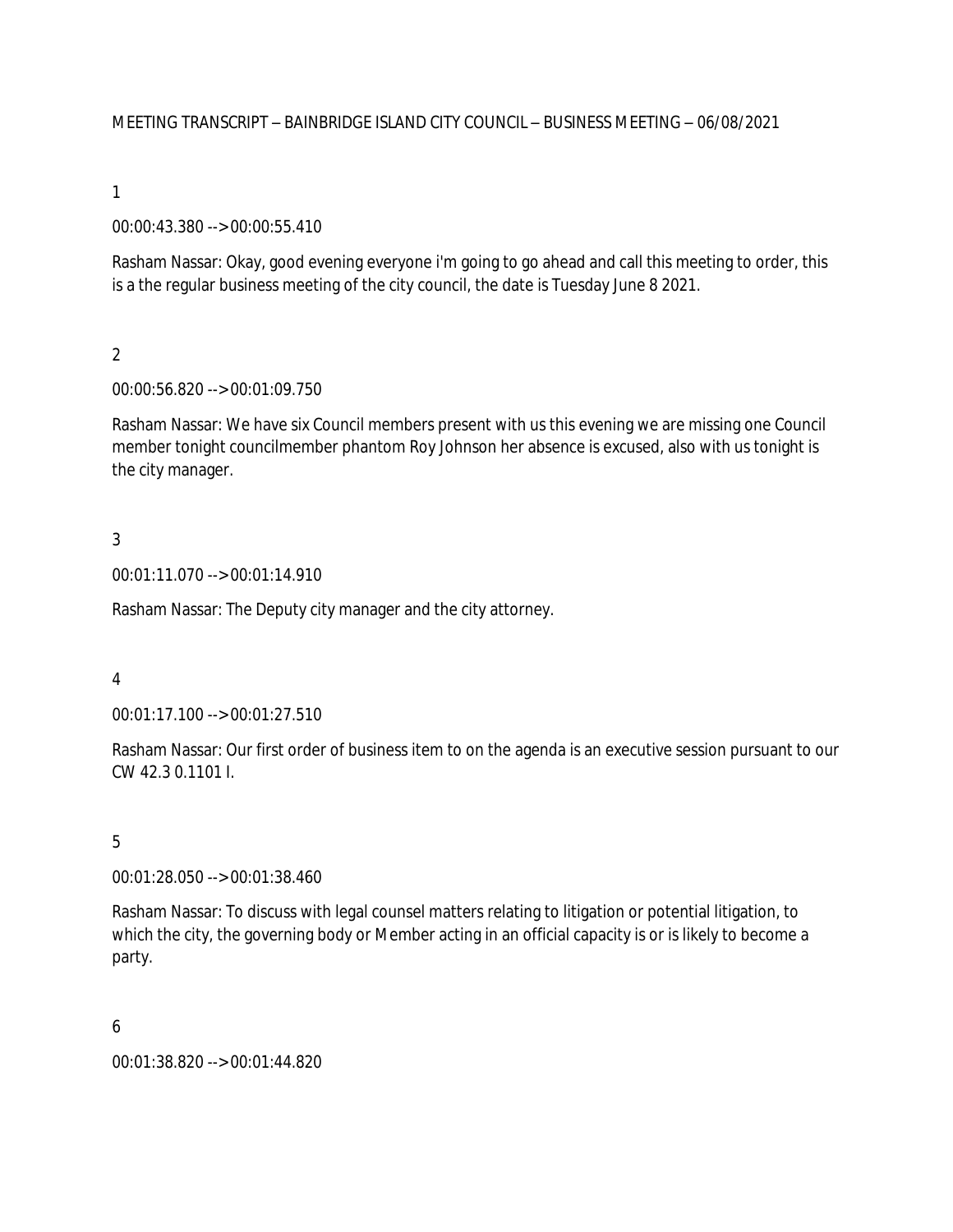MEETING TRANSCRIPT – BAINBRIDGE ISLAND CITY COUNCIL – BUSINESS MEETING – 06/08/2021

1

00:00:43.380 --> 00:00:55.410

Rasham Nassar: Okay, good evening everyone i'm going to go ahead and call this meeting to order, this is a the regular business meeting of the city council, the date is Tuesday June 8 2021.

2

00:00:56.820 --> 00:01:09.750

Rasham Nassar: We have six Council members present with us this evening we are missing one Council member tonight councilmember phantom Roy Johnson her absence is excused, also with us tonight is the city manager.

3

00:01:11.070 --> 00:01:14.910

Rasham Nassar: The Deputy city manager and the city attorney.

4

00:01:17.100 --> 00:01:27.510

Rasham Nassar: Our first order of business item to on the agenda is an executive session pursuant to our CW 42.3 0.1101 I.

5

00:01:28.050 --> 00:01:38.460

Rasham Nassar: To discuss with legal counsel matters relating to litigation or potential litigation, to which the city, the governing body or Member acting in an official capacity is or is likely to become a party.

6

00:01:38.820 --> 00:01:44.820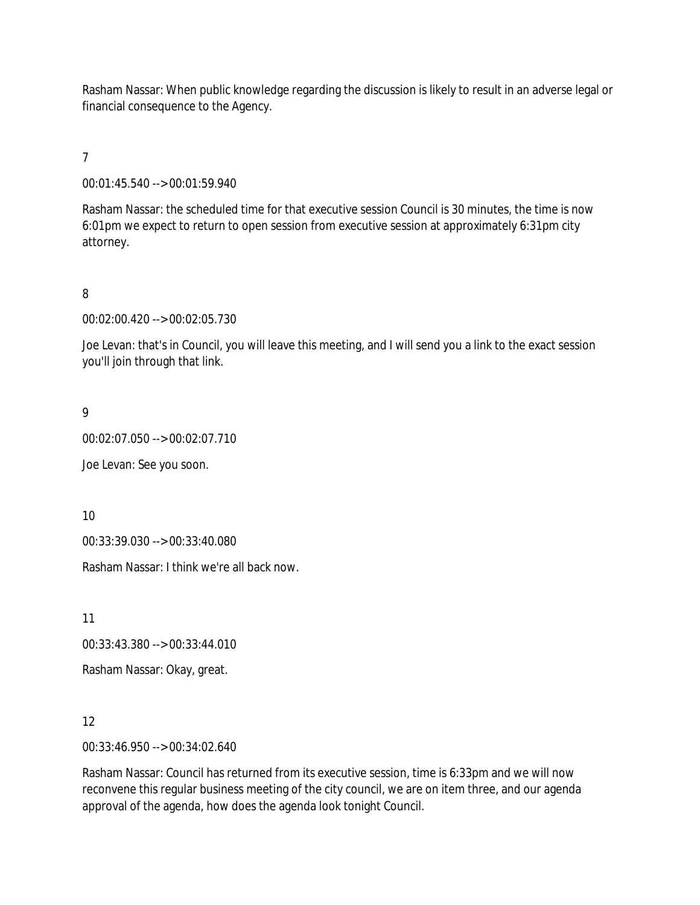Rasham Nassar: When public knowledge regarding the discussion is likely to result in an adverse legal or financial consequence to the Agency.

7

00:01:45.540 --> 00:01:59.940

Rasham Nassar: the scheduled time for that executive session Council is 30 minutes, the time is now 6:01pm we expect to return to open session from executive session at approximately 6:31pm city attorney.

8

00:02:00.420 --> 00:02:05.730

Joe Levan: that's in Council, you will leave this meeting, and I will send you a link to the exact session you'll join through that link.

9

00:02:07.050 --> 00:02:07.710

Joe Levan: See you soon.

10

00:33:39.030 --> 00:33:40.080

Rasham Nassar: I think we're all back now.

11

00:33:43.380 --> 00:33:44.010

Rasham Nassar: Okay, great.

12

00:33:46.950 --> 00:34:02.640

Rasham Nassar: Council has returned from its executive session, time is 6:33pm and we will now reconvene this regular business meeting of the city council, we are on item three, and our agenda approval of the agenda, how does the agenda look tonight Council.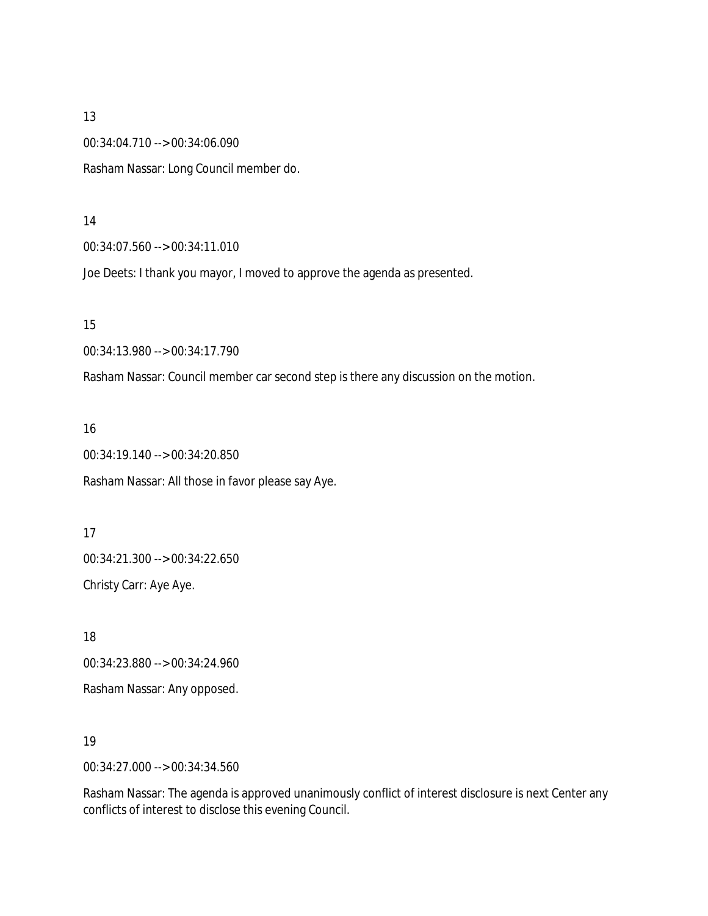13

00:34:04.710 --> 00:34:06.090

Rasham Nassar: Long Council member do.

14

00:34:07.560 --> 00:34:11.010

Joe Deets: I thank you mayor, I moved to approve the agenda as presented.

15

00:34:13.980 --> 00:34:17.790

Rasham Nassar: Council member car second step is there any discussion on the motion.

16

00:34:19.140 --> 00:34:20.850

Rasham Nassar: All those in favor please say Aye.

17

00:34:21.300 --> 00:34:22.650

Christy Carr: Aye Aye.

18

00:34:23.880 --> 00:34:24.960

Rasham Nassar: Any opposed.

19

00:34:27.000 --> 00:34:34.560

Rasham Nassar: The agenda is approved unanimously conflict of interest disclosure is next Center any conflicts of interest to disclose this evening Council.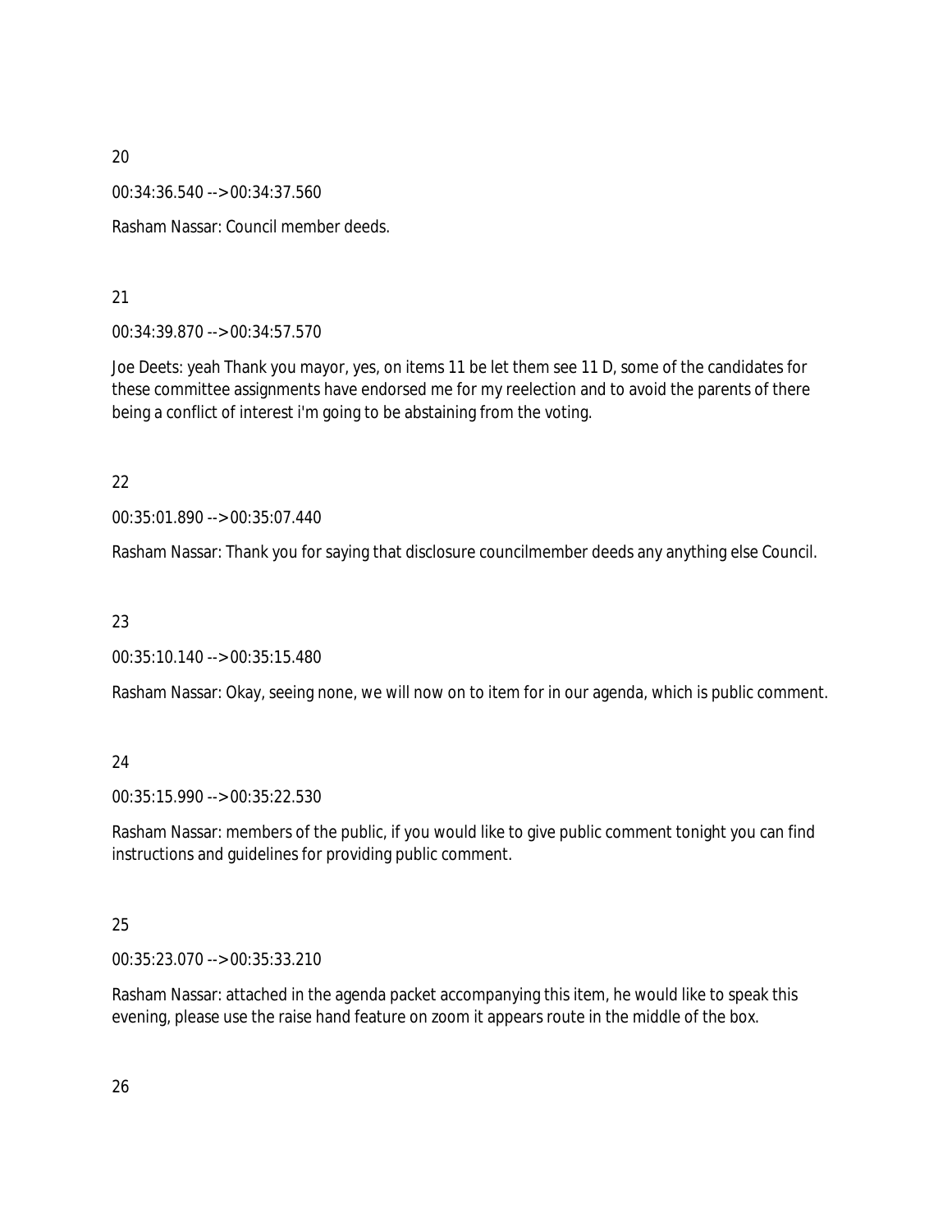20

00:34:36.540 --> 00:34:37.560

Rasham Nassar: Council member deeds.

21

00:34:39.870 --> 00:34:57.570

Joe Deets: yeah Thank you mayor, yes, on items 11 be let them see 11 D, some of the candidates for these committee assignments have endorsed me for my reelection and to avoid the parents of there being a conflict of interest i'm going to be abstaining from the voting.

22

00:35:01.890 --> 00:35:07.440

Rasham Nassar: Thank you for saying that disclosure councilmember deeds any anything else Council.

23

00:35:10.140 --> 00:35:15.480

Rasham Nassar: Okay, seeing none, we will now on to item for in our agenda, which is public comment.

24

00:35:15.990 --> 00:35:22.530

Rasham Nassar: members of the public, if you would like to give public comment tonight you can find instructions and guidelines for providing public comment.

25

00:35:23.070 --> 00:35:33.210

Rasham Nassar: attached in the agenda packet accompanying this item, he would like to speak this evening, please use the raise hand feature on zoom it appears route in the middle of the box.

26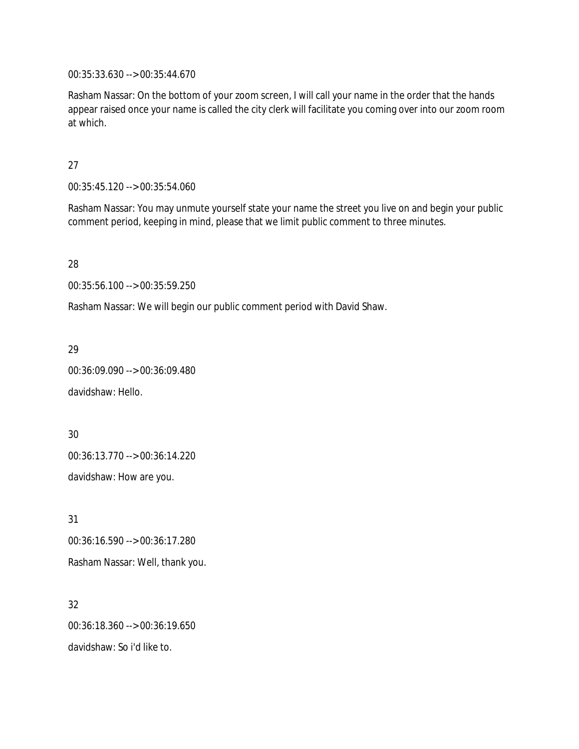00:35:33.630 --> 00:35:44.670

Rasham Nassar: On the bottom of your zoom screen, I will call your name in the order that the hands appear raised once your name is called the city clerk will facilitate you coming over into our zoom room at which.

27

00:35:45.120 --> 00:35:54.060

Rasham Nassar: You may unmute yourself state your name the street you live on and begin your public comment period, keeping in mind, please that we limit public comment to three minutes.

28

00:35:56.100 --> 00:35:59.250

Rasham Nassar: We will begin our public comment period with David Shaw.

29

00:36:09.090 --> 00:36:09.480

davidshaw: Hello.

30

00:36:13.770 --> 00:36:14.220

davidshaw: How are you.

31

00:36:16.590 --> 00:36:17.280

Rasham Nassar: Well, thank you.

32

00:36:18.360 --> 00:36:19.650

davidshaw: So i'd like to.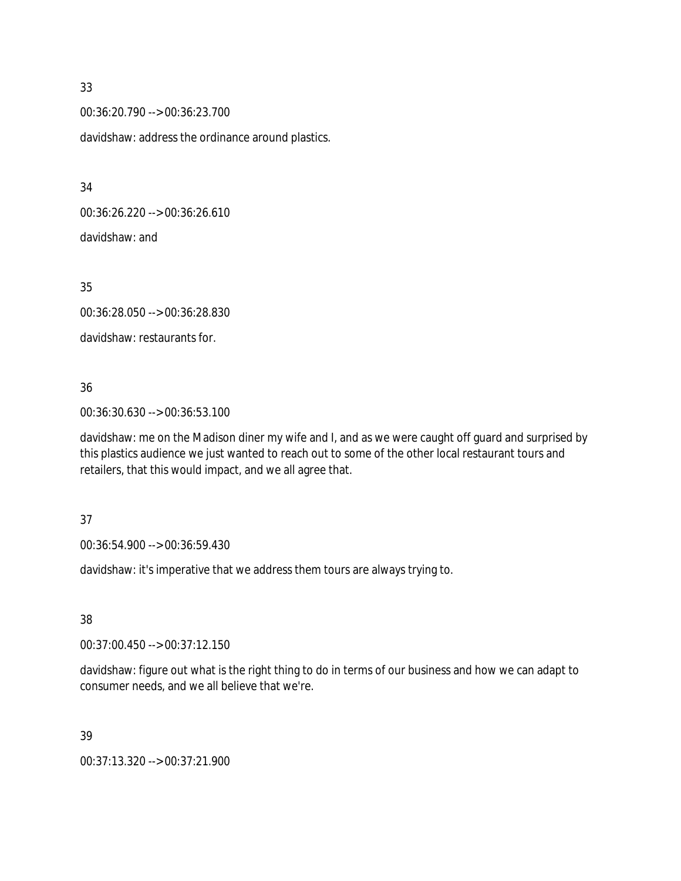33

00:36:20.790 --> 00:36:23.700

davidshaw: address the ordinance around plastics.

34

00:36:26.220 --> 00:36:26.610

davidshaw: and

35

00:36:28.050 --> 00:36:28.830

davidshaw: restaurants for.

36

00:36:30.630 --> 00:36:53.100

davidshaw: me on the Madison diner my wife and I, and as we were caught off guard and surprised by this plastics audience we just wanted to reach out to some of the other local restaurant tours and retailers, that this would impact, and we all agree that.

37

00:36:54.900 --> 00:36:59.430

davidshaw: it's imperative that we address them tours are always trying to.

38

00:37:00.450 --> 00:37:12.150

davidshaw: figure out what is the right thing to do in terms of our business and how we can adapt to consumer needs, and we all believe that we're.

39

00:37:13.320 --> 00:37:21.900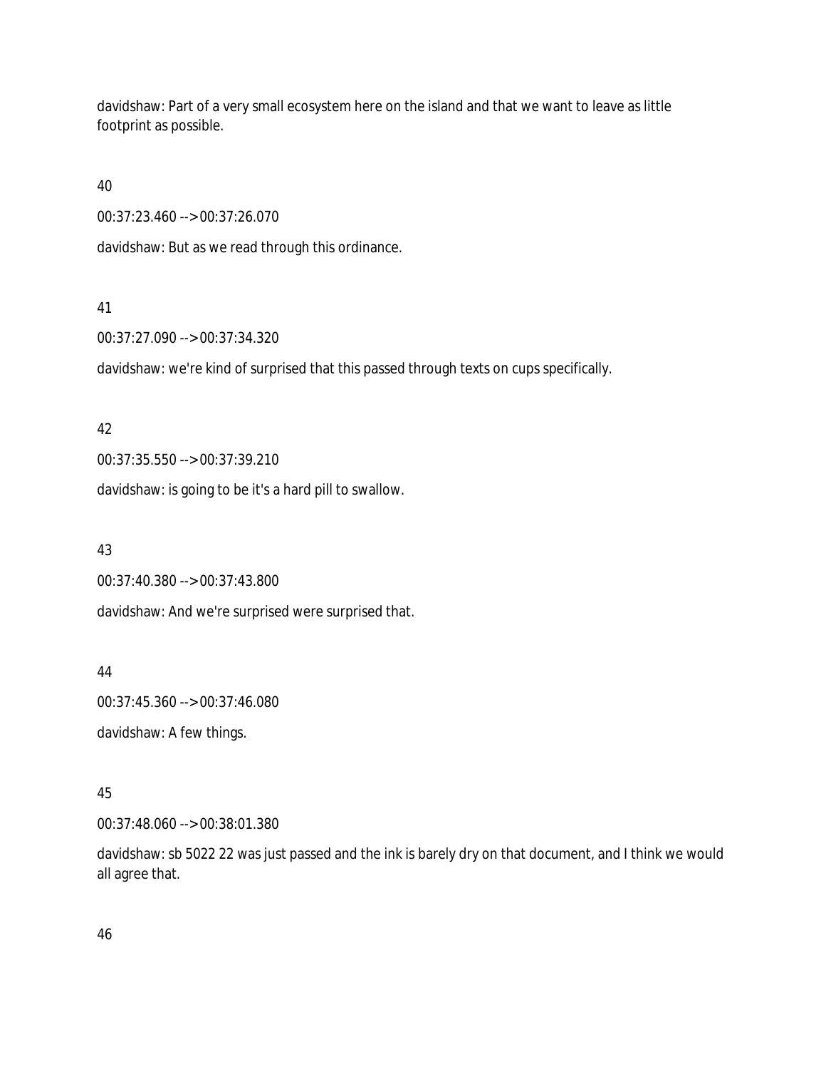davidshaw: Part of a very small ecosystem here on the island and that we want to leave as little footprint as possible.

40

00:37:23.460 --> 00:37:26.070

davidshaw: But as we read through this ordinance.

41

00:37:27.090 --> 00:37:34.320

davidshaw: we're kind of surprised that this passed through texts on cups specifically.

42

00:37:35.550 --> 00:37:39.210

davidshaw: is going to be it's a hard pill to swallow.

43

00:37:40.380 --> 00:37:43.800

davidshaw: And we're surprised were surprised that.

44

00:37:45.360 --> 00:37:46.080

davidshaw: A few things.

45

00:37:48.060 --> 00:38:01.380

davidshaw: sb 5022 22 was just passed and the ink is barely dry on that document, and I think we would all agree that.

46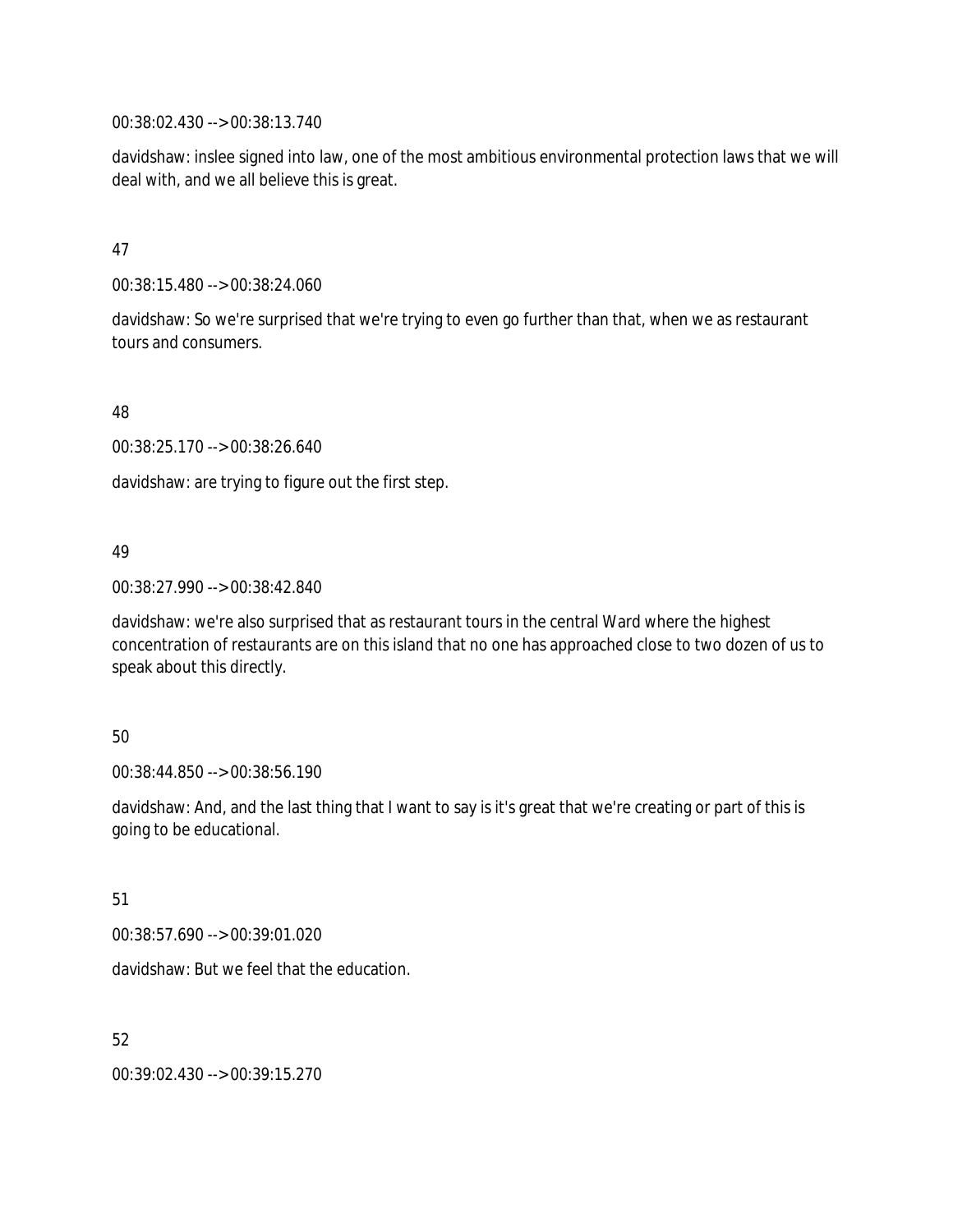00:38:02.430 --> 00:38:13.740

davidshaw: inslee signed into law, one of the most ambitious environmental protection laws that we will deal with, and we all believe this is great.

47

00:38:15.480 --> 00:38:24.060

davidshaw: So we're surprised that we're trying to even go further than that, when we as restaurant tours and consumers.

48

00:38:25.170 --> 00:38:26.640

davidshaw: are trying to figure out the first step.

49

00:38:27.990 --> 00:38:42.840

davidshaw: we're also surprised that as restaurant tours in the central Ward where the highest concentration of restaurants are on this island that no one has approached close to two dozen of us to speak about this directly.

50

00:38:44.850 --> 00:38:56.190

davidshaw: And, and the last thing that I want to say is it's great that we're creating or part of this is going to be educational.

51

00:38:57.690 --> 00:39:01.020

davidshaw: But we feel that the education.

52

00:39:02.430 --> 00:39:15.270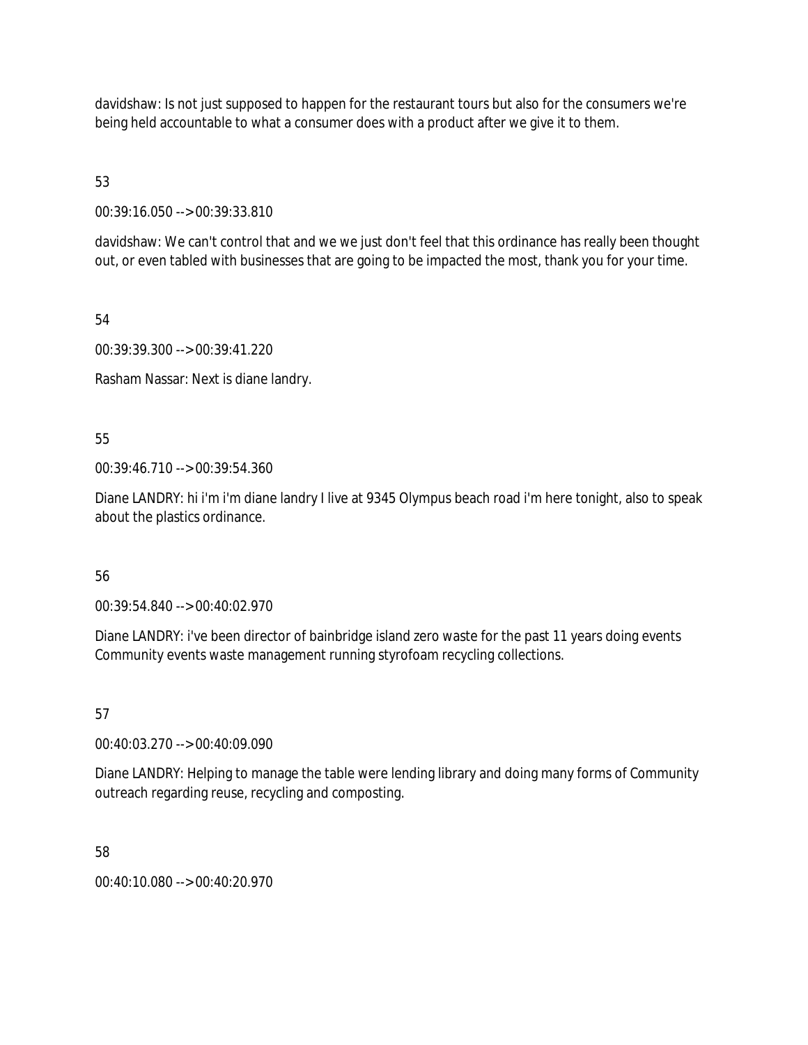davidshaw: Is not just supposed to happen for the restaurant tours but also for the consumers we're being held accountable to what a consumer does with a product after we give it to them.

53

00:39:16.050 --> 00:39:33.810

davidshaw: We can't control that and we we just don't feel that this ordinance has really been thought out, or even tabled with businesses that are going to be impacted the most, thank you for your time.

54

00:39:39.300 --> 00:39:41.220

Rasham Nassar: Next is diane landry.

55

00:39:46.710 --> 00:39:54.360

Diane LANDRY: hi i'm i'm diane landry I live at 9345 Olympus beach road i'm here tonight, also to speak about the plastics ordinance.

56

00:39:54.840 --> 00:40:02.970

Diane LANDRY: i've been director of bainbridge island zero waste for the past 11 years doing events Community events waste management running styrofoam recycling collections.

57

00:40:03.270 --> 00:40:09.090

Diane LANDRY: Helping to manage the table were lending library and doing many forms of Community outreach regarding reuse, recycling and composting.

58

00:40:10.080 --> 00:40:20.970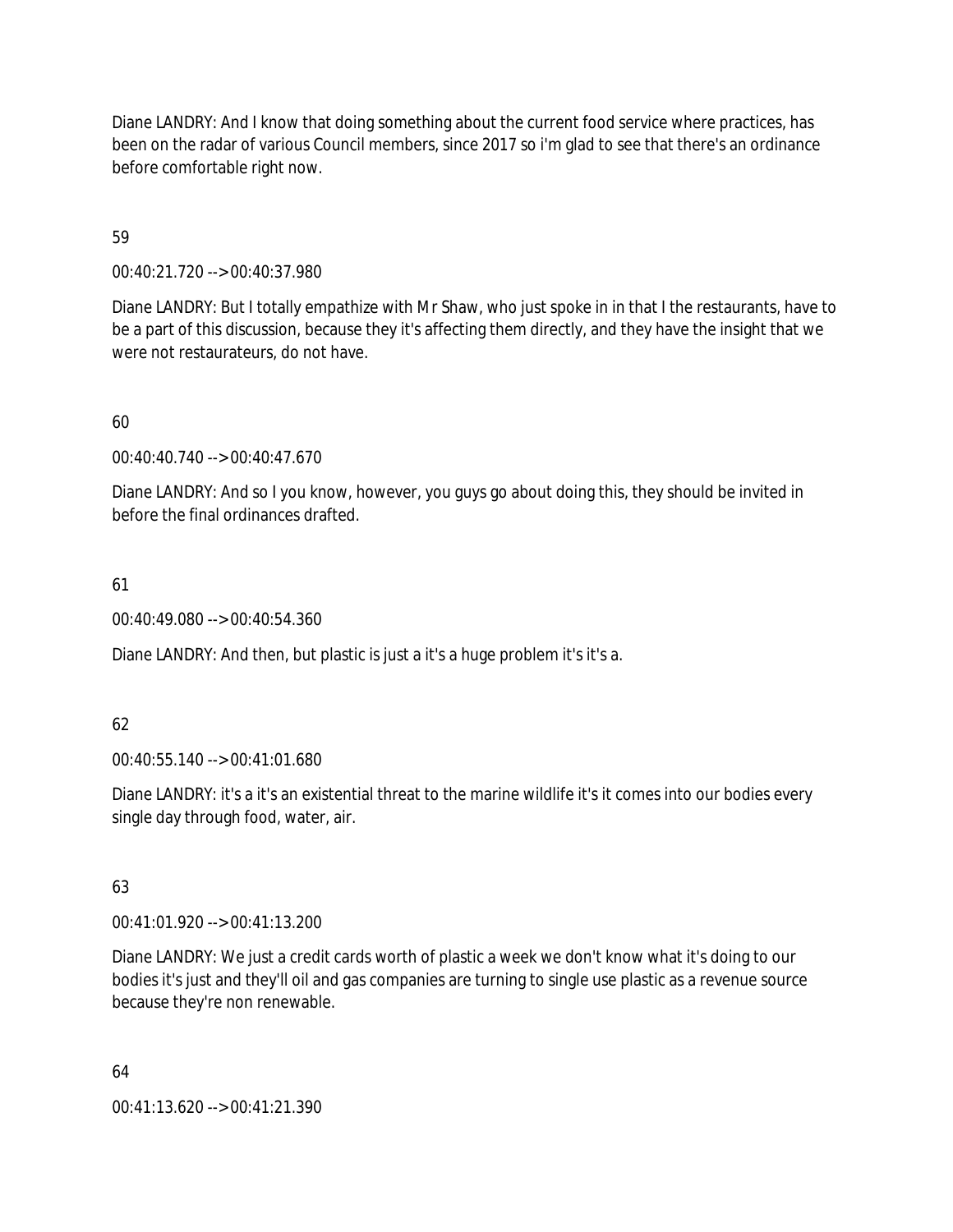Diane LANDRY: And I know that doing something about the current food service where practices, has been on the radar of various Council members, since 2017 so i'm glad to see that there's an ordinance before comfortable right now.

59

00:40:21.720 --> 00:40:37.980

Diane LANDRY: But I totally empathize with Mr Shaw, who just spoke in in that I the restaurants, have to be a part of this discussion, because they it's affecting them directly, and they have the insight that we were not restaurateurs, do not have.

60

00:40:40.740 --> 00:40:47.670

Diane LANDRY: And so I you know, however, you guys go about doing this, they should be invited in before the final ordinances drafted.

61

00:40:49.080 --> 00:40:54.360

Diane LANDRY: And then, but plastic is just a it's a huge problem it's it's a.

62

00:40:55.140 --> 00:41:01.680

Diane LANDRY: it's a it's an existential threat to the marine wildlife it's it comes into our bodies every single day through food, water, air.

63

00:41:01.920 --> 00:41:13.200

Diane LANDRY: We just a credit cards worth of plastic a week we don't know what it's doing to our bodies it's just and they'll oil and gas companies are turning to single use plastic as a revenue source because they're non renewable.

64

00:41:13.620 --> 00:41:21.390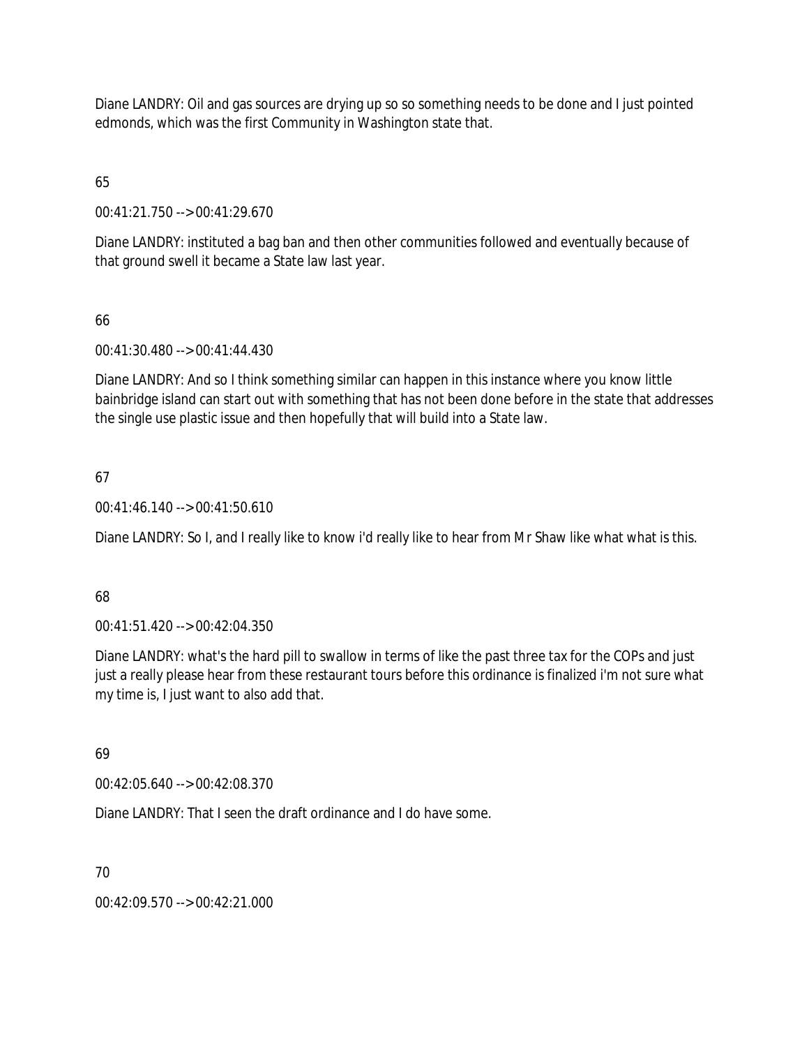Diane LANDRY: Oil and gas sources are drying up so so something needs to be done and I just pointed edmonds, which was the first Community in Washington state that.

65

00:41:21.750 --> 00:41:29.670

Diane LANDRY: instituted a bag ban and then other communities followed and eventually because of that ground swell it became a State law last year.

66

00:41:30.480 --> 00:41:44.430

Diane LANDRY: And so I think something similar can happen in this instance where you know little bainbridge island can start out with something that has not been done before in the state that addresses the single use plastic issue and then hopefully that will build into a State law.

67

00:41:46.140 --> 00:41:50.610

Diane LANDRY: So I, and I really like to know i'd really like to hear from Mr Shaw like what what is this.

68

00:41:51.420 --> 00:42:04.350

Diane LANDRY: what's the hard pill to swallow in terms of like the past three tax for the COPs and just just a really please hear from these restaurant tours before this ordinance is finalized i'm not sure what my time is, I just want to also add that.

69

00:42:05.640 --> 00:42:08.370

Diane LANDRY: That I seen the draft ordinance and I do have some.

70

00:42:09.570 --> 00:42:21.000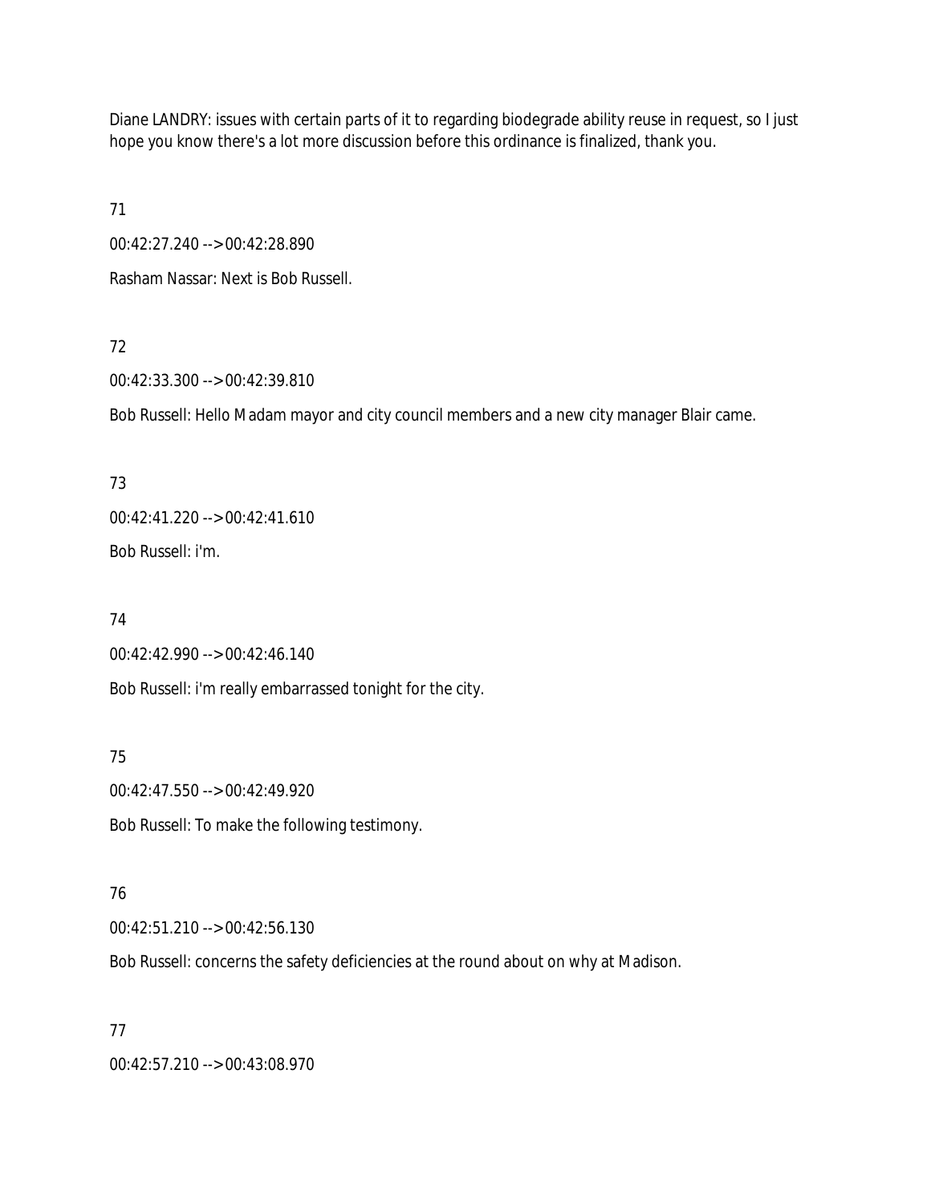Diane LANDRY: issues with certain parts of it to regarding biodegrade ability reuse in request, so I just hope you know there's a lot more discussion before this ordinance is finalized, thank you.

71

00:42:27.240 --> 00:42:28.890

Rasham Nassar: Next is Bob Russell.

72

00:42:33.300 --> 00:42:39.810

Bob Russell: Hello Madam mayor and city council members and a new city manager Blair came.

73

00:42:41.220 --> 00:42:41.610

Bob Russell: i'm.

74

00:42:42.990 --> 00:42:46.140

Bob Russell: i'm really embarrassed tonight for the city.

75

00:42:47.550 --> 00:42:49.920

Bob Russell: To make the following testimony.

76

00:42:51.210 --> 00:42:56.130

Bob Russell: concerns the safety deficiencies at the round about on why at Madison.

77

00:42:57.210 --> 00:43:08.970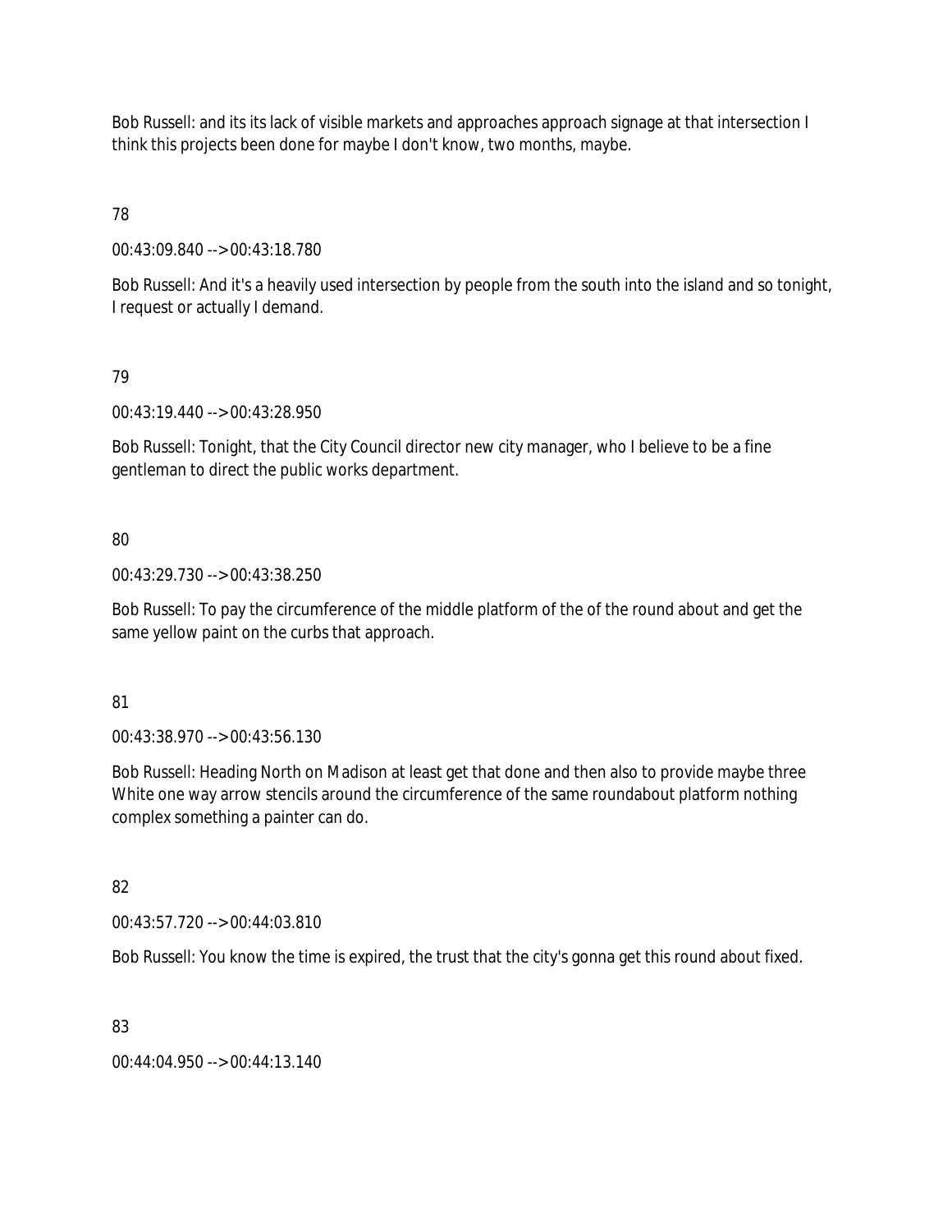Bob Russell: and its its lack of visible markets and approaches approach signage at that intersection I think this projects been done for maybe I don't know, two months, maybe.

78

00:43:09.840 --> 00:43:18.780

Bob Russell: And it's a heavily used intersection by people from the south into the island and so tonight, I request or actually I demand.

79

00:43:19.440 --> 00:43:28.950

Bob Russell: Tonight, that the City Council director new city manager, who I believe to be a fine gentleman to direct the public works department.

80

00:43:29.730 --> 00:43:38.250

Bob Russell: To pay the circumference of the middle platform of the of the round about and get the same yellow paint on the curbs that approach.

81

00:43:38.970 --> 00:43:56.130

Bob Russell: Heading North on Madison at least get that done and then also to provide maybe three White one way arrow stencils around the circumference of the same roundabout platform nothing complex something a painter can do.

82

00:43:57.720 --> 00:44:03.810

Bob Russell: You know the time is expired, the trust that the city's gonna get this round about fixed.

83

00:44:04.950 --> 00:44:13.140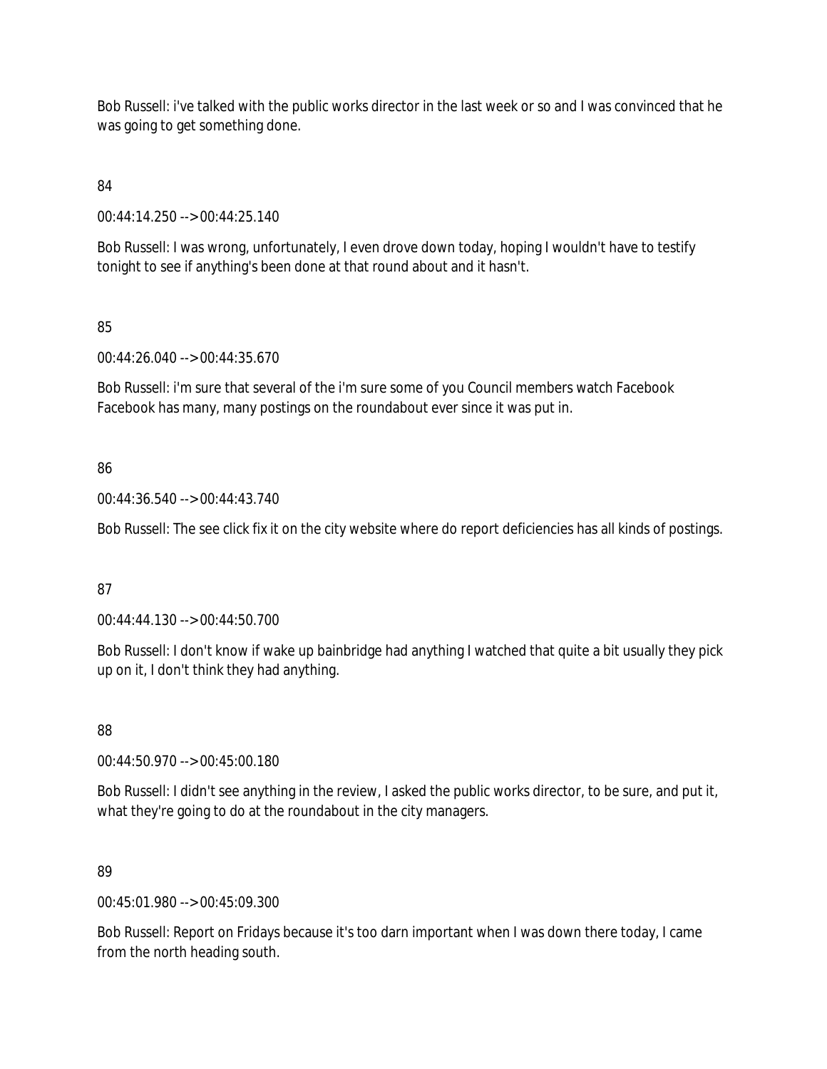Bob Russell: i've talked with the public works director in the last week or so and I was convinced that he was going to get something done.

84

00:44:14.250 --> 00:44:25.140

Bob Russell: I was wrong, unfortunately, I even drove down today, hoping I wouldn't have to testify tonight to see if anything's been done at that round about and it hasn't.

85

00:44:26.040 --> 00:44:35.670

Bob Russell: i'm sure that several of the i'm sure some of you Council members watch Facebook Facebook has many, many postings on the roundabout ever since it was put in.

86

00:44:36.540 --> 00:44:43.740

Bob Russell: The see click fix it on the city website where do report deficiencies has all kinds of postings.

87

00:44:44.130 --> 00:44:50.700

Bob Russell: I don't know if wake up bainbridge had anything I watched that quite a bit usually they pick up on it, I don't think they had anything.

88

00:44:50.970 --> 00:45:00.180

Bob Russell: I didn't see anything in the review, I asked the public works director, to be sure, and put it, what they're going to do at the roundabout in the city managers.

89

00:45:01.980 --> 00:45:09.300

Bob Russell: Report on Fridays because it's too darn important when I was down there today, I came from the north heading south.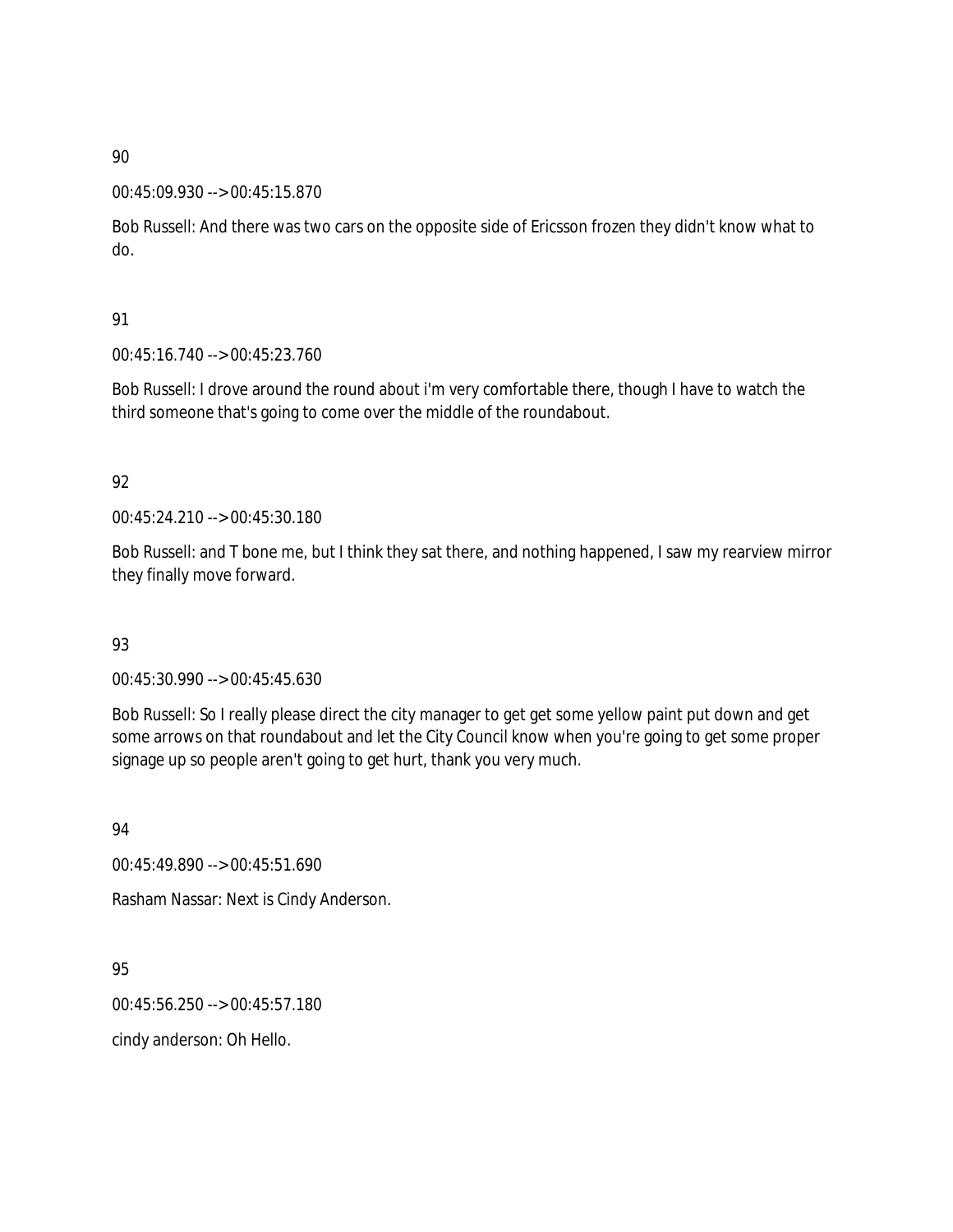90

00:45:09.930 --> 00:45:15.870

Bob Russell: And there was two cars on the opposite side of Ericsson frozen they didn't know what to do.

91

00:45:16.740 --> 00:45:23.760

Bob Russell: I drove around the round about i'm very comfortable there, though I have to watch the third someone that's going to come over the middle of the roundabout.

92

00:45:24.210 --> 00:45:30.180

Bob Russell: and T bone me, but I think they sat there, and nothing happened, I saw my rearview mirror they finally move forward.

93

00:45:30.990 --> 00:45:45.630

Bob Russell: So I really please direct the city manager to get get some yellow paint put down and get some arrows on that roundabout and let the City Council know when you're going to get some proper signage up so people aren't going to get hurt, thank you very much.

94

00:45:49.890 --> 00:45:51.690

Rasham Nassar: Next is Cindy Anderson.

95

00:45:56.250 --> 00:45:57.180

cindy anderson: Oh Hello.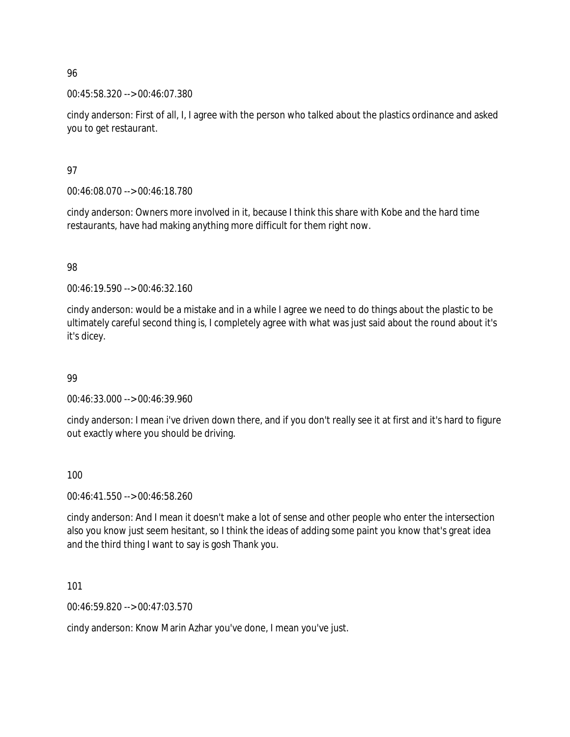96

00:45:58.320 --> 00:46:07.380

cindy anderson: First of all, I, I agree with the person who talked about the plastics ordinance and asked you to get restaurant.

97

00:46:08.070 --> 00:46:18.780

cindy anderson: Owners more involved in it, because I think this share with Kobe and the hard time restaurants, have had making anything more difficult for them right now.

98

00:46:19.590 --> 00:46:32.160

cindy anderson: would be a mistake and in a while I agree we need to do things about the plastic to be ultimately careful second thing is, I completely agree with what was just said about the round about it's it's dicey.

99

00:46:33.000 --> 00:46:39.960

cindy anderson: I mean i've driven down there, and if you don't really see it at first and it's hard to figure out exactly where you should be driving.

100

00:46:41.550 --> 00:46:58.260

cindy anderson: And I mean it doesn't make a lot of sense and other people who enter the intersection also you know just seem hesitant, so I think the ideas of adding some paint you know that's great idea and the third thing I want to say is gosh Thank you.

101

00:46:59.820 --> 00:47:03.570

cindy anderson: Know Marin Azhar you've done, I mean you've just.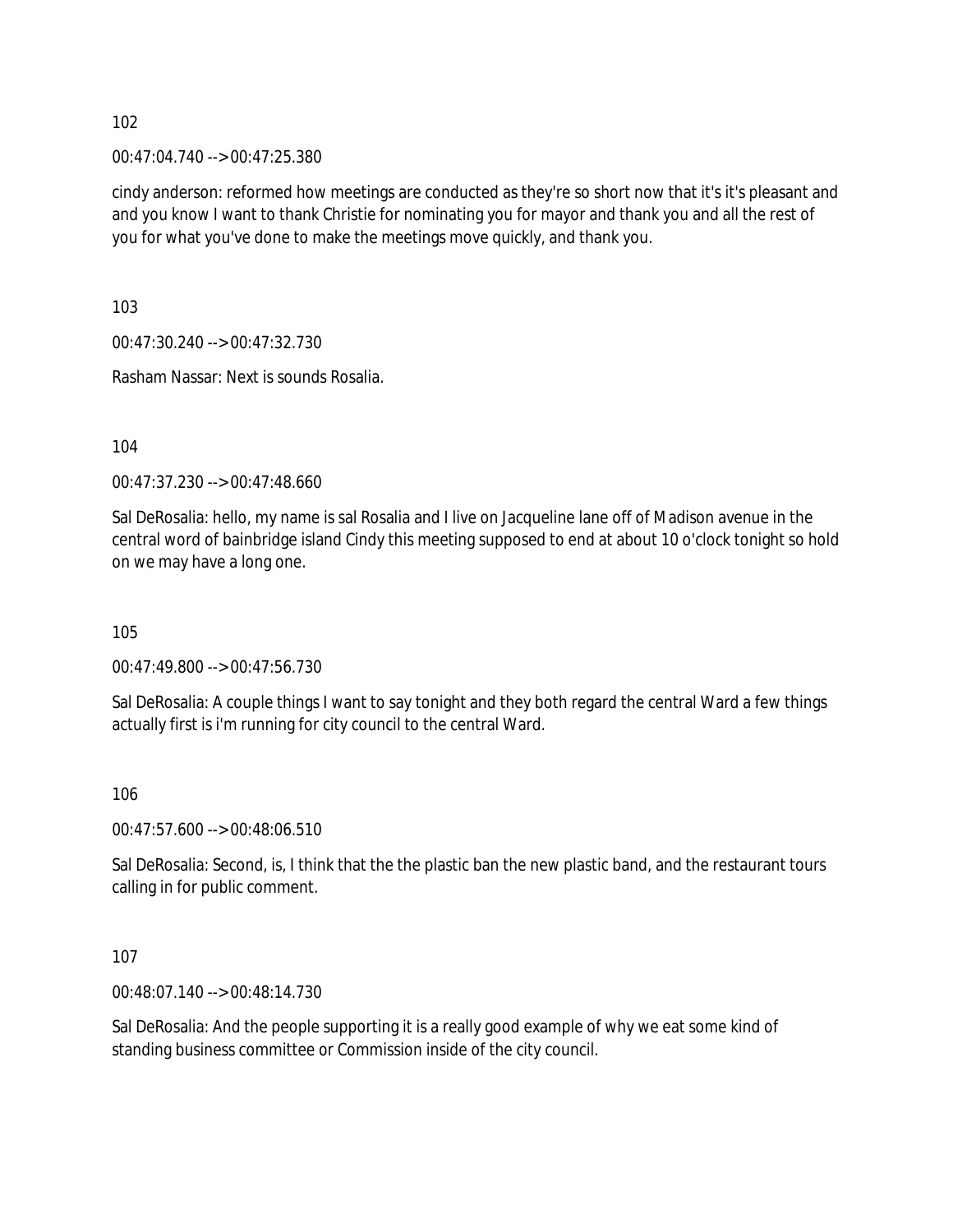102

00:47:04.740 --> 00:47:25.380

cindy anderson: reformed how meetings are conducted as they're so short now that it's it's pleasant and and you know I want to thank Christie for nominating you for mayor and thank you and all the rest of you for what you've done to make the meetings move quickly, and thank you.

103

00:47:30.240 --> 00:47:32.730

Rasham Nassar: Next is sounds Rosalia.

104

00:47:37.230 --> 00:47:48.660

Sal DeRosalia: hello, my name is sal Rosalia and I live on Jacqueline lane off of Madison avenue in the central word of bainbridge island Cindy this meeting supposed to end at about 10 o'clock tonight so hold on we may have a long one.

105

00:47:49.800 --> 00:47:56.730

Sal DeRosalia: A couple things I want to say tonight and they both regard the central Ward a few things actually first is i'm running for city council to the central Ward.

106

00:47:57.600 --> 00:48:06.510

Sal DeRosalia: Second, is, I think that the the plastic ban the new plastic band, and the restaurant tours calling in for public comment.

107

00:48:07.140 --> 00:48:14.730

Sal DeRosalia: And the people supporting it is a really good example of why we eat some kind of standing business committee or Commission inside of the city council.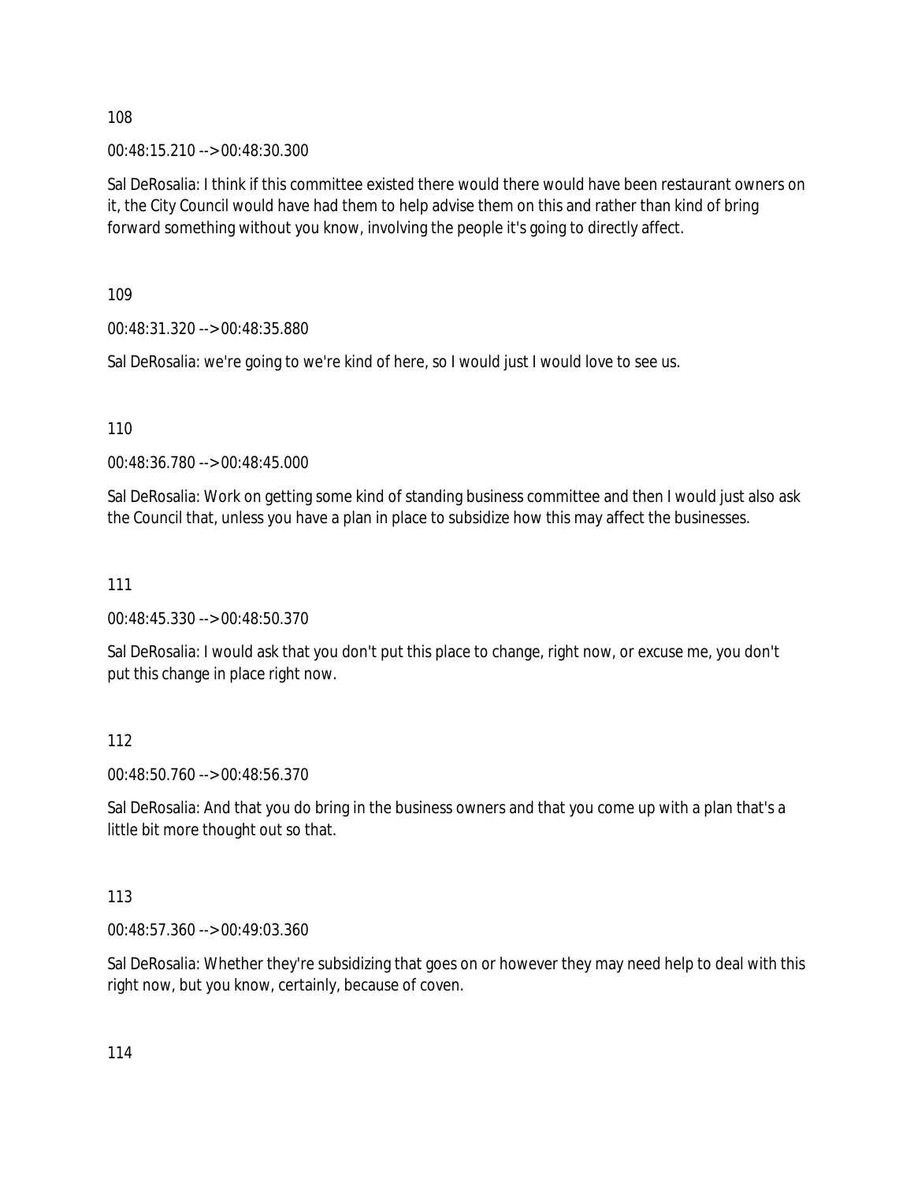108

00:48:15.210 --> 00:48:30.300

Sal DeRosalia: I think if this committee existed there would there would have been restaurant owners on it, the City Council would have had them to help advise them on this and rather than kind of bring forward something without you know, involving the people it's going to directly affect.

109

00:48:31.320 --> 00:48:35.880

Sal DeRosalia: we're going to we're kind of here, so I would just I would love to see us.

110

00:48:36.780 --> 00:48:45.000

Sal DeRosalia: Work on getting some kind of standing business committee and then I would just also ask the Council that, unless you have a plan in place to subsidize how this may affect the businesses.

111

00:48:45.330 --> 00:48:50.370

Sal DeRosalia: I would ask that you don't put this place to change, right now, or excuse me, you don't put this change in place right now.

112

00:48:50.760 --> 00:48:56.370

Sal DeRosalia: And that you do bring in the business owners and that you come up with a plan that's a little bit more thought out so that.

113

00:48:57.360 --> 00:49:03.360

Sal DeRosalia: Whether they're subsidizing that goes on or however they may need help to deal with this right now, but you know, certainly, because of coven.

114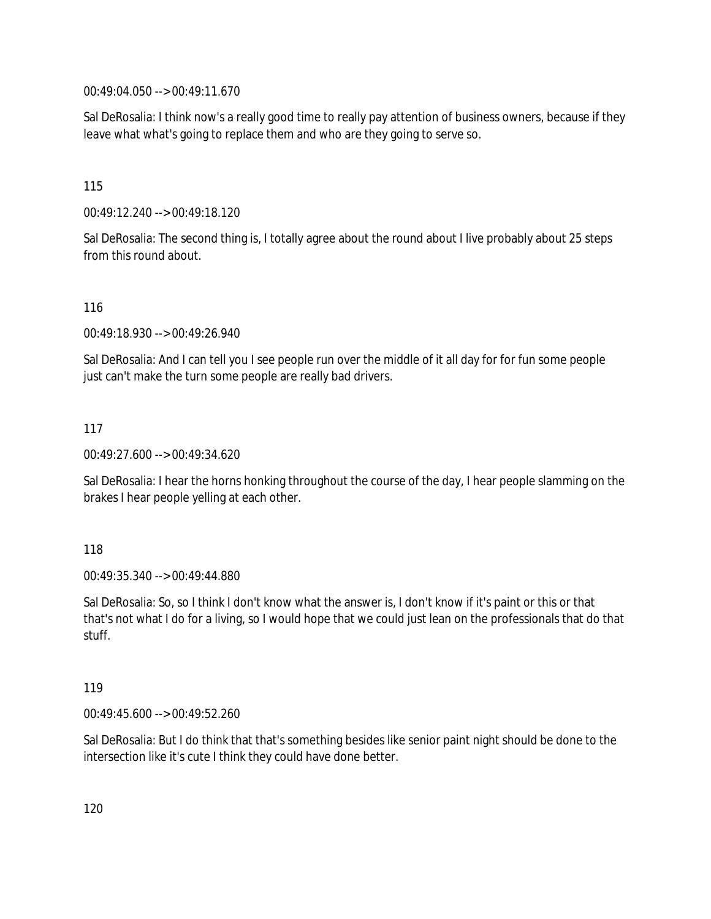00:49:04.050 --> 00:49:11.670

Sal DeRosalia: I think now's a really good time to really pay attention of business owners, because if they leave what what's going to replace them and who are they going to serve so.

115

00:49:12.240 --> 00:49:18.120

Sal DeRosalia: The second thing is, I totally agree about the round about I live probably about 25 steps from this round about.

116

00:49:18.930 --> 00:49:26.940

Sal DeRosalia: And I can tell you I see people run over the middle of it all day for for fun some people just can't make the turn some people are really bad drivers.

117

00:49:27.600 --> 00:49:34.620

Sal DeRosalia: I hear the horns honking throughout the course of the day, I hear people slamming on the brakes I hear people yelling at each other.

118

00:49:35.340 --> 00:49:44.880

Sal DeRosalia: So, so I think I don't know what the answer is, I don't know if it's paint or this or that that's not what I do for a living, so I would hope that we could just lean on the professionals that do that stuff.

119

00:49:45.600 --> 00:49:52.260

Sal DeRosalia: But I do think that that's something besides like senior paint night should be done to the intersection like it's cute I think they could have done better.

120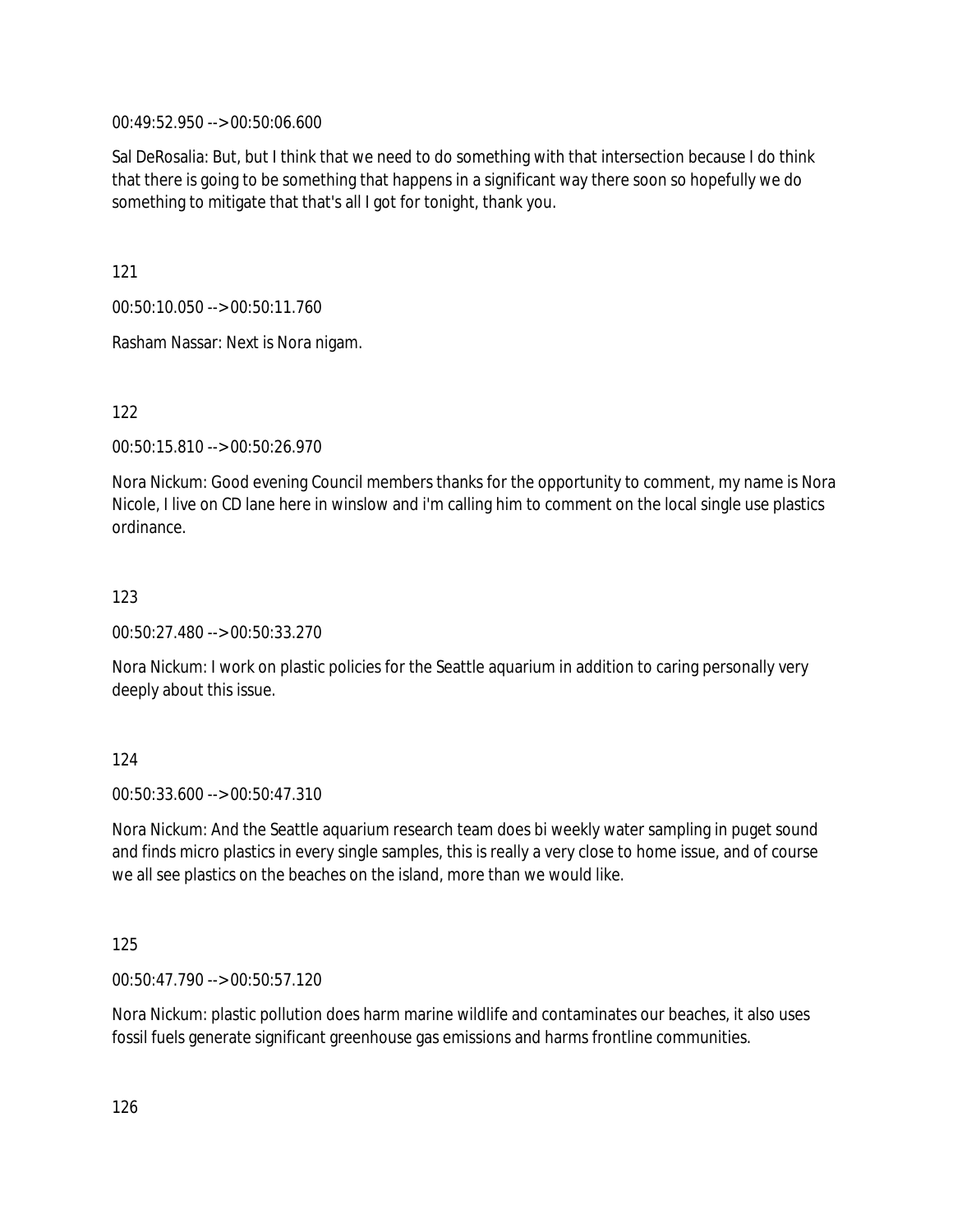00:49:52.950 --> 00:50:06.600

Sal DeRosalia: But, but I think that we need to do something with that intersection because I do think that there is going to be something that happens in a significant way there soon so hopefully we do something to mitigate that that's all I got for tonight, thank you.

121

00:50:10.050 --> 00:50:11.760

Rasham Nassar: Next is Nora nigam.

122

00:50:15.810 --> 00:50:26.970

Nora Nickum: Good evening Council members thanks for the opportunity to comment, my name is Nora Nicole, I live on CD lane here in winslow and i'm calling him to comment on the local single use plastics ordinance.

123

00:50:27.480 --> 00:50:33.270

Nora Nickum: I work on plastic policies for the Seattle aquarium in addition to caring personally very deeply about this issue.

124

00:50:33.600 --> 00:50:47.310

Nora Nickum: And the Seattle aquarium research team does bi weekly water sampling in puget sound and finds micro plastics in every single samples, this is really a very close to home issue, and of course we all see plastics on the beaches on the island, more than we would like.

125

00:50:47.790 --> 00:50:57.120

Nora Nickum: plastic pollution does harm marine wildlife and contaminates our beaches, it also uses fossil fuels generate significant greenhouse gas emissions and harms frontline communities.

126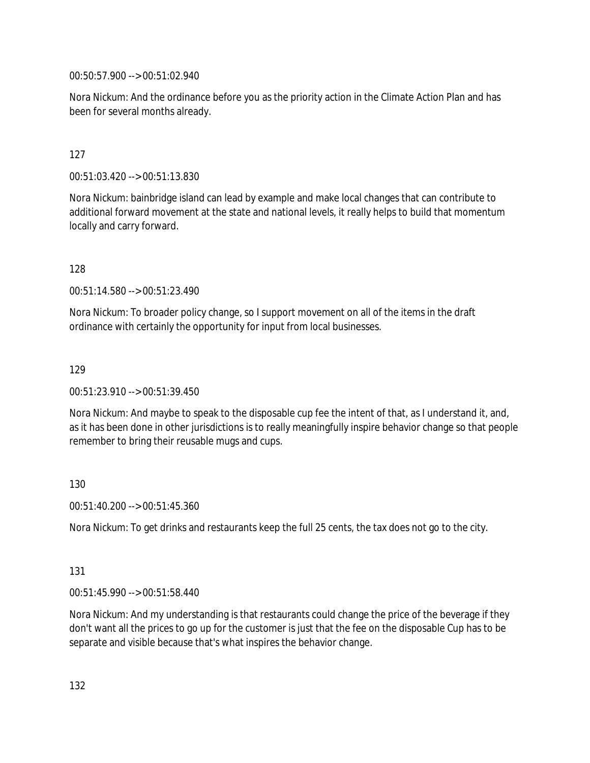00:50:57.900 --> 00:51:02.940

Nora Nickum: And the ordinance before you as the priority action in the Climate Action Plan and has been for several months already.

127

00:51:03.420 --> 00:51:13.830

Nora Nickum: bainbridge island can lead by example and make local changes that can contribute to additional forward movement at the state and national levels, it really helps to build that momentum locally and carry forward.

128

00:51:14.580 --> 00:51:23.490

Nora Nickum: To broader policy change, so I support movement on all of the items in the draft ordinance with certainly the opportunity for input from local businesses.

129

00:51:23.910 --> 00:51:39.450

Nora Nickum: And maybe to speak to the disposable cup fee the intent of that, as I understand it, and, as it has been done in other jurisdictions is to really meaningfully inspire behavior change so that people remember to bring their reusable mugs and cups.

130

00:51:40.200 --> 00:51:45.360

Nora Nickum: To get drinks and restaurants keep the full 25 cents, the tax does not go to the city.

131

00:51:45.990 --> 00:51:58.440

Nora Nickum: And my understanding is that restaurants could change the price of the beverage if they don't want all the prices to go up for the customer is just that the fee on the disposable Cup has to be separate and visible because that's what inspires the behavior change.

132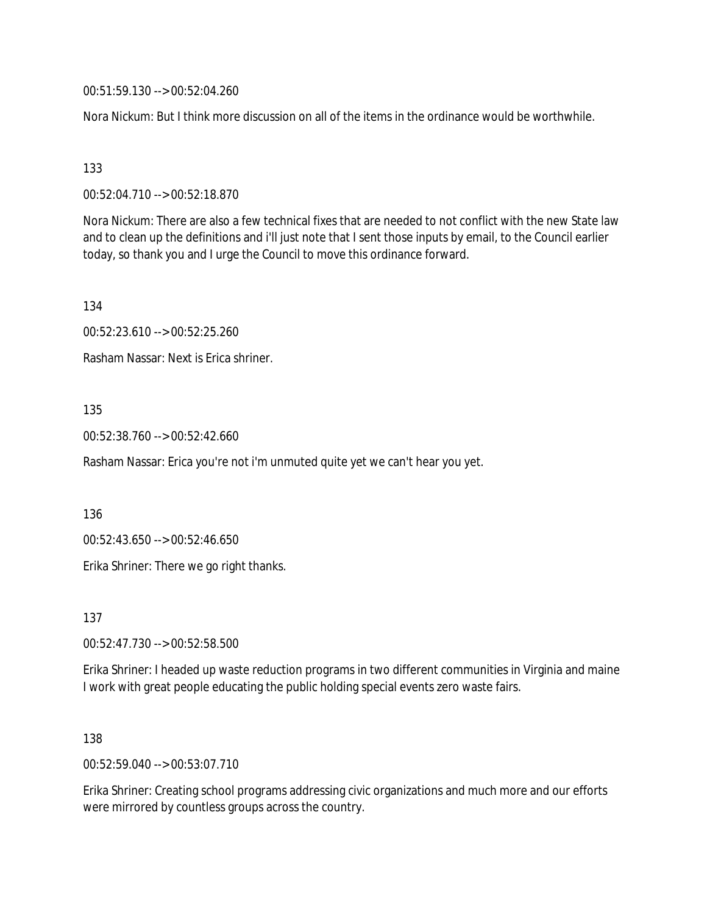00:51:59.130 --> 00:52:04.260

Nora Nickum: But I think more discussion on all of the items in the ordinance would be worthwhile.

133

00:52:04.710 --> 00:52:18.870

Nora Nickum: There are also a few technical fixes that are needed to not conflict with the new State law and to clean up the definitions and i'll just note that I sent those inputs by email, to the Council earlier today, so thank you and I urge the Council to move this ordinance forward.

134

00:52:23.610 --> 00:52:25.260

Rasham Nassar: Next is Erica shriner.

135

00:52:38.760 --> 00:52:42.660

Rasham Nassar: Erica you're not i'm unmuted quite yet we can't hear you yet.

136

00:52:43.650 --> 00:52:46.650

Erika Shriner: There we go right thanks.

137

00:52:47.730 --> 00:52:58.500

Erika Shriner: I headed up waste reduction programs in two different communities in Virginia and maine I work with great people educating the public holding special events zero waste fairs.

138

00:52:59.040 --> 00:53:07.710

Erika Shriner: Creating school programs addressing civic organizations and much more and our efforts were mirrored by countless groups across the country.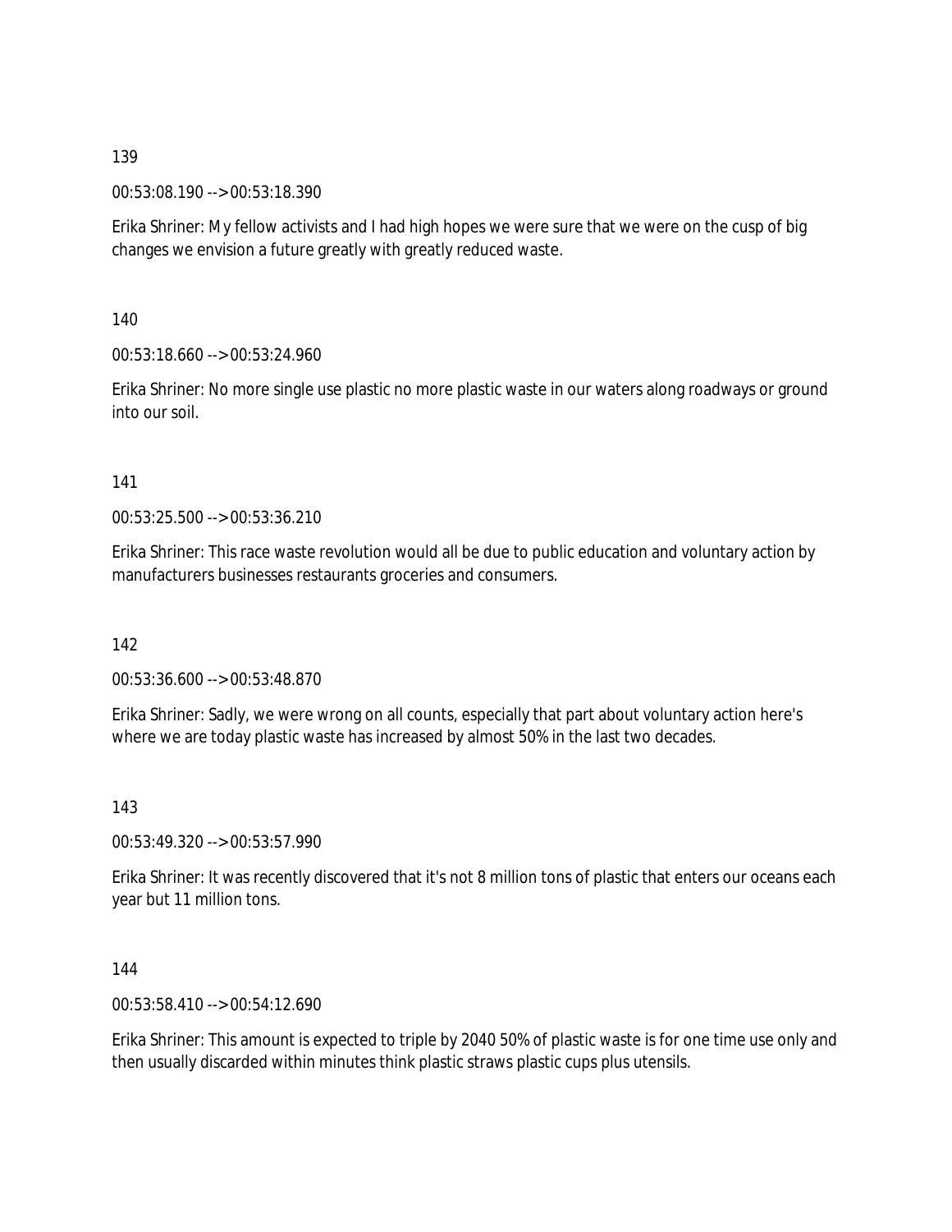139

00:53:08.190 --> 00:53:18.390

Erika Shriner: My fellow activists and I had high hopes we were sure that we were on the cusp of big changes we envision a future greatly with greatly reduced waste.

140

00:53:18.660 --> 00:53:24.960

Erika Shriner: No more single use plastic no more plastic waste in our waters along roadways or ground into our soil.

141

00:53:25.500 --> 00:53:36.210

Erika Shriner: This race waste revolution would all be due to public education and voluntary action by manufacturers businesses restaurants groceries and consumers.

142

00:53:36.600 --> 00:53:48.870

Erika Shriner: Sadly, we were wrong on all counts, especially that part about voluntary action here's where we are today plastic waste has increased by almost 50% in the last two decades.

143

00:53:49.320 --> 00:53:57.990

Erika Shriner: It was recently discovered that it's not 8 million tons of plastic that enters our oceans each year but 11 million tons.

144

00:53:58.410 --> 00:54:12.690

Erika Shriner: This amount is expected to triple by 2040 50% of plastic waste is for one time use only and then usually discarded within minutes think plastic straws plastic cups plus utensils.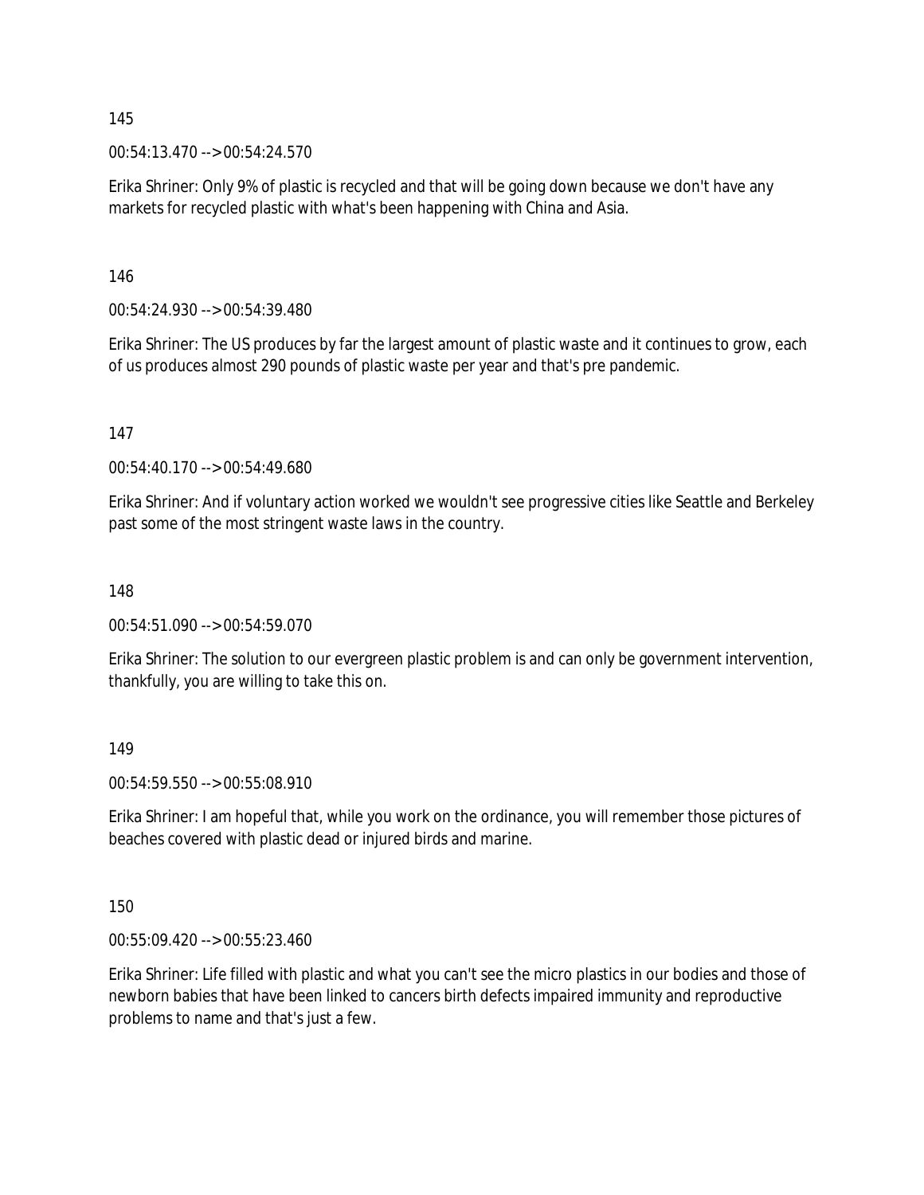145

00:54:13.470 --> 00:54:24.570

Erika Shriner: Only 9% of plastic is recycled and that will be going down because we don't have any markets for recycled plastic with what's been happening with China and Asia.

146

00:54:24.930 --> 00:54:39.480

Erika Shriner: The US produces by far the largest amount of plastic waste and it continues to grow, each of us produces almost 290 pounds of plastic waste per year and that's pre pandemic.

147

00:54:40.170 --> 00:54:49.680

Erika Shriner: And if voluntary action worked we wouldn't see progressive cities like Seattle and Berkeley past some of the most stringent waste laws in the country.

148

00:54:51.090 --> 00:54:59.070

Erika Shriner: The solution to our evergreen plastic problem is and can only be government intervention, thankfully, you are willing to take this on.

149

00:54:59.550 --> 00:55:08.910

Erika Shriner: I am hopeful that, while you work on the ordinance, you will remember those pictures of beaches covered with plastic dead or injured birds and marine.

150

00:55:09.420 --> 00:55:23.460

Erika Shriner: Life filled with plastic and what you can't see the micro plastics in our bodies and those of newborn babies that have been linked to cancers birth defects impaired immunity and reproductive problems to name and that's just a few.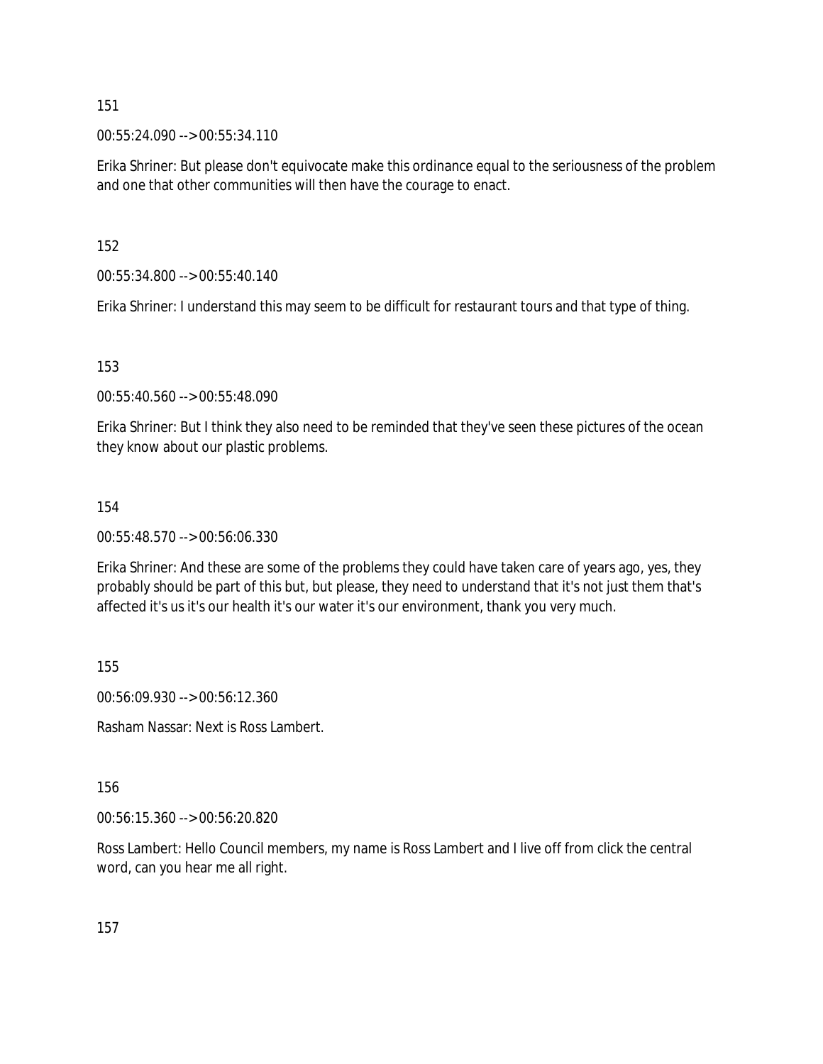151

00:55:24.090 --> 00:55:34.110

Erika Shriner: But please don't equivocate make this ordinance equal to the seriousness of the problem and one that other communities will then have the courage to enact.

152

00:55:34.800 --> 00:55:40.140

Erika Shriner: I understand this may seem to be difficult for restaurant tours and that type of thing.

153

00:55:40.560 --> 00:55:48.090

Erika Shriner: But I think they also need to be reminded that they've seen these pictures of the ocean they know about our plastic problems.

154

00:55:48.570 --> 00:56:06.330

Erika Shriner: And these are some of the problems they could have taken care of years ago, yes, they probably should be part of this but, but please, they need to understand that it's not just them that's affected it's us it's our health it's our water it's our environment, thank you very much.

155

00:56:09.930 --> 00:56:12.360

Rasham Nassar: Next is Ross Lambert.

156

00:56:15.360 --> 00:56:20.820

Ross Lambert: Hello Council members, my name is Ross Lambert and I live off from click the central word, can you hear me all right.

157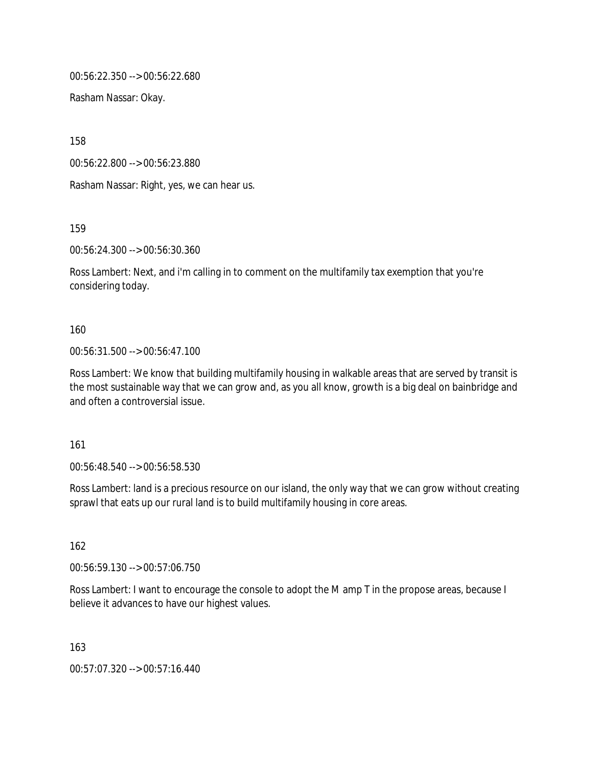00:56:22.350 --> 00:56:22.680

Rasham Nassar: Okay.

158

00:56:22.800 --> 00:56:23.880

Rasham Nassar: Right, yes, we can hear us.

159

00:56:24.300 --> 00:56:30.360

Ross Lambert: Next, and i'm calling in to comment on the multifamily tax exemption that you're considering today.

160

00:56:31.500 --> 00:56:47.100

Ross Lambert: We know that building multifamily housing in walkable areas that are served by transit is the most sustainable way that we can grow and, as you all know, growth is a big deal on bainbridge and and often a controversial issue.

161

00:56:48.540 --> 00:56:58.530

Ross Lambert: land is a precious resource on our island, the only way that we can grow without creating sprawl that eats up our rural land is to build multifamily housing in core areas.

162

00:56:59.130 --> 00:57:06.750

Ross Lambert: I want to encourage the console to adopt the M amp T in the propose areas, because I believe it advances to have our highest values.

163

00:57:07.320 --> 00:57:16.440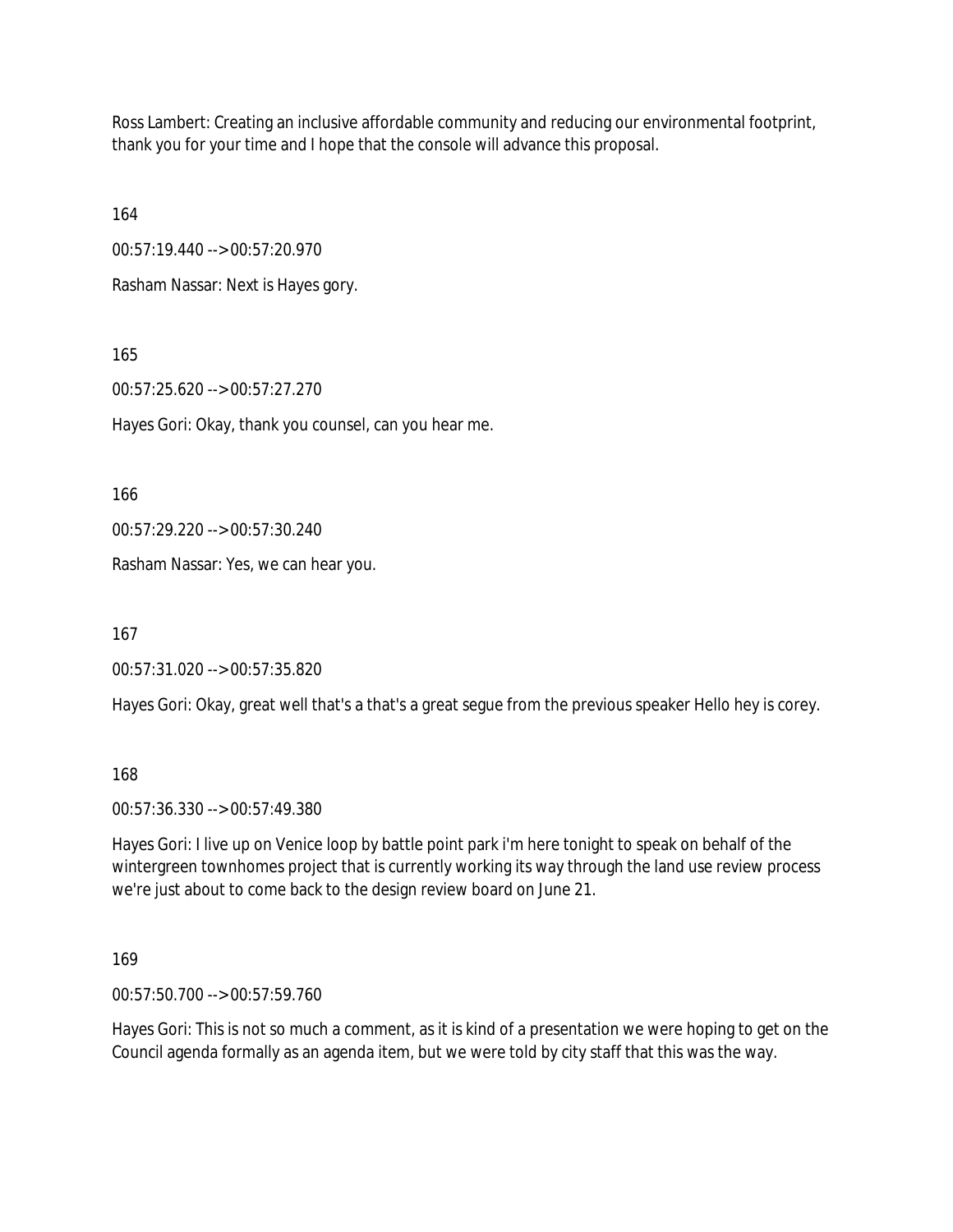Ross Lambert: Creating an inclusive affordable community and reducing our environmental footprint, thank you for your time and I hope that the console will advance this proposal.

164

00:57:19.440 --> 00:57:20.970

Rasham Nassar: Next is Hayes gory.

165

00:57:25.620 --> 00:57:27.270

Hayes Gori: Okay, thank you counsel, can you hear me.

166

00:57:29.220 --> 00:57:30.240

Rasham Nassar: Yes, we can hear you.

167

00:57:31.020 --> 00:57:35.820

Hayes Gori: Okay, great well that's a that's a great segue from the previous speaker Hello hey is corey.

168

00:57:36.330 --> 00:57:49.380

Hayes Gori: I live up on Venice loop by battle point park i'm here tonight to speak on behalf of the wintergreen townhomes project that is currently working its way through the land use review process we're just about to come back to the design review board on June 21.

169

00:57:50.700 --> 00:57:59.760

Hayes Gori: This is not so much a comment, as it is kind of a presentation we were hoping to get on the Council agenda formally as an agenda item, but we were told by city staff that this was the way.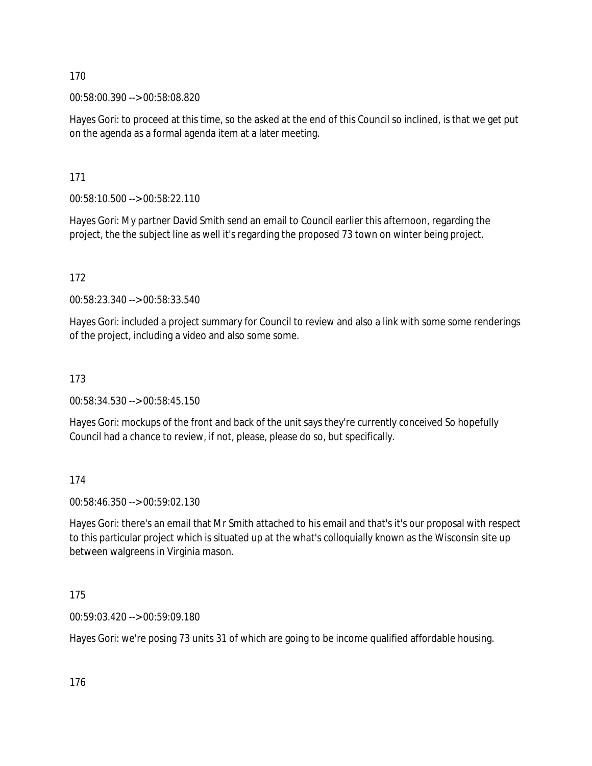170

00:58:00.390 --> 00:58:08.820

Hayes Gori: to proceed at this time, so the asked at the end of this Council so inclined, is that we get put on the agenda as a formal agenda item at a later meeting.

171

00:58:10.500 --> 00:58:22.110

Hayes Gori: My partner David Smith send an email to Council earlier this afternoon, regarding the project, the the subject line as well it's regarding the proposed 73 town on winter being project.

172

00:58:23.340 --> 00:58:33.540

Hayes Gori: included a project summary for Council to review and also a link with some some renderings of the project, including a video and also some some.

173

00:58:34.530 --> 00:58:45.150

Hayes Gori: mockups of the front and back of the unit says they're currently conceived So hopefully Council had a chance to review, if not, please, please do so, but specifically.

174

00:58:46.350 --> 00:59:02.130

Hayes Gori: there's an email that Mr Smith attached to his email and that's it's our proposal with respect to this particular project which is situated up at the what's colloquially known as the Wisconsin site up between walgreens in Virginia mason.

175

00:59:03.420 --> 00:59:09.180

Hayes Gori: we're posing 73 units 31 of which are going to be income qualified affordable housing.

176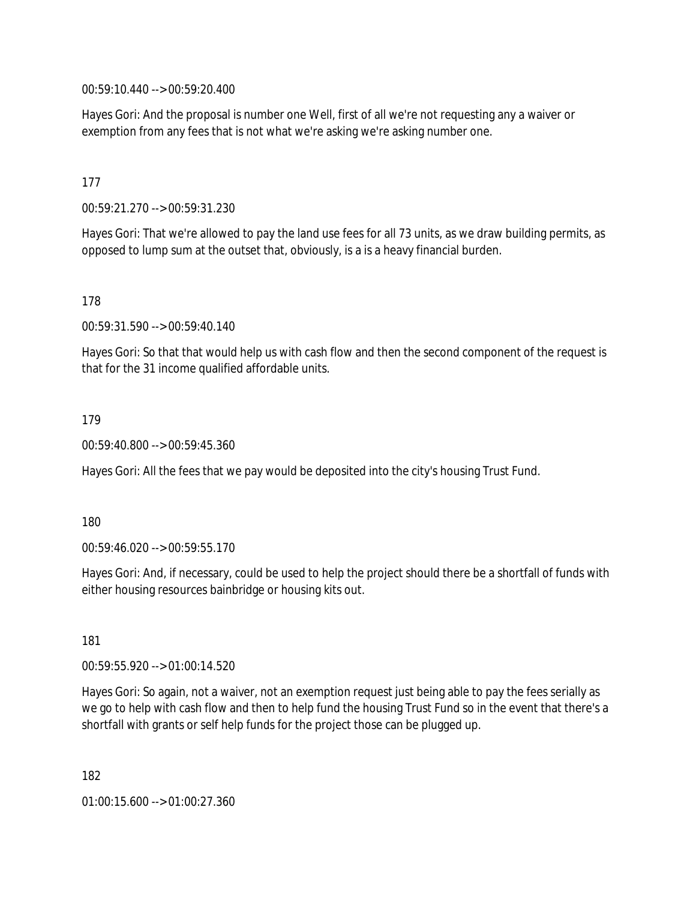00:59:10.440 --> 00:59:20.400

Hayes Gori: And the proposal is number one Well, first of all we're not requesting any a waiver or exemption from any fees that is not what we're asking we're asking number one.

177

00:59:21.270 --> 00:59:31.230

Hayes Gori: That we're allowed to pay the land use fees for all 73 units, as we draw building permits, as opposed to lump sum at the outset that, obviously, is a is a heavy financial burden.

178

00:59:31.590 --> 00:59:40.140

Hayes Gori: So that that would help us with cash flow and then the second component of the request is that for the 31 income qualified affordable units.

179

00:59:40.800 --> 00:59:45.360

Hayes Gori: All the fees that we pay would be deposited into the city's housing Trust Fund.

180

00:59:46.020 --> 00:59:55.170

Hayes Gori: And, if necessary, could be used to help the project should there be a shortfall of funds with either housing resources bainbridge or housing kits out.

181

00:59:55.920 --> 01:00:14.520

Hayes Gori: So again, not a waiver, not an exemption request just being able to pay the fees serially as we go to help with cash flow and then to help fund the housing Trust Fund so in the event that there's a shortfall with grants or self help funds for the project those can be plugged up.

182

01:00:15.600 --> 01:00:27.360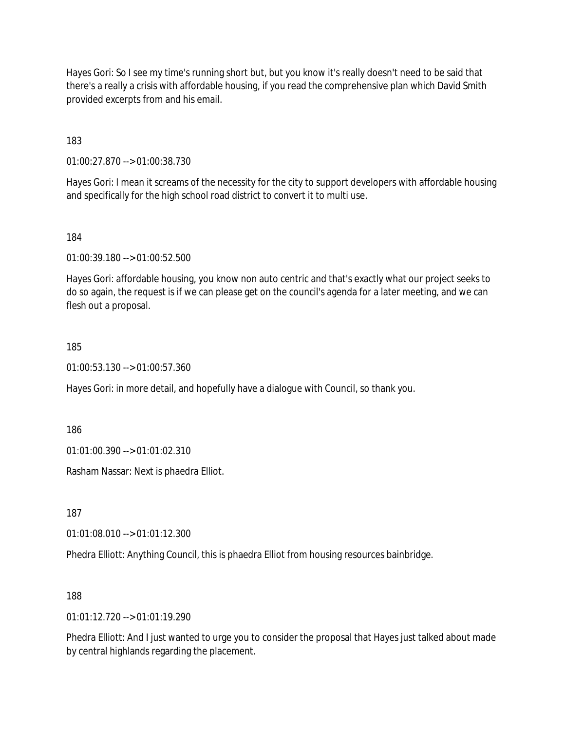Hayes Gori: So I see my time's running short but, but you know it's really doesn't need to be said that there's a really a crisis with affordable housing, if you read the comprehensive plan which David Smith provided excerpts from and his email.

183

01:00:27.870 --> 01:00:38.730

Hayes Gori: I mean it screams of the necessity for the city to support developers with affordable housing and specifically for the high school road district to convert it to multi use.

184

01:00:39.180 --> 01:00:52.500

Hayes Gori: affordable housing, you know non auto centric and that's exactly what our project seeks to do so again, the request is if we can please get on the council's agenda for a later meeting, and we can flesh out a proposal.

185

01:00:53.130 --> 01:00:57.360

Hayes Gori: in more detail, and hopefully have a dialogue with Council, so thank you.

186

01:01:00.390 --> 01:01:02.310

Rasham Nassar: Next is phaedra Elliot.

187

01:01:08.010 --> 01:01:12.300

Phedra Elliott: Anything Council, this is phaedra Elliot from housing resources bainbridge.

188

01:01:12.720 --> 01:01:19.290

Phedra Elliott: And I just wanted to urge you to consider the proposal that Hayes just talked about made by central highlands regarding the placement.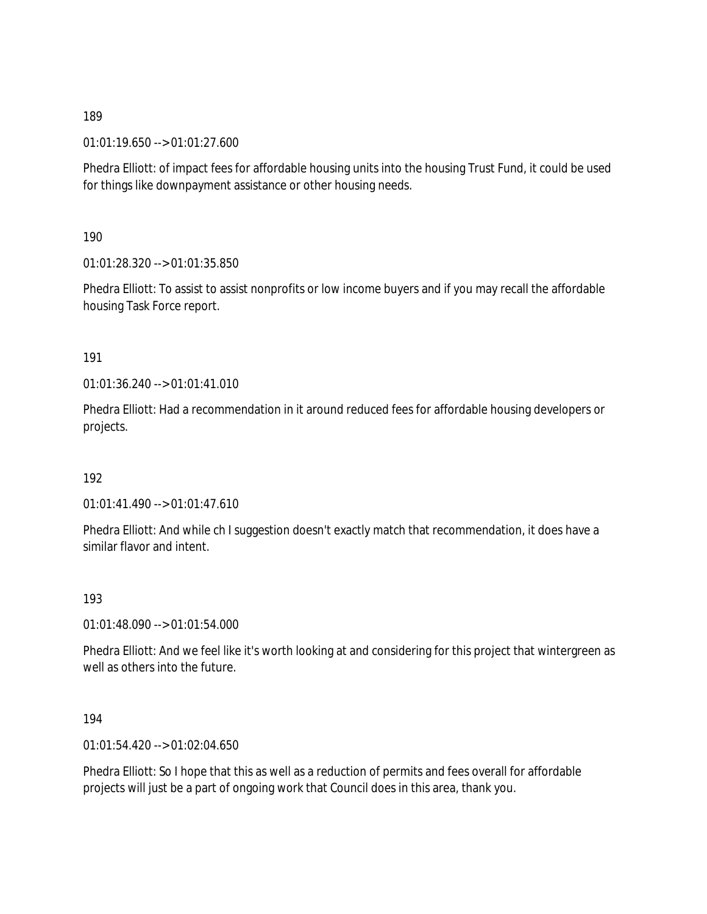189

01:01:19.650 --> 01:01:27.600

Phedra Elliott: of impact fees for affordable housing units into the housing Trust Fund, it could be used for things like downpayment assistance or other housing needs.

190

01:01:28.320 --> 01:01:35.850

Phedra Elliott: To assist to assist nonprofits or low income buyers and if you may recall the affordable housing Task Force report.

191

01:01:36.240 --> 01:01:41.010

Phedra Elliott: Had a recommendation in it around reduced fees for affordable housing developers or projects.

192

01:01:41.490 --> 01:01:47.610

Phedra Elliott: And while ch I suggestion doesn't exactly match that recommendation, it does have a similar flavor and intent.

193

01:01:48.090 --> 01:01:54.000

Phedra Elliott: And we feel like it's worth looking at and considering for this project that wintergreen as well as others into the future.

194

01:01:54.420 --> 01:02:04.650

Phedra Elliott: So I hope that this as well as a reduction of permits and fees overall for affordable projects will just be a part of ongoing work that Council does in this area, thank you.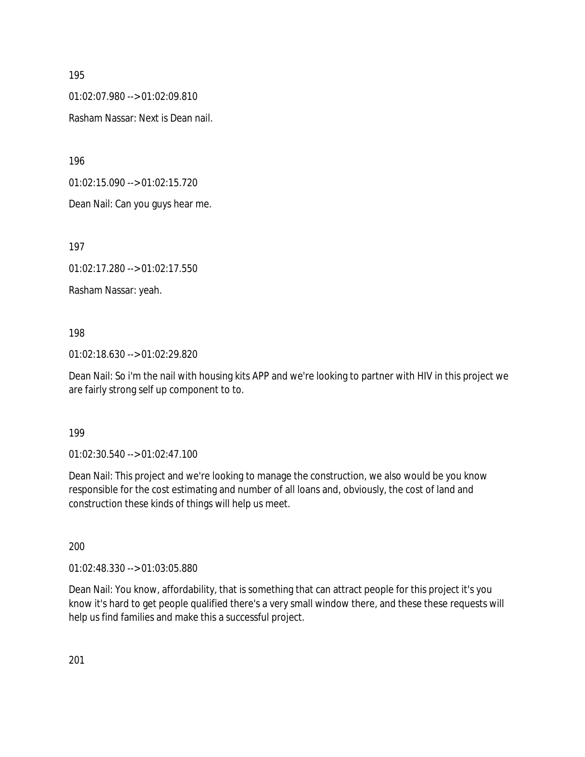195

01:02:07.980 --> 01:02:09.810

Rasham Nassar: Next is Dean nail.

196

01:02:15.090 --> 01:02:15.720

Dean Nail: Can you guys hear me.

197

01:02:17.280 --> 01:02:17.550

Rasham Nassar: yeah.

198

01:02:18.630 --> 01:02:29.820

Dean Nail: So i'm the nail with housing kits APP and we're looking to partner with HIV in this project we are fairly strong self up component to to.

199

01:02:30.540 --> 01:02:47.100

Dean Nail: This project and we're looking to manage the construction, we also would be you know responsible for the cost estimating and number of all loans and, obviously, the cost of land and construction these kinds of things will help us meet.

200

01:02:48.330 --> 01:03:05.880

Dean Nail: You know, affordability, that is something that can attract people for this project it's you know it's hard to get people qualified there's a very small window there, and these these requests will help us find families and make this a successful project.

201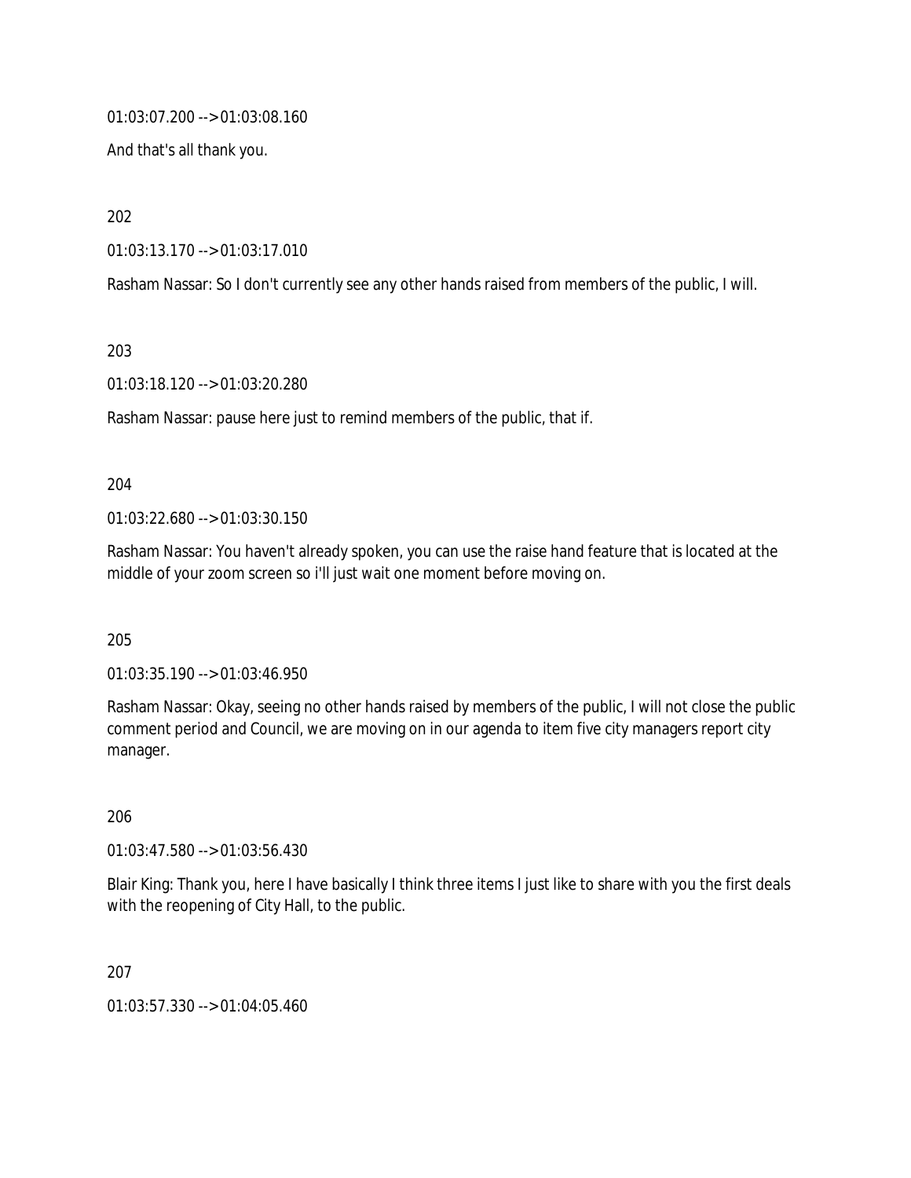01:03:07.200 --> 01:03:08.160

And that's all thank you.

202

01:03:13.170 --> 01:03:17.010

Rasham Nassar: So I don't currently see any other hands raised from members of the public, I will.

203

01:03:18.120 --> 01:03:20.280

Rasham Nassar: pause here just to remind members of the public, that if.

204

01:03:22.680 --> 01:03:30.150

Rasham Nassar: You haven't already spoken, you can use the raise hand feature that is located at the middle of your zoom screen so i'll just wait one moment before moving on.

205

01:03:35.190 --> 01:03:46.950

Rasham Nassar: Okay, seeing no other hands raised by members of the public, I will not close the public comment period and Council, we are moving on in our agenda to item five city managers report city manager.

206

01:03:47.580 --> 01:03:56.430

Blair King: Thank you, here I have basically I think three items I just like to share with you the first deals with the reopening of City Hall, to the public.

207

01:03:57.330 --> 01:04:05.460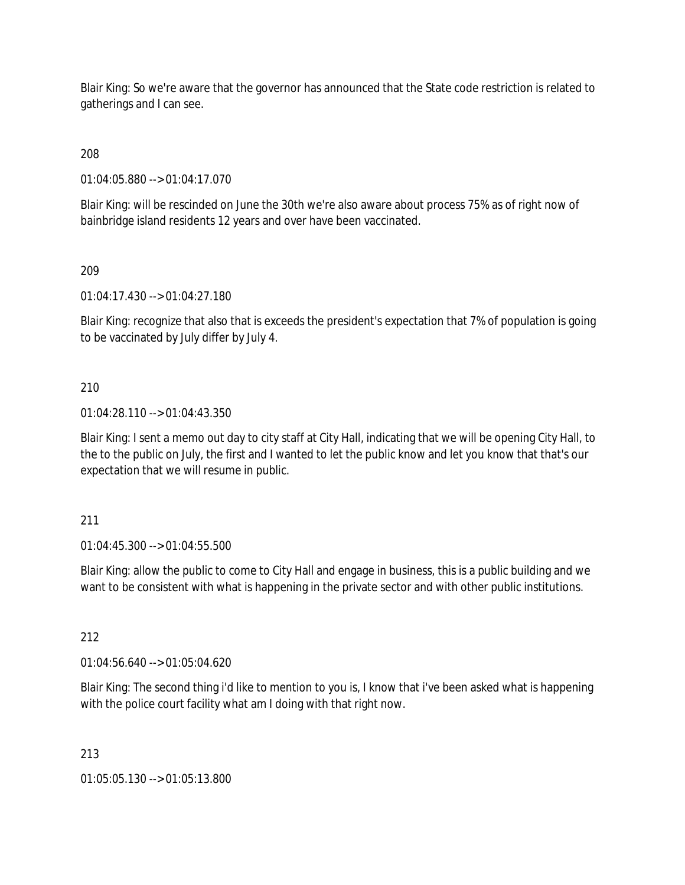Blair King: So we're aware that the governor has announced that the State code restriction is related to gatherings and I can see.

208

01:04:05.880 --> 01:04:17.070

Blair King: will be rescinded on June the 30th we're also aware about process 75% as of right now of bainbridge island residents 12 years and over have been vaccinated.

209

01:04:17.430 --> 01:04:27.180

Blair King: recognize that also that is exceeds the president's expectation that 7% of population is going to be vaccinated by July differ by July 4.

210

01:04:28.110 --> 01:04:43.350

Blair King: I sent a memo out day to city staff at City Hall, indicating that we will be opening City Hall, to the to the public on July, the first and I wanted to let the public know and let you know that that's our expectation that we will resume in public.

211

01:04:45.300 --> 01:04:55.500

Blair King: allow the public to come to City Hall and engage in business, this is a public building and we want to be consistent with what is happening in the private sector and with other public institutions.

212

01:04:56.640 --> 01:05:04.620

Blair King: The second thing i'd like to mention to you is, I know that i've been asked what is happening with the police court facility what am I doing with that right now.

213

01:05:05.130 --> 01:05:13.800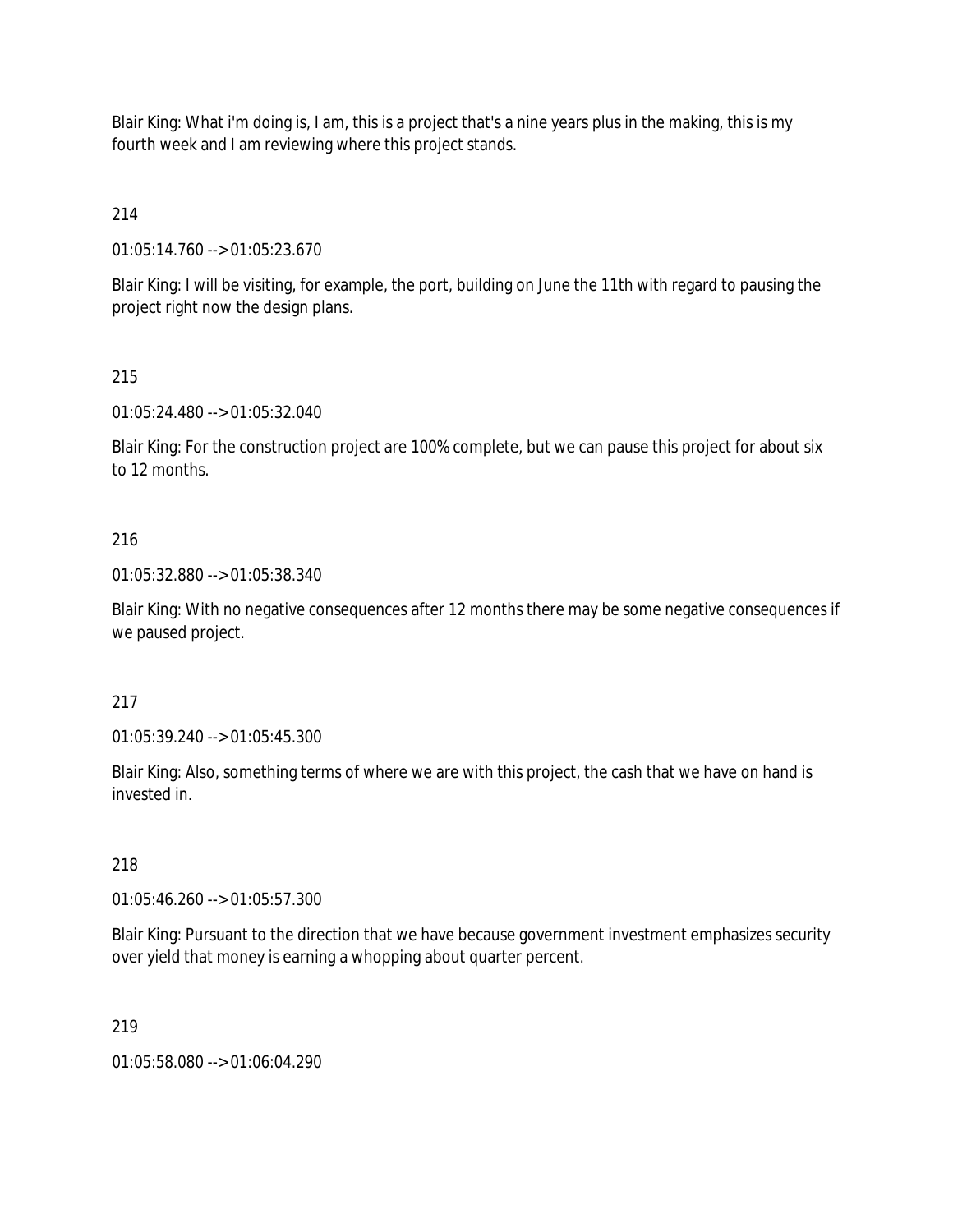Blair King: What i'm doing is, I am, this is a project that's a nine years plus in the making, this is my fourth week and I am reviewing where this project stands.

214

01:05:14.760 --> 01:05:23.670

Blair King: I will be visiting, for example, the port, building on June the 11th with regard to pausing the project right now the design plans.

215

01:05:24.480 --> 01:05:32.040

Blair King: For the construction project are 100% complete, but we can pause this project for about six to 12 months.

216

01:05:32.880 --> 01:05:38.340

Blair King: With no negative consequences after 12 months there may be some negative consequences if we paused project.

217

01:05:39.240 --> 01:05:45.300

Blair King: Also, something terms of where we are with this project, the cash that we have on hand is invested in.

218

01:05:46.260 --> 01:05:57.300

Blair King: Pursuant to the direction that we have because government investment emphasizes security over yield that money is earning a whopping about quarter percent.

219

01:05:58.080 --> 01:06:04.290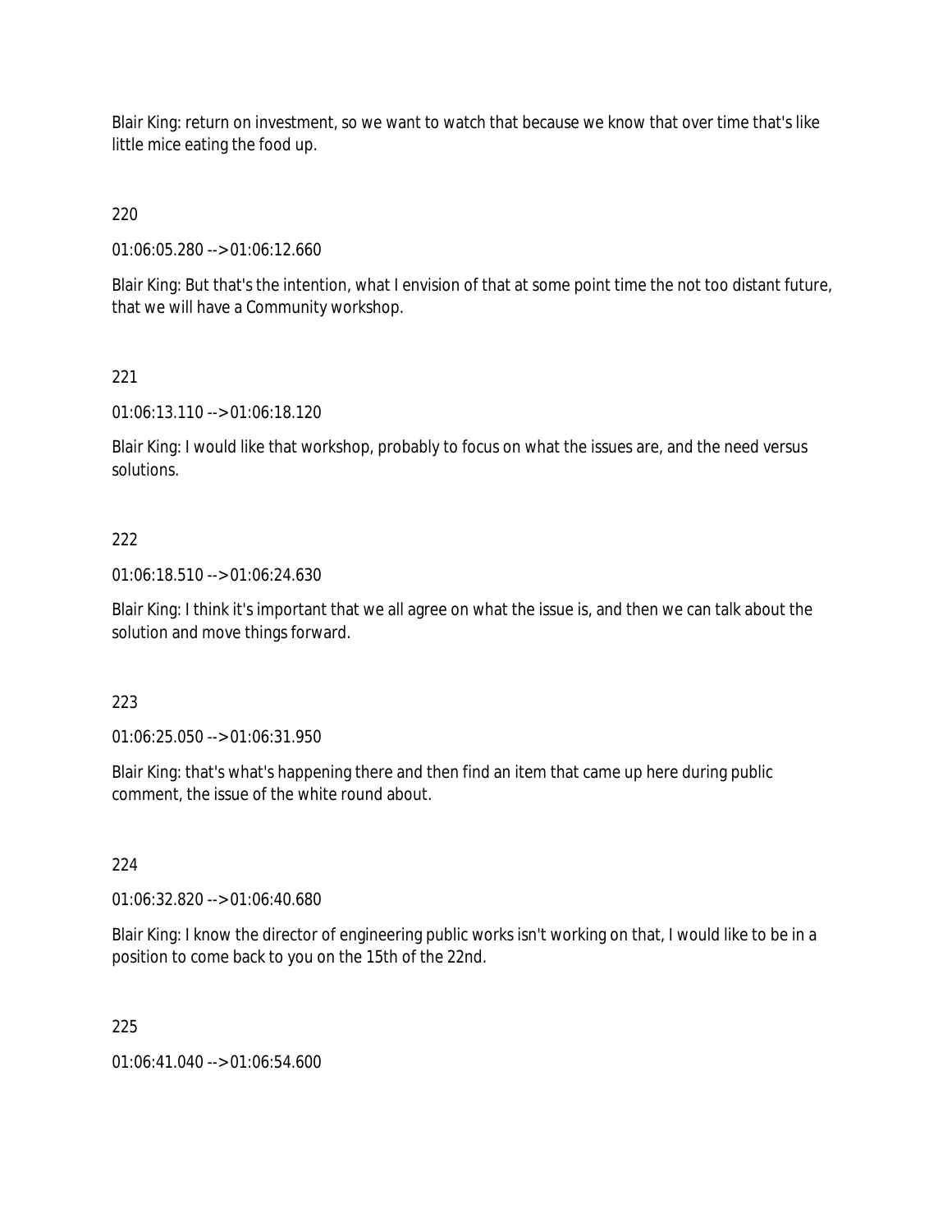Blair King: return on investment, so we want to watch that because we know that over time that's like little mice eating the food up.

220

01:06:05.280 --> 01:06:12.660

Blair King: But that's the intention, what I envision of that at some point time the not too distant future, that we will have a Community workshop.

221

01:06:13.110 --> 01:06:18.120

Blair King: I would like that workshop, probably to focus on what the issues are, and the need versus solutions.

222

01:06:18.510 --> 01:06:24.630

Blair King: I think it's important that we all agree on what the issue is, and then we can talk about the solution and move things forward.

223

01:06:25.050 --> 01:06:31.950

Blair King: that's what's happening there and then find an item that came up here during public comment, the issue of the white round about.

224

01:06:32.820 --> 01:06:40.680

Blair King: I know the director of engineering public works isn't working on that, I would like to be in a position to come back to you on the 15th of the 22nd.

225

01:06:41.040 --> 01:06:54.600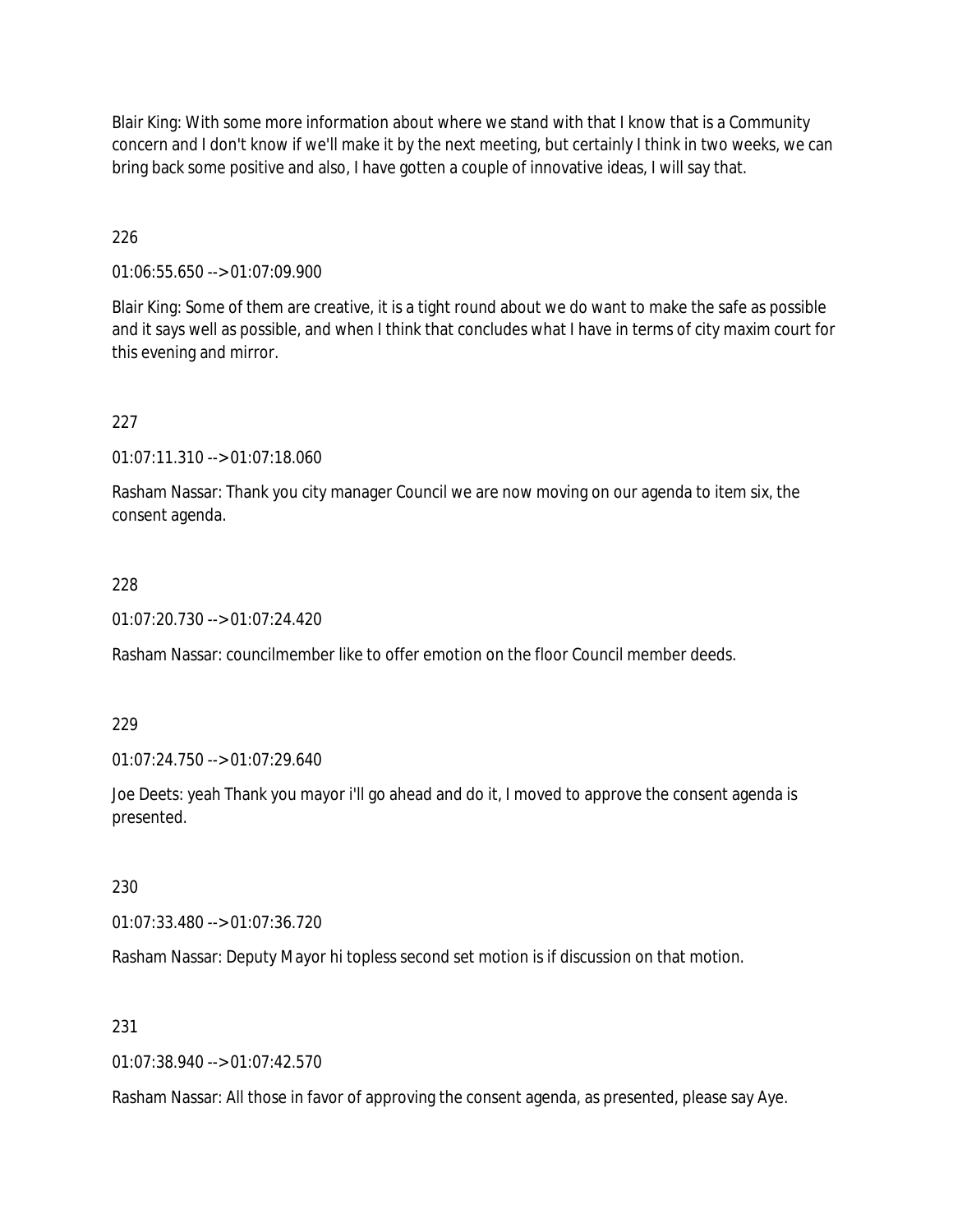Blair King: With some more information about where we stand with that I know that is a Community concern and I don't know if we'll make it by the next meeting, but certainly I think in two weeks, we can bring back some positive and also, I have gotten a couple of innovative ideas, I will say that.

226

01:06:55.650 --> 01:07:09.900

Blair King: Some of them are creative, it is a tight round about we do want to make the safe as possible and it says well as possible, and when I think that concludes what I have in terms of city maxim court for this evening and mirror.

227

01:07:11.310 --> 01:07:18.060

Rasham Nassar: Thank you city manager Council we are now moving on our agenda to item six, the consent agenda.

228

01:07:20.730 --> 01:07:24.420

Rasham Nassar: councilmember like to offer emotion on the floor Council member deeds.

229

01:07:24.750 --> 01:07:29.640

Joe Deets: yeah Thank you mayor i'll go ahead and do it, I moved to approve the consent agenda is presented.

230

01:07:33.480 --> 01:07:36.720

Rasham Nassar: Deputy Mayor hi topless second set motion is if discussion on that motion.

231

01:07:38.940 --> 01:07:42.570

Rasham Nassar: All those in favor of approving the consent agenda, as presented, please say Aye.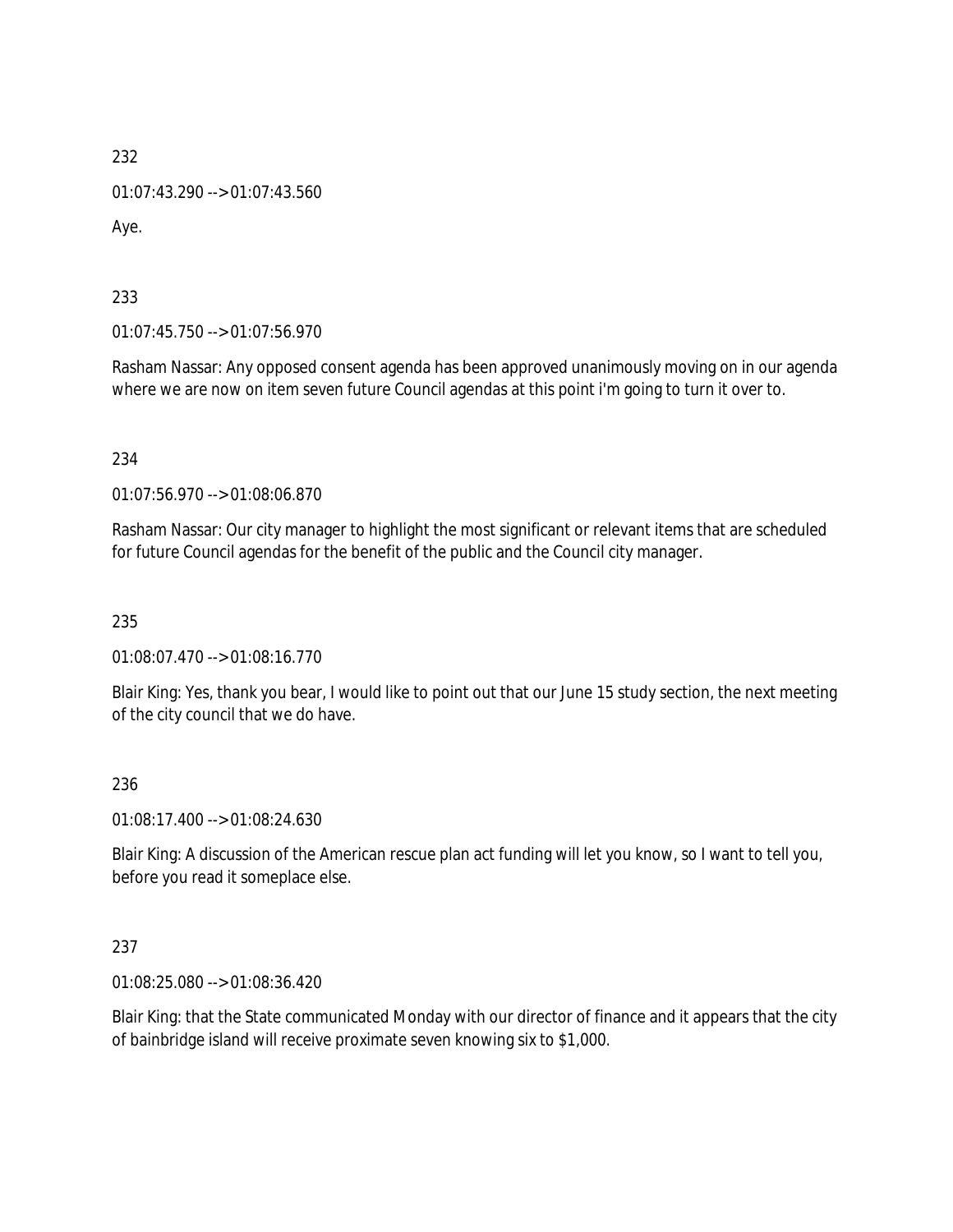232

01:07:43.290 --> 01:07:43.560

Aye.

233

01:07:45.750 --> 01:07:56.970

Rasham Nassar: Any opposed consent agenda has been approved unanimously moving on in our agenda where we are now on item seven future Council agendas at this point i'm going to turn it over to.

234

01:07:56.970 --> 01:08:06.870

Rasham Nassar: Our city manager to highlight the most significant or relevant items that are scheduled for future Council agendas for the benefit of the public and the Council city manager.

235

01:08:07.470 --> 01:08:16.770

Blair King: Yes, thank you bear, I would like to point out that our June 15 study section, the next meeting of the city council that we do have.

236

01:08:17.400 --> 01:08:24.630

Blair King: A discussion of the American rescue plan act funding will let you know, so I want to tell you, before you read it someplace else.

237

01:08:25.080 --> 01:08:36.420

Blair King: that the State communicated Monday with our director of finance and it appears that the city of bainbridge island will receive proximate seven knowing six to $1,000.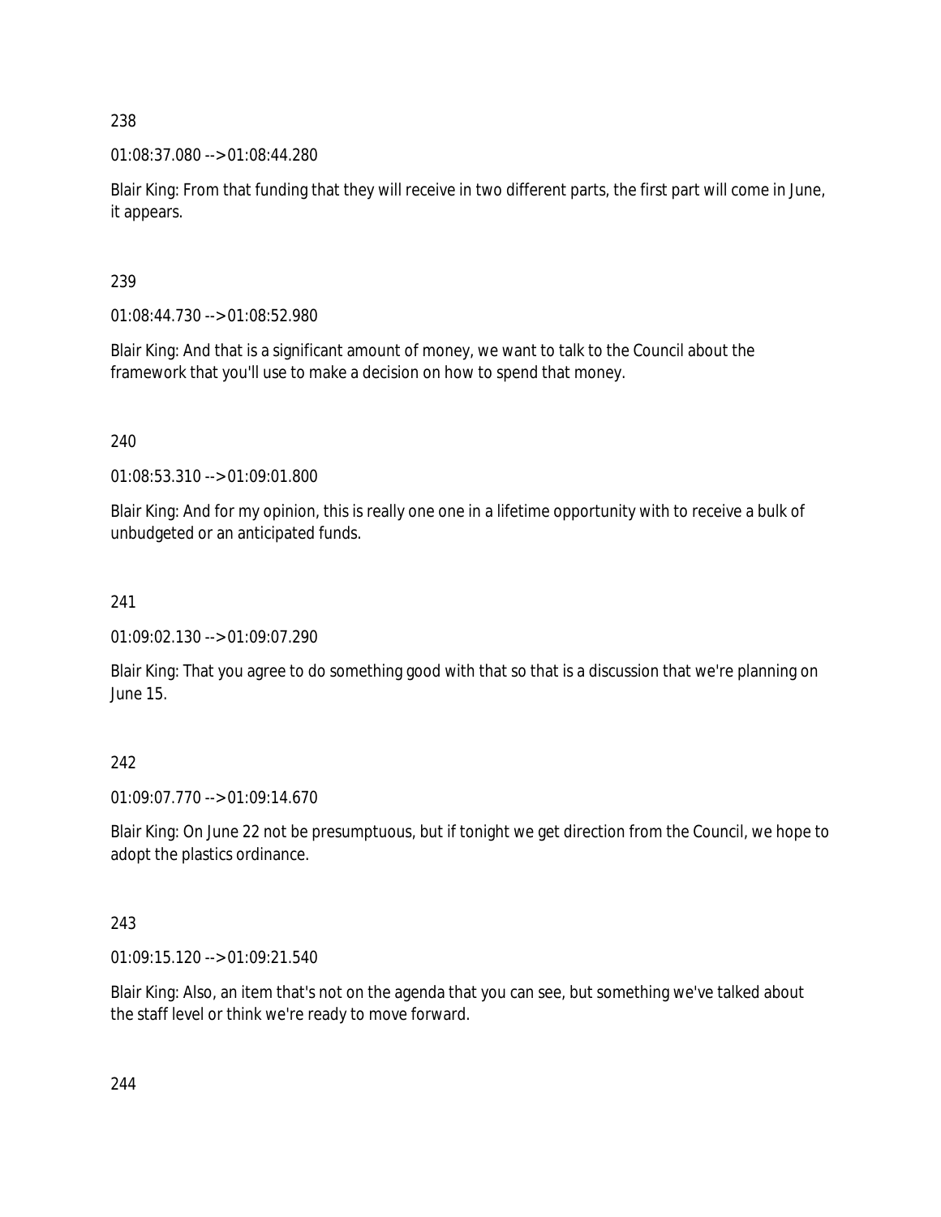238

01:08:37.080 --> 01:08:44.280

Blair King: From that funding that they will receive in two different parts, the first part will come in June, it appears.

239

01:08:44.730 --> 01:08:52.980

Blair King: And that is a significant amount of money, we want to talk to the Council about the framework that you'll use to make a decision on how to spend that money.

240

01:08:53.310 --> 01:09:01.800

Blair King: And for my opinion, this is really one one in a lifetime opportunity with to receive a bulk of unbudgeted or an anticipated funds.

241

01:09:02.130 --> 01:09:07.290

Blair King: That you agree to do something good with that so that is a discussion that we're planning on June 15.

242

01:09:07.770 --> 01:09:14.670

Blair King: On June 22 not be presumptuous, but if tonight we get direction from the Council, we hope to adopt the plastics ordinance.

243

01:09:15.120 --> 01:09:21.540

Blair King: Also, an item that's not on the agenda that you can see, but something we've talked about the staff level or think we're ready to move forward.

244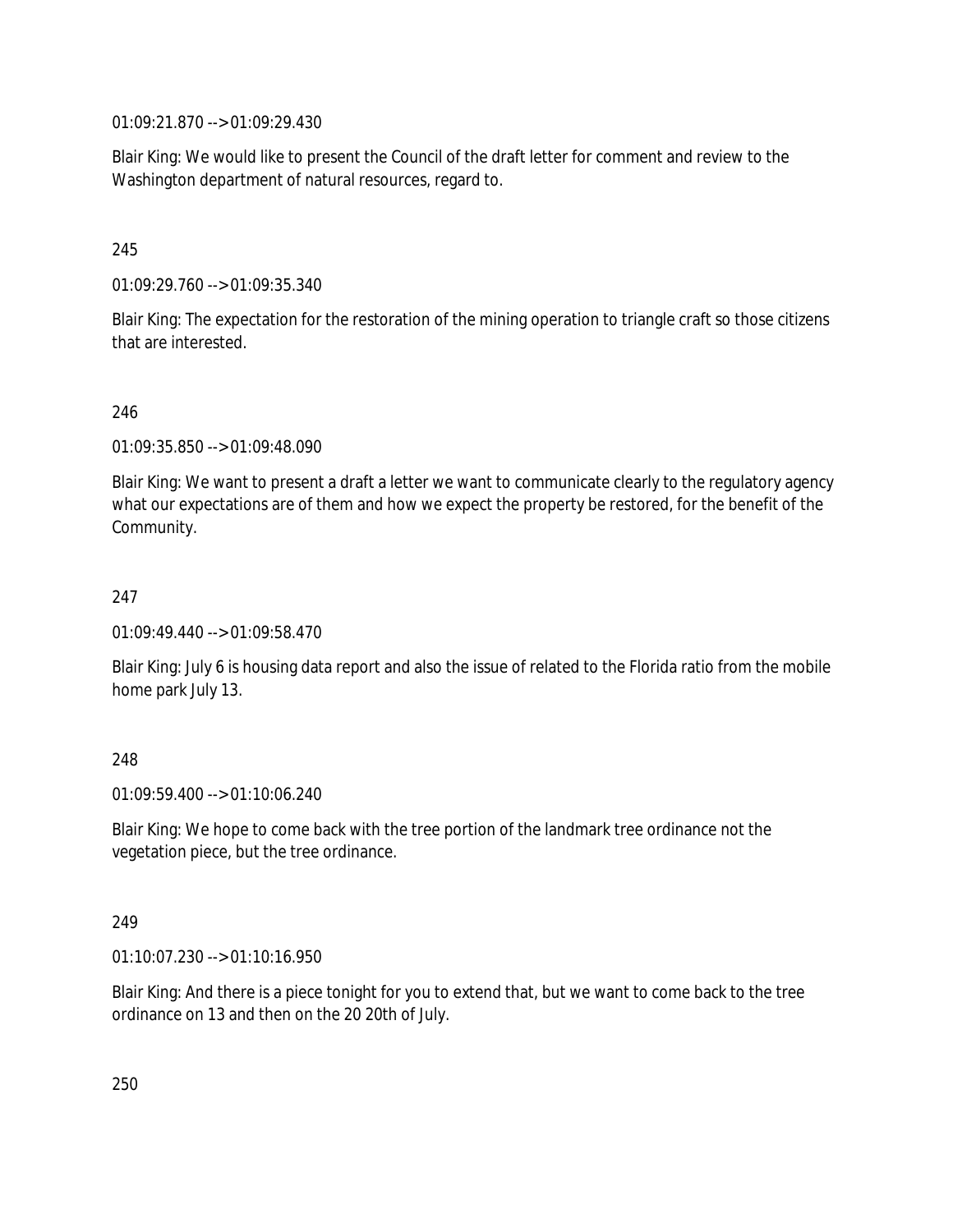01:09:21.870 --> 01:09:29.430

Blair King: We would like to present the Council of the draft letter for comment and review to the Washington department of natural resources, regard to.

245

01:09:29.760 --> 01:09:35.340

Blair King: The expectation for the restoration of the mining operation to triangle craft so those citizens that are interested.

246

01:09:35.850 --> 01:09:48.090

Blair King: We want to present a draft a letter we want to communicate clearly to the regulatory agency what our expectations are of them and how we expect the property be restored, for the benefit of the Community.

247

01:09:49.440 --> 01:09:58.470

Blair King: July 6 is housing data report and also the issue of related to the Florida ratio from the mobile home park July 13.

248

01:09:59.400 --> 01:10:06.240

Blair King: We hope to come back with the tree portion of the landmark tree ordinance not the vegetation piece, but the tree ordinance.

249

01:10:07.230 --> 01:10:16.950

Blair King: And there is a piece tonight for you to extend that, but we want to come back to the tree ordinance on 13 and then on the 20 20th of July.

250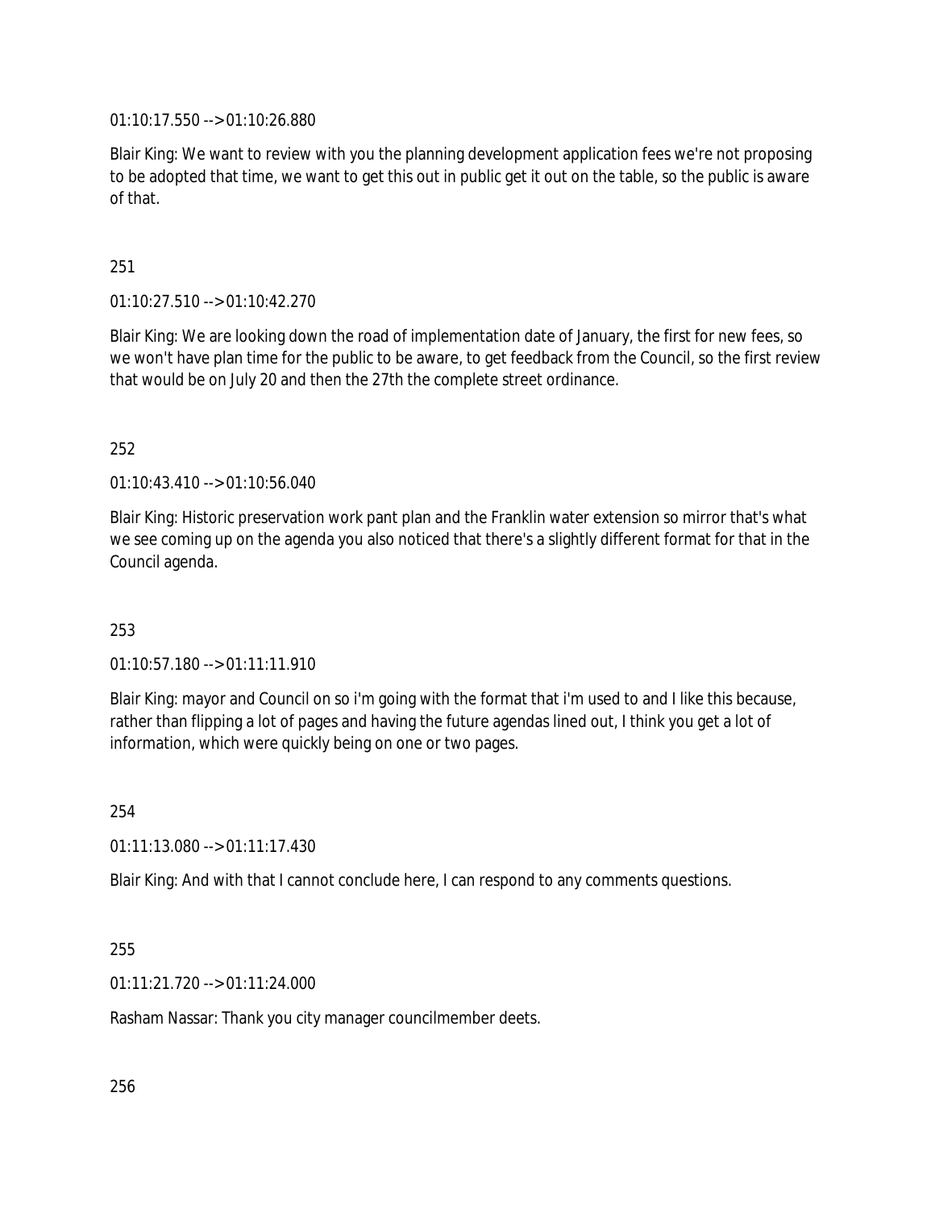01:10:17.550 --> 01:10:26.880

Blair King: We want to review with you the planning development application fees we're not proposing to be adopted that time, we want to get this out in public get it out on the table, so the public is aware of that.

251

01:10:27.510 --> 01:10:42.270

Blair King: We are looking down the road of implementation date of January, the first for new fees, so we won't have plan time for the public to be aware, to get feedback from the Council, so the first review that would be on July 20 and then the 27th the complete street ordinance.

252

01:10:43.410 --> 01:10:56.040

Blair King: Historic preservation work pant plan and the Franklin water extension so mirror that's what we see coming up on the agenda you also noticed that there's a slightly different format for that in the Council agenda.

253

01:10:57.180 --> 01:11:11.910

Blair King: mayor and Council on so i'm going with the format that i'm used to and I like this because, rather than flipping a lot of pages and having the future agendas lined out, I think you get a lot of information, which were quickly being on one or two pages.

254

01:11:13.080 --> 01:11:17.430

Blair King: And with that I cannot conclude here, I can respond to any comments questions.

255

01:11:21.720 --> 01:11:24.000

Rasham Nassar: Thank you city manager councilmember deets.

256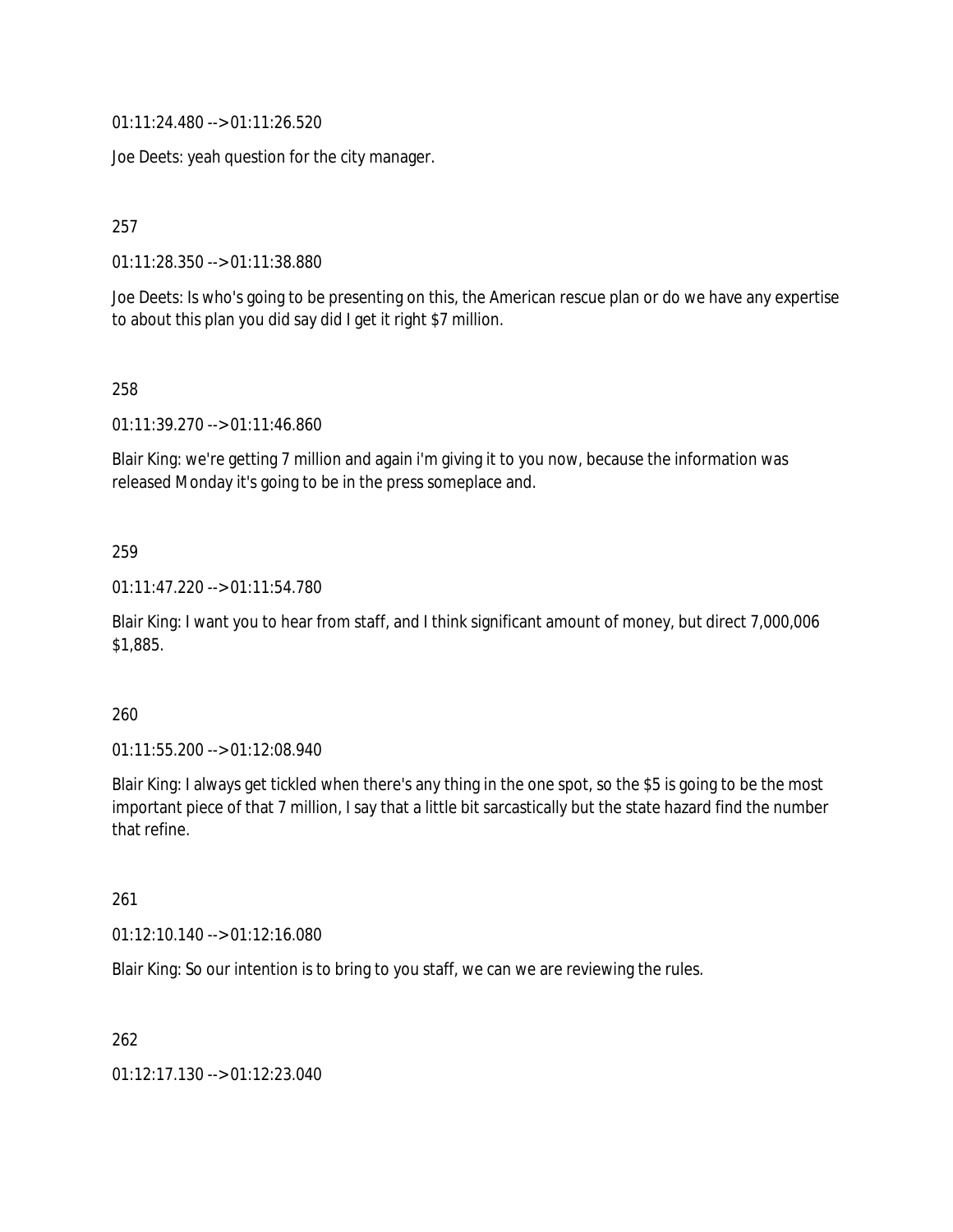01:11:24.480 --> 01:11:26.520

Joe Deets: yeah question for the city manager.

257

01:11:28.350 --> 01:11:38.880

Joe Deets: Is who's going to be presenting on this, the American rescue plan or do we have any expertise to about this plan you did say did I get it right $7 million.

258

01:11:39.270 --> 01:11:46.860

Blair King: we're getting 7 million and again i'm giving it to you now, because the information was released Monday it's going to be in the press someplace and.

259

01:11:47.220 --> 01:11:54.780

Blair King: I want you to hear from staff, and I think significant amount of money, but direct 7,000,006 $1,885.

260

01:11:55.200 --> 01:12:08.940

Blair King: I always get tickled when there's any thing in the one spot, so the $5 is going to be the most important piece of that 7 million, I say that a little bit sarcastically but the state hazard find the number that refine.

261

01:12:10.140 --> 01:12:16.080

Blair King: So our intention is to bring to you staff, we can we are reviewing the rules.

262

01:12:17.130 --> 01:12:23.040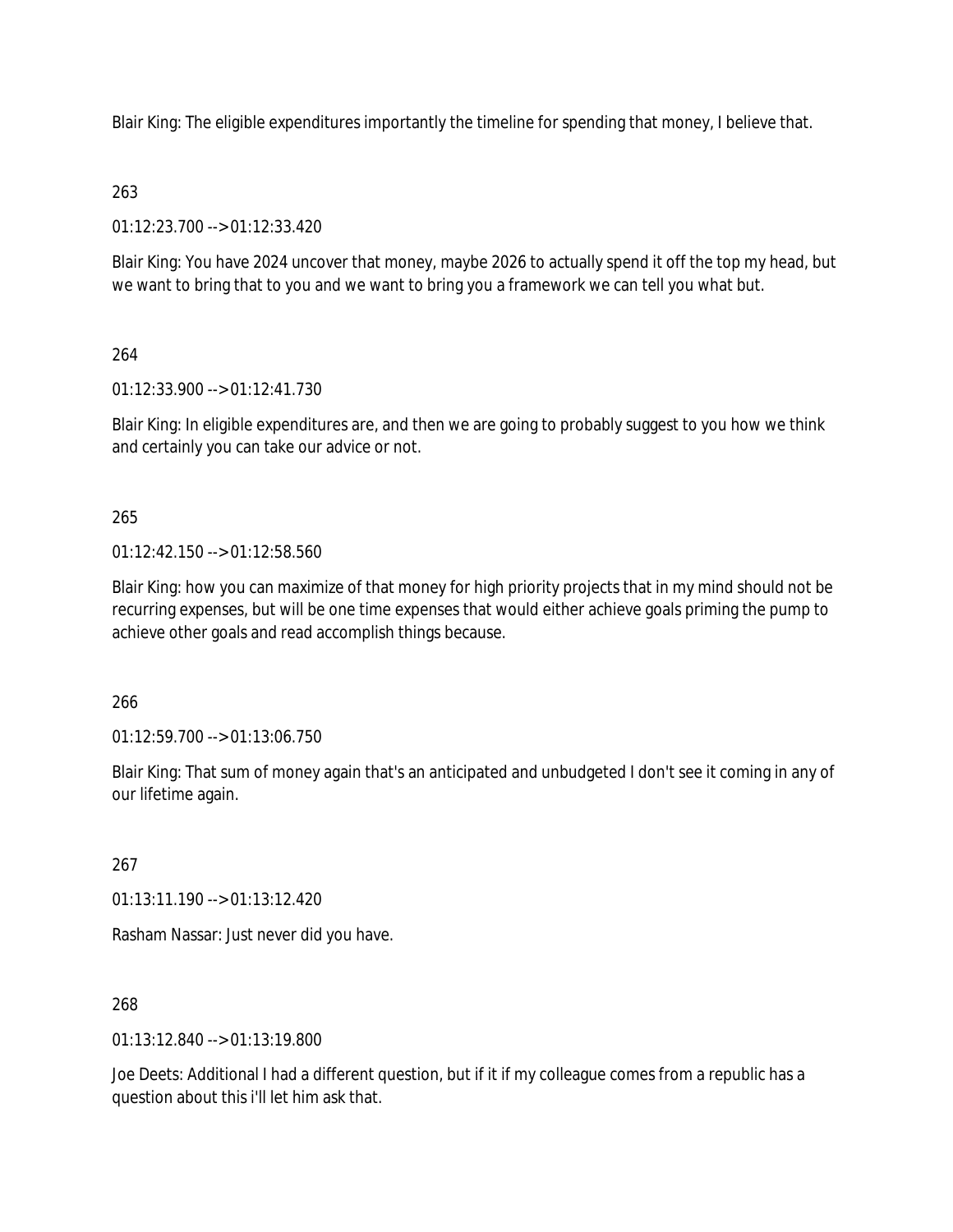Blair King: The eligible expenditures importantly the timeline for spending that money, I believe that.

263

01:12:23.700 --> 01:12:33.420

Blair King: You have 2024 uncover that money, maybe 2026 to actually spend it off the top my head, but we want to bring that to you and we want to bring you a framework we can tell you what but.

264

01:12:33.900 --> 01:12:41.730

Blair King: In eligible expenditures are, and then we are going to probably suggest to you how we think and certainly you can take our advice or not.

265

01:12:42.150 --> 01:12:58.560

Blair King: how you can maximize of that money for high priority projects that in my mind should not be recurring expenses, but will be one time expenses that would either achieve goals priming the pump to achieve other goals and read accomplish things because.

266

01:12:59.700 --> 01:13:06.750

Blair King: That sum of money again that's an anticipated and unbudgeted I don't see it coming in any of our lifetime again.

267

01:13:11.190 --> 01:13:12.420

Rasham Nassar: Just never did you have.

268

01:13:12.840 --> 01:13:19.800

Joe Deets: Additional I had a different question, but if it if my colleague comes from a republic has a question about this i'll let him ask that.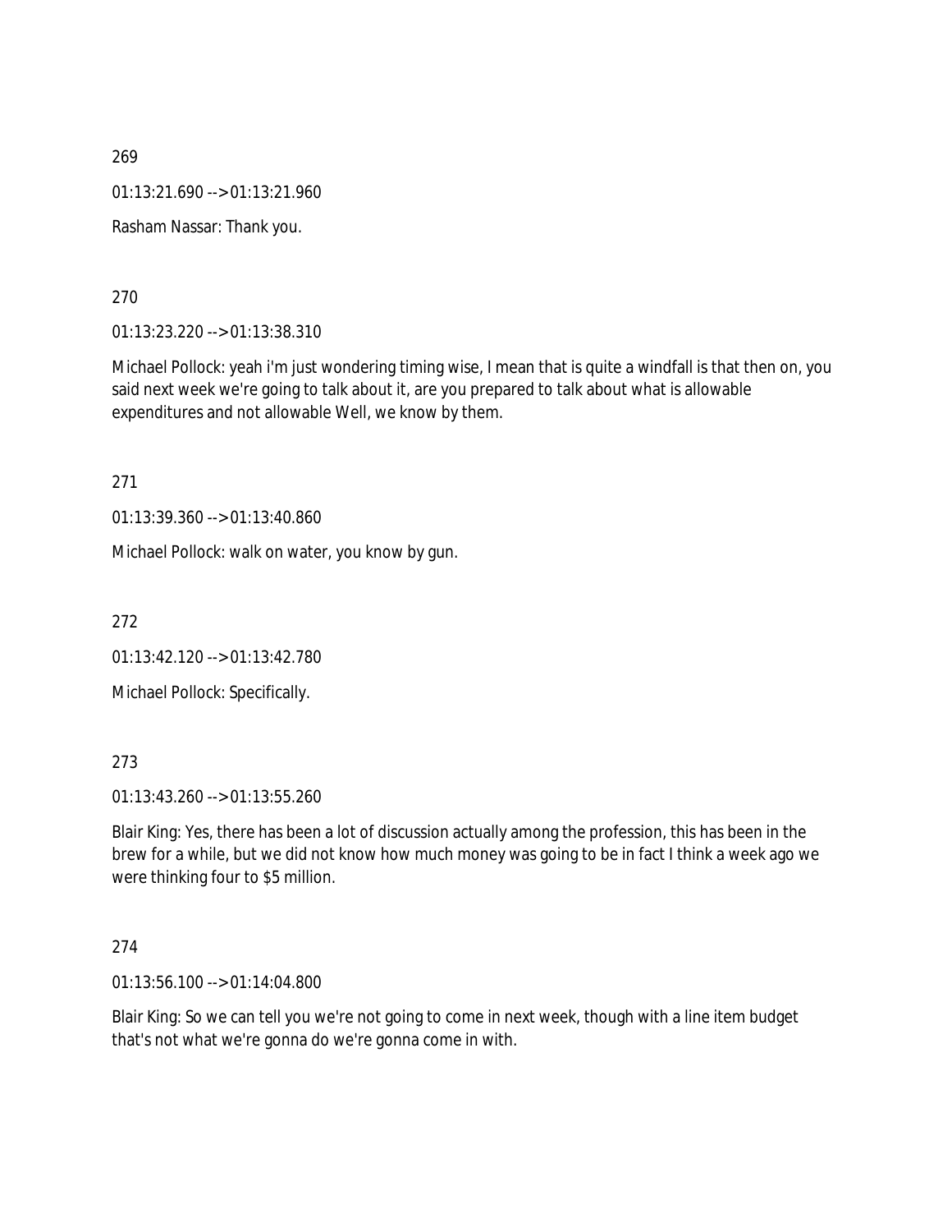269

01:13:21.690 --> 01:13:21.960

Rasham Nassar: Thank you.

270

01:13:23.220 --> 01:13:38.310

Michael Pollock: yeah i'm just wondering timing wise, I mean that is quite a windfall is that then on, you said next week we're going to talk about it, are you prepared to talk about what is allowable expenditures and not allowable Well, we know by them.

271

01:13:39.360 --> 01:13:40.860

Michael Pollock: walk on water, you know by gun.

272

01:13:42.120 --> 01:13:42.780

Michael Pollock: Specifically.

273

01:13:43.260 --> 01:13:55.260

Blair King: Yes, there has been a lot of discussion actually among the profession, this has been in the brew for a while, but we did not know how much money was going to be in fact I think a week ago we were thinking four to $5 million.

274

01:13:56.100 --> 01:14:04.800

Blair King: So we can tell you we're not going to come in next week, though with a line item budget that's not what we're gonna do we're gonna come in with.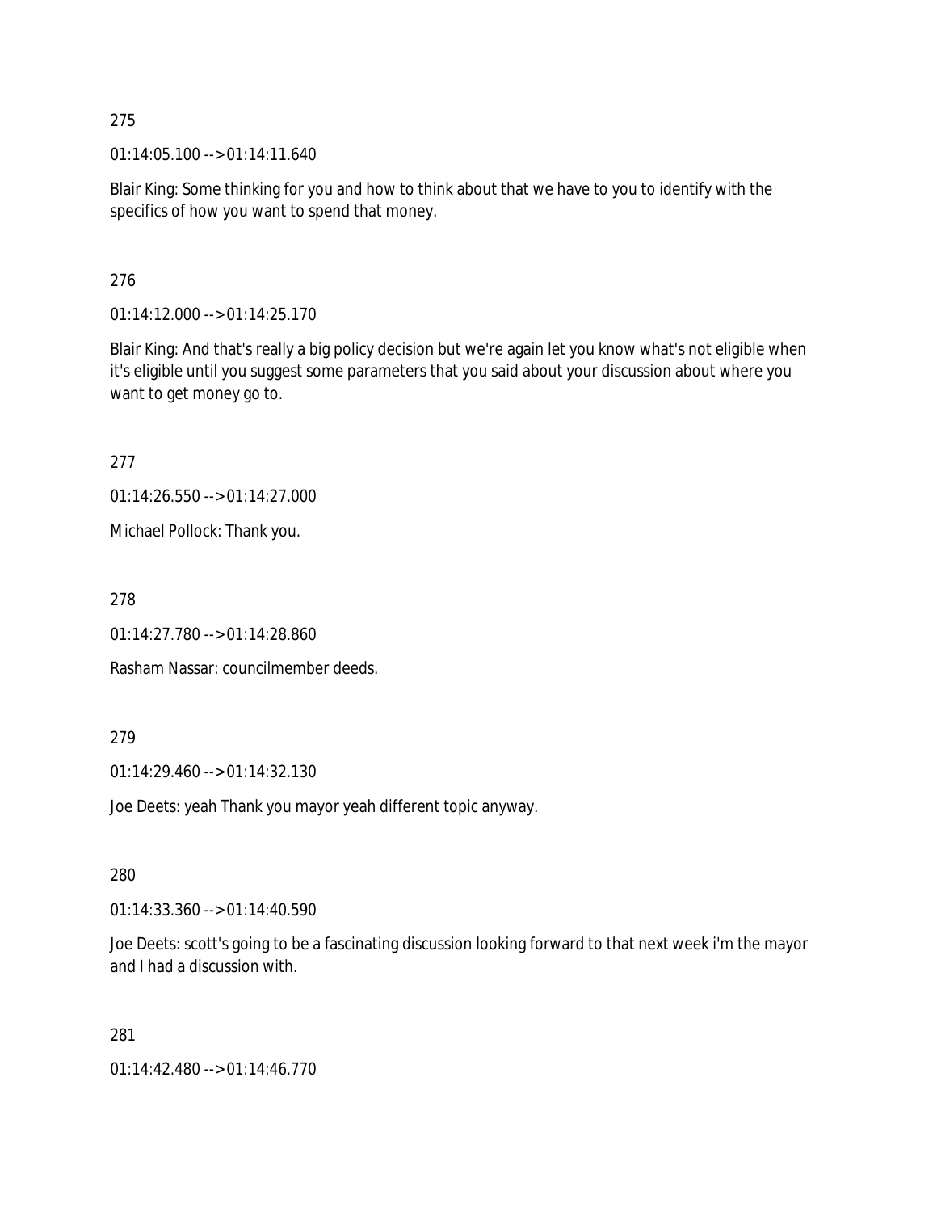275

01:14:05.100 --> 01:14:11.640

Blair King: Some thinking for you and how to think about that we have to you to identify with the specifics of how you want to spend that money.

276

01:14:12.000 --> 01:14:25.170

Blair King: And that's really a big policy decision but we're again let you know what's not eligible when it's eligible until you suggest some parameters that you said about your discussion about where you want to get money go to.

277

01:14:26.550 --> 01:14:27.000

Michael Pollock: Thank you.

278

01:14:27.780 --> 01:14:28.860

Rasham Nassar: councilmember deeds.

279

01:14:29.460 --> 01:14:32.130

Joe Deets: yeah Thank you mayor yeah different topic anyway.

280

01:14:33.360 --> 01:14:40.590

Joe Deets: scott's going to be a fascinating discussion looking forward to that next week i'm the mayor and I had a discussion with.

281

01:14:42.480 --> 01:14:46.770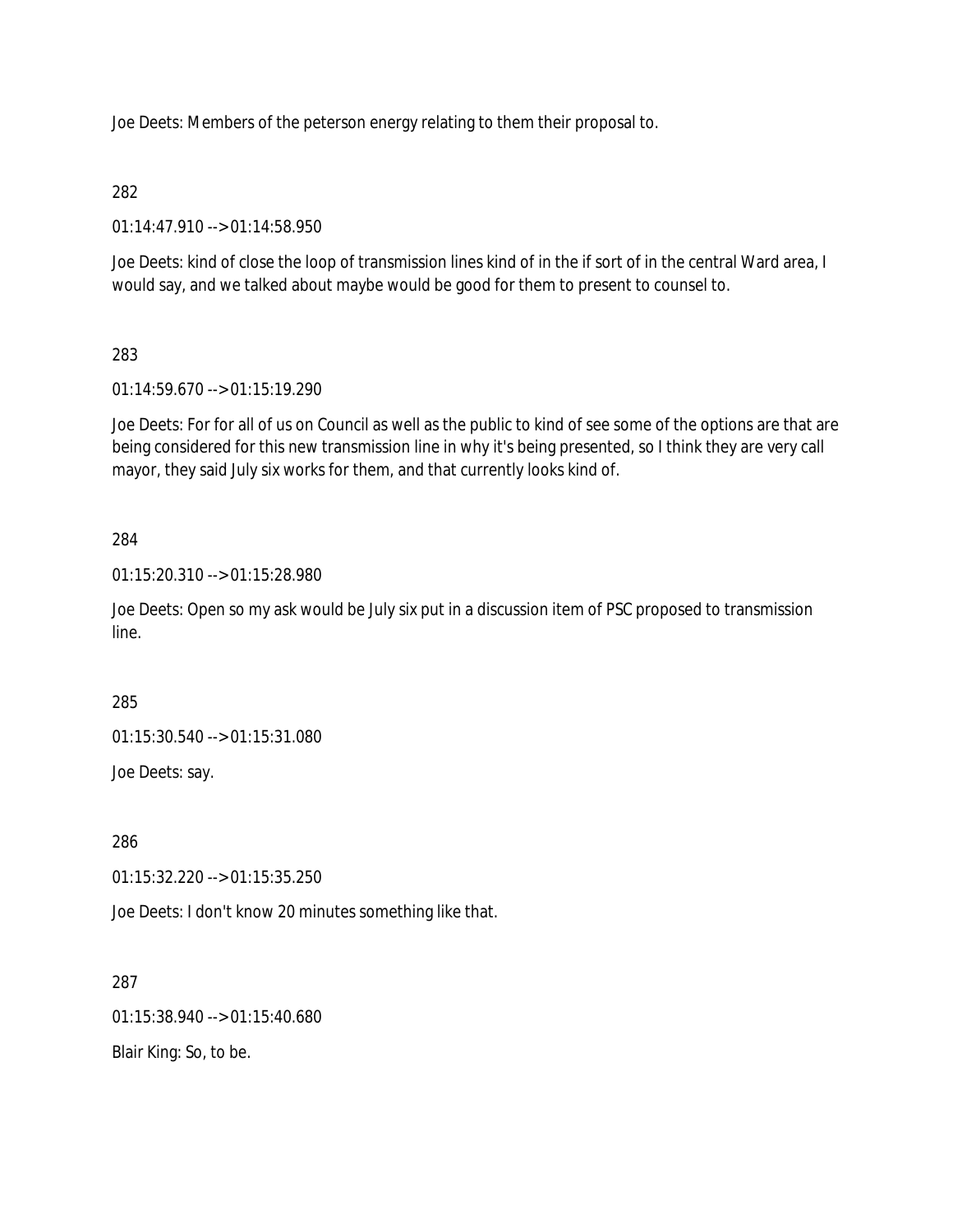Joe Deets: Members of the peterson energy relating to them their proposal to.

282

01:14:47.910 --> 01:14:58.950

Joe Deets: kind of close the loop of transmission lines kind of in the if sort of in the central Ward area, I would say, and we talked about maybe would be good for them to present to counsel to.

283

01:14:59.670 --> 01:15:19.290

Joe Deets: For for all of us on Council as well as the public to kind of see some of the options are that are being considered for this new transmission line in why it's being presented, so I think they are very call mayor, they said July six works for them, and that currently looks kind of.

284

01:15:20.310 --> 01:15:28.980

Joe Deets: Open so my ask would be July six put in a discussion item of PSC proposed to transmission line.

285

01:15:30.540 --> 01:15:31.080

Joe Deets: say.

286

01:15:32.220 --> 01:15:35.250

Joe Deets: I don't know 20 minutes something like that.

287

01:15:38.940 --> 01:15:40.680

Blair King: So, to be.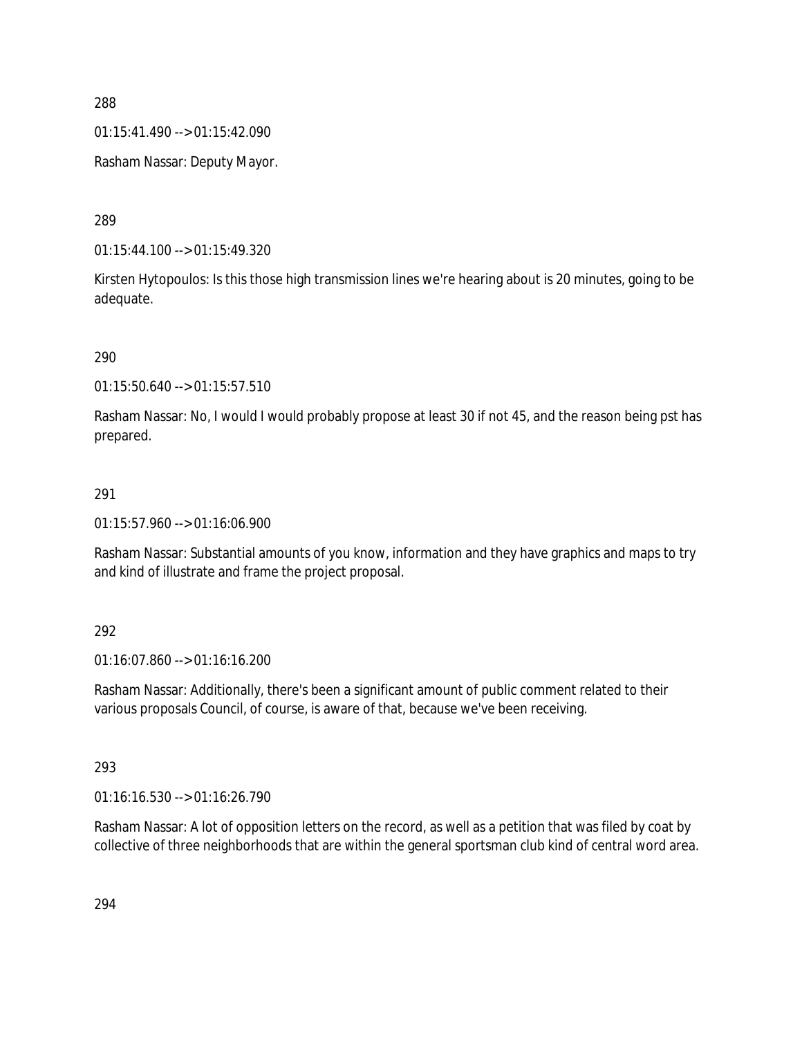288

01:15:41.490 --> 01:15:42.090

Rasham Nassar: Deputy Mayor.

289

01:15:44.100 --> 01:15:49.320

Kirsten Hytopoulos: Is this those high transmission lines we're hearing about is 20 minutes, going to be adequate.

290

01:15:50.640 --> 01:15:57.510

Rasham Nassar: No, I would I would probably propose at least 30 if not 45, and the reason being pst has prepared.

291

01:15:57.960 --> 01:16:06.900

Rasham Nassar: Substantial amounts of you know, information and they have graphics and maps to try and kind of illustrate and frame the project proposal.

292

01:16:07.860 --> 01:16:16.200

Rasham Nassar: Additionally, there's been a significant amount of public comment related to their various proposals Council, of course, is aware of that, because we've been receiving.

293

01:16:16.530 --> 01:16:26.790

Rasham Nassar: A lot of opposition letters on the record, as well as a petition that was filed by coat by collective of three neighborhoods that are within the general sportsman club kind of central word area.

294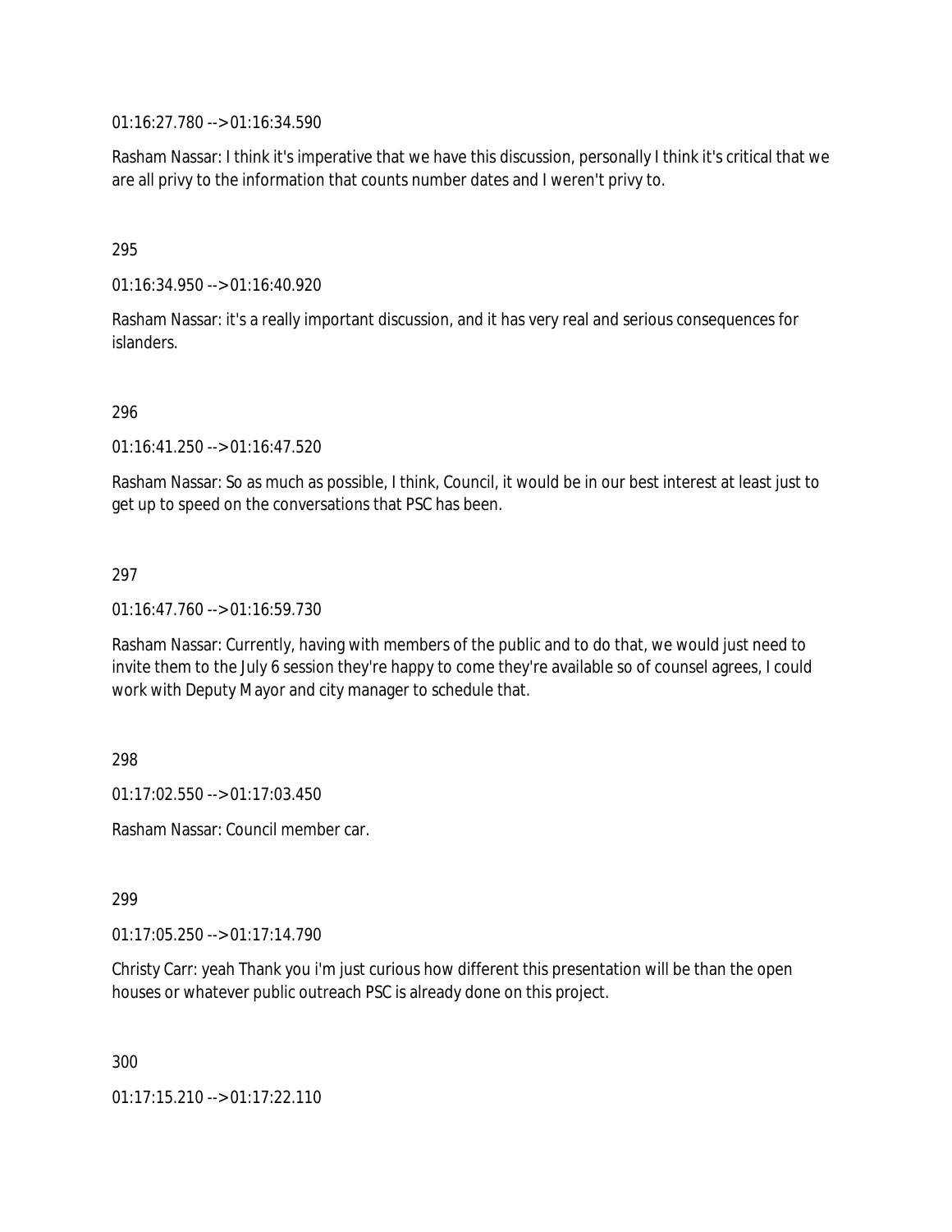01:16:27.780 --> 01:16:34.590

Rasham Nassar: I think it's imperative that we have this discussion, personally I think it's critical that we are all privy to the information that counts number dates and I weren't privy to.

295

01:16:34.950 --> 01:16:40.920

Rasham Nassar: it's a really important discussion, and it has very real and serious consequences for islanders.

296

01:16:41.250 --> 01:16:47.520

Rasham Nassar: So as much as possible, I think, Council, it would be in our best interest at least just to get up to speed on the conversations that PSC has been.

297

01:16:47.760 --> 01:16:59.730

Rasham Nassar: Currently, having with members of the public and to do that, we would just need to invite them to the July 6 session they're happy to come they're available so of counsel agrees, I could work with Deputy Mayor and city manager to schedule that.

298

01:17:02.550 --> 01:17:03.450

Rasham Nassar: Council member car.

299

01:17:05.250 --> 01:17:14.790

Christy Carr: yeah Thank you i'm just curious how different this presentation will be than the open houses or whatever public outreach PSC is already done on this project.

300

01:17:15.210 --> 01:17:22.110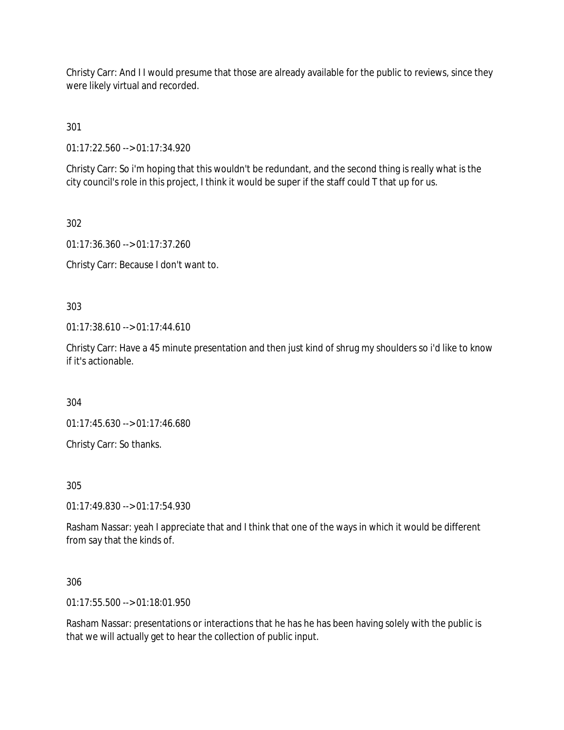Christy Carr: And I I would presume that those are already available for the public to reviews, since they were likely virtual and recorded.

301

01:17:22.560 --> 01:17:34.920

Christy Carr: So i'm hoping that this wouldn't be redundant, and the second thing is really what is the city council's role in this project, I think it would be super if the staff could T that up for us.

302

01:17:36.360 --> 01:17:37.260

Christy Carr: Because I don't want to.

303

01:17:38.610 --> 01:17:44.610

Christy Carr: Have a 45 minute presentation and then just kind of shrug my shoulders so i'd like to know if it's actionable.

304

01:17:45.630 --> 01:17:46.680

Christy Carr: So thanks.

305

01:17:49.830 --> 01:17:54.930

Rasham Nassar: yeah I appreciate that and I think that one of the ways in which it would be different from say that the kinds of.

306

01:17:55.500 --> 01:18:01.950

Rasham Nassar: presentations or interactions that he has he has been having solely with the public is that we will actually get to hear the collection of public input.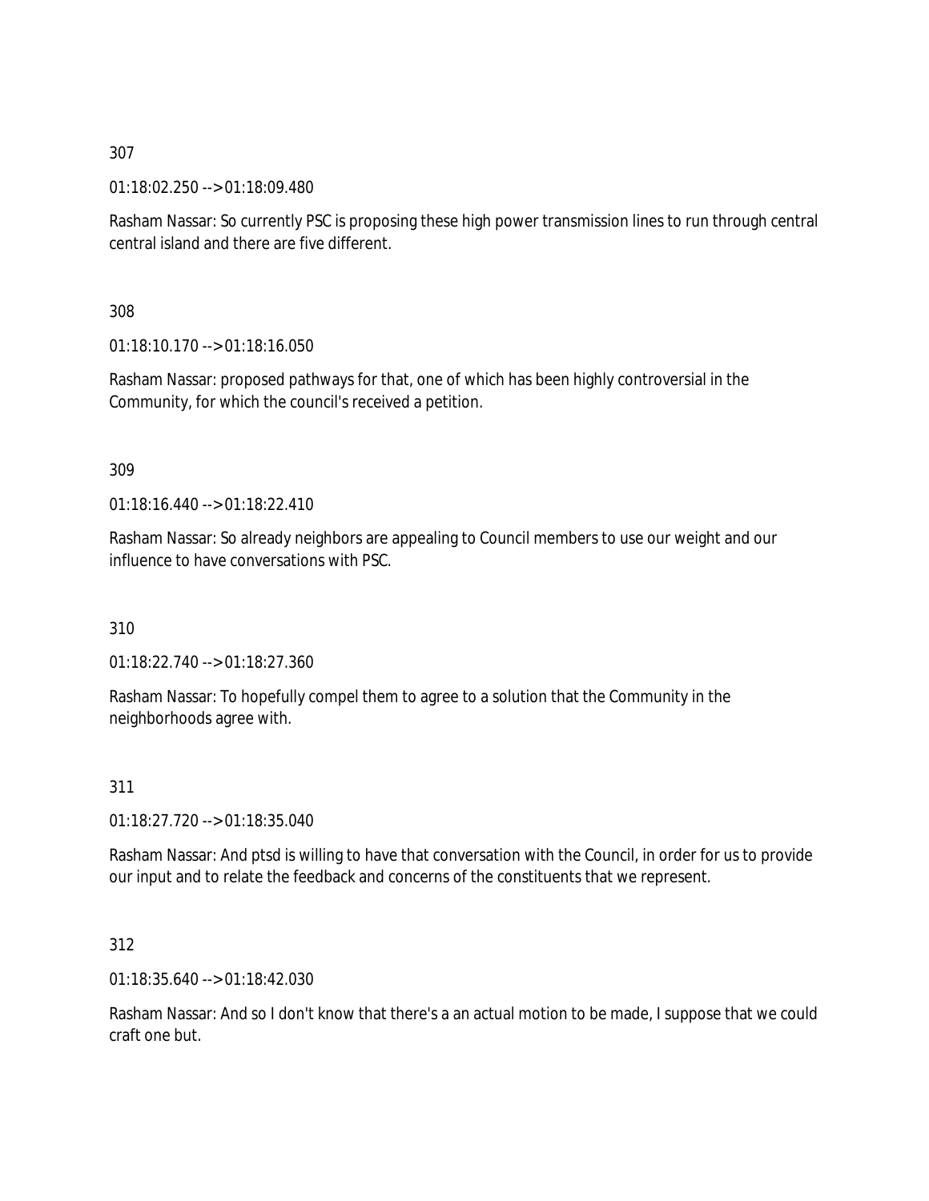307

01:18:02.250 --> 01:18:09.480

Rasham Nassar: So currently PSC is proposing these high power transmission lines to run through central central island and there are five different.

308

01:18:10.170 --> 01:18:16.050

Rasham Nassar: proposed pathways for that, one of which has been highly controversial in the Community, for which the council's received a petition.

309

01:18:16.440 --> 01:18:22.410

Rasham Nassar: So already neighbors are appealing to Council members to use our weight and our influence to have conversations with PSC.

310

01:18:22.740 --> 01:18:27.360

Rasham Nassar: To hopefully compel them to agree to a solution that the Community in the neighborhoods agree with.

311

01:18:27.720 --> 01:18:35.040

Rasham Nassar: And ptsd is willing to have that conversation with the Council, in order for us to provide our input and to relate the feedback and concerns of the constituents that we represent.

312

01:18:35.640 --> 01:18:42.030

Rasham Nassar: And so I don't know that there's a an actual motion to be made, I suppose that we could craft one but.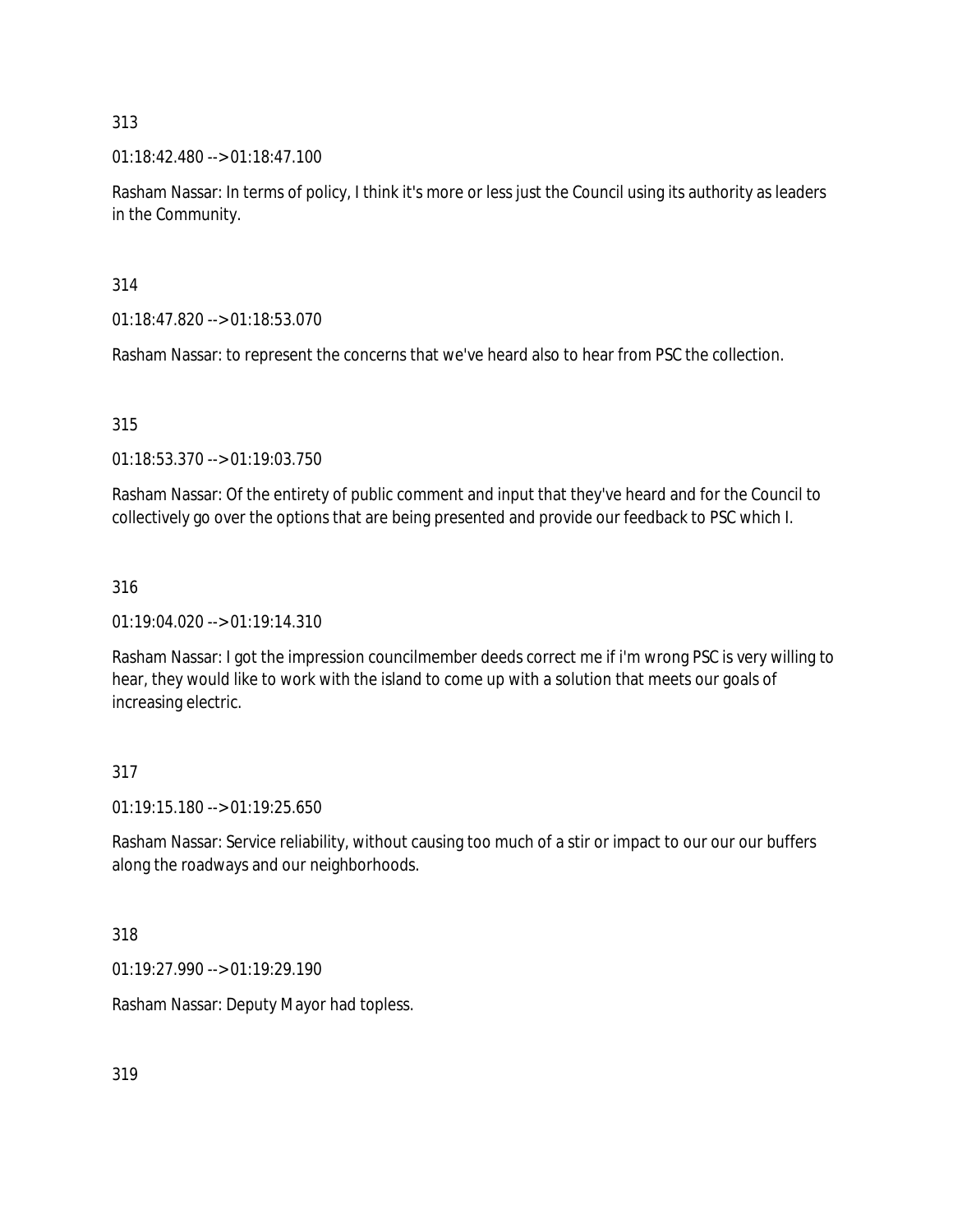313

01:18:42.480 --> 01:18:47.100

Rasham Nassar: In terms of policy, I think it's more or less just the Council using its authority as leaders in the Community.

314

01:18:47.820 --> 01:18:53.070

Rasham Nassar: to represent the concerns that we've heard also to hear from PSC the collection.

315

01:18:53.370 --> 01:19:03.750

Rasham Nassar: Of the entirety of public comment and input that they've heard and for the Council to collectively go over the options that are being presented and provide our feedback to PSC which I.

316

01:19:04.020 --> 01:19:14.310

Rasham Nassar: I got the impression councilmember deeds correct me if i'm wrong PSC is very willing to hear, they would like to work with the island to come up with a solution that meets our goals of increasing electric.

317

01:19:15.180 --> 01:19:25.650

Rasham Nassar: Service reliability, without causing too much of a stir or impact to our our our buffers along the roadways and our neighborhoods.

318

01:19:27.990 --> 01:19:29.190

Rasham Nassar: Deputy Mayor had topless.

319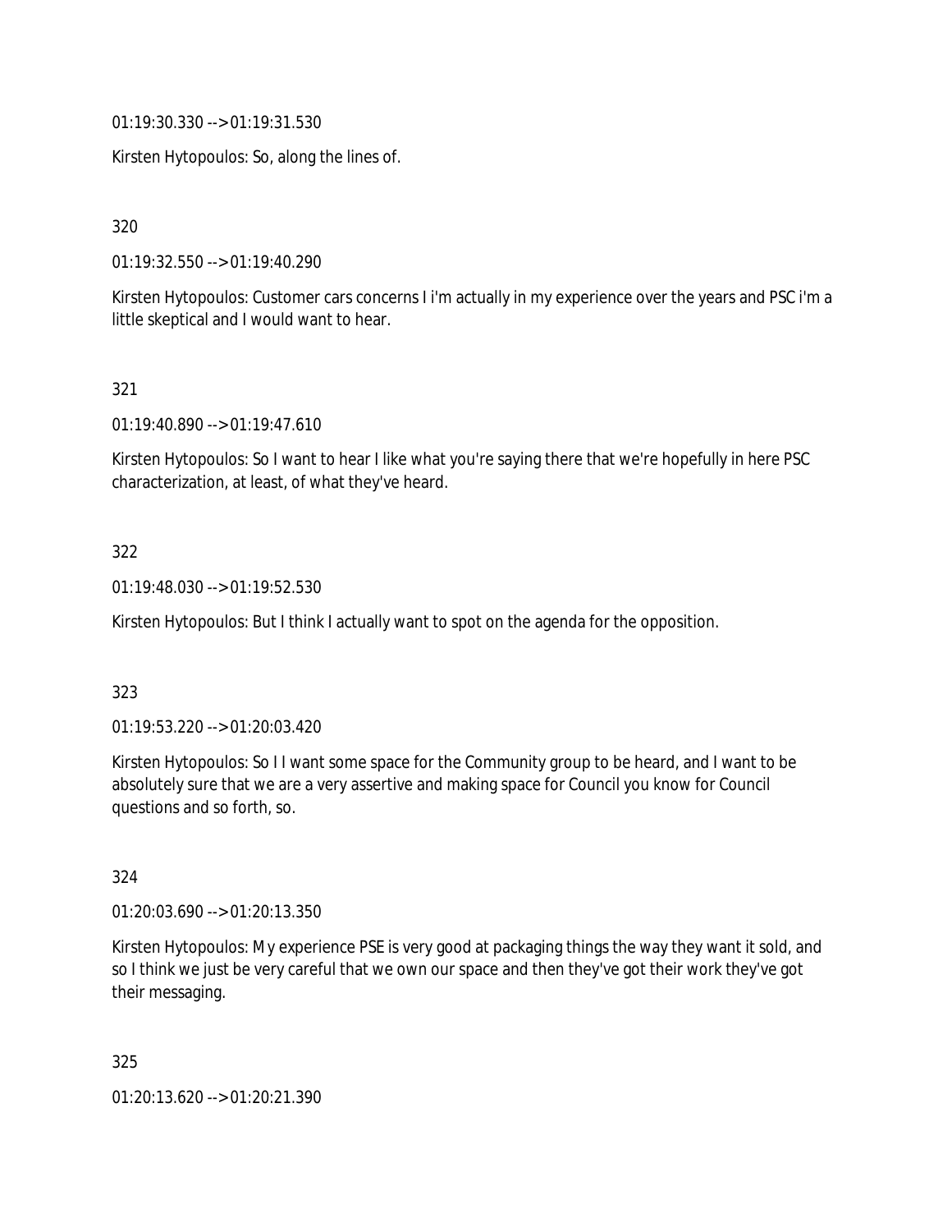01:19:30.330 --> 01:19:31.530

Kirsten Hytopoulos: So, along the lines of.

320

01:19:32.550 --> 01:19:40.290

Kirsten Hytopoulos: Customer cars concerns I i'm actually in my experience over the years and PSC i'm a little skeptical and I would want to hear.

321

01:19:40.890 --> 01:19:47.610

Kirsten Hytopoulos: So I want to hear I like what you're saying there that we're hopefully in here PSC characterization, at least, of what they've heard.

322

01:19:48.030 --> 01:19:52.530

Kirsten Hytopoulos: But I think I actually want to spot on the agenda for the opposition.

323

01:19:53.220 --> 01:20:03.420

Kirsten Hytopoulos: So I I want some space for the Community group to be heard, and I want to be absolutely sure that we are a very assertive and making space for Council you know for Council questions and so forth, so.

324

01:20:03.690 --> 01:20:13.350

Kirsten Hytopoulos: My experience PSE is very good at packaging things the way they want it sold, and so I think we just be very careful that we own our space and then they've got their work they've got their messaging.

325

01:20:13.620 --> 01:20:21.390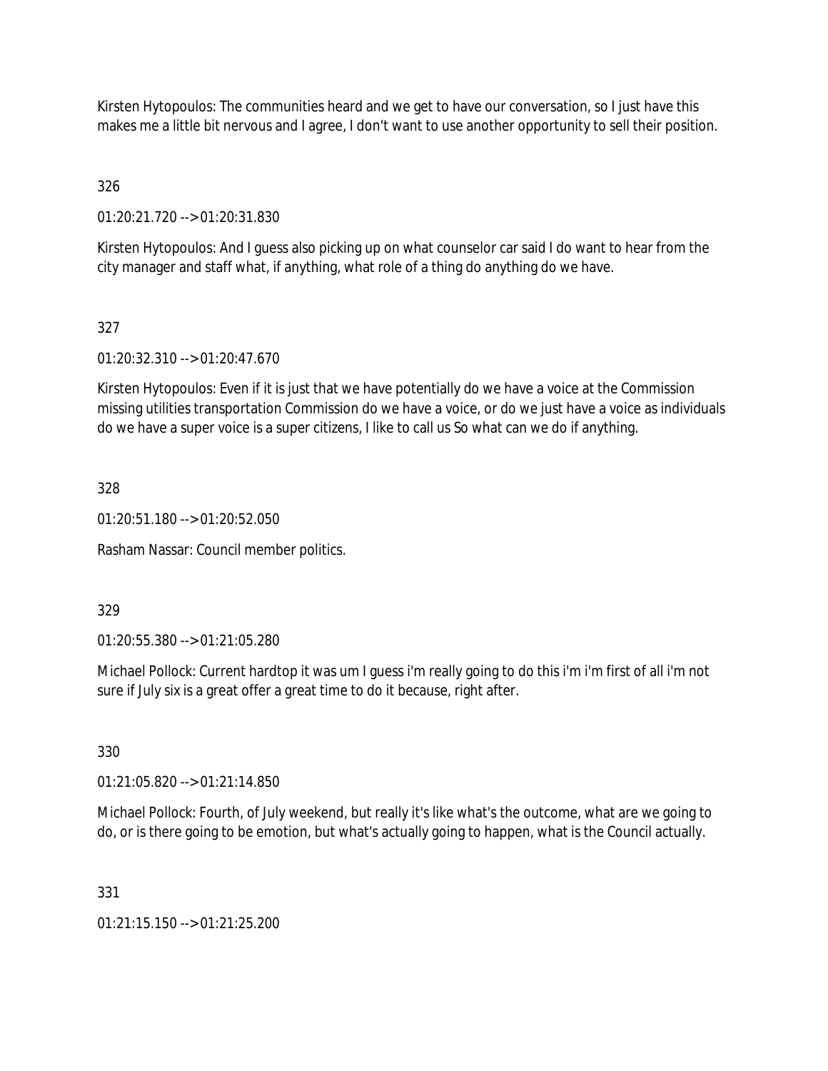Kirsten Hytopoulos: The communities heard and we get to have our conversation, so I just have this makes me a little bit nervous and I agree, I don't want to use another opportunity to sell their position.

326

01:20:21.720 --> 01:20:31.830

Kirsten Hytopoulos: And I guess also picking up on what counselor car said I do want to hear from the city manager and staff what, if anything, what role of a thing do anything do we have.

327

01:20:32.310 --> 01:20:47.670

Kirsten Hytopoulos: Even if it is just that we have potentially do we have a voice at the Commission missing utilities transportation Commission do we have a voice, or do we just have a voice as individuals do we have a super voice is a super citizens, I like to call us So what can we do if anything.

328

01:20:51.180 --> 01:20:52.050

Rasham Nassar: Council member politics.

329

01:20:55.380 --> 01:21:05.280

Michael Pollock: Current hardtop it was um I guess i'm really going to do this i'm i'm first of all i'm not sure if July six is a great offer a great time to do it because, right after.

330

01:21:05.820 --> 01:21:14.850

Michael Pollock: Fourth, of July weekend, but really it's like what's the outcome, what are we going to do, or is there going to be emotion, but what's actually going to happen, what is the Council actually.

331

01:21:15.150 --> 01:21:25.200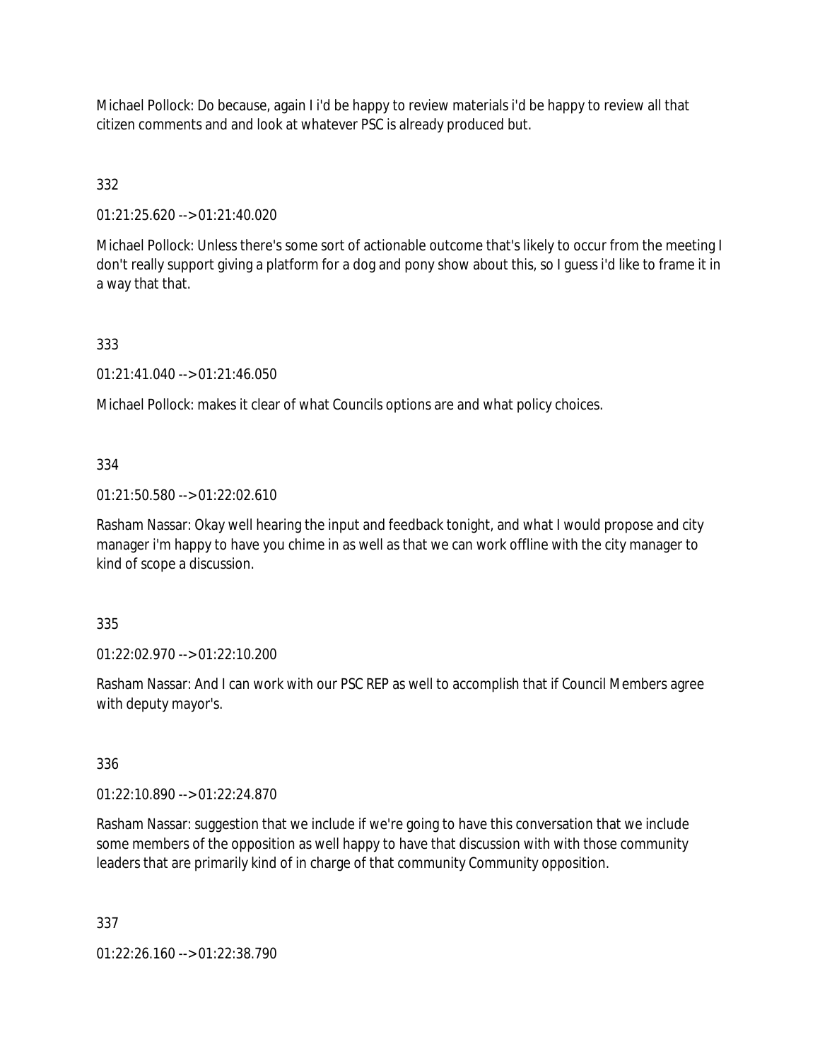Michael Pollock: Do because, again I i'd be happy to review materials i'd be happy to review all that citizen comments and and look at whatever PSC is already produced but.

332

01:21:25.620 --> 01:21:40.020

Michael Pollock: Unless there's some sort of actionable outcome that's likely to occur from the meeting I don't really support giving a platform for a dog and pony show about this, so I guess i'd like to frame it in a way that that.

333

01:21:41.040 --> 01:21:46.050

Michael Pollock: makes it clear of what Councils options are and what policy choices.

334

01:21:50.580 --> 01:22:02.610

Rasham Nassar: Okay well hearing the input and feedback tonight, and what I would propose and city manager i'm happy to have you chime in as well as that we can work offline with the city manager to kind of scope a discussion.

335

01:22:02.970 --> 01:22:10.200

Rasham Nassar: And I can work with our PSC REP as well to accomplish that if Council Members agree with deputy mayor's.

336

01:22:10.890 --> 01:22:24.870

Rasham Nassar: suggestion that we include if we're going to have this conversation that we include some members of the opposition as well happy to have that discussion with with those community leaders that are primarily kind of in charge of that community Community opposition.

337

01:22:26.160 --> 01:22:38.790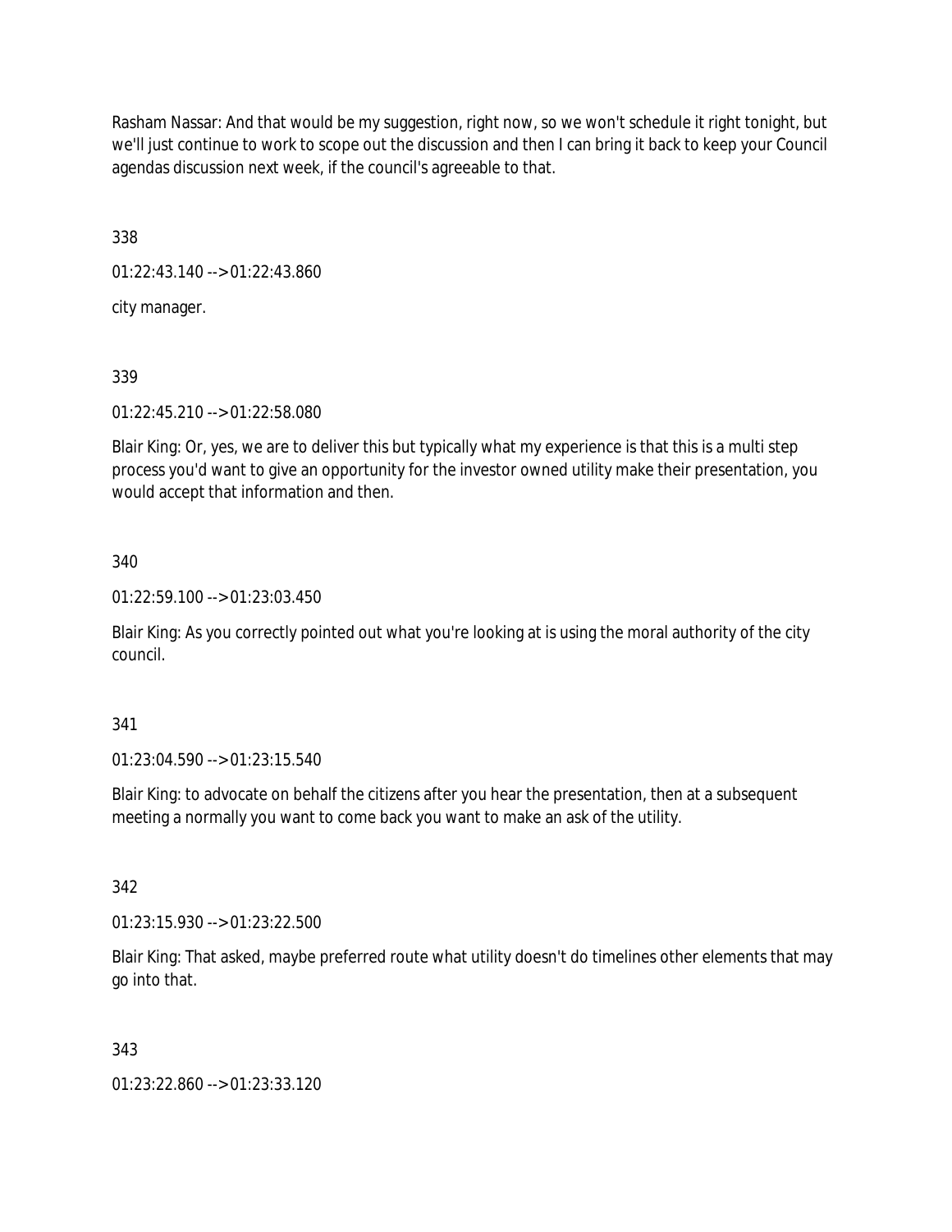Rasham Nassar: And that would be my suggestion, right now, so we won't schedule it right tonight, but we'll just continue to work to scope out the discussion and then I can bring it back to keep your Council agendas discussion next week, if the council's agreeable to that.

338

01:22:43.140 --> 01:22:43.860

city manager.

339

01:22:45.210 --> 01:22:58.080

Blair King: Or, yes, we are to deliver this but typically what my experience is that this is a multi step process you'd want to give an opportunity for the investor owned utility make their presentation, you would accept that information and then.

340

01:22:59.100 --> 01:23:03.450

Blair King: As you correctly pointed out what you're looking at is using the moral authority of the city council.

341

01:23:04.590 --> 01:23:15.540

Blair King: to advocate on behalf the citizens after you hear the presentation, then at a subsequent meeting a normally you want to come back you want to make an ask of the utility.

342

01:23:15.930 --> 01:23:22.500

Blair King: That asked, maybe preferred route what utility doesn't do timelines other elements that may go into that.

343

01:23:22.860 --> 01:23:33.120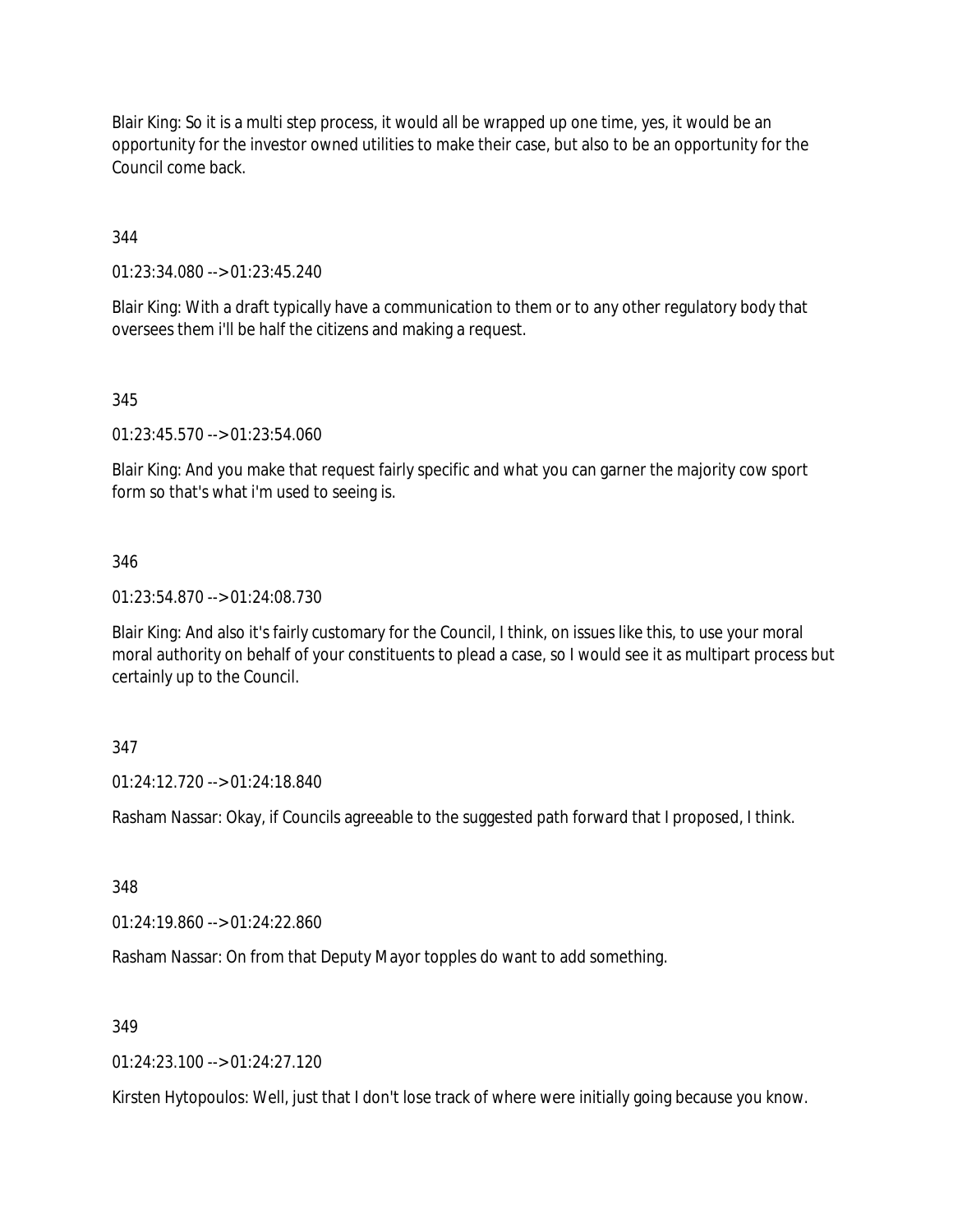Blair King: So it is a multi step process, it would all be wrapped up one time, yes, it would be an opportunity for the investor owned utilities to make their case, but also to be an opportunity for the Council come back.

344

01:23:34.080 --> 01:23:45.240

Blair King: With a draft typically have a communication to them or to any other regulatory body that oversees them i'll be half the citizens and making a request.

345

01:23:45.570 --> 01:23:54.060

Blair King: And you make that request fairly specific and what you can garner the majority cow sport form so that's what i'm used to seeing is.

346

01:23:54.870 --> 01:24:08.730

Blair King: And also it's fairly customary for the Council, I think, on issues like this, to use your moral moral authority on behalf of your constituents to plead a case, so I would see it as multipart process but certainly up to the Council.

347

01:24:12.720 --> 01:24:18.840

Rasham Nassar: Okay, if Councils agreeable to the suggested path forward that I proposed, I think.

348

01:24:19.860 --> 01:24:22.860

Rasham Nassar: On from that Deputy Mayor topples do want to add something.

349

01:24:23.100 --> 01:24:27.120

Kirsten Hytopoulos: Well, just that I don't lose track of where were initially going because you know.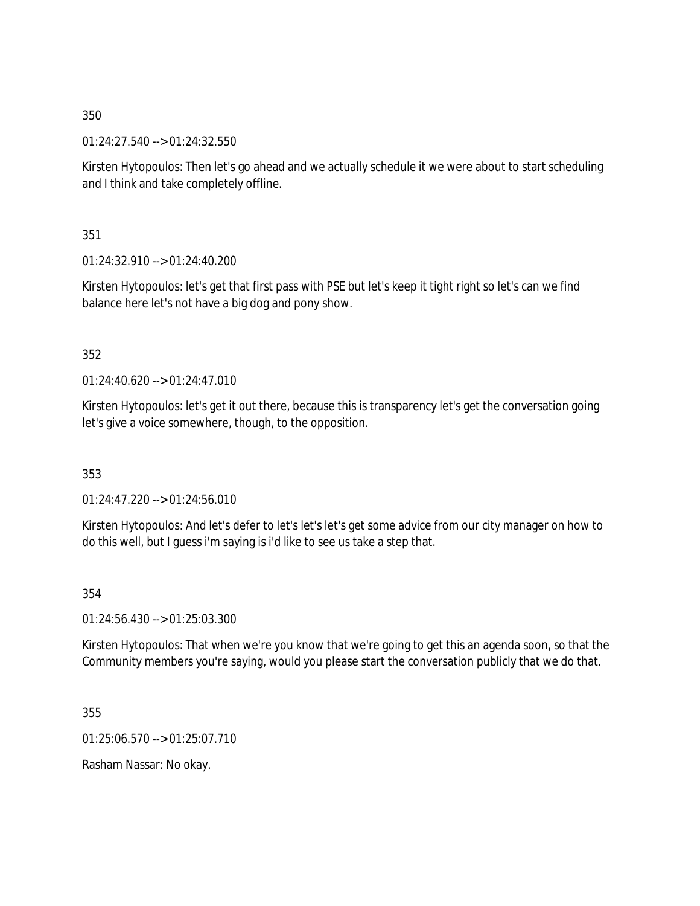350

01:24:27.540 --> 01:24:32.550

Kirsten Hytopoulos: Then let's go ahead and we actually schedule it we were about to start scheduling and I think and take completely offline.

351

01:24:32.910 --> 01:24:40.200

Kirsten Hytopoulos: let's get that first pass with PSE but let's keep it tight right so let's can we find balance here let's not have a big dog and pony show.

352

01:24:40.620 --> 01:24:47.010

Kirsten Hytopoulos: let's get it out there, because this is transparency let's get the conversation going let's give a voice somewhere, though, to the opposition.

353

01:24:47.220 --> 01:24:56.010

Kirsten Hytopoulos: And let's defer to let's let's let's get some advice from our city manager on how to do this well, but I guess i'm saying is i'd like to see us take a step that.

354

01:24:56.430 --> 01:25:03.300

Kirsten Hytopoulos: That when we're you know that we're going to get this an agenda soon, so that the Community members you're saying, would you please start the conversation publicly that we do that.

355

01:25:06.570 --> 01:25:07.710

Rasham Nassar: No okay.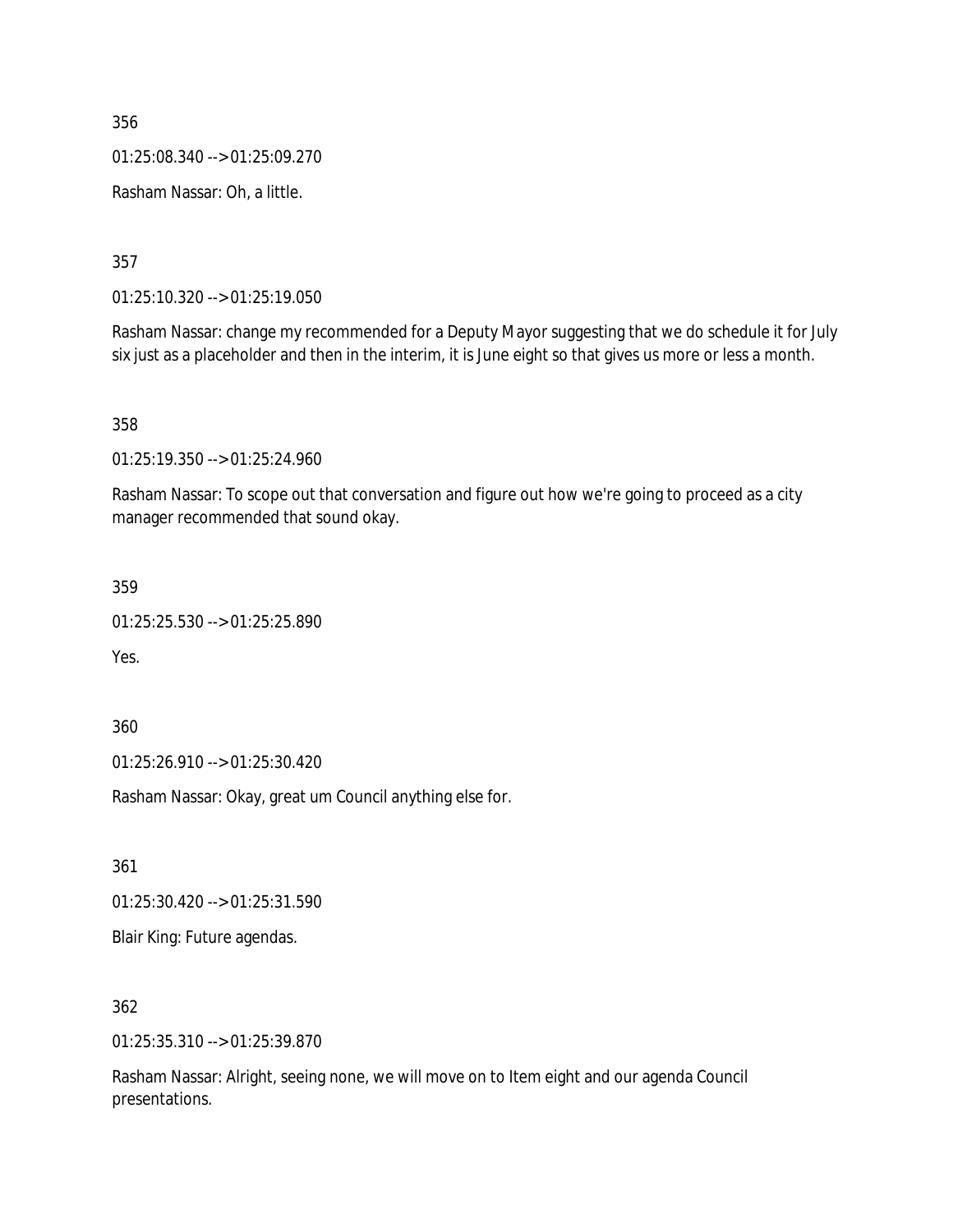356

01:25:08.340 --> 01:25:09.270

Rasham Nassar: Oh, a little.

357

01:25:10.320 --> 01:25:19.050

Rasham Nassar: change my recommended for a Deputy Mayor suggesting that we do schedule it for July six just as a placeholder and then in the interim, it is June eight so that gives us more or less a month.

358

01:25:19.350 --> 01:25:24.960

Rasham Nassar: To scope out that conversation and figure out how we're going to proceed as a city manager recommended that sound okay.

359

01:25:25.530 --> 01:25:25.890

Yes.

360

01:25:26.910 --> 01:25:30.420

Rasham Nassar: Okay, great um Council anything else for.

361

01:25:30.420 --> 01:25:31.590

Blair King: Future agendas.

362

01:25:35.310 --> 01:25:39.870

Rasham Nassar: Alright, seeing none, we will move on to Item eight and our agenda Council presentations.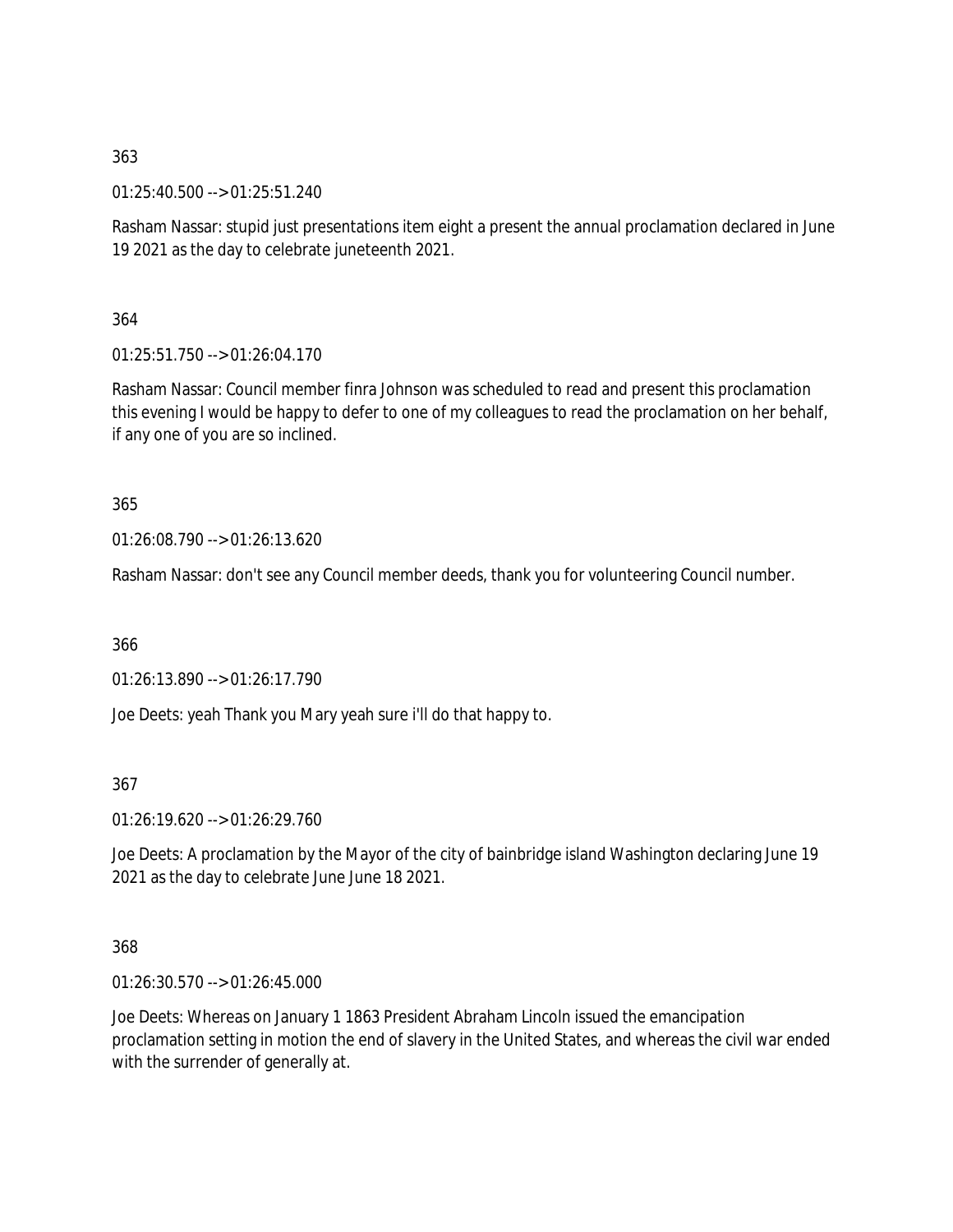363

01:25:40.500 --> 01:25:51.240

Rasham Nassar: stupid just presentations item eight a present the annual proclamation declared in June 19 2021 as the day to celebrate juneteenth 2021.

364

01:25:51.750 --> 01:26:04.170

Rasham Nassar: Council member finra Johnson was scheduled to read and present this proclamation this evening I would be happy to defer to one of my colleagues to read the proclamation on her behalf, if any one of you are so inclined.

365

01:26:08.790 --> 01:26:13.620

Rasham Nassar: don't see any Council member deeds, thank you for volunteering Council number.

366

01:26:13.890 --> 01:26:17.790

Joe Deets: yeah Thank you Mary yeah sure i'll do that happy to.

367

01:26:19.620 --> 01:26:29.760

Joe Deets: A proclamation by the Mayor of the city of bainbridge island Washington declaring June 19 2021 as the day to celebrate June June 18 2021.

368

01:26:30.570 --> 01:26:45.000

Joe Deets: Whereas on January 1 1863 President Abraham Lincoln issued the emancipation proclamation setting in motion the end of slavery in the United States, and whereas the civil war ended with the surrender of generally at.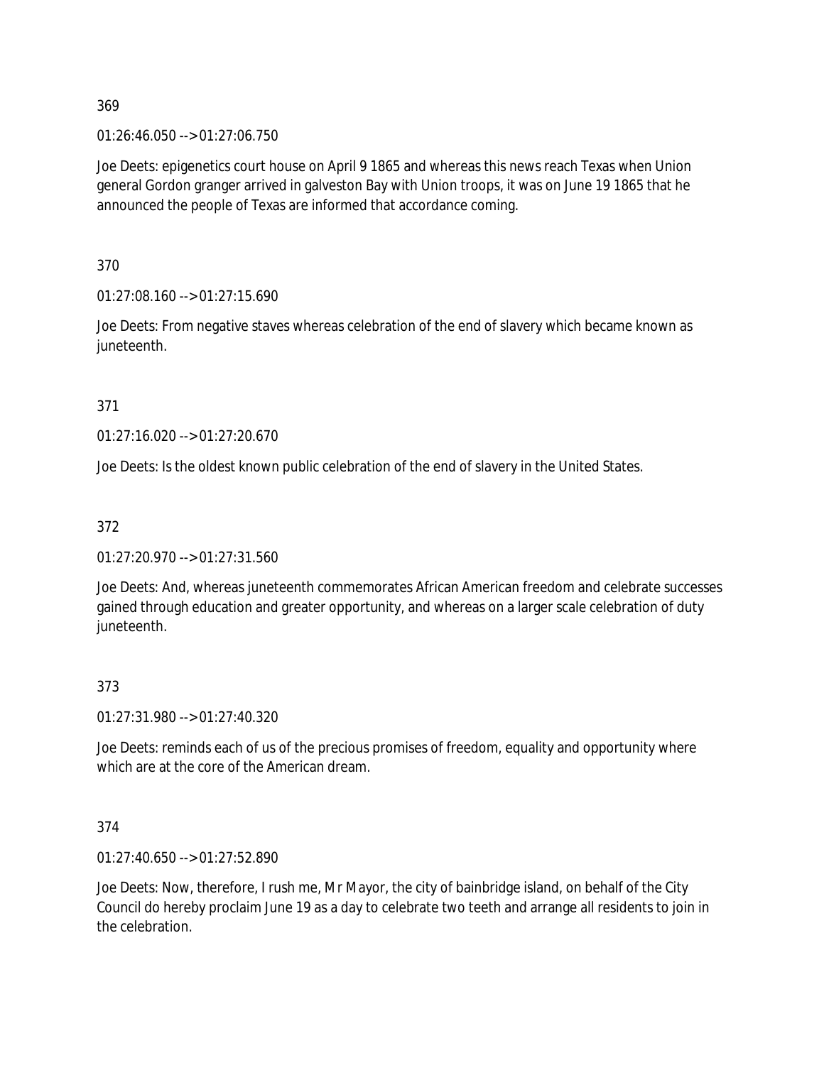369

01:26:46.050 --> 01:27:06.750

Joe Deets: epigenetics court house on April 9 1865 and whereas this news reach Texas when Union general Gordon granger arrived in galveston Bay with Union troops, it was on June 19 1865 that he announced the people of Texas are informed that accordance coming.

370

01:27:08.160 --> 01:27:15.690

Joe Deets: From negative staves whereas celebration of the end of slavery which became known as juneteenth.

371

01:27:16.020 --> 01:27:20.670

Joe Deets: Is the oldest known public celebration of the end of slavery in the United States.

372

01:27:20.970 --> 01:27:31.560

Joe Deets: And, whereas juneteenth commemorates African American freedom and celebrate successes gained through education and greater opportunity, and whereas on a larger scale celebration of duty juneteenth.

373

01:27:31.980 --> 01:27:40.320

Joe Deets: reminds each of us of the precious promises of freedom, equality and opportunity where which are at the core of the American dream.

374

01:27:40.650 --> 01:27:52.890

Joe Deets: Now, therefore, I rush me, Mr Mayor, the city of bainbridge island, on behalf of the City Council do hereby proclaim June 19 as a day to celebrate two teeth and arrange all residents to join in the celebration.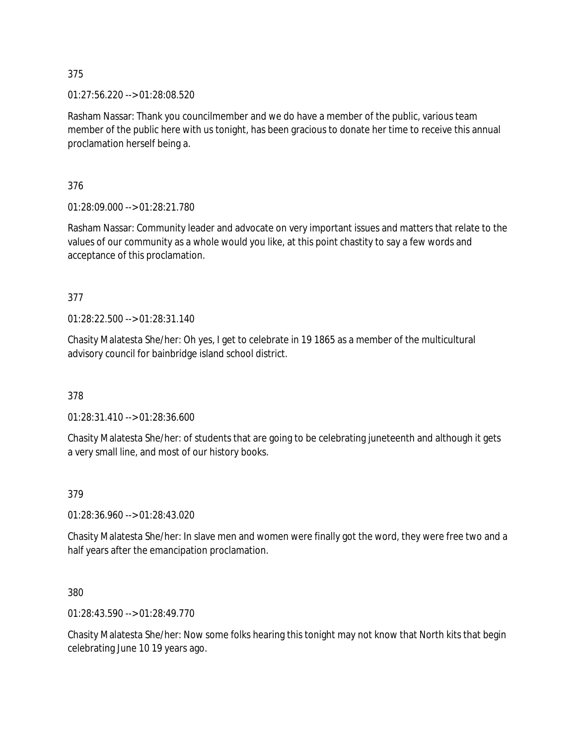375

01:27:56.220 --> 01:28:08.520

Rasham Nassar: Thank you councilmember and we do have a member of the public, various team member of the public here with us tonight, has been gracious to donate her time to receive this annual proclamation herself being a.

376

01:28:09.000 --> 01:28:21.780

Rasham Nassar: Community leader and advocate on very important issues and matters that relate to the values of our community as a whole would you like, at this point chastity to say a few words and acceptance of this proclamation.

377

01:28:22.500 --> 01:28:31.140

Chasity Malatesta She/her: Oh yes, I get to celebrate in 19 1865 as a member of the multicultural advisory council for bainbridge island school district.

378

01:28:31.410 --> 01:28:36.600

Chasity Malatesta She/her: of students that are going to be celebrating juneteenth and although it gets a very small line, and most of our history books.

379

01:28:36.960 --> 01:28:43.020

Chasity Malatesta She/her: In slave men and women were finally got the word, they were free two and a half years after the emancipation proclamation.

380

01:28:43.590 --> 01:28:49.770

Chasity Malatesta She/her: Now some folks hearing this tonight may not know that North kits that begin celebrating June 10 19 years ago.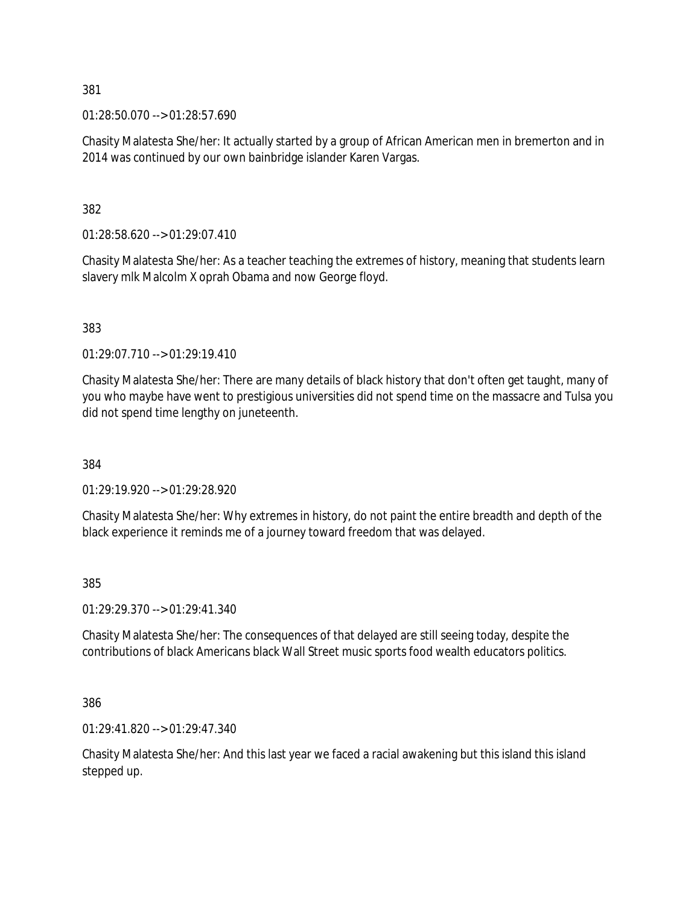381

01:28:50.070 --> 01:28:57.690

Chasity Malatesta She/her: It actually started by a group of African American men in bremerton and in 2014 was continued by our own bainbridge islander Karen Vargas.

382

01:28:58.620 --> 01:29:07.410

Chasity Malatesta She/her: As a teacher teaching the extremes of history, meaning that students learn slavery mlk Malcolm X oprah Obama and now George floyd.

383

01:29:07.710 --> 01:29:19.410

Chasity Malatesta She/her: There are many details of black history that don't often get taught, many of you who maybe have went to prestigious universities did not spend time on the massacre and Tulsa you did not spend time lengthy on juneteenth.

384

01:29:19.920 --> 01:29:28.920

Chasity Malatesta She/her: Why extremes in history, do not paint the entire breadth and depth of the black experience it reminds me of a journey toward freedom that was delayed.

385

01:29:29.370 --> 01:29:41.340

Chasity Malatesta She/her: The consequences of that delayed are still seeing today, despite the contributions of black Americans black Wall Street music sports food wealth educators politics.

386

01:29:41.820 --> 01:29:47.340

Chasity Malatesta She/her: And this last year we faced a racial awakening but this island this island stepped up.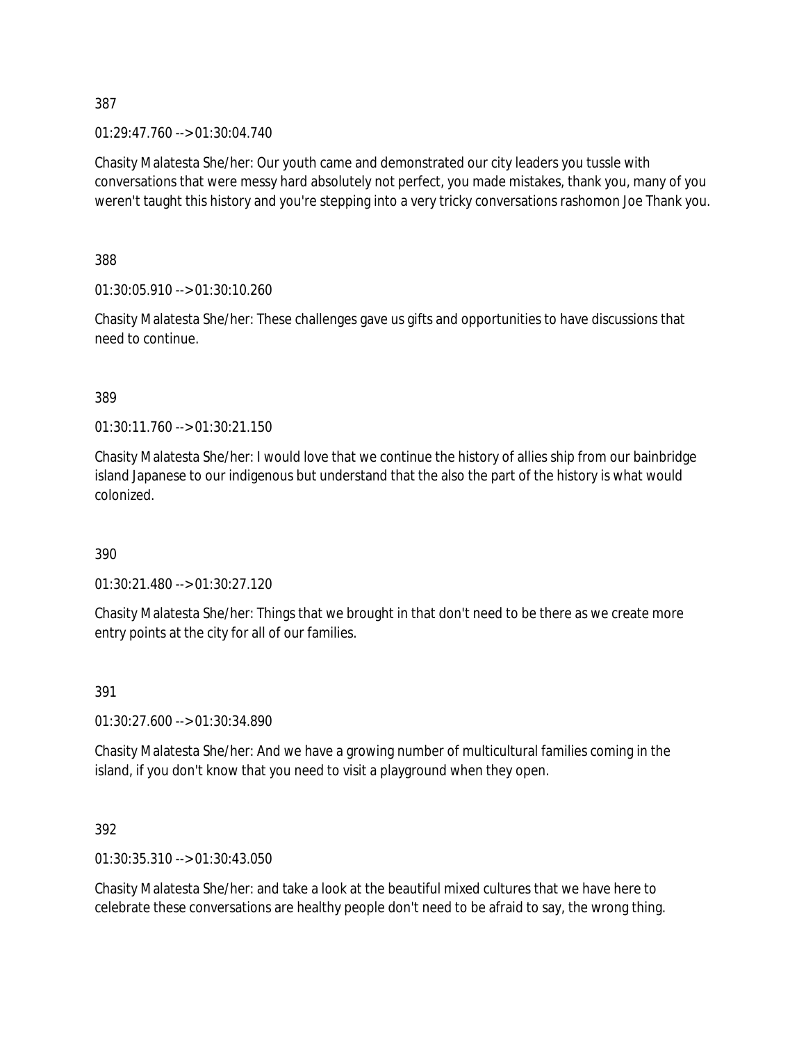387

01:29:47.760 --> 01:30:04.740

Chasity Malatesta She/her: Our youth came and demonstrated our city leaders you tussle with conversations that were messy hard absolutely not perfect, you made mistakes, thank you, many of you weren't taught this history and you're stepping into a very tricky conversations rashomon Joe Thank you.

388

01:30:05.910 --> 01:30:10.260

Chasity Malatesta She/her: These challenges gave us gifts and opportunities to have discussions that need to continue.

389

01:30:11.760 --> 01:30:21.150

Chasity Malatesta She/her: I would love that we continue the history of allies ship from our bainbridge island Japanese to our indigenous but understand that the also the part of the history is what would colonized.

390

01:30:21.480 --> 01:30:27.120

Chasity Malatesta She/her: Things that we brought in that don't need to be there as we create more entry points at the city for all of our families.

391

01:30:27.600 --> 01:30:34.890

Chasity Malatesta She/her: And we have a growing number of multicultural families coming in the island, if you don't know that you need to visit a playground when they open.

392

01:30:35.310 --> 01:30:43.050

Chasity Malatesta She/her: and take a look at the beautiful mixed cultures that we have here to celebrate these conversations are healthy people don't need to be afraid to say, the wrong thing.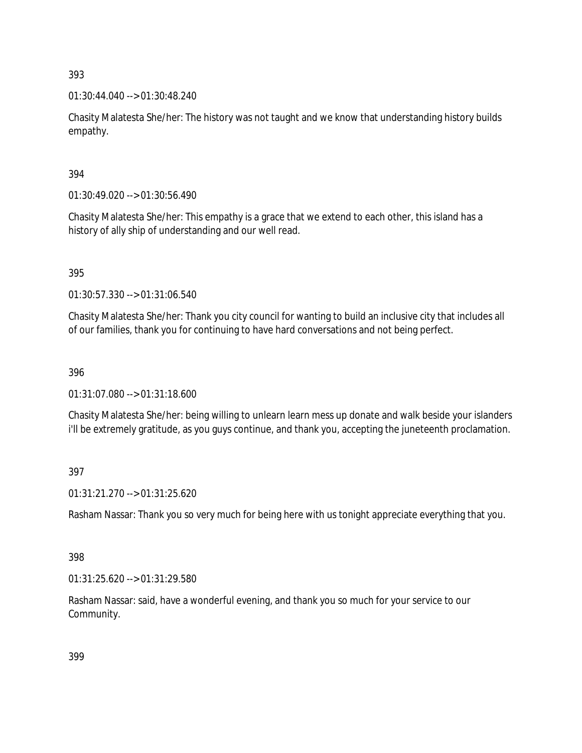393

01:30:44.040 --> 01:30:48.240

Chasity Malatesta She/her: The history was not taught and we know that understanding history builds empathy.

394

01:30:49.020 --> 01:30:56.490

Chasity Malatesta She/her: This empathy is a grace that we extend to each other, this island has a history of ally ship of understanding and our well read.

395

01:30:57.330 --> 01:31:06.540

Chasity Malatesta She/her: Thank you city council for wanting to build an inclusive city that includes all of our families, thank you for continuing to have hard conversations and not being perfect.

396

01:31:07.080 --> 01:31:18.600

Chasity Malatesta She/her: being willing to unlearn learn mess up donate and walk beside your islanders i'll be extremely gratitude, as you guys continue, and thank you, accepting the juneteenth proclamation.

397

01:31:21.270 --> 01:31:25.620

Rasham Nassar: Thank you so very much for being here with us tonight appreciate everything that you.

398

01:31:25.620 --> 01:31:29.580

Rasham Nassar: said, have a wonderful evening, and thank you so much for your service to our Community.

399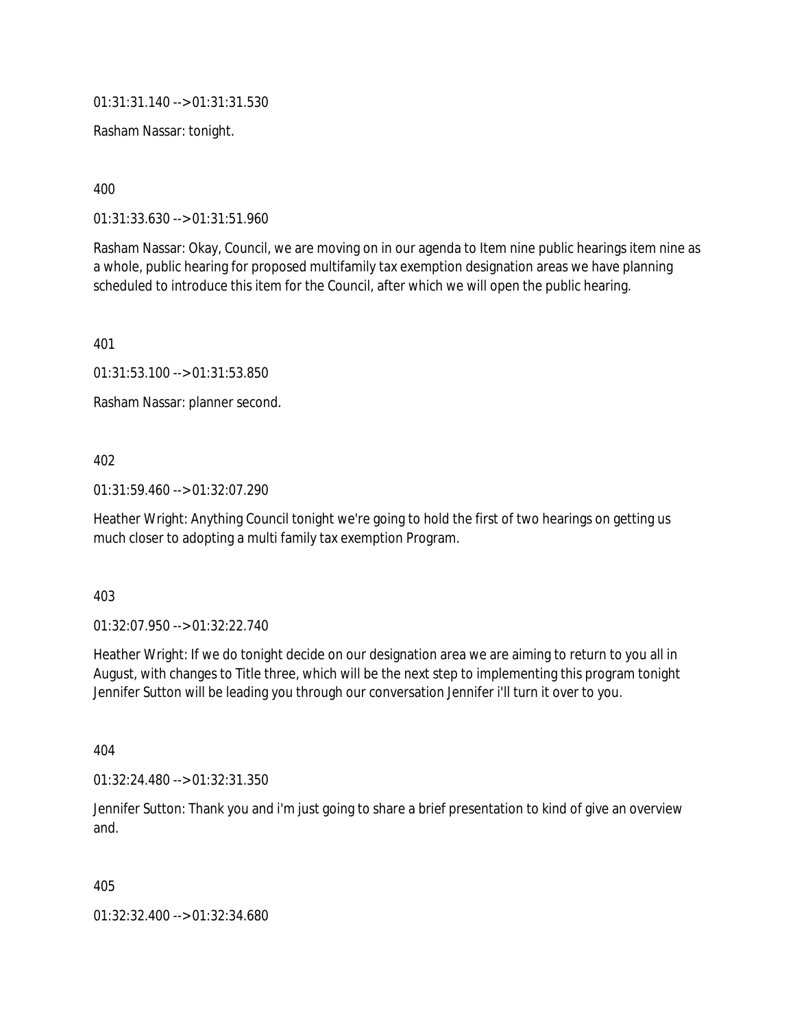01:31:31.140 --> 01:31:31.530

Rasham Nassar: tonight.

400

01:31:33.630 --> 01:31:51.960

Rasham Nassar: Okay, Council, we are moving on in our agenda to Item nine public hearings item nine as a whole, public hearing for proposed multifamily tax exemption designation areas we have planning scheduled to introduce this item for the Council, after which we will open the public hearing.

401

01:31:53.100 --> 01:31:53.850

Rasham Nassar: planner second.

402

01:31:59.460 --> 01:32:07.290

Heather Wright: Anything Council tonight we're going to hold the first of two hearings on getting us much closer to adopting a multi family tax exemption Program.

403

01:32:07.950 --> 01:32:22.740

Heather Wright: If we do tonight decide on our designation area we are aiming to return to you all in August, with changes to Title three, which will be the next step to implementing this program tonight Jennifer Sutton will be leading you through our conversation Jennifer i'll turn it over to you.

404

01:32:24.480 --> 01:32:31.350

Jennifer Sutton: Thank you and i'm just going to share a brief presentation to kind of give an overview and.

405

01:32:32.400 --> 01:32:34.680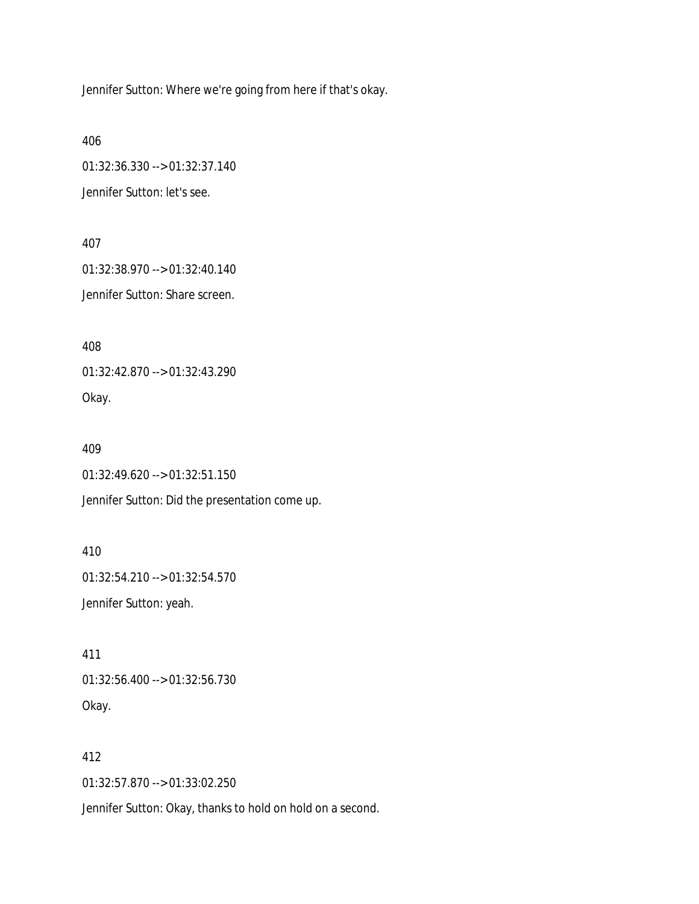Jennifer Sutton: Where we're going from here if that's okay.

406

01:32:36.330 --> 01:32:37.140

Jennifer Sutton: let's see.

407

01:32:38.970 --> 01:32:40.140

Jennifer Sutton: Share screen.

408

01:32:42.870 --> 01:32:43.290

Okay.

409

01:32:49.620 --> 01:32:51.150

Jennifer Sutton: Did the presentation come up.

410

01:32:54.210 --> 01:32:54.570

Jennifer Sutton: yeah.

411

01:32:56.400 --> 01:32:56.730

Okay.

412

01:32:57.870 --> 01:33:02.250

Jennifer Sutton: Okay, thanks to hold on hold on a second.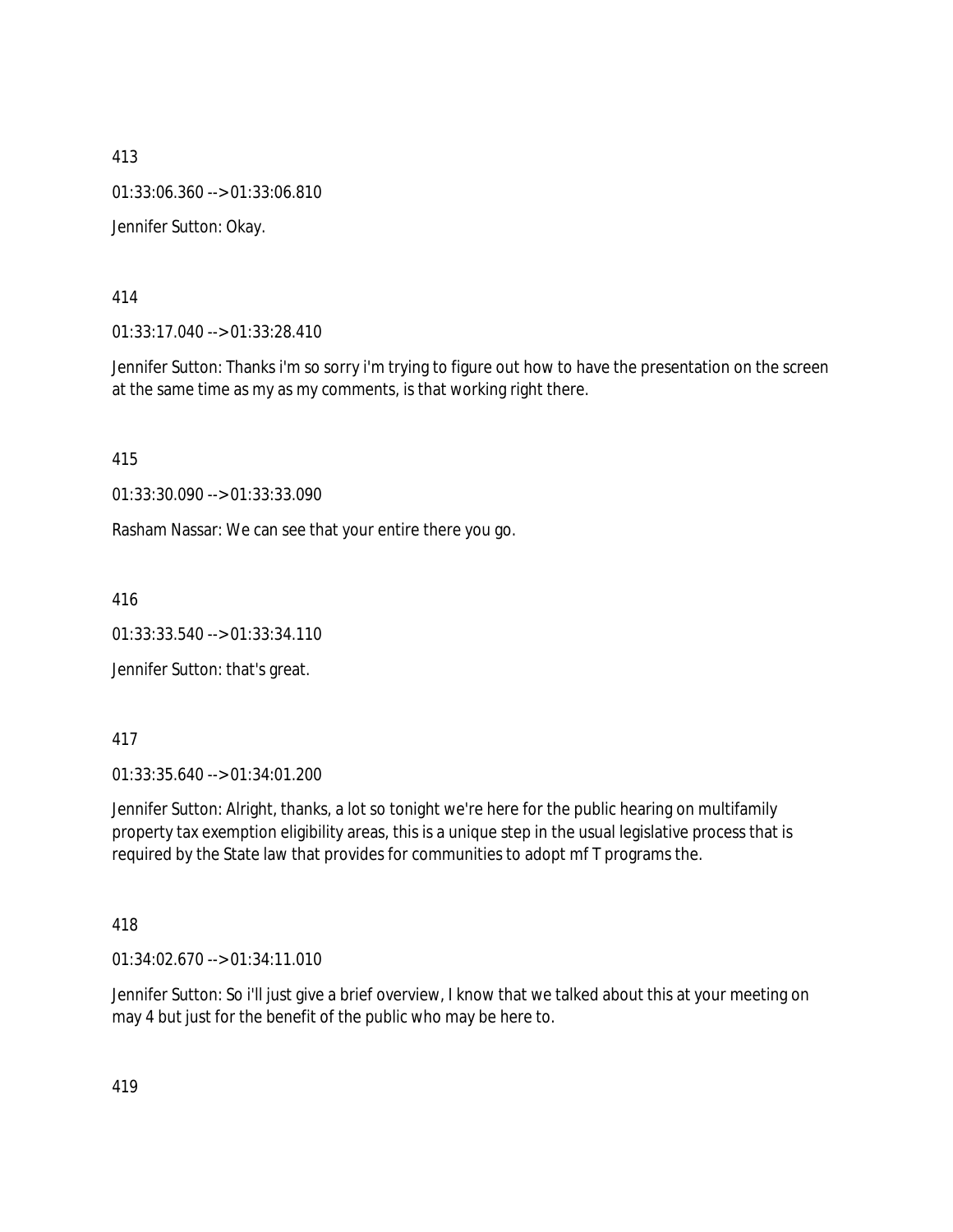413

01:33:06.360 --> 01:33:06.810

Jennifer Sutton: Okay.

414

01:33:17.040 --> 01:33:28.410

Jennifer Sutton: Thanks i'm so sorry i'm trying to figure out how to have the presentation on the screen at the same time as my as my comments, is that working right there.

415

01:33:30.090 --> 01:33:33.090

Rasham Nassar: We can see that your entire there you go.

416

01:33:33.540 --> 01:33:34.110

Jennifer Sutton: that's great.

417

01:33:35.640 --> 01:34:01.200

Jennifer Sutton: Alright, thanks, a lot so tonight we're here for the public hearing on multifamily property tax exemption eligibility areas, this is a unique step in the usual legislative process that is required by the State law that provides for communities to adopt mf T programs the.

418

01:34:02.670 --> 01:34:11.010

Jennifer Sutton: So i'll just give a brief overview, I know that we talked about this at your meeting on may 4 but just for the benefit of the public who may be here to.

419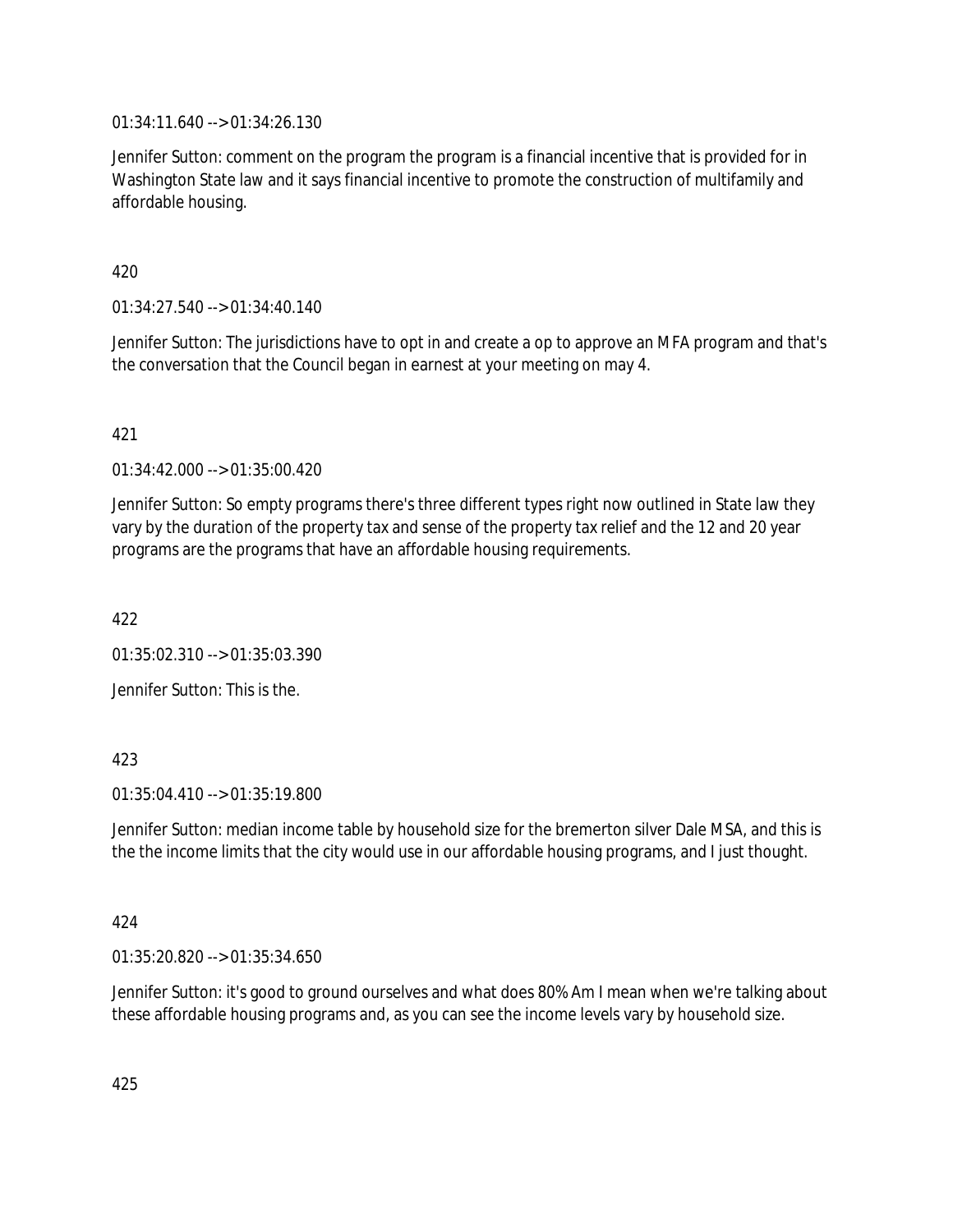01:34:11.640 --> 01:34:26.130

Jennifer Sutton: comment on the program the program is a financial incentive that is provided for in Washington State law and it says financial incentive to promote the construction of multifamily and affordable housing.

420

01:34:27.540 --> 01:34:40.140

Jennifer Sutton: The jurisdictions have to opt in and create a op to approve an MFA program and that's the conversation that the Council began in earnest at your meeting on may 4.

421

01:34:42.000 --> 01:35:00.420

Jennifer Sutton: So empty programs there's three different types right now outlined in State law they vary by the duration of the property tax and sense of the property tax relief and the 12 and 20 year programs are the programs that have an affordable housing requirements.

422

01:35:02.310 --> 01:35:03.390

Jennifer Sutton: This is the.

423

01:35:04.410 --> 01:35:19.800

Jennifer Sutton: median income table by household size for the bremerton silver Dale MSA, and this is the the income limits that the city would use in our affordable housing programs, and I just thought.

424

01:35:20.820 --> 01:35:34.650

Jennifer Sutton: it's good to ground ourselves and what does 80% Am I mean when we're talking about these affordable housing programs and, as you can see the income levels vary by household size.

425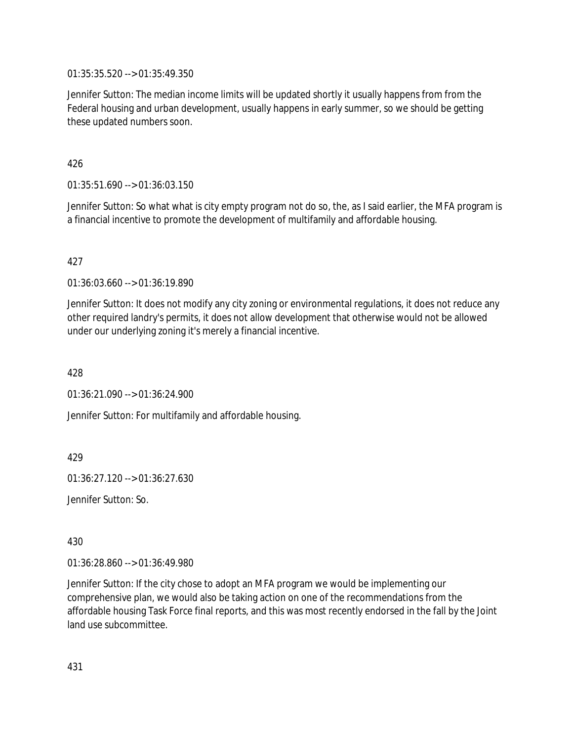01:35:35.520 --> 01:35:49.350

Jennifer Sutton: The median income limits will be updated shortly it usually happens from from the Federal housing and urban development, usually happens in early summer, so we should be getting these updated numbers soon.

426

01:35:51.690 --> 01:36:03.150

Jennifer Sutton: So what what is city empty program not do so, the, as I said earlier, the MFA program is a financial incentive to promote the development of multifamily and affordable housing.

427

01:36:03.660 --> 01:36:19.890

Jennifer Sutton: It does not modify any city zoning or environmental regulations, it does not reduce any other required landry's permits, it does not allow development that otherwise would not be allowed under our underlying zoning it's merely a financial incentive.

428

01:36:21.090 --> 01:36:24.900

Jennifer Sutton: For multifamily and affordable housing.

429

01:36:27.120 --> 01:36:27.630

Jennifer Sutton: So.

430

01:36:28.860 --> 01:36:49.980

Jennifer Sutton: If the city chose to adopt an MFA program we would be implementing our comprehensive plan, we would also be taking action on one of the recommendations from the affordable housing Task Force final reports, and this was most recently endorsed in the fall by the Joint land use subcommittee.

431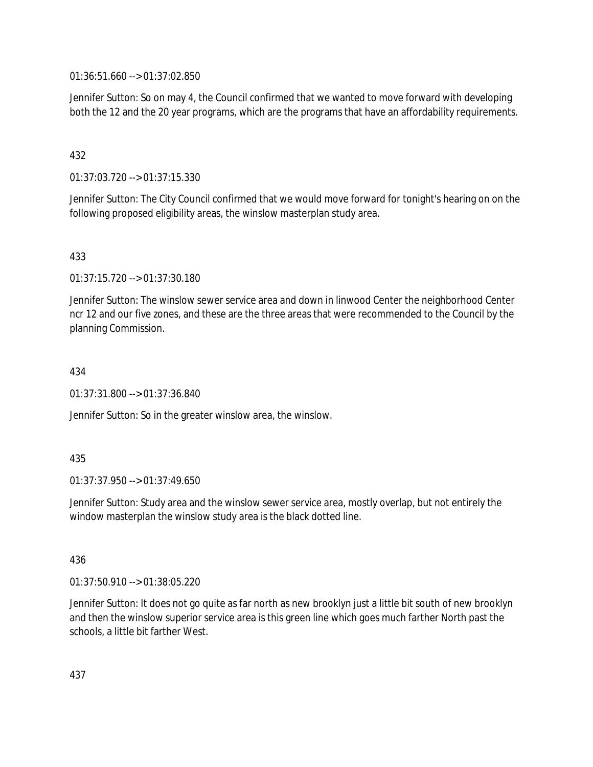01:36:51.660 --> 01:37:02.850

Jennifer Sutton: So on may 4, the Council confirmed that we wanted to move forward with developing both the 12 and the 20 year programs, which are the programs that have an affordability requirements.

432

01:37:03.720 --> 01:37:15.330

Jennifer Sutton: The City Council confirmed that we would move forward for tonight's hearing on on the following proposed eligibility areas, the winslow masterplan study area.

433

01:37:15.720 --> 01:37:30.180

Jennifer Sutton: The winslow sewer service area and down in linwood Center the neighborhood Center ncr 12 and our five zones, and these are the three areas that were recommended to the Council by the planning Commission.

434

01:37:31.800 --> 01:37:36.840

Jennifer Sutton: So in the greater winslow area, the winslow.

435

01:37:37.950 --> 01:37:49.650

Jennifer Sutton: Study area and the winslow sewer service area, mostly overlap, but not entirely the window masterplan the winslow study area is the black dotted line.

436

01:37:50.910 --> 01:38:05.220

Jennifer Sutton: It does not go quite as far north as new brooklyn just a little bit south of new brooklyn and then the winslow superior service area is this green line which goes much farther North past the schools, a little bit farther West.

437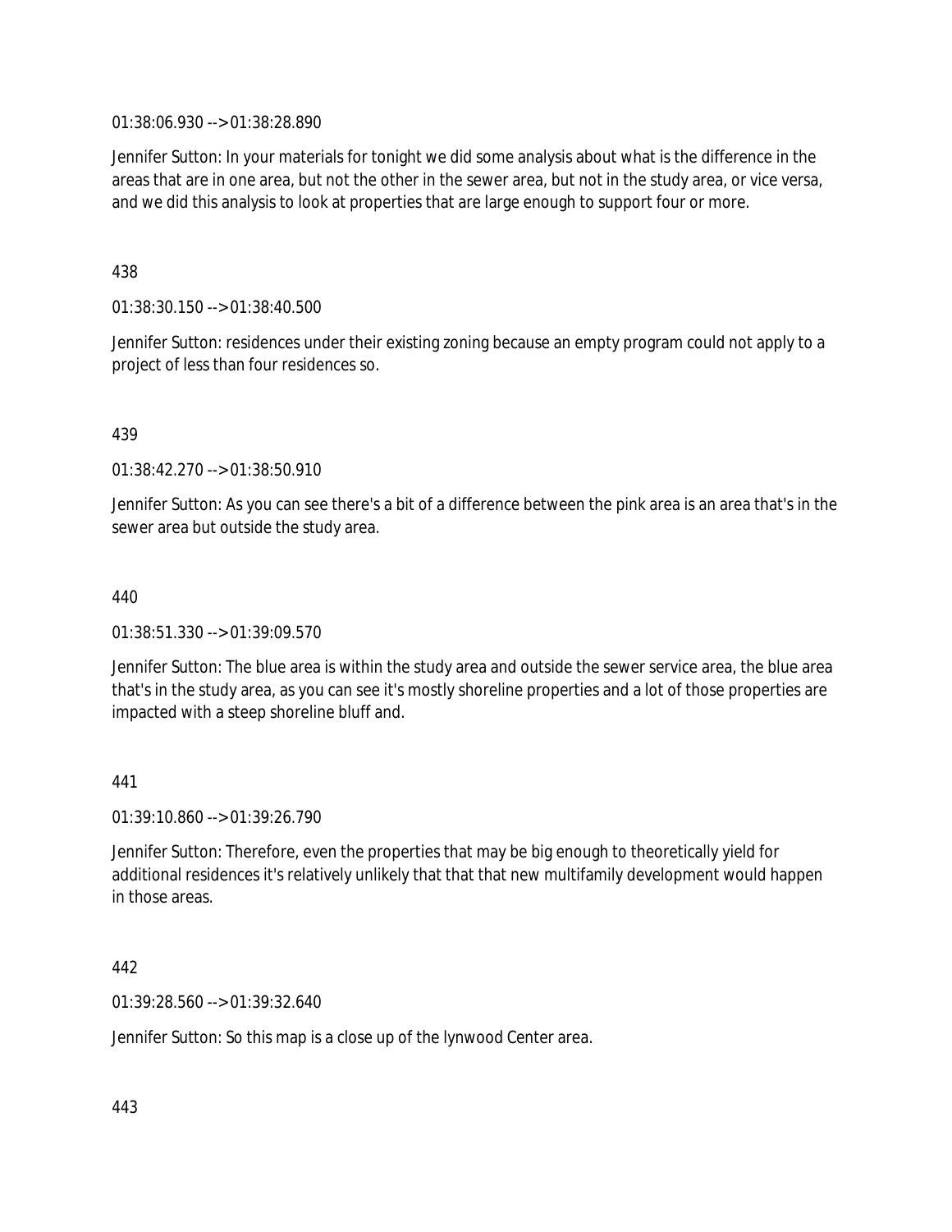01:38:06.930 --> 01:38:28.890

Jennifer Sutton: In your materials for tonight we did some analysis about what is the difference in the areas that are in one area, but not the other in the sewer area, but not in the study area, or vice versa, and we did this analysis to look at properties that are large enough to support four or more.

438

01:38:30.150 --> 01:38:40.500

Jennifer Sutton: residences under their existing zoning because an empty program could not apply to a project of less than four residences so.

439

01:38:42.270 --> 01:38:50.910

Jennifer Sutton: As you can see there's a bit of a difference between the pink area is an area that's in the sewer area but outside the study area.

440

01:38:51.330 --> 01:39:09.570

Jennifer Sutton: The blue area is within the study area and outside the sewer service area, the blue area that's in the study area, as you can see it's mostly shoreline properties and a lot of those properties are impacted with a steep shoreline bluff and.

441

01:39:10.860 --> 01:39:26.790

Jennifer Sutton: Therefore, even the properties that may be big enough to theoretically yield for additional residences it's relatively unlikely that that that new multifamily development would happen in those areas.

442

01:39:28.560 --> 01:39:32.640

Jennifer Sutton: So this map is a close up of the lynwood Center area.

443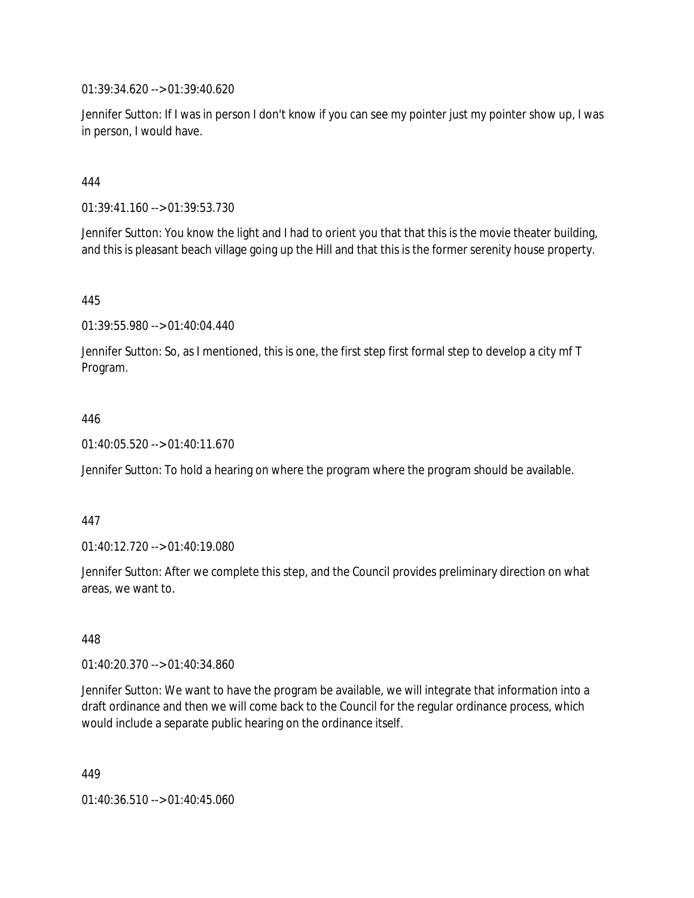01:39:34.620 --> 01:39:40.620

Jennifer Sutton: If I was in person I don't know if you can see my pointer just my pointer show up, I was in person, I would have.

444

01:39:41.160 --> 01:39:53.730

Jennifer Sutton: You know the light and I had to orient you that that this is the movie theater building, and this is pleasant beach village going up the Hill and that this is the former serenity house property.

445

01:39:55.980 --> 01:40:04.440

Jennifer Sutton: So, as I mentioned, this is one, the first step first formal step to develop a city mf T Program.

446

01:40:05.520 --> 01:40:11.670

Jennifer Sutton: To hold a hearing on where the program where the program should be available.

447

01:40:12.720 --> 01:40:19.080

Jennifer Sutton: After we complete this step, and the Council provides preliminary direction on what areas, we want to.

448

01:40:20.370 --> 01:40:34.860

Jennifer Sutton: We want to have the program be available, we will integrate that information into a draft ordinance and then we will come back to the Council for the regular ordinance process, which would include a separate public hearing on the ordinance itself.

449

01:40:36.510 --> 01:40:45.060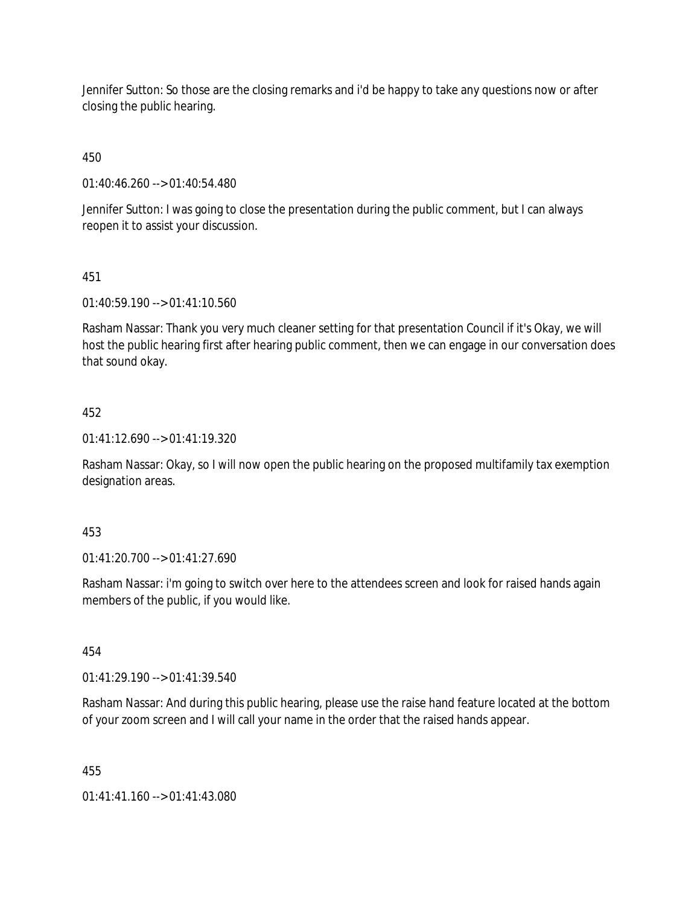Jennifer Sutton: So those are the closing remarks and i'd be happy to take any questions now or after closing the public hearing.

450

01:40:46.260 --> 01:40:54.480

Jennifer Sutton: I was going to close the presentation during the public comment, but I can always reopen it to assist your discussion.

451

01:40:59.190 --> 01:41:10.560

Rasham Nassar: Thank you very much cleaner setting for that presentation Council if it's Okay, we will host the public hearing first after hearing public comment, then we can engage in our conversation does that sound okay.

452

01:41:12.690 --> 01:41:19.320

Rasham Nassar: Okay, so I will now open the public hearing on the proposed multifamily tax exemption designation areas.

453

01:41:20.700 --> 01:41:27.690

Rasham Nassar: i'm going to switch over here to the attendees screen and look for raised hands again members of the public, if you would like.

454

01:41:29.190 --> 01:41:39.540

Rasham Nassar: And during this public hearing, please use the raise hand feature located at the bottom of your zoom screen and I will call your name in the order that the raised hands appear.

455

01:41:41.160 --> 01:41:43.080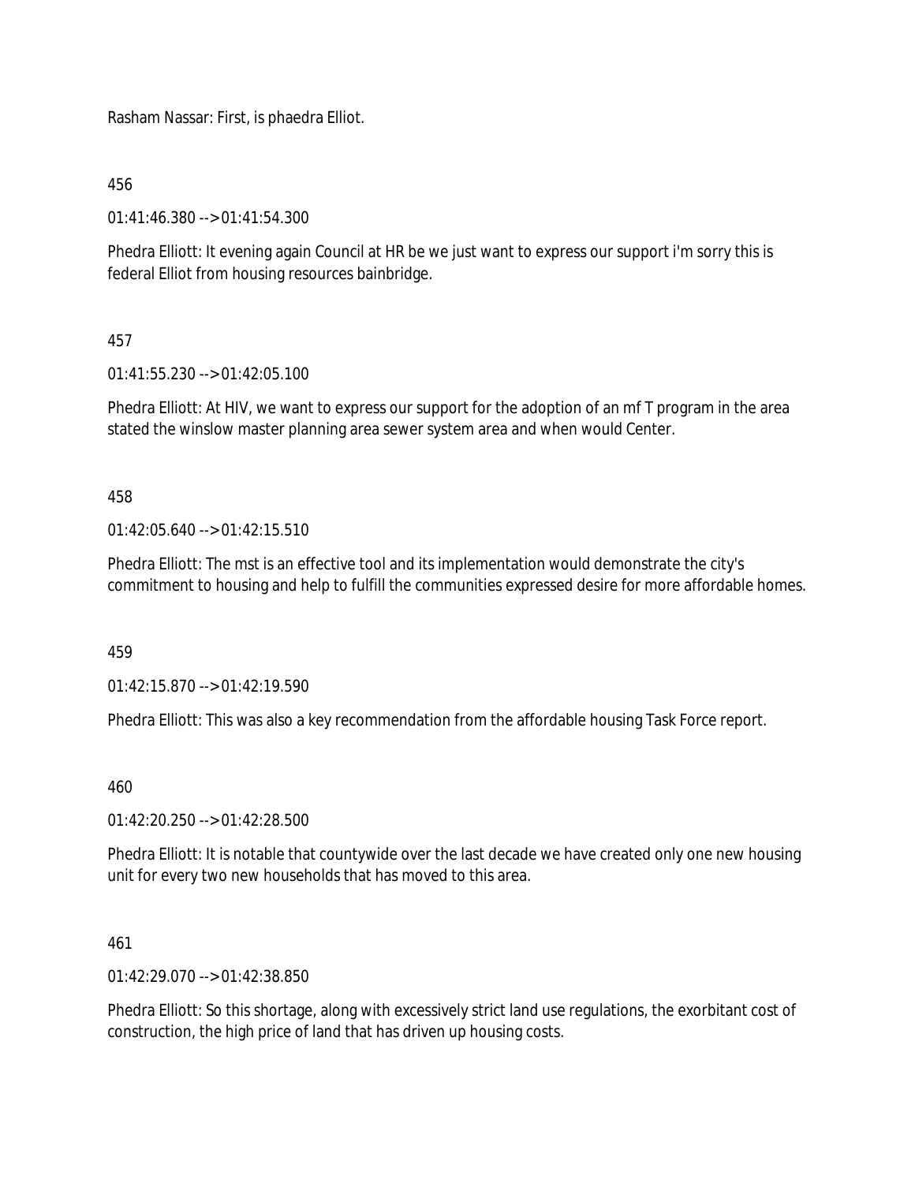Rasham Nassar: First, is phaedra Elliot.

456

01:41:46.380 --> 01:41:54.300

Phedra Elliott: It evening again Council at HR be we just want to express our support i'm sorry this is federal Elliot from housing resources bainbridge.

457

01:41:55.230 --> 01:42:05.100

Phedra Elliott: At HIV, we want to express our support for the adoption of an mf T program in the area stated the winslow master planning area sewer system area and when would Center.

458

01:42:05.640 --> 01:42:15.510

Phedra Elliott: The mst is an effective tool and its implementation would demonstrate the city's commitment to housing and help to fulfill the communities expressed desire for more affordable homes.

459

01:42:15.870 --> 01:42:19.590

Phedra Elliott: This was also a key recommendation from the affordable housing Task Force report.

460

01:42:20.250 --> 01:42:28.500

Phedra Elliott: It is notable that countywide over the last decade we have created only one new housing unit for every two new households that has moved to this area.

461

01:42:29.070 --> 01:42:38.850

Phedra Elliott: So this shortage, along with excessively strict land use regulations, the exorbitant cost of construction, the high price of land that has driven up housing costs.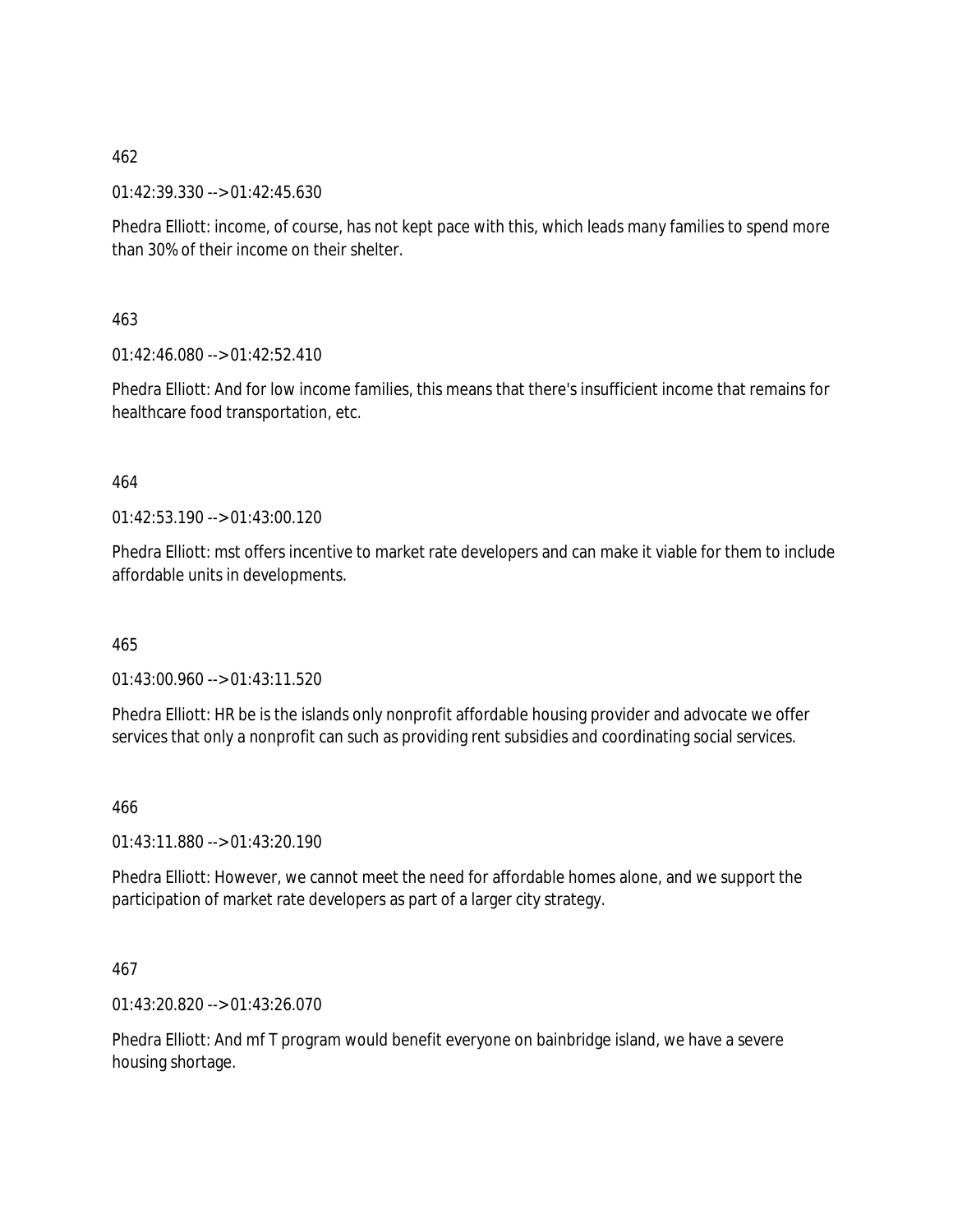462

01:42:39.330 --> 01:42:45.630

Phedra Elliott: income, of course, has not kept pace with this, which leads many families to spend more than 30% of their income on their shelter.

463

01:42:46.080 --> 01:42:52.410

Phedra Elliott: And for low income families, this means that there's insufficient income that remains for healthcare food transportation, etc.

464

01:42:53.190 --> 01:43:00.120

Phedra Elliott: mst offers incentive to market rate developers and can make it viable for them to include affordable units in developments.

465

01:43:00.960 --> 01:43:11.520

Phedra Elliott: HR be is the islands only nonprofit affordable housing provider and advocate we offer services that only a nonprofit can such as providing rent subsidies and coordinating social services.

466

01:43:11.880 --> 01:43:20.190

Phedra Elliott: However, we cannot meet the need for affordable homes alone, and we support the participation of market rate developers as part of a larger city strategy.

467

01:43:20.820 --> 01:43:26.070

Phedra Elliott: And mf T program would benefit everyone on bainbridge island, we have a severe housing shortage.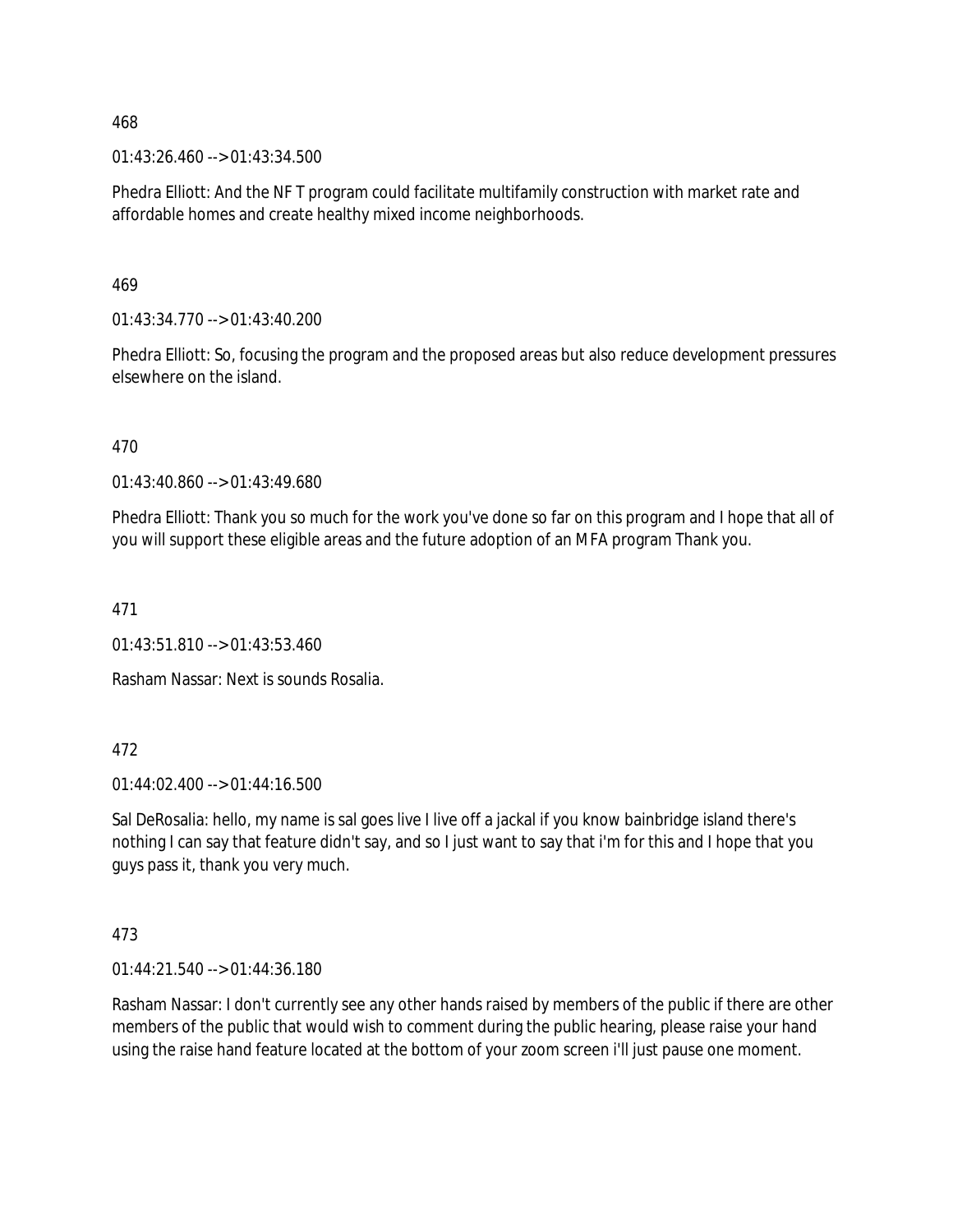468

01:43:26.460 --> 01:43:34.500

Phedra Elliott: And the NF T program could facilitate multifamily construction with market rate and affordable homes and create healthy mixed income neighborhoods.

469

01:43:34.770 --> 01:43:40.200

Phedra Elliott: So, focusing the program and the proposed areas but also reduce development pressures elsewhere on the island.

470

01:43:40.860 --> 01:43:49.680

Phedra Elliott: Thank you so much for the work you've done so far on this program and I hope that all of you will support these eligible areas and the future adoption of an MFA program Thank you.

471

01:43:51.810 --> 01:43:53.460

Rasham Nassar: Next is sounds Rosalia.

472

01:44:02.400 --> 01:44:16.500

Sal DeRosalia: hello, my name is sal goes live I live off a jackal if you know bainbridge island there's nothing I can say that feature didn't say, and so I just want to say that i'm for this and I hope that you guys pass it, thank you very much.

473

01:44:21.540 --> 01:44:36.180

Rasham Nassar: I don't currently see any other hands raised by members of the public if there are other members of the public that would wish to comment during the public hearing, please raise your hand using the raise hand feature located at the bottom of your zoom screen i'll just pause one moment.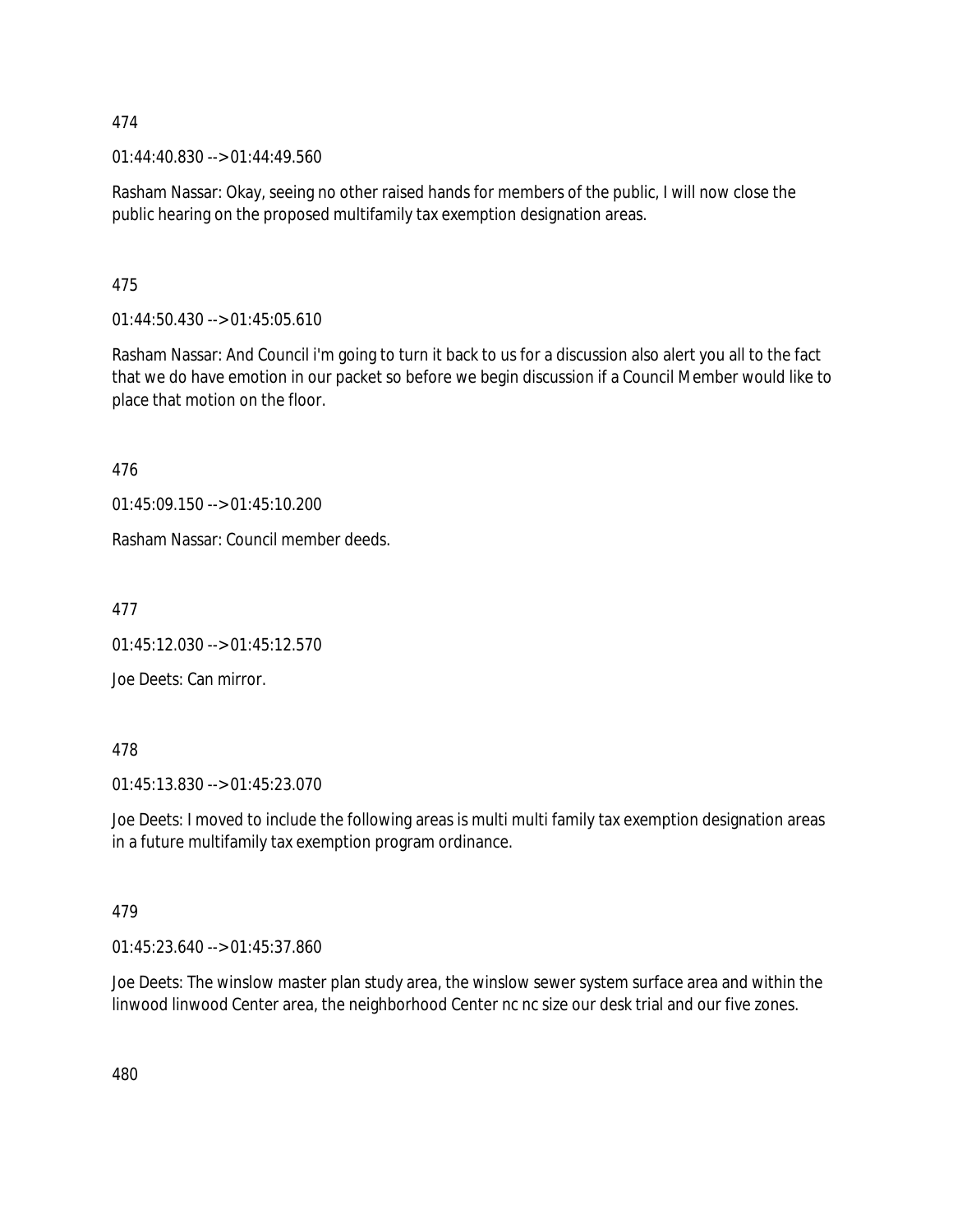474

01:44:40.830 --> 01:44:49.560

Rasham Nassar: Okay, seeing no other raised hands for members of the public, I will now close the public hearing on the proposed multifamily tax exemption designation areas.

475

01:44:50.430 --> 01:45:05.610

Rasham Nassar: And Council i'm going to turn it back to us for a discussion also alert you all to the fact that we do have emotion in our packet so before we begin discussion if a Council Member would like to place that motion on the floor.

476

01:45:09.150 --> 01:45:10.200

Rasham Nassar: Council member deeds.

477

01:45:12.030 --> 01:45:12.570

Joe Deets: Can mirror.

478

01:45:13.830 --> 01:45:23.070

Joe Deets: I moved to include the following areas is multi multi family tax exemption designation areas in a future multifamily tax exemption program ordinance.

479

01:45:23.640 --> 01:45:37.860

Joe Deets: The winslow master plan study area, the winslow sewer system surface area and within the linwood linwood Center area, the neighborhood Center nc nc size our desk trial and our five zones.

480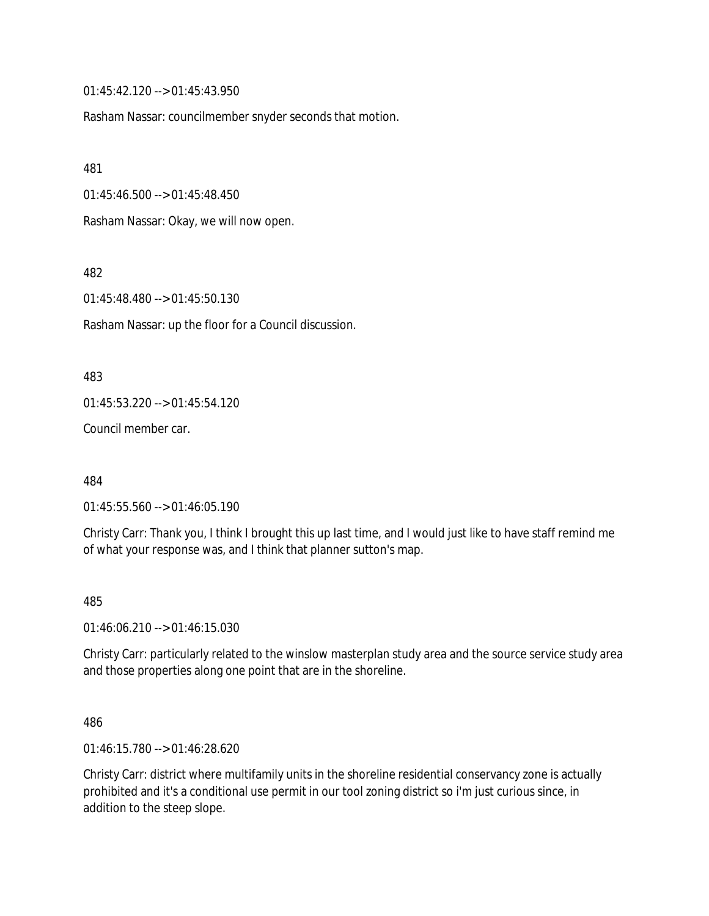01:45:42.120 --> 01:45:43.950

Rasham Nassar: councilmember snyder seconds that motion.

481

01:45:46.500 --> 01:45:48.450

Rasham Nassar: Okay, we will now open.

482

01:45:48.480 --> 01:45:50.130

Rasham Nassar: up the floor for a Council discussion.

483

01:45:53.220 --> 01:45:54.120

Council member car.

484

01:45:55.560 --> 01:46:05.190

Christy Carr: Thank you, I think I brought this up last time, and I would just like to have staff remind me of what your response was, and I think that planner sutton's map.

485

01:46:06.210 --> 01:46:15.030

Christy Carr: particularly related to the winslow masterplan study area and the source service study area and those properties along one point that are in the shoreline.

486

01:46:15.780 --> 01:46:28.620

Christy Carr: district where multifamily units in the shoreline residential conservancy zone is actually prohibited and it's a conditional use permit in our tool zoning district so i'm just curious since, in addition to the steep slope.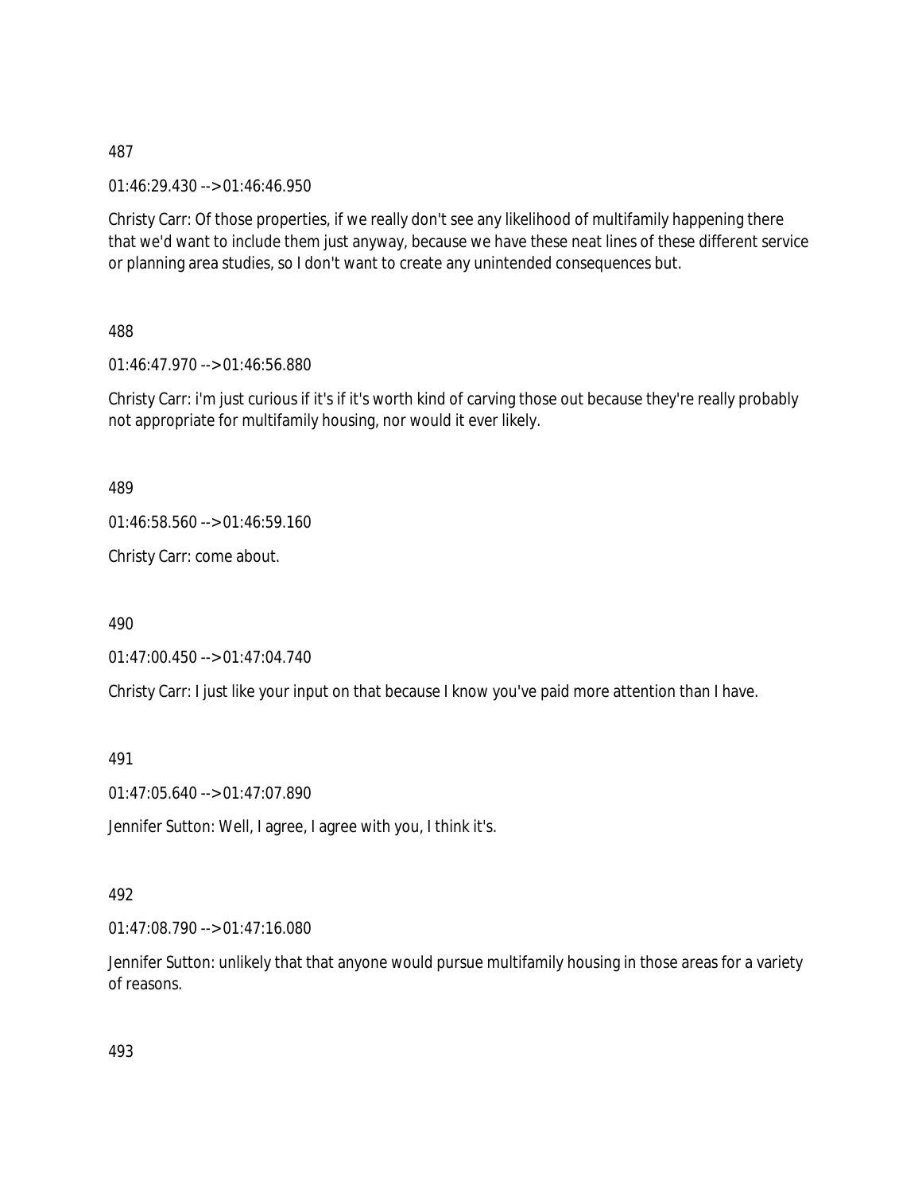487

01:46:29.430 --> 01:46:46.950

Christy Carr: Of those properties, if we really don't see any likelihood of multifamily happening there that we'd want to include them just anyway, because we have these neat lines of these different service or planning area studies, so I don't want to create any unintended consequences but.

488

01:46:47.970 --> 01:46:56.880

Christy Carr: i'm just curious if it's if it's worth kind of carving those out because they're really probably not appropriate for multifamily housing, nor would it ever likely.

489

01:46:58.560 --> 01:46:59.160

Christy Carr: come about.

490

01:47:00.450 --> 01:47:04.740

Christy Carr: I just like your input on that because I know you've paid more attention than I have.

491

01:47:05.640 --> 01:47:07.890

Jennifer Sutton: Well, I agree, I agree with you, I think it's.

492

01:47:08.790 --> 01:47:16.080

Jennifer Sutton: unlikely that that anyone would pursue multifamily housing in those areas for a variety of reasons.

493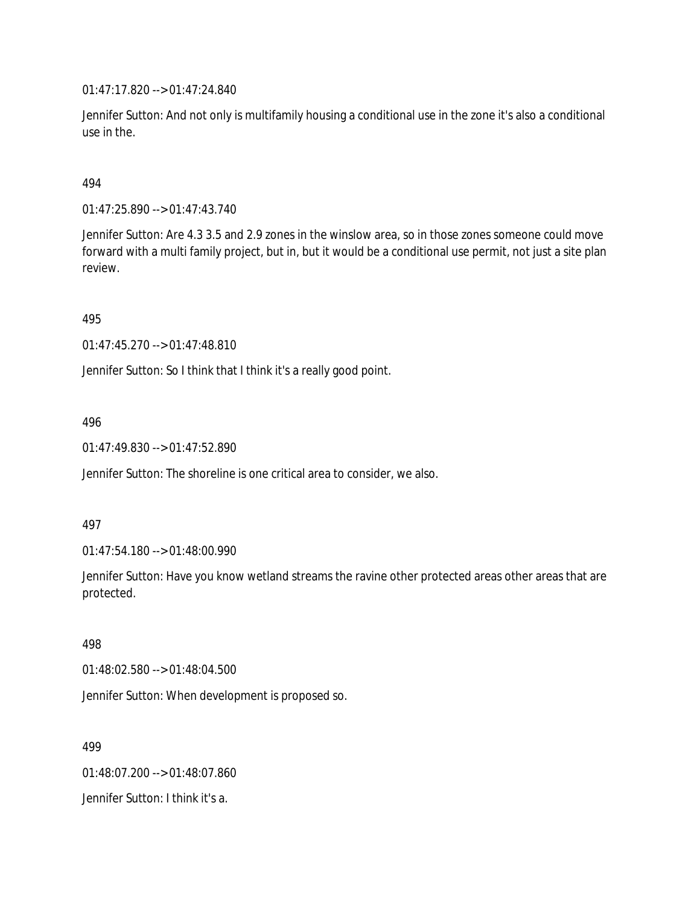01:47:17.820 --> 01:47:24.840

Jennifer Sutton: And not only is multifamily housing a conditional use in the zone it's also a conditional use in the.

494

01:47:25.890 --> 01:47:43.740

Jennifer Sutton: Are 4.3 3.5 and 2.9 zones in the winslow area, so in those zones someone could move forward with a multi family project, but in, but it would be a conditional use permit, not just a site plan review.

495

01:47:45.270 --> 01:47:48.810

Jennifer Sutton: So I think that I think it's a really good point.

496

01:47:49.830 --> 01:47:52.890

Jennifer Sutton: The shoreline is one critical area to consider, we also.

497

01:47:54.180 --> 01:48:00.990

Jennifer Sutton: Have you know wetland streams the ravine other protected areas other areas that are protected.

498

01:48:02.580 --> 01:48:04.500

Jennifer Sutton: When development is proposed so.

499

01:48:07.200 --> 01:48:07.860

Jennifer Sutton: I think it's a.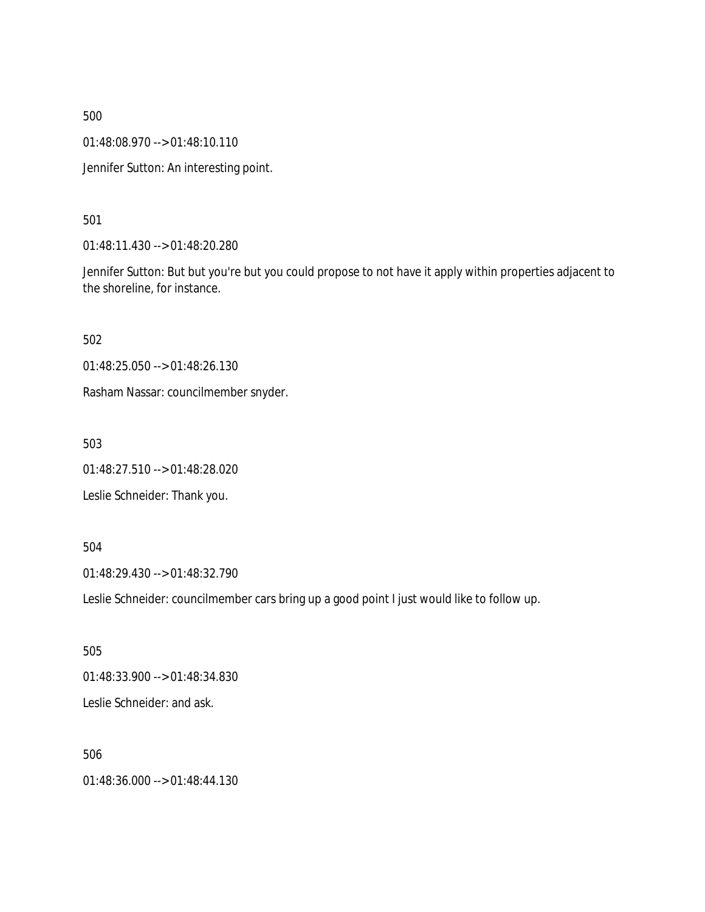500

01:48:08.970 --> 01:48:10.110

Jennifer Sutton: An interesting point.

501

01:48:11.430 --> 01:48:20.280

Jennifer Sutton: But but you're but you could propose to not have it apply within properties adjacent to the shoreline, for instance.

502

01:48:25.050 --> 01:48:26.130

Rasham Nassar: councilmember snyder.

503

01:48:27.510 --> 01:48:28.020

Leslie Schneider: Thank you.

504

01:48:29.430 --> 01:48:32.790

Leslie Schneider: councilmember cars bring up a good point I just would like to follow up.

505

01:48:33.900 --> 01:48:34.830

Leslie Schneider: and ask.

506

01:48:36.000 --> 01:48:44.130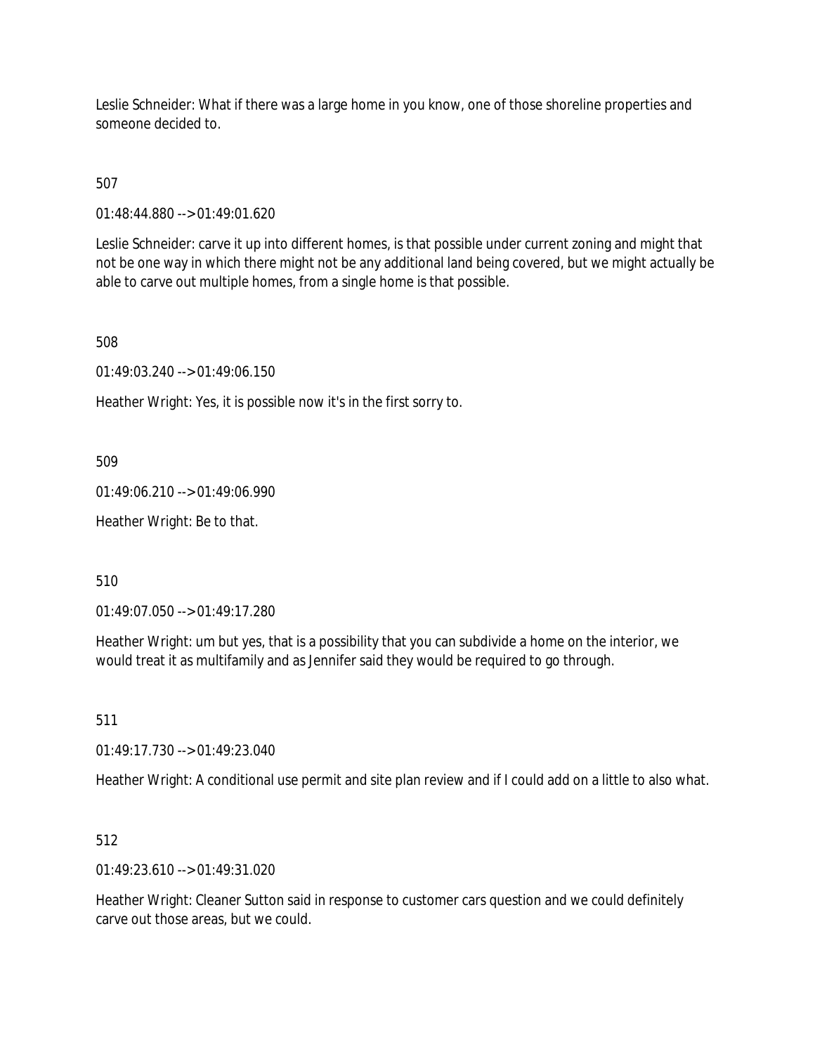Leslie Schneider: What if there was a large home in you know, one of those shoreline properties and someone decided to.

507

01:48:44.880 --> 01:49:01.620

Leslie Schneider: carve it up into different homes, is that possible under current zoning and might that not be one way in which there might not be any additional land being covered, but we might actually be able to carve out multiple homes, from a single home is that possible.

508

01:49:03.240 --> 01:49:06.150

Heather Wright: Yes, it is possible now it's in the first sorry to.

509

01:49:06.210 --> 01:49:06.990

Heather Wright: Be to that.

510

01:49:07.050 --> 01:49:17.280

Heather Wright: um but yes, that is a possibility that you can subdivide a home on the interior, we would treat it as multifamily and as Jennifer said they would be required to go through.

511

01:49:17.730 --> 01:49:23.040

Heather Wright: A conditional use permit and site plan review and if I could add on a little to also what.

512

01:49:23.610 --> 01:49:31.020

Heather Wright: Cleaner Sutton said in response to customer cars question and we could definitely carve out those areas, but we could.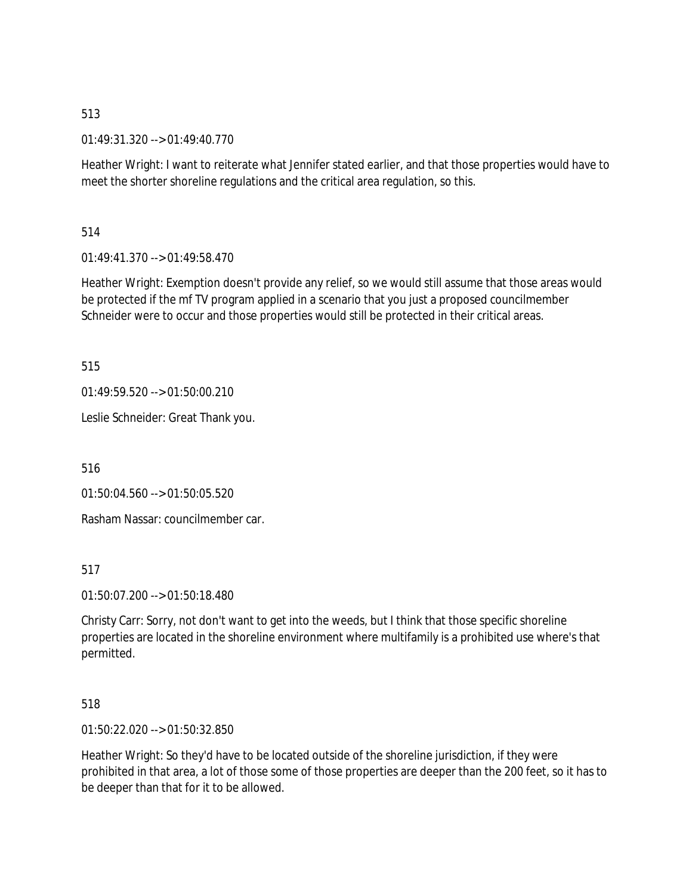513

01:49:31.320 --> 01:49:40.770

Heather Wright: I want to reiterate what Jennifer stated earlier, and that those properties would have to meet the shorter shoreline regulations and the critical area regulation, so this.

514

01:49:41.370 --> 01:49:58.470

Heather Wright: Exemption doesn't provide any relief, so we would still assume that those areas would be protected if the mf TV program applied in a scenario that you just a proposed councilmember Schneider were to occur and those properties would still be protected in their critical areas.

515

01:49:59.520 --> 01:50:00.210

Leslie Schneider: Great Thank you.

516

01:50:04.560 --> 01:50:05.520

Rasham Nassar: councilmember car.

517

01:50:07.200 --> 01:50:18.480

Christy Carr: Sorry, not don't want to get into the weeds, but I think that those specific shoreline properties are located in the shoreline environment where multifamily is a prohibited use where's that permitted.

518

01:50:22.020 --> 01:50:32.850

Heather Wright: So they'd have to be located outside of the shoreline jurisdiction, if they were prohibited in that area, a lot of those some of those properties are deeper than the 200 feet, so it has to be deeper than that for it to be allowed.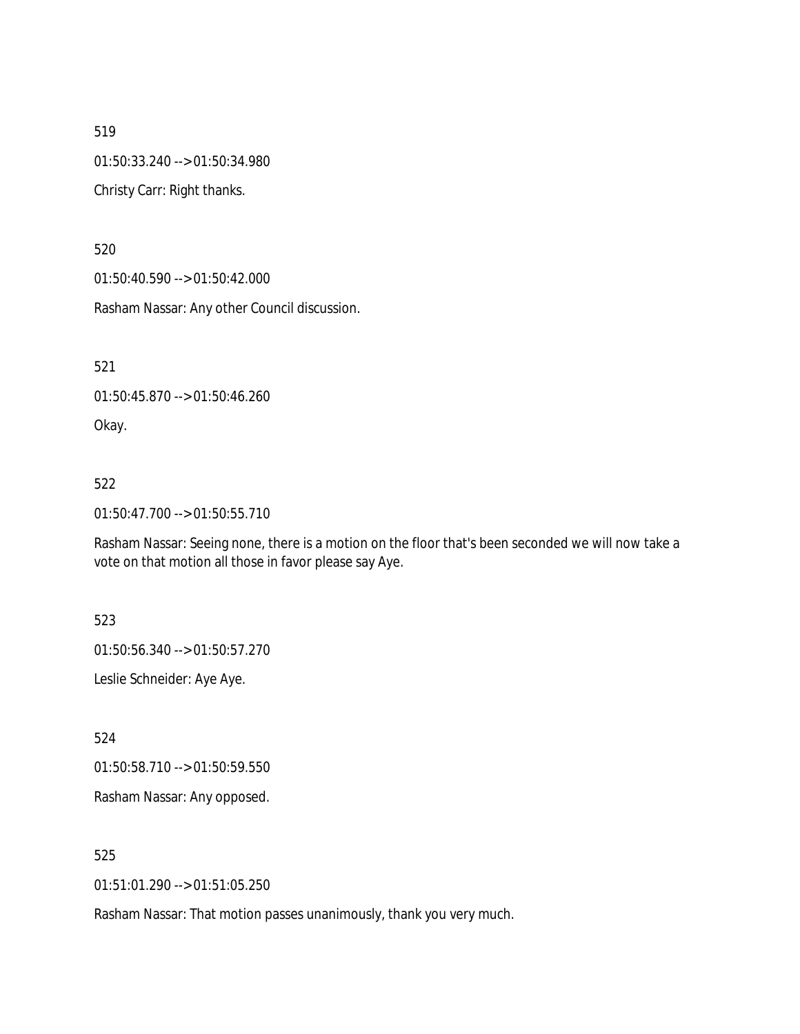519

01:50:33.240 --> 01:50:34.980

Christy Carr: Right thanks.

520

01:50:40.590 --> 01:50:42.000

Rasham Nassar: Any other Council discussion.

521

01:50:45.870 --> 01:50:46.260

Okay.

522

01:50:47.700 --> 01:50:55.710

Rasham Nassar: Seeing none, there is a motion on the floor that's been seconded we will now take a vote on that motion all those in favor please say Aye.

523

01:50:56.340 --> 01:50:57.270

Leslie Schneider: Aye Aye.

524

01:50:58.710 --> 01:50:59.550

Rasham Nassar: Any opposed.

525

01:51:01.290 --> 01:51:05.250

Rasham Nassar: That motion passes unanimously, thank you very much.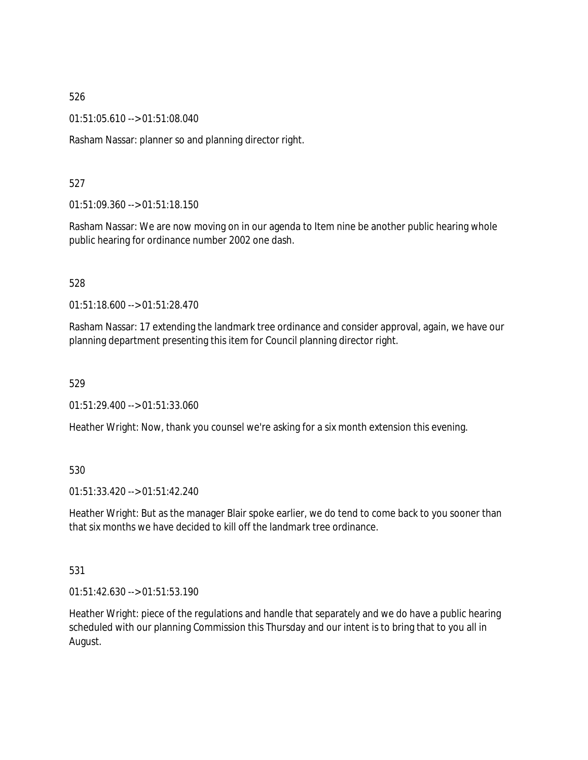526

01:51:05.610 --> 01:51:08.040

Rasham Nassar: planner so and planning director right.

527

01:51:09.360 --> 01:51:18.150

Rasham Nassar: We are now moving on in our agenda to Item nine be another public hearing whole public hearing for ordinance number 2002 one dash.

528

01:51:18.600 --> 01:51:28.470

Rasham Nassar: 17 extending the landmark tree ordinance and consider approval, again, we have our planning department presenting this item for Council planning director right.

529

01:51:29.400 --> 01:51:33.060

Heather Wright: Now, thank you counsel we're asking for a six month extension this evening.

530

01:51:33.420 --> 01:51:42.240

Heather Wright: But as the manager Blair spoke earlier, we do tend to come back to you sooner than that six months we have decided to kill off the landmark tree ordinance.

531

01:51:42.630 --> 01:51:53.190

Heather Wright: piece of the regulations and handle that separately and we do have a public hearing scheduled with our planning Commission this Thursday and our intent is to bring that to you all in August.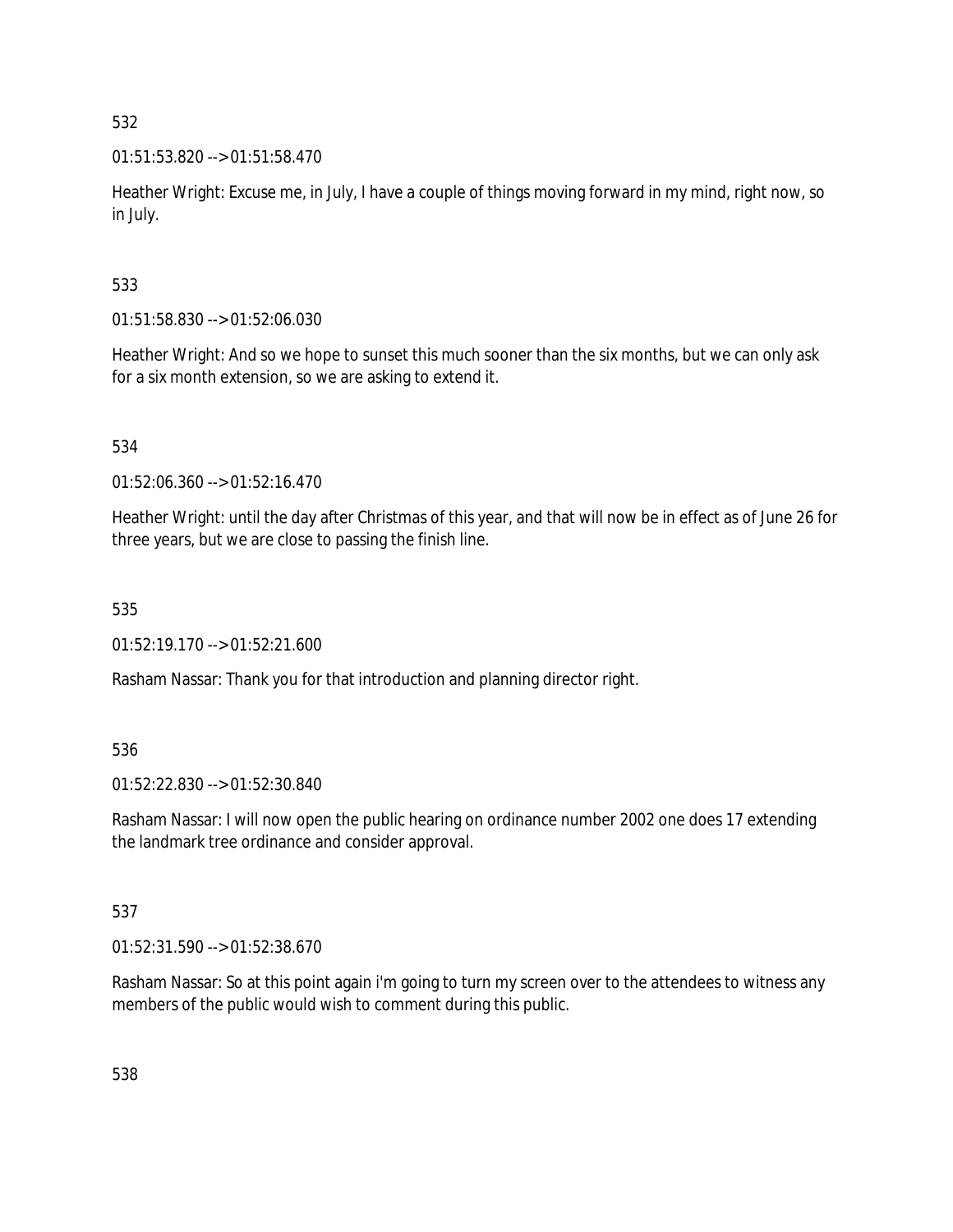532

01:51:53.820 --> 01:51:58.470

Heather Wright: Excuse me, in July, I have a couple of things moving forward in my mind, right now, so in July.

533

01:51:58.830 --> 01:52:06.030

Heather Wright: And so we hope to sunset this much sooner than the six months, but we can only ask for a six month extension, so we are asking to extend it.

534

01:52:06.360 --> 01:52:16.470

Heather Wright: until the day after Christmas of this year, and that will now be in effect as of June 26 for three years, but we are close to passing the finish line.

535

01:52:19.170 --> 01:52:21.600

Rasham Nassar: Thank you for that introduction and planning director right.

536

01:52:22.830 --> 01:52:30.840

Rasham Nassar: I will now open the public hearing on ordinance number 2002 one does 17 extending the landmark tree ordinance and consider approval.

537

01:52:31.590 --> 01:52:38.670

Rasham Nassar: So at this point again i'm going to turn my screen over to the attendees to witness any members of the public would wish to comment during this public.

538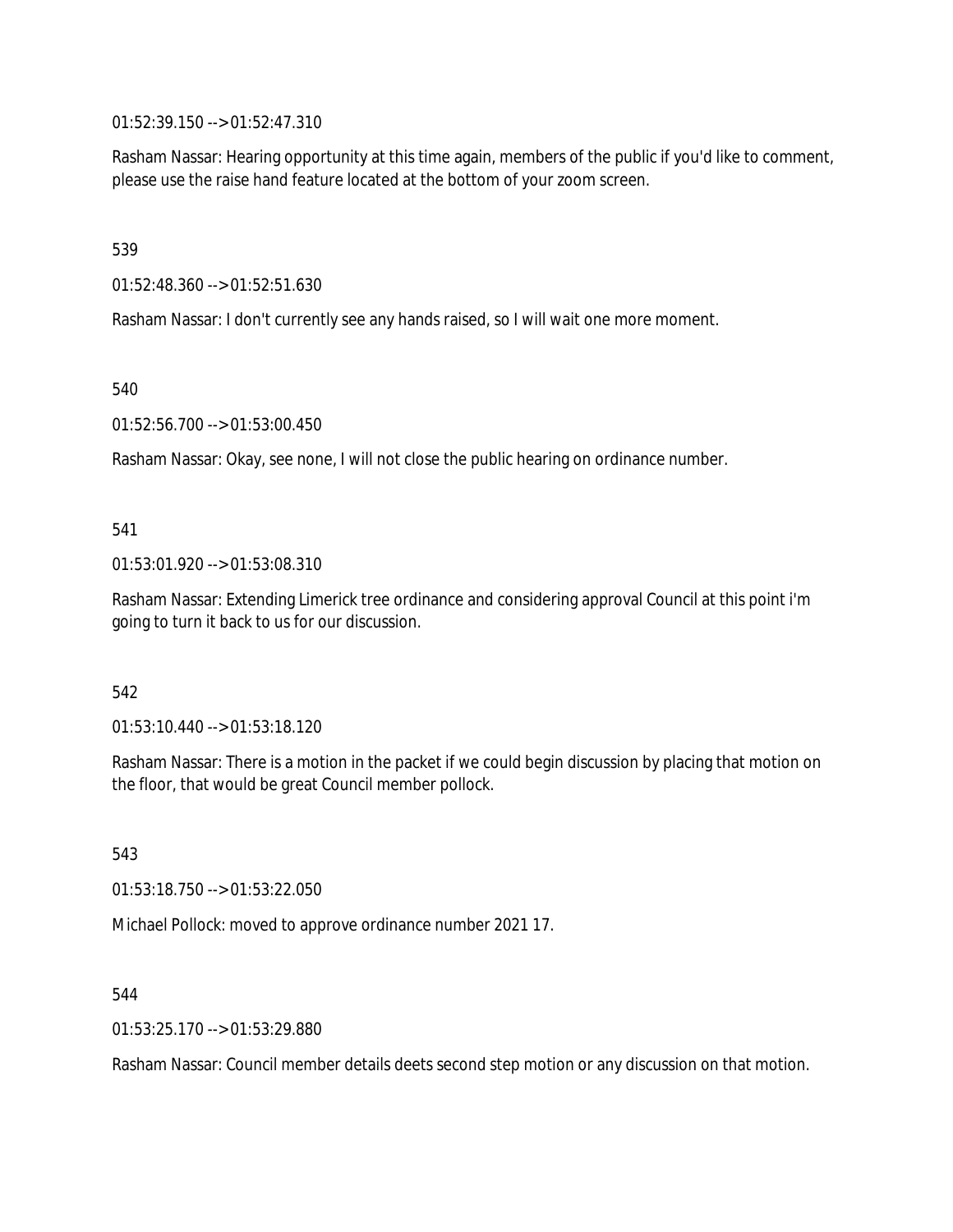01:52:39.150 --> 01:52:47.310

Rasham Nassar: Hearing opportunity at this time again, members of the public if you'd like to comment, please use the raise hand feature located at the bottom of your zoom screen.

539

01:52:48.360 --> 01:52:51.630

Rasham Nassar: I don't currently see any hands raised, so I will wait one more moment.

540

01:52:56.700 --> 01:53:00.450

Rasham Nassar: Okay, see none, I will not close the public hearing on ordinance number.

541

01:53:01.920 --> 01:53:08.310

Rasham Nassar: Extending Limerick tree ordinance and considering approval Council at this point i'm going to turn it back to us for our discussion.

542

01:53:10.440 --> 01:53:18.120

Rasham Nassar: There is a motion in the packet if we could begin discussion by placing that motion on the floor, that would be great Council member pollock.

543

01:53:18.750 --> 01:53:22.050

Michael Pollock: moved to approve ordinance number 2021 17.

544

01:53:25.170 --> 01:53:29.880

Rasham Nassar: Council member details deets second step motion or any discussion on that motion.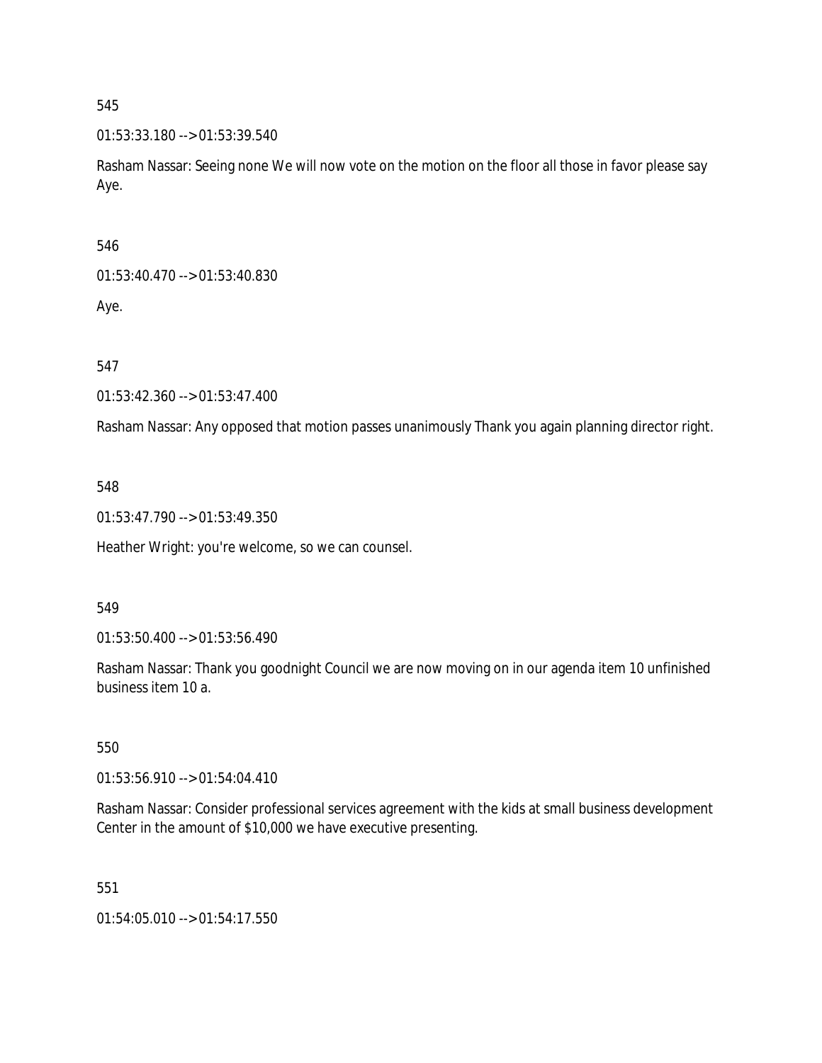545

01:53:33.180 --> 01:53:39.540

Rasham Nassar: Seeing none We will now vote on the motion on the floor all those in favor please say Aye.

546

01:53:40.470 --> 01:53:40.830

Aye.

547

01:53:42.360 --> 01:53:47.400

Rasham Nassar: Any opposed that motion passes unanimously Thank you again planning director right.

548

01:53:47.790 --> 01:53:49.350

Heather Wright: you're welcome, so we can counsel.

549

01:53:50.400 --> 01:53:56.490

Rasham Nassar: Thank you goodnight Council we are now moving on in our agenda item 10 unfinished business item 10 a.

550

01:53:56.910 --> 01:54:04.410

Rasham Nassar: Consider professional services agreement with the kids at small business development Center in the amount of $10,000 we have executive presenting.

551

01:54:05.010 --> 01:54:17.550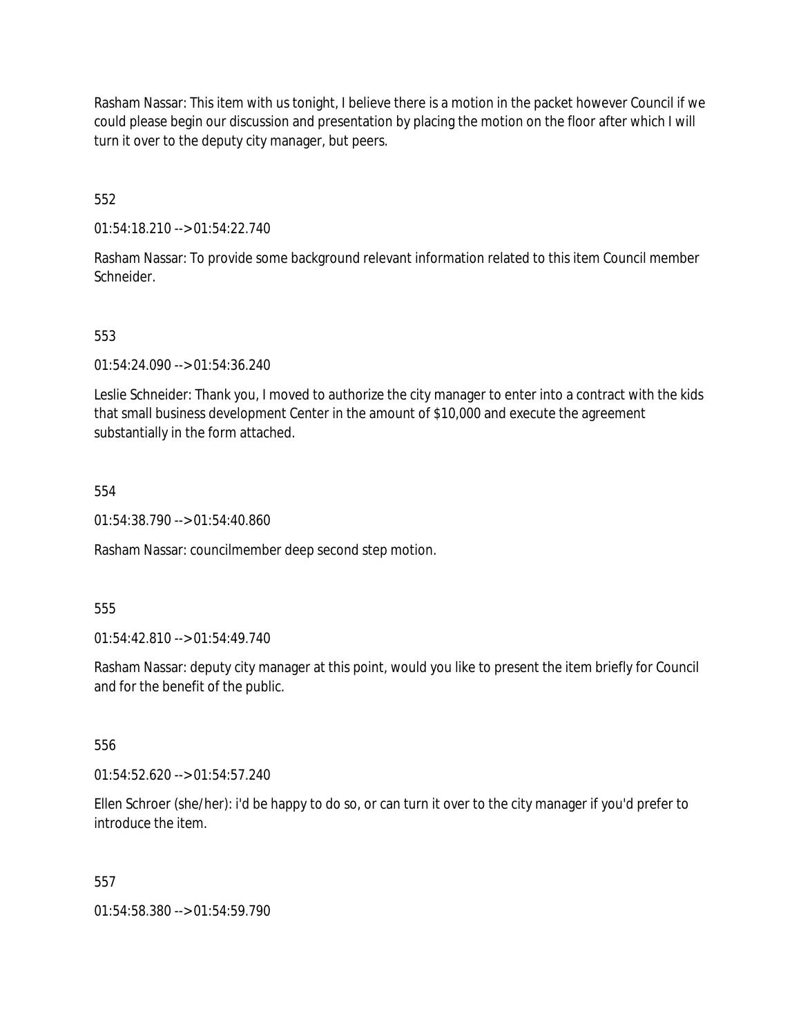Rasham Nassar: This item with us tonight, I believe there is a motion in the packet however Council if we could please begin our discussion and presentation by placing the motion on the floor after which I will turn it over to the deputy city manager, but peers.

552

01:54:18.210 --> 01:54:22.740

Rasham Nassar: To provide some background relevant information related to this item Council member Schneider.

553

01:54:24.090 --> 01:54:36.240

Leslie Schneider: Thank you, I moved to authorize the city manager to enter into a contract with the kids that small business development Center in the amount of $10,000 and execute the agreement substantially in the form attached.

554

01:54:38.790 --> 01:54:40.860

Rasham Nassar: councilmember deep second step motion.

555

01:54:42.810 --> 01:54:49.740

Rasham Nassar: deputy city manager at this point, would you like to present the item briefly for Council and for the benefit of the public.

556

01:54:52.620 --> 01:54:57.240

Ellen Schroer (she/her): i'd be happy to do so, or can turn it over to the city manager if you'd prefer to introduce the item.

557

01:54:58.380 --> 01:54:59.790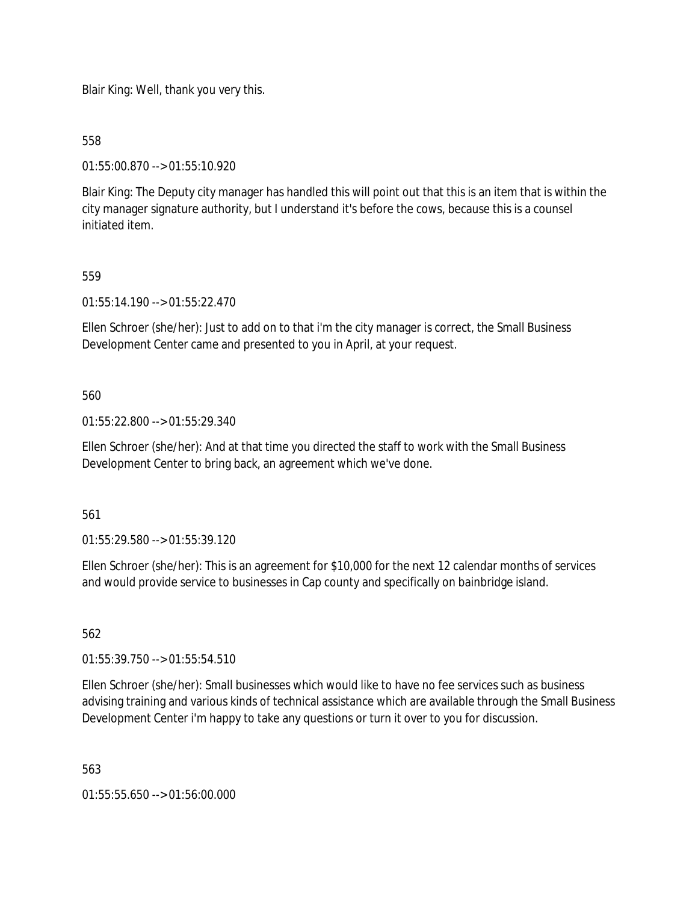Blair King: Well, thank you very this.

558

01:55:00.870 --> 01:55:10.920

Blair King: The Deputy city manager has handled this will point out that this is an item that is within the city manager signature authority, but I understand it's before the cows, because this is a counsel initiated item.

559

01:55:14.190 --> 01:55:22.470

Ellen Schroer (she/her): Just to add on to that i'm the city manager is correct, the Small Business Development Center came and presented to you in April, at your request.

560

01:55:22.800 --> 01:55:29.340

Ellen Schroer (she/her): And at that time you directed the staff to work with the Small Business Development Center to bring back, an agreement which we've done.

561

01:55:29.580 --> 01:55:39.120

Ellen Schroer (she/her): This is an agreement for $10,000 for the next 12 calendar months of services and would provide service to businesses in Cap county and specifically on bainbridge island.

562

01:55:39.750 --> 01:55:54.510

Ellen Schroer (she/her): Small businesses which would like to have no fee services such as business advising training and various kinds of technical assistance which are available through the Small Business Development Center i'm happy to take any questions or turn it over to you for discussion.

563

01:55:55.650 --> 01:56:00.000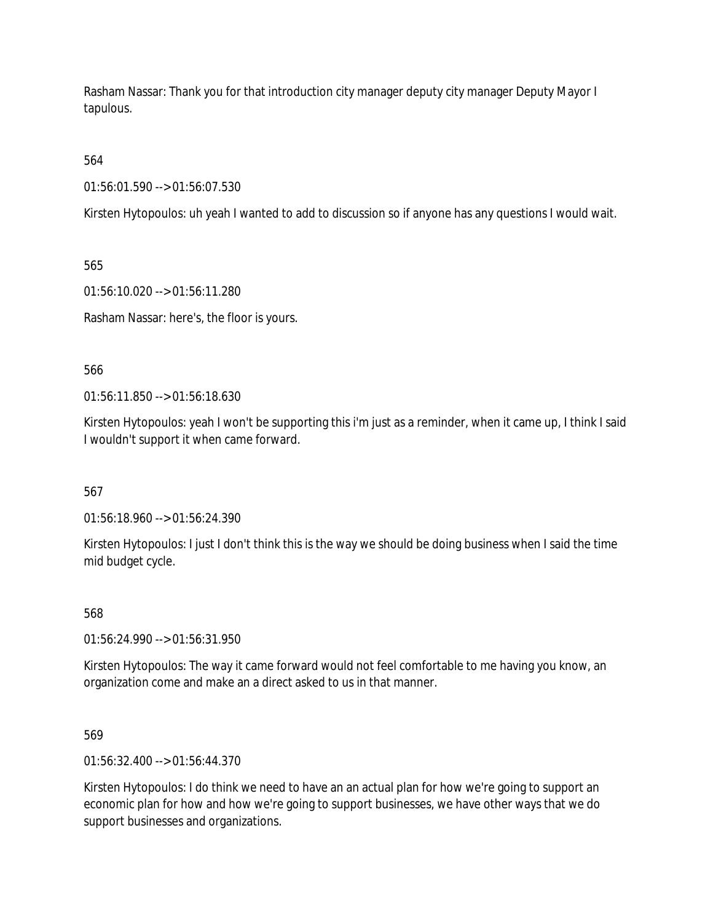Rasham Nassar: Thank you for that introduction city manager deputy city manager Deputy Mayor I tapulous.

564

01:56:01.590 --> 01:56:07.530

Kirsten Hytopoulos: uh yeah I wanted to add to discussion so if anyone has any questions I would wait.

565

01:56:10.020 --> 01:56:11.280

Rasham Nassar: here's, the floor is yours.

566

01:56:11.850 --> 01:56:18.630

Kirsten Hytopoulos: yeah I won't be supporting this i'm just as a reminder, when it came up, I think I said I wouldn't support it when came forward.

567

01:56:18.960 --> 01:56:24.390

Kirsten Hytopoulos: I just I don't think this is the way we should be doing business when I said the time mid budget cycle.

568

01:56:24.990 --> 01:56:31.950

Kirsten Hytopoulos: The way it came forward would not feel comfortable to me having you know, an organization come and make an a direct asked to us in that manner.

569

01:56:32.400 --> 01:56:44.370

Kirsten Hytopoulos: I do think we need to have an an actual plan for how we're going to support an economic plan for how and how we're going to support businesses, we have other ways that we do support businesses and organizations.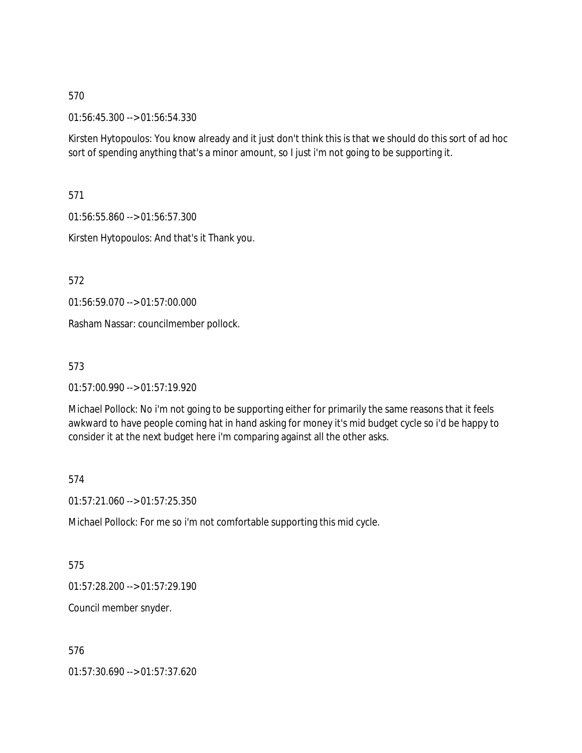570

01:56:45.300 --> 01:56:54.330

Kirsten Hytopoulos: You know already and it just don't think this is that we should do this sort of ad hoc sort of spending anything that's a minor amount, so I just i'm not going to be supporting it.

571

01:56:55.860 --> 01:56:57.300

Kirsten Hytopoulos: And that's it Thank you.

572

01:56:59.070 --> 01:57:00.000

Rasham Nassar: councilmember pollock.

573

01:57:00.990 --> 01:57:19.920

Michael Pollock: No i'm not going to be supporting either for primarily the same reasons that it feels awkward to have people coming hat in hand asking for money it's mid budget cycle so i'd be happy to consider it at the next budget here i'm comparing against all the other asks.

574

01:57:21.060 --> 01:57:25.350

Michael Pollock: For me so i'm not comfortable supporting this mid cycle.

575

01:57:28.200 --> 01:57:29.190

Council member snyder.

576

01:57:30.690 --> 01:57:37.620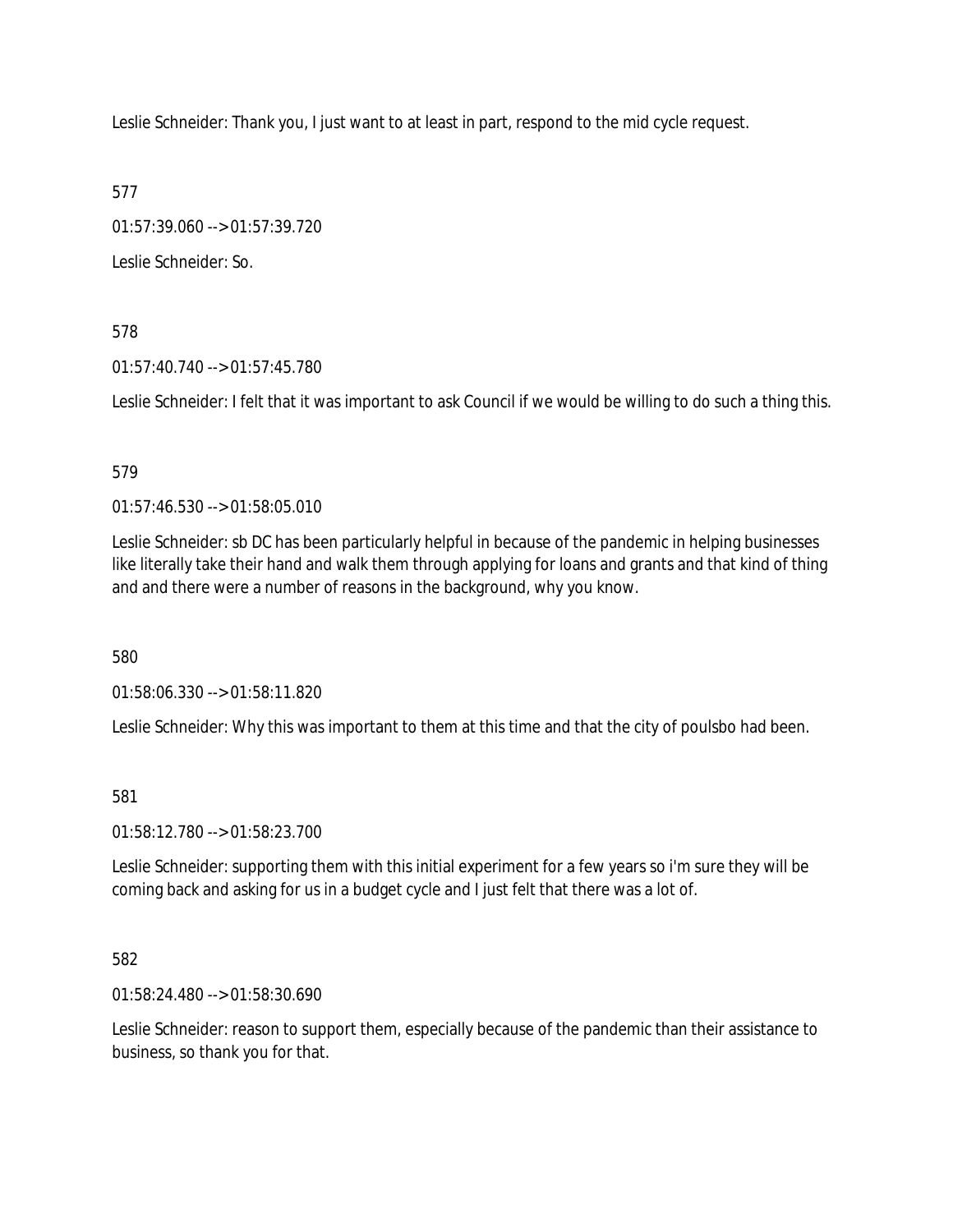Leslie Schneider: Thank you, I just want to at least in part, respond to the mid cycle request.

577

01:57:39.060 --> 01:57:39.720

Leslie Schneider: So.

578

01:57:40.740 --> 01:57:45.780

Leslie Schneider: I felt that it was important to ask Council if we would be willing to do such a thing this.

579

01:57:46.530 --> 01:58:05.010

Leslie Schneider: sb DC has been particularly helpful in because of the pandemic in helping businesses like literally take their hand and walk them through applying for loans and grants and that kind of thing and and there were a number of reasons in the background, why you know.

580

01:58:06.330 --> 01:58:11.820

Leslie Schneider: Why this was important to them at this time and that the city of poulsbo had been.

581

01:58:12.780 --> 01:58:23.700

Leslie Schneider: supporting them with this initial experiment for a few years so i'm sure they will be coming back and asking for us in a budget cycle and I just felt that there was a lot of.

582

01:58:24.480 --> 01:58:30.690

Leslie Schneider: reason to support them, especially because of the pandemic than their assistance to business, so thank you for that.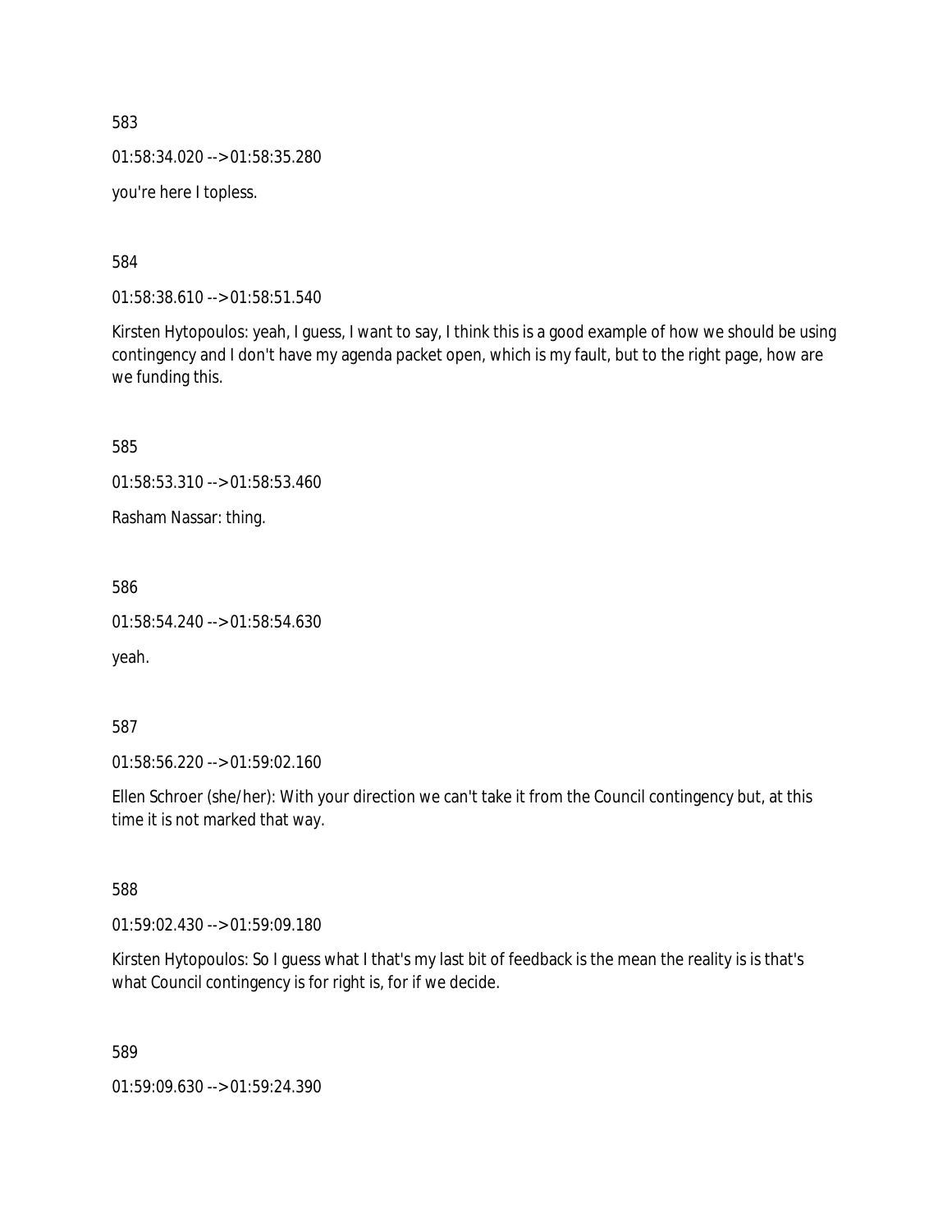583

01:58:34.020 --> 01:58:35.280

you're here I topless.

584

01:58:38.610 --> 01:58:51.540

Kirsten Hytopoulos: yeah, I guess, I want to say, I think this is a good example of how we should be using contingency and I don't have my agenda packet open, which is my fault, but to the right page, how are we funding this.

585

01:58:53.310 --> 01:58:53.460

Rasham Nassar: thing.

586

01:58:54.240 --> 01:58:54.630

yeah.

587

01:58:56.220 --> 01:59:02.160

Ellen Schroer (she/her): With your direction we can't take it from the Council contingency but, at this time it is not marked that way.

588

01:59:02.430 --> 01:59:09.180

Kirsten Hytopoulos: So I guess what I that's my last bit of feedback is the mean the reality is is that's what Council contingency is for right is, for if we decide.

589

01:59:09.630 --> 01:59:24.390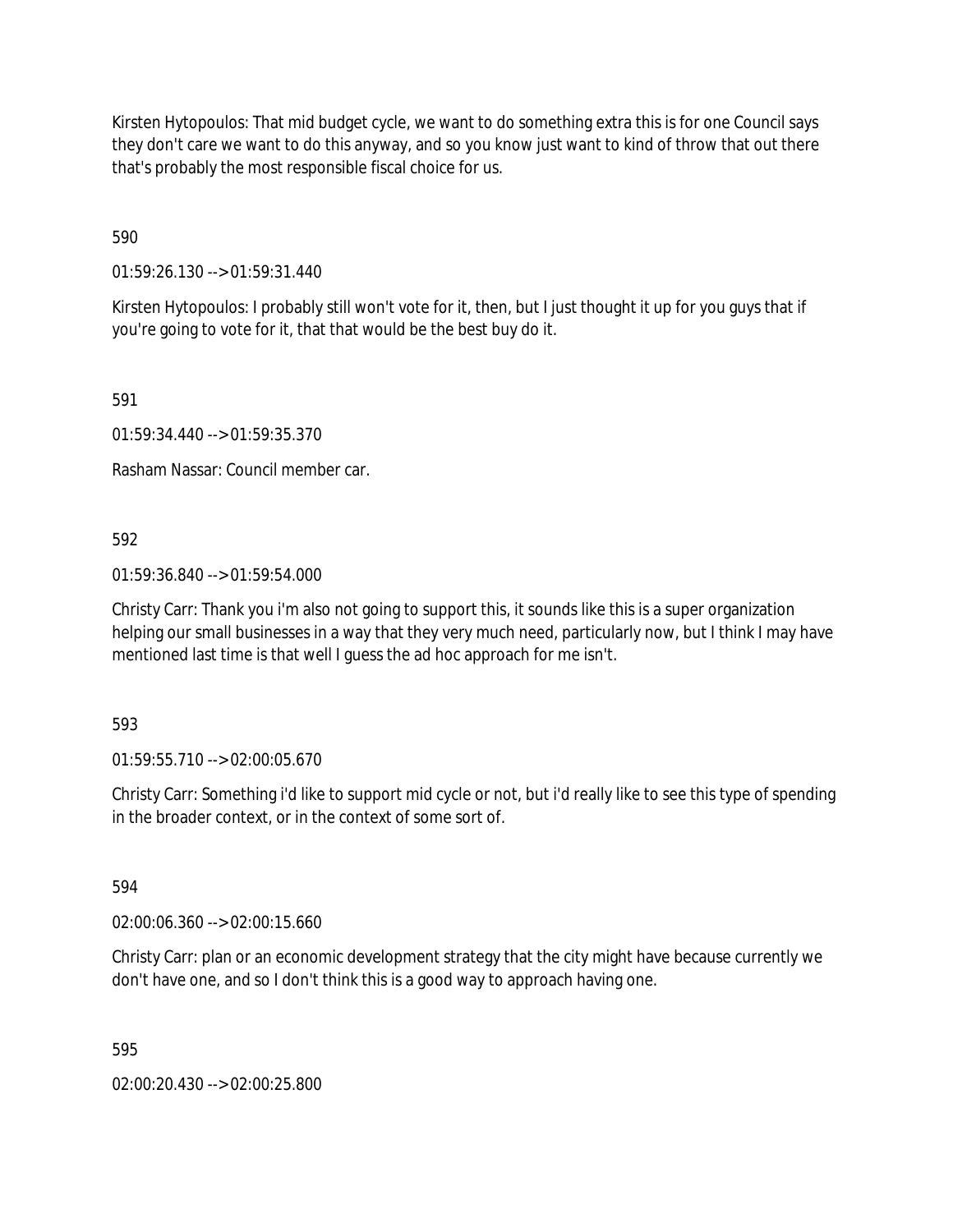Kirsten Hytopoulos: That mid budget cycle, we want to do something extra this is for one Council says they don't care we want to do this anyway, and so you know just want to kind of throw that out there that's probably the most responsible fiscal choice for us.

590

01:59:26.130 --> 01:59:31.440

Kirsten Hytopoulos: I probably still won't vote for it, then, but I just thought it up for you guys that if you're going to vote for it, that that would be the best buy do it.

591

01:59:34.440 --> 01:59:35.370

Rasham Nassar: Council member car.

592

01:59:36.840 --> 01:59:54.000

Christy Carr: Thank you i'm also not going to support this, it sounds like this is a super organization helping our small businesses in a way that they very much need, particularly now, but I think I may have mentioned last time is that well I guess the ad hoc approach for me isn't.

593

01:59:55.710 --> 02:00:05.670

Christy Carr: Something i'd like to support mid cycle or not, but i'd really like to see this type of spending in the broader context, or in the context of some sort of.

594

02:00:06.360 --> 02:00:15.660

Christy Carr: plan or an economic development strategy that the city might have because currently we don't have one, and so I don't think this is a good way to approach having one.

595

02:00:20.430 --> 02:00:25.800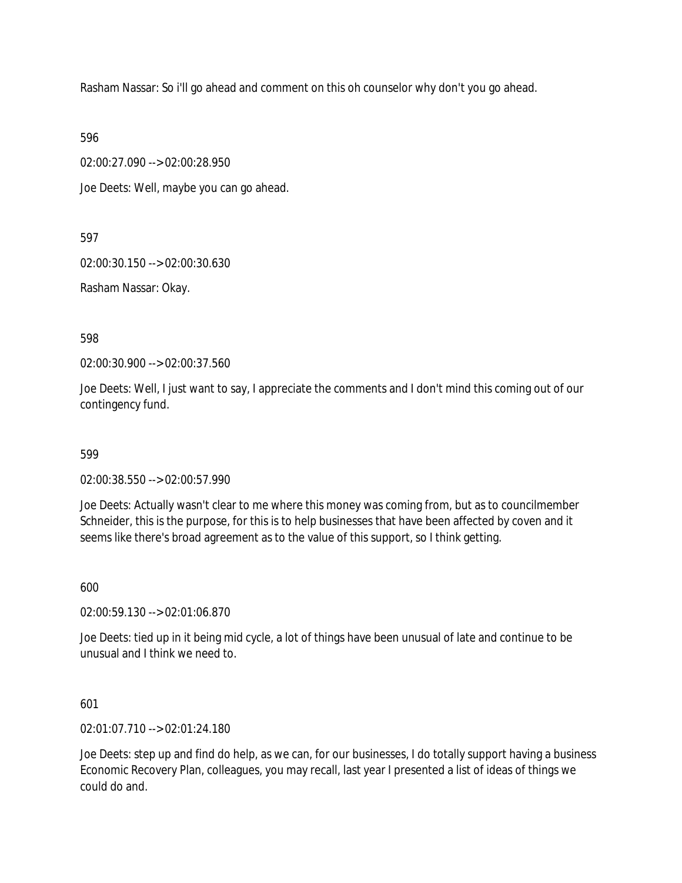Rasham Nassar: So i'll go ahead and comment on this oh counselor why don't you go ahead.

596

02:00:27.090 --> 02:00:28.950

Joe Deets: Well, maybe you can go ahead.

597

02:00:30.150 --> 02:00:30.630

Rasham Nassar: Okay.

598

02:00:30.900 --> 02:00:37.560

Joe Deets: Well, I just want to say, I appreciate the comments and I don't mind this coming out of our contingency fund.

599

02:00:38.550 --> 02:00:57.990

Joe Deets: Actually wasn't clear to me where this money was coming from, but as to councilmember Schneider, this is the purpose, for this is to help businesses that have been affected by coven and it seems like there's broad agreement as to the value of this support, so I think getting.

600

02:00:59.130 --> 02:01:06.870

Joe Deets: tied up in it being mid cycle, a lot of things have been unusual of late and continue to be unusual and I think we need to.

601

02:01:07.710 --> 02:01:24.180

Joe Deets: step up and find do help, as we can, for our businesses, I do totally support having a business Economic Recovery Plan, colleagues, you may recall, last year I presented a list of ideas of things we could do and.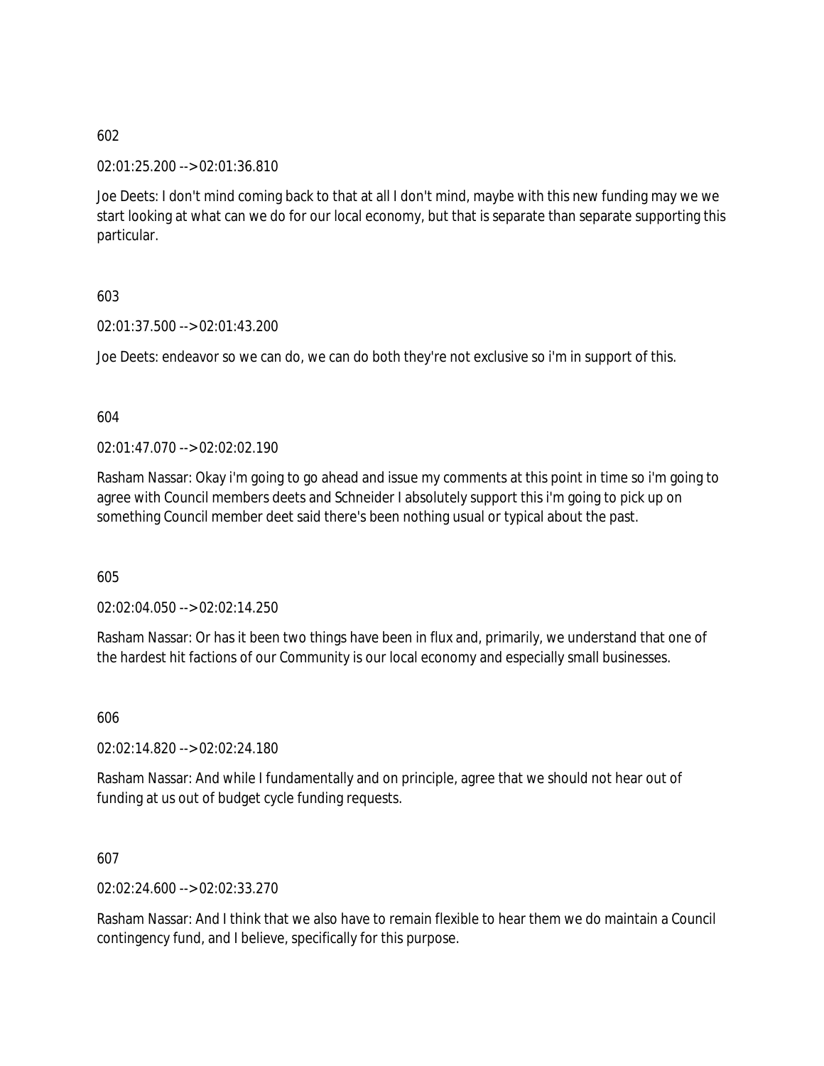602

02:01:25.200 --> 02:01:36.810

Joe Deets: I don't mind coming back to that at all I don't mind, maybe with this new funding may we we start looking at what can we do for our local economy, but that is separate than separate supporting this particular.

603

02:01:37.500 --> 02:01:43.200

Joe Deets: endeavor so we can do, we can do both they're not exclusive so i'm in support of this.

604

02:01:47.070 --> 02:02:02.190

Rasham Nassar: Okay i'm going to go ahead and issue my comments at this point in time so i'm going to agree with Council members deets and Schneider I absolutely support this i'm going to pick up on something Council member deet said there's been nothing usual or typical about the past.

605

02:02:04.050 --> 02:02:14.250

Rasham Nassar: Or has it been two things have been in flux and, primarily, we understand that one of the hardest hit factions of our Community is our local economy and especially small businesses.

606

02:02:14.820 --> 02:02:24.180

Rasham Nassar: And while I fundamentally and on principle, agree that we should not hear out of funding at us out of budget cycle funding requests.

607

02:02:24.600 --> 02:02:33.270

Rasham Nassar: And I think that we also have to remain flexible to hear them we do maintain a Council contingency fund, and I believe, specifically for this purpose.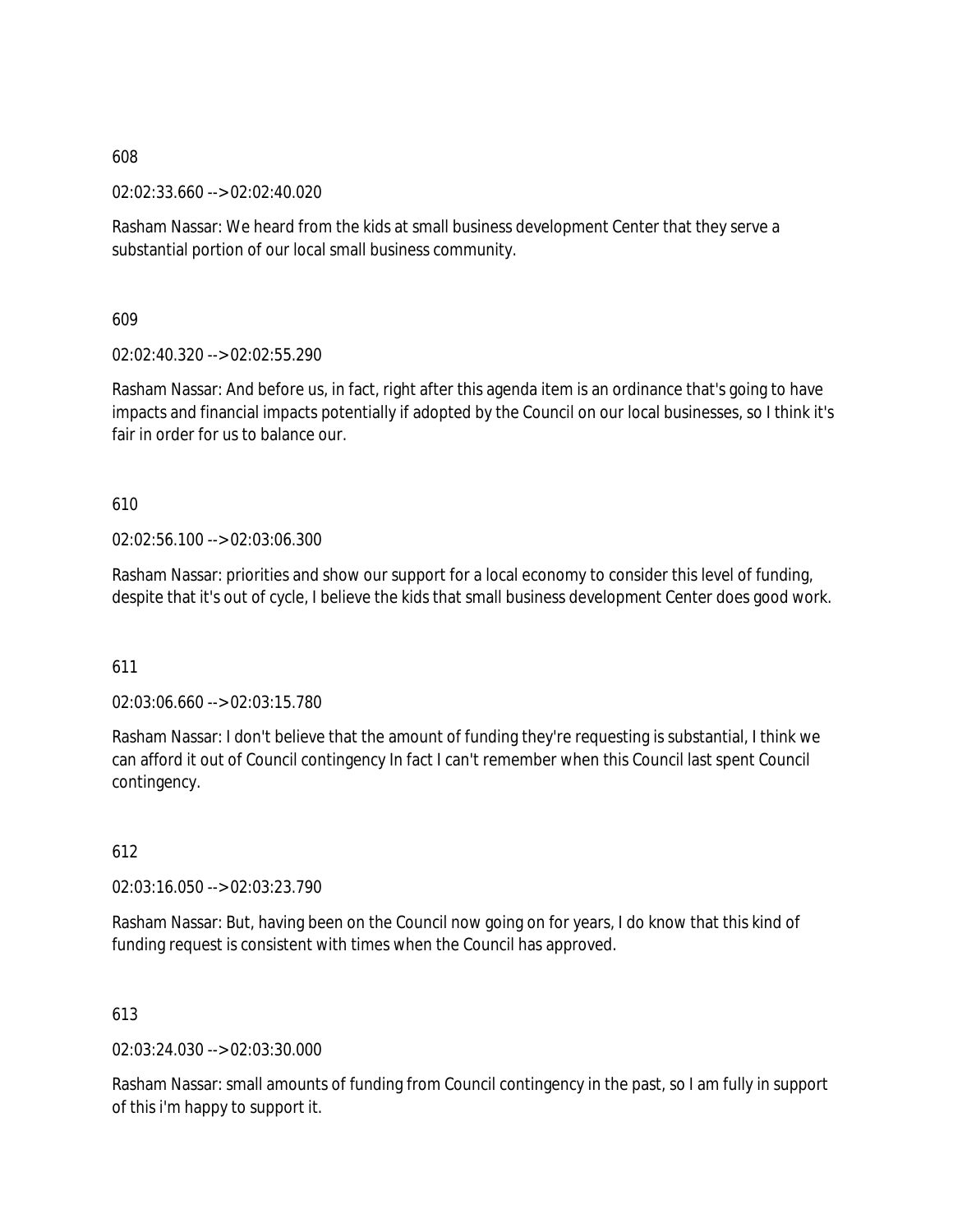608

02:02:33.660 --> 02:02:40.020

Rasham Nassar: We heard from the kids at small business development Center that they serve a substantial portion of our local small business community.

609

02:02:40.320 --> 02:02:55.290

Rasham Nassar: And before us, in fact, right after this agenda item is an ordinance that's going to have impacts and financial impacts potentially if adopted by the Council on our local businesses, so I think it's fair in order for us to balance our.

610

02:02:56.100 --> 02:03:06.300

Rasham Nassar: priorities and show our support for a local economy to consider this level of funding, despite that it's out of cycle, I believe the kids that small business development Center does good work.

611

02:03:06.660 --> 02:03:15.780

Rasham Nassar: I don't believe that the amount of funding they're requesting is substantial, I think we can afford it out of Council contingency In fact I can't remember when this Council last spent Council contingency.

612

02:03:16.050 --> 02:03:23.790

Rasham Nassar: But, having been on the Council now going on for years, I do know that this kind of funding request is consistent with times when the Council has approved.

613

02:03:24.030 --> 02:03:30.000

Rasham Nassar: small amounts of funding from Council contingency in the past, so I am fully in support of this i'm happy to support it.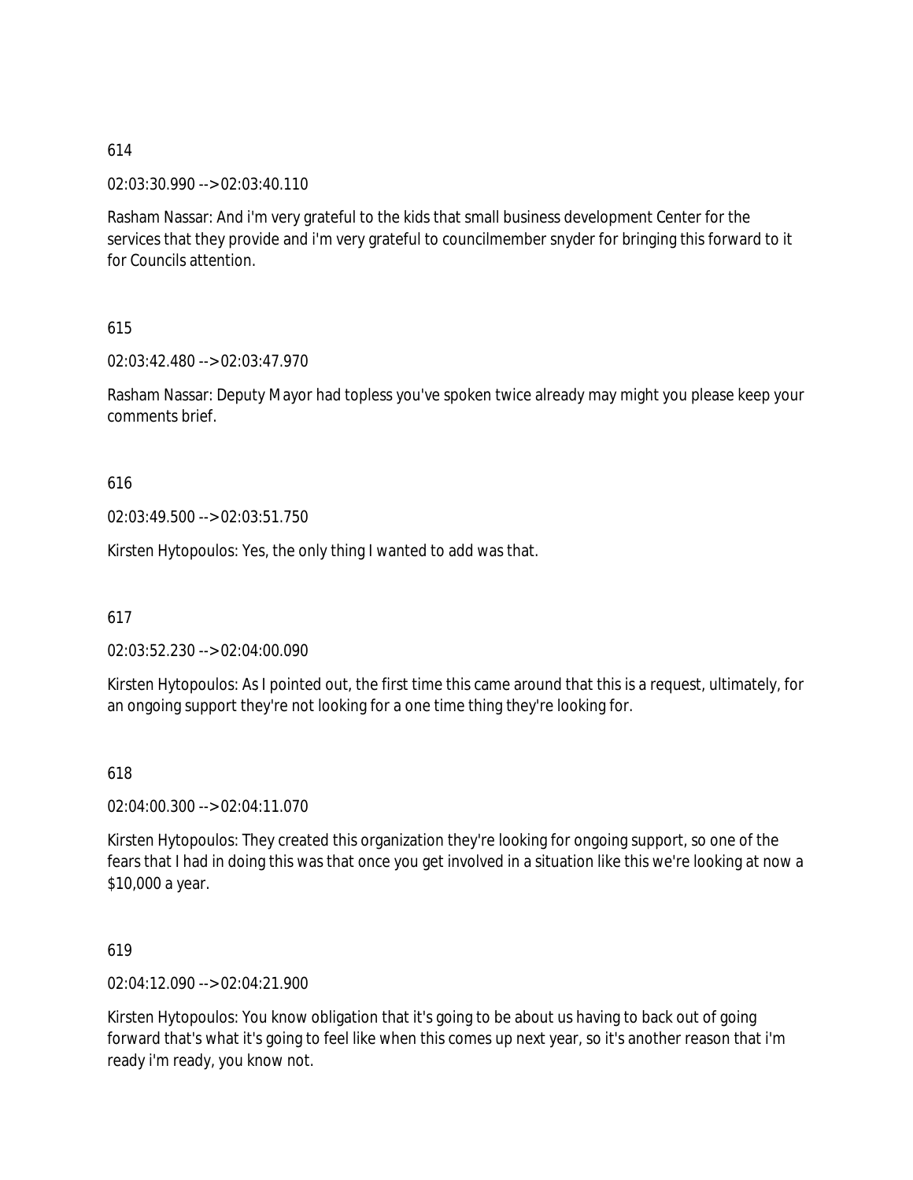614

02:03:30.990 --> 02:03:40.110

Rasham Nassar: And i'm very grateful to the kids that small business development Center for the services that they provide and i'm very grateful to councilmember snyder for bringing this forward to it for Councils attention.

615

02:03:42.480 --> 02:03:47.970

Rasham Nassar: Deputy Mayor had topless you've spoken twice already may might you please keep your comments brief.

616

02:03:49.500 --> 02:03:51.750

Kirsten Hytopoulos: Yes, the only thing I wanted to add was that.

617

02:03:52.230 --> 02:04:00.090

Kirsten Hytopoulos: As I pointed out, the first time this came around that this is a request, ultimately, for an ongoing support they're not looking for a one time thing they're looking for.

618

02:04:00.300 --> 02:04:11.070

Kirsten Hytopoulos: They created this organization they're looking for ongoing support, so one of the fears that I had in doing this was that once you get involved in a situation like this we're looking at now a $10,000 a year.

619

02:04:12.090 --> 02:04:21.900

Kirsten Hytopoulos: You know obligation that it's going to be about us having to back out of going forward that's what it's going to feel like when this comes up next year, so it's another reason that i'm ready i'm ready, you know not.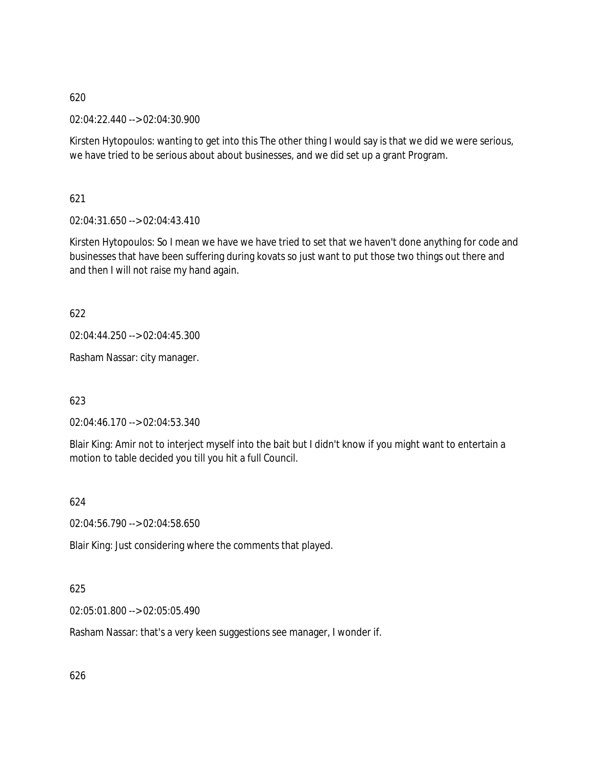620

02:04:22.440 --> 02:04:30.900

Kirsten Hytopoulos: wanting to get into this The other thing I would say is that we did we were serious, we have tried to be serious about about businesses, and we did set up a grant Program.

621

02:04:31.650 --> 02:04:43.410

Kirsten Hytopoulos: So I mean we have we have tried to set that we haven't done anything for code and businesses that have been suffering during kovats so just want to put those two things out there and and then I will not raise my hand again.

622

02:04:44.250 --> 02:04:45.300

Rasham Nassar: city manager.

623

02:04:46.170 --> 02:04:53.340

Blair King: Amir not to interject myself into the bait but I didn't know if you might want to entertain a motion to table decided you till you hit a full Council.

624

02:04:56.790 --> 02:04:58.650

Blair King: Just considering where the comments that played.

625

02:05:01.800 --> 02:05:05.490

Rasham Nassar: that's a very keen suggestions see manager, I wonder if.

626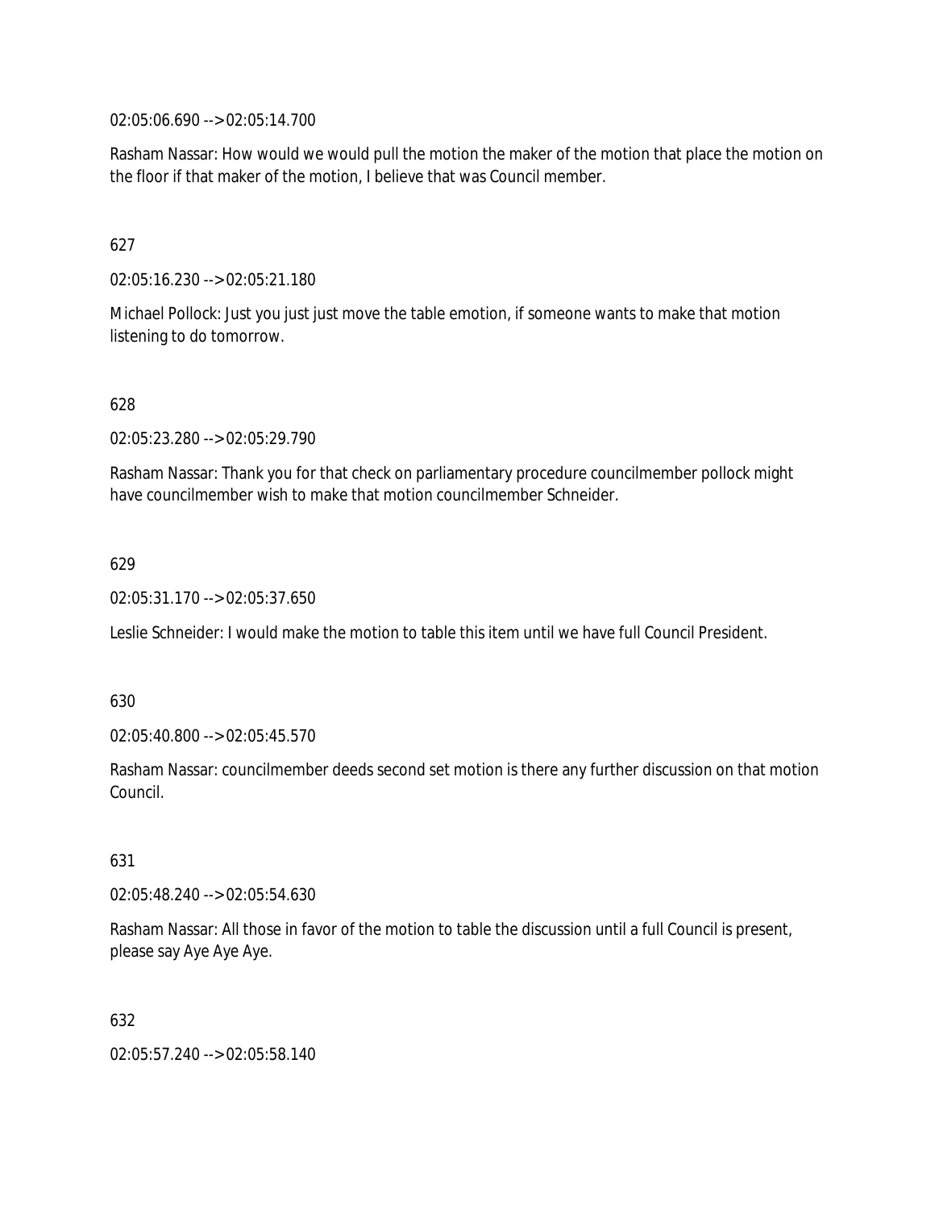02:05:06.690 --> 02:05:14.700

Rasham Nassar: How would we would pull the motion the maker of the motion that place the motion on the floor if that maker of the motion, I believe that was Council member.

627

02:05:16.230 --> 02:05:21.180

Michael Pollock: Just you just just move the table emotion, if someone wants to make that motion listening to do tomorrow.

628

02:05:23.280 --> 02:05:29.790

Rasham Nassar: Thank you for that check on parliamentary procedure councilmember pollock might have councilmember wish to make that motion councilmember Schneider.

629

02:05:31.170 --> 02:05:37.650

Leslie Schneider: I would make the motion to table this item until we have full Council President.

630

02:05:40.800 --> 02:05:45.570

Rasham Nassar: councilmember deeds second set motion is there any further discussion on that motion Council.

631

02:05:48.240 --> 02:05:54.630

Rasham Nassar: All those in favor of the motion to table the discussion until a full Council is present, please say Aye Aye Aye.

632

02:05:57.240 --> 02:05:58.140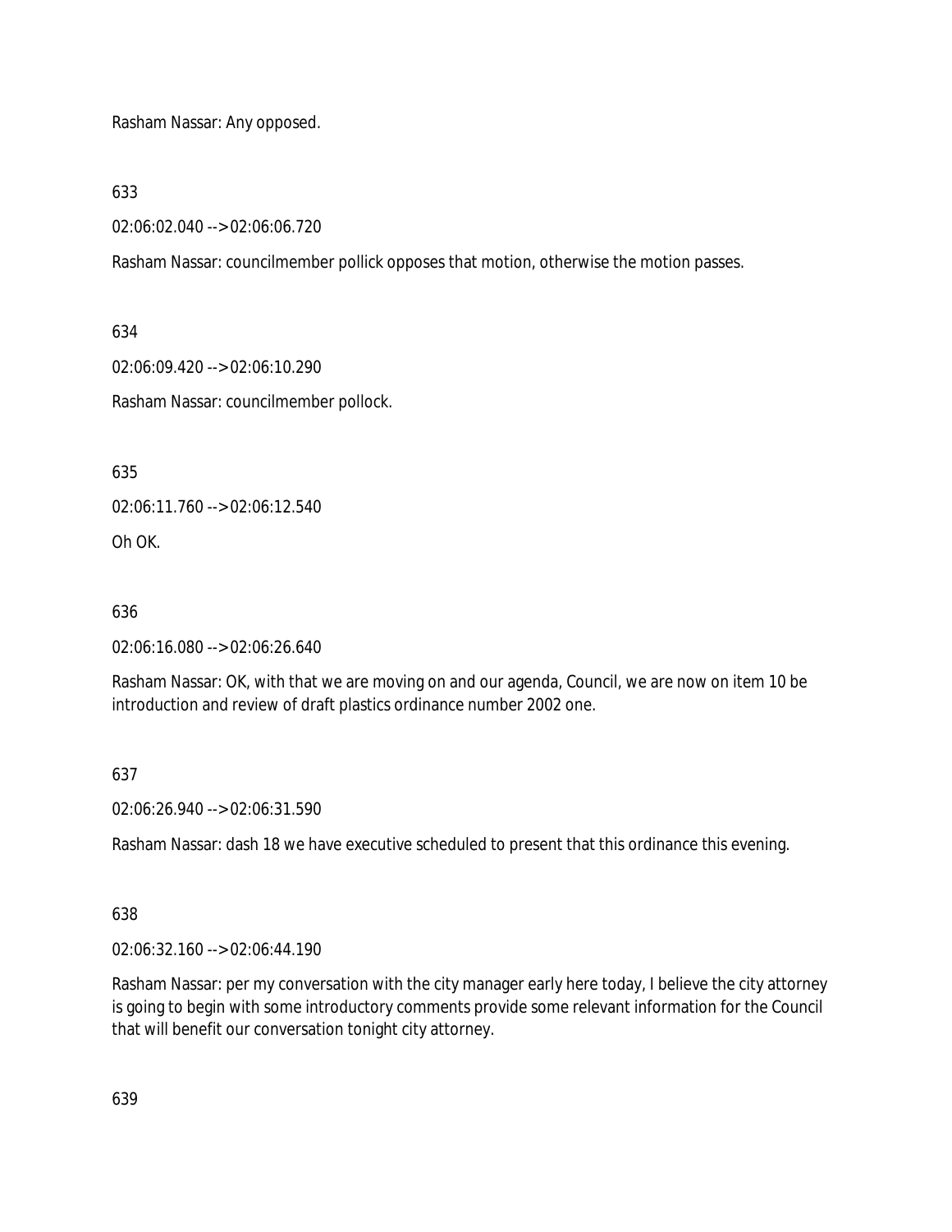Rasham Nassar: Any opposed.

633

02:06:02.040 --> 02:06:06.720

Rasham Nassar: councilmember pollick opposes that motion, otherwise the motion passes.

634

02:06:09.420 --> 02:06:10.290

Rasham Nassar: councilmember pollock.

635

02:06:11.760 --> 02:06:12.540

Oh OK.

636

02:06:16.080 --> 02:06:26.640

Rasham Nassar: OK, with that we are moving on and our agenda, Council, we are now on item 10 be introduction and review of draft plastics ordinance number 2002 one.

637

02:06:26.940 --> 02:06:31.590

Rasham Nassar: dash 18 we have executive scheduled to present that this ordinance this evening.

638

02:06:32.160 --> 02:06:44.190

Rasham Nassar: per my conversation with the city manager early here today, I believe the city attorney is going to begin with some introductory comments provide some relevant information for the Council that will benefit our conversation tonight city attorney.

639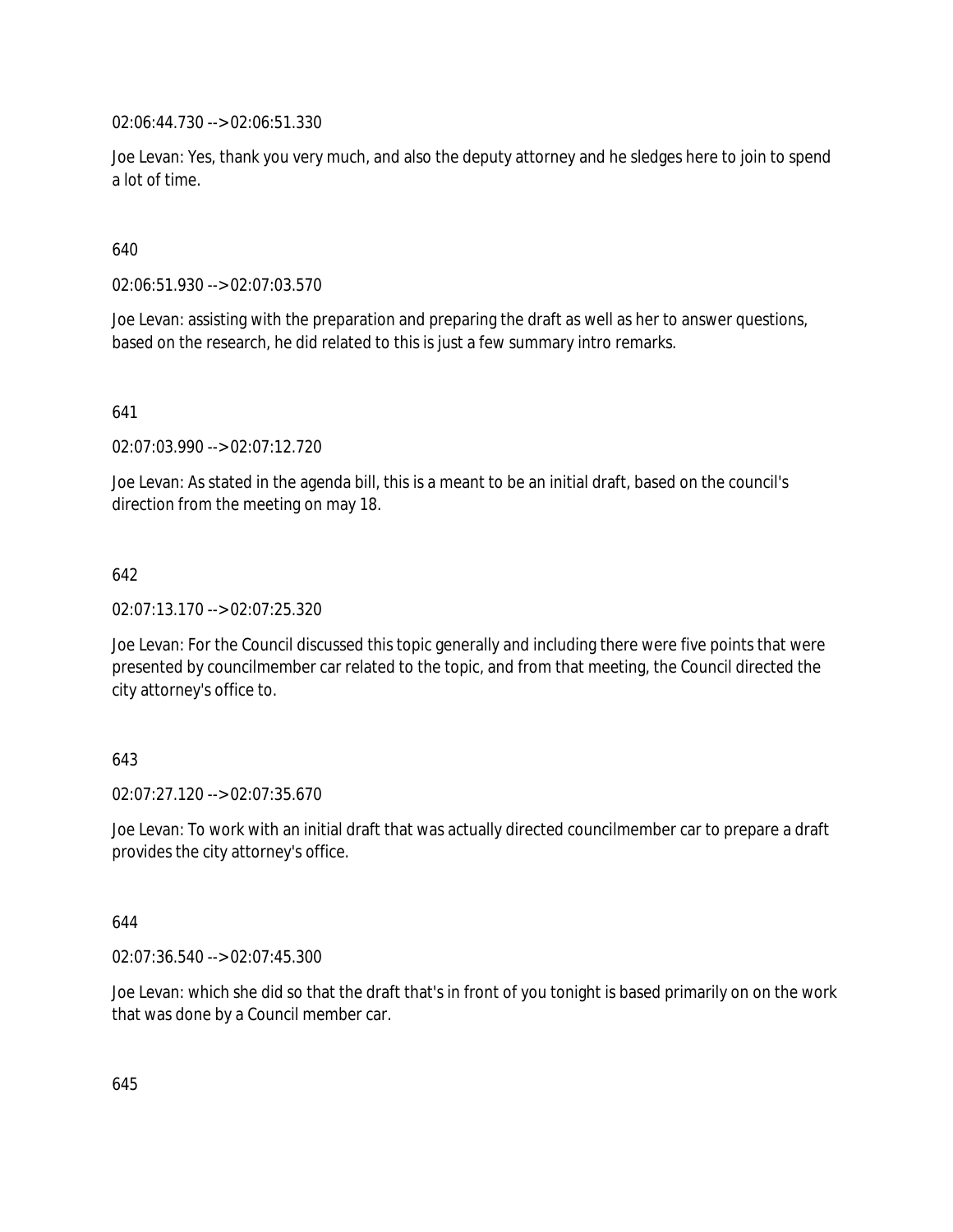02:06:44.730 --> 02:06:51.330

Joe Levan: Yes, thank you very much, and also the deputy attorney and he sledges here to join to spend a lot of time.

640

02:06:51.930 --> 02:07:03.570

Joe Levan: assisting with the preparation and preparing the draft as well as her to answer questions, based on the research, he did related to this is just a few summary intro remarks.

641

02:07:03.990 --> 02:07:12.720

Joe Levan: As stated in the agenda bill, this is a meant to be an initial draft, based on the council's direction from the meeting on may 18.

642

02:07:13.170 --> 02:07:25.320

Joe Levan: For the Council discussed this topic generally and including there were five points that were presented by councilmember car related to the topic, and from that meeting, the Council directed the city attorney's office to.

643

02:07:27.120 --> 02:07:35.670

Joe Levan: To work with an initial draft that was actually directed councilmember car to prepare a draft provides the city attorney's office.

644

02:07:36.540 --> 02:07:45.300

Joe Levan: which she did so that the draft that's in front of you tonight is based primarily on on the work that was done by a Council member car.

645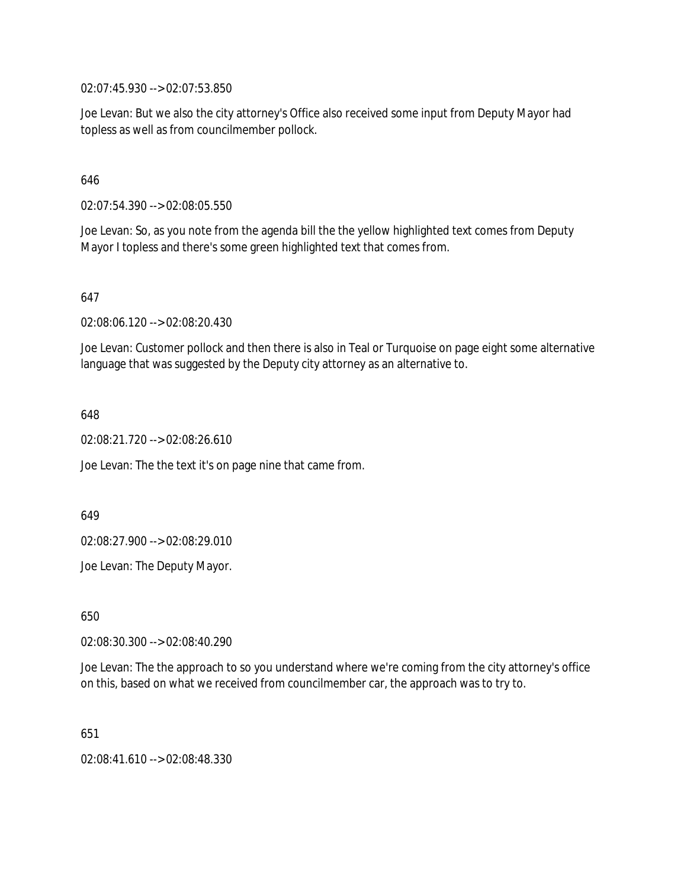02:07:45.930 --> 02:07:53.850

Joe Levan: But we also the city attorney's Office also received some input from Deputy Mayor had topless as well as from councilmember pollock.

646

02:07:54.390 --> 02:08:05.550

Joe Levan: So, as you note from the agenda bill the the yellow highlighted text comes from Deputy Mayor I topless and there's some green highlighted text that comes from.

647

02:08:06.120 --> 02:08:20.430

Joe Levan: Customer pollock and then there is also in Teal or Turquoise on page eight some alternative language that was suggested by the Deputy city attorney as an alternative to.

648

02:08:21.720 --> 02:08:26.610

Joe Levan: The the text it's on page nine that came from.

649

02:08:27.900 --> 02:08:29.010

Joe Levan: The Deputy Mayor.

650

02:08:30.300 --> 02:08:40.290

Joe Levan: The the approach to so you understand where we're coming from the city attorney's office on this, based on what we received from councilmember car, the approach was to try to.

651

02:08:41.610 --> 02:08:48.330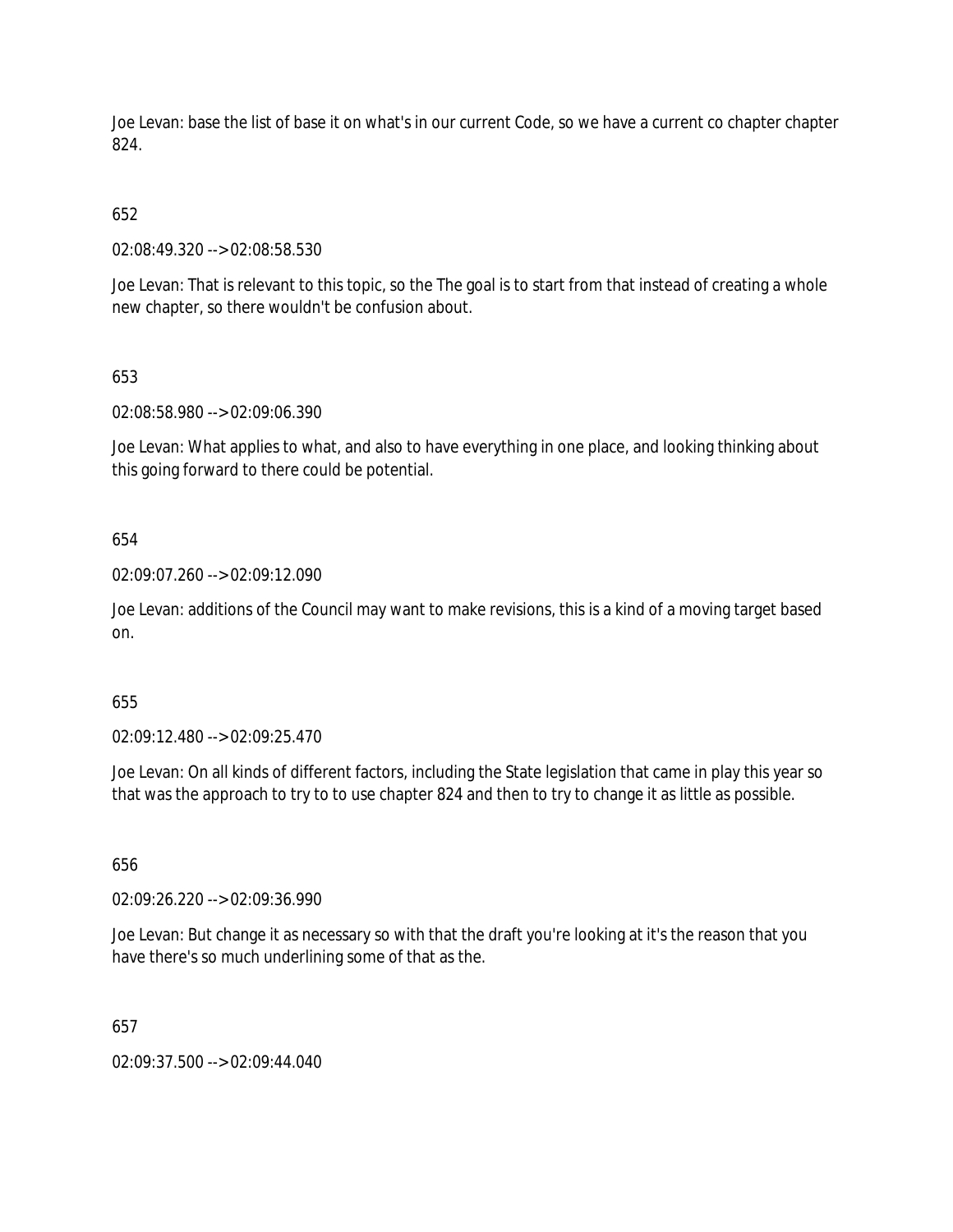Joe Levan: base the list of base it on what's in our current Code, so we have a current co chapter chapter 824.

652

02:08:49.320 --> 02:08:58.530

Joe Levan: That is relevant to this topic, so the The goal is to start from that instead of creating a whole new chapter, so there wouldn't be confusion about.

653

02:08:58.980 --> 02:09:06.390

Joe Levan: What applies to what, and also to have everything in one place, and looking thinking about this going forward to there could be potential.

654

02:09:07.260 --> 02:09:12.090

Joe Levan: additions of the Council may want to make revisions, this is a kind of a moving target based on.

655

02:09:12.480 --> 02:09:25.470

Joe Levan: On all kinds of different factors, including the State legislation that came in play this year so that was the approach to try to to use chapter 824 and then to try to change it as little as possible.

656

02:09:26.220 --> 02:09:36.990

Joe Levan: But change it as necessary so with that the draft you're looking at it's the reason that you have there's so much underlining some of that as the.

657

02:09:37.500 --> 02:09:44.040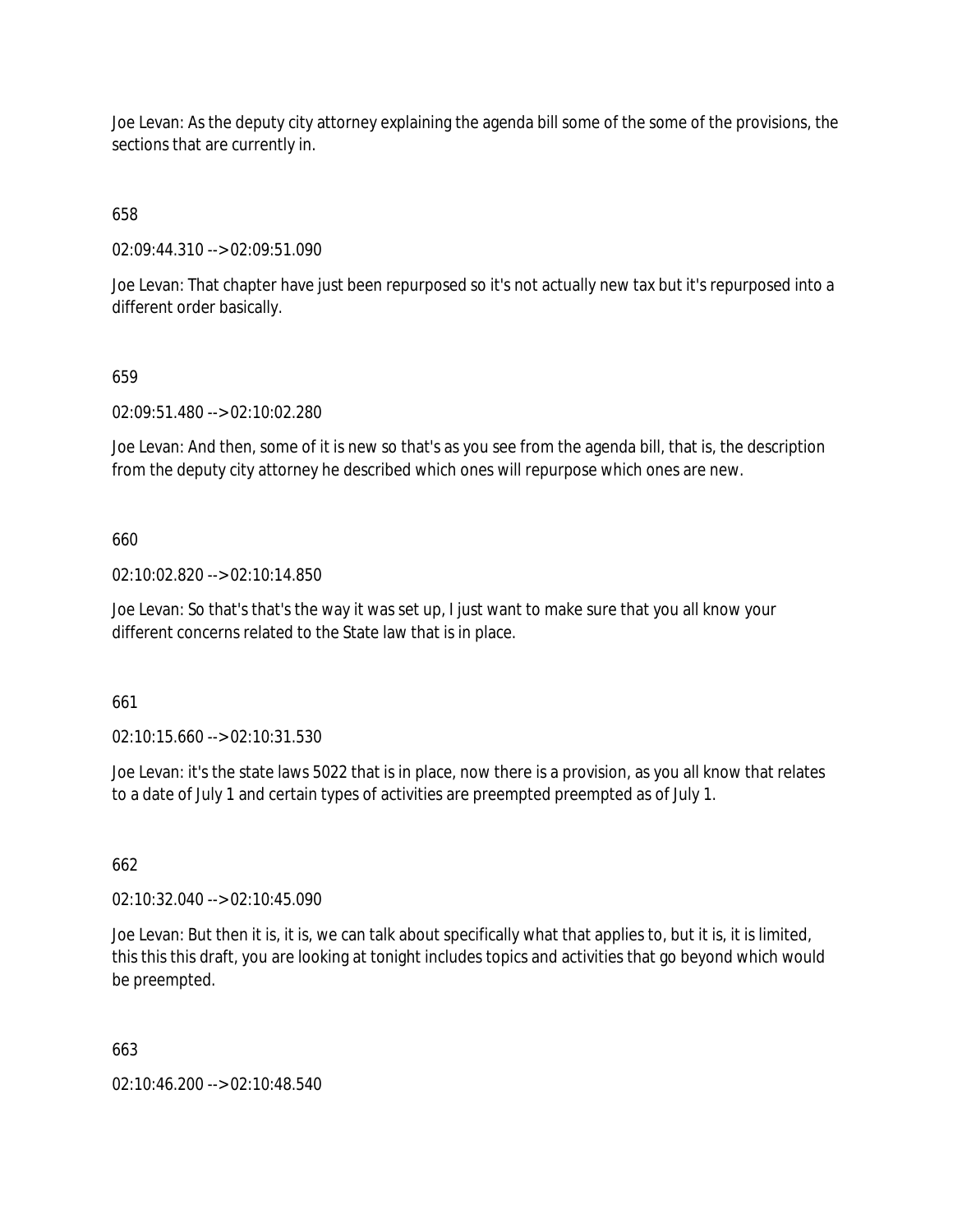Joe Levan: As the deputy city attorney explaining the agenda bill some of the some of the provisions, the sections that are currently in.

658

02:09:44.310 --> 02:09:51.090

Joe Levan: That chapter have just been repurposed so it's not actually new tax but it's repurposed into a different order basically.

659

02:09:51.480 --> 02:10:02.280

Joe Levan: And then, some of it is new so that's as you see from the agenda bill, that is, the description from the deputy city attorney he described which ones will repurpose which ones are new.

660

02:10:02.820 --> 02:10:14.850

Joe Levan: So that's that's the way it was set up, I just want to make sure that you all know your different concerns related to the State law that is in place.

661

02:10:15.660 --> 02:10:31.530

Joe Levan: it's the state laws 5022 that is in place, now there is a provision, as you all know that relates to a date of July 1 and certain types of activities are preempted preempted as of July 1.

662

02:10:32.040 --> 02:10:45.090

Joe Levan: But then it is, it is, we can talk about specifically what that applies to, but it is, it is limited, this this this draft, you are looking at tonight includes topics and activities that go beyond which would be preempted.

663

02:10:46.200 --> 02:10:48.540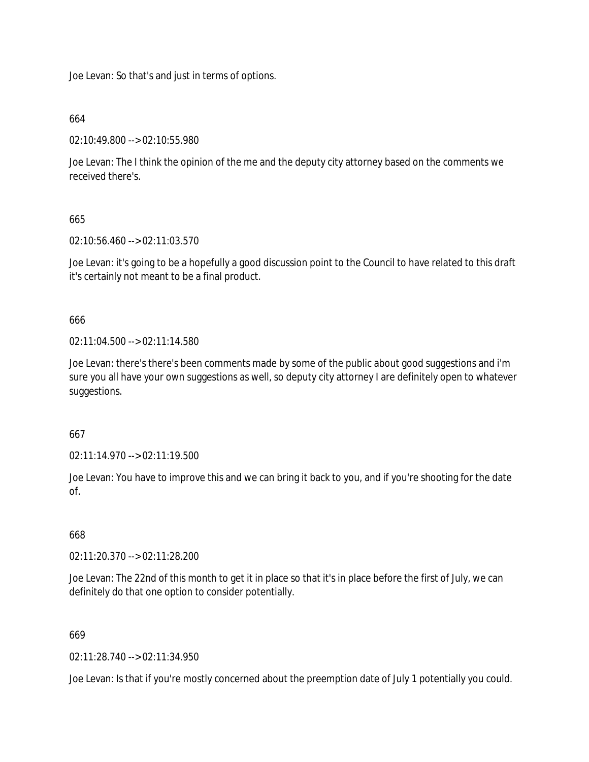Joe Levan: So that's and just in terms of options.

664

02:10:49.800 --> 02:10:55.980

Joe Levan: The I think the opinion of the me and the deputy city attorney based on the comments we received there's.

665

02:10:56.460 --> 02:11:03.570

Joe Levan: it's going to be a hopefully a good discussion point to the Council to have related to this draft it's certainly not meant to be a final product.

666

02:11:04.500 --> 02:11:14.580

Joe Levan: there's there's been comments made by some of the public about good suggestions and i'm sure you all have your own suggestions as well, so deputy city attorney I are definitely open to whatever suggestions.

667

02:11:14.970 --> 02:11:19.500

Joe Levan: You have to improve this and we can bring it back to you, and if you're shooting for the date of.

668

02:11:20.370 --> 02:11:28.200

Joe Levan: The 22nd of this month to get it in place so that it's in place before the first of July, we can definitely do that one option to consider potentially.

669

02:11:28.740 --> 02:11:34.950

Joe Levan: Is that if you're mostly concerned about the preemption date of July 1 potentially you could.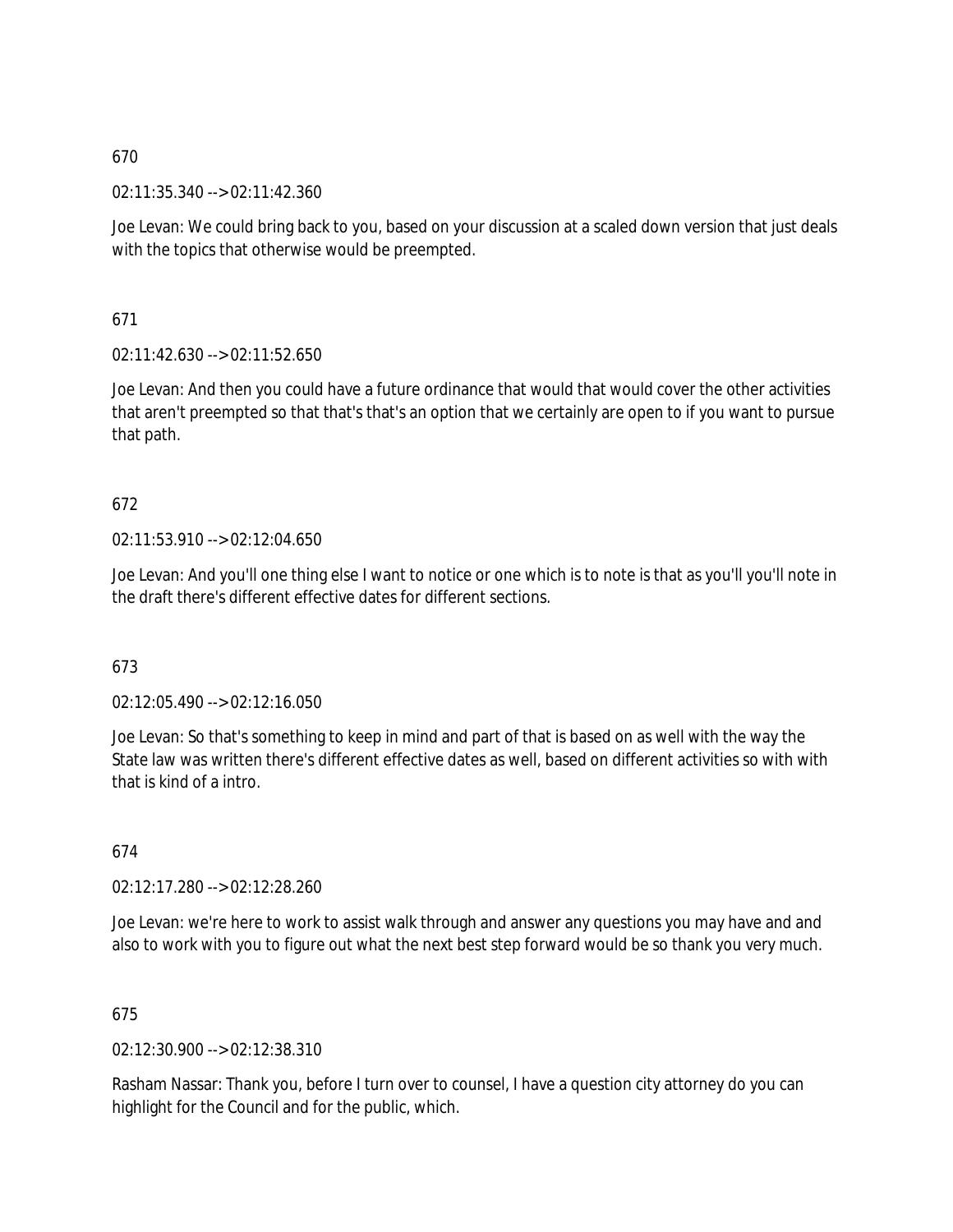670

02:11:35.340 --> 02:11:42.360

Joe Levan: We could bring back to you, based on your discussion at a scaled down version that just deals with the topics that otherwise would be preempted.

671

02:11:42.630 --> 02:11:52.650

Joe Levan: And then you could have a future ordinance that would that would cover the other activities that aren't preempted so that that's that's an option that we certainly are open to if you want to pursue that path.

672

02:11:53.910 --> 02:12:04.650

Joe Levan: And you'll one thing else I want to notice or one which is to note is that as you'll you'll note in the draft there's different effective dates for different sections.

673

02:12:05.490 --> 02:12:16.050

Joe Levan: So that's something to keep in mind and part of that is based on as well with the way the State law was written there's different effective dates as well, based on different activities so with with that is kind of a intro.

674

02:12:17.280 --> 02:12:28.260

Joe Levan: we're here to work to assist walk through and answer any questions you may have and and also to work with you to figure out what the next best step forward would be so thank you very much.

675

02:12:30.900 --> 02:12:38.310

Rasham Nassar: Thank you, before I turn over to counsel, I have a question city attorney do you can highlight for the Council and for the public, which.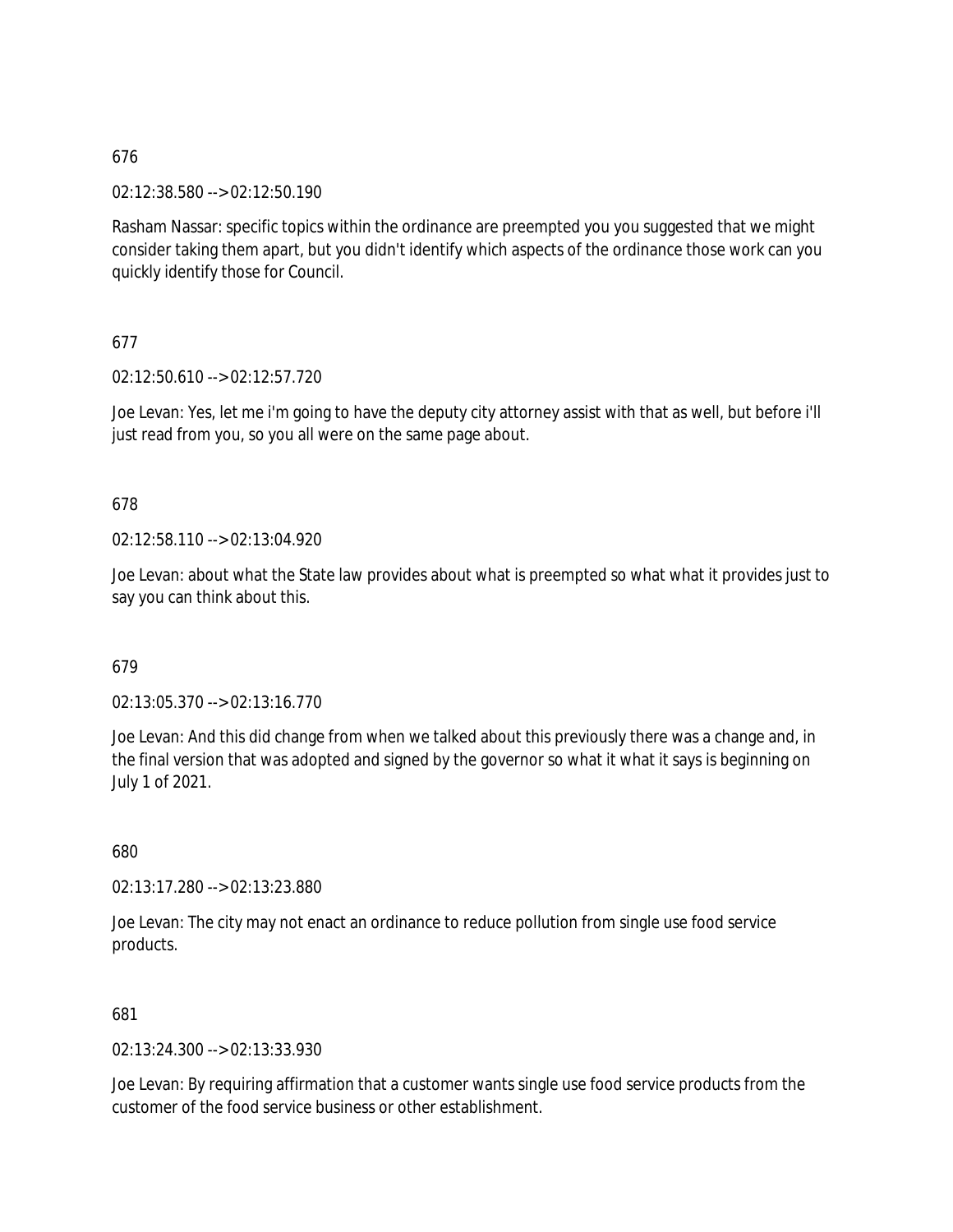676

02:12:38.580 --> 02:12:50.190

Rasham Nassar: specific topics within the ordinance are preempted you you suggested that we might consider taking them apart, but you didn't identify which aspects of the ordinance those work can you quickly identify those for Council.

677

02:12:50.610 --> 02:12:57.720

Joe Levan: Yes, let me i'm going to have the deputy city attorney assist with that as well, but before i'll just read from you, so you all were on the same page about.

678

02:12:58.110 --> 02:13:04.920

Joe Levan: about what the State law provides about what is preempted so what what it provides just to say you can think about this.

679

02:13:05.370 --> 02:13:16.770

Joe Levan: And this did change from when we talked about this previously there was a change and, in the final version that was adopted and signed by the governor so what it what it says is beginning on July 1 of 2021.

680

02:13:17.280 --> 02:13:23.880

Joe Levan: The city may not enact an ordinance to reduce pollution from single use food service products.

681

02:13:24.300 --> 02:13:33.930

Joe Levan: By requiring affirmation that a customer wants single use food service products from the customer of the food service business or other establishment.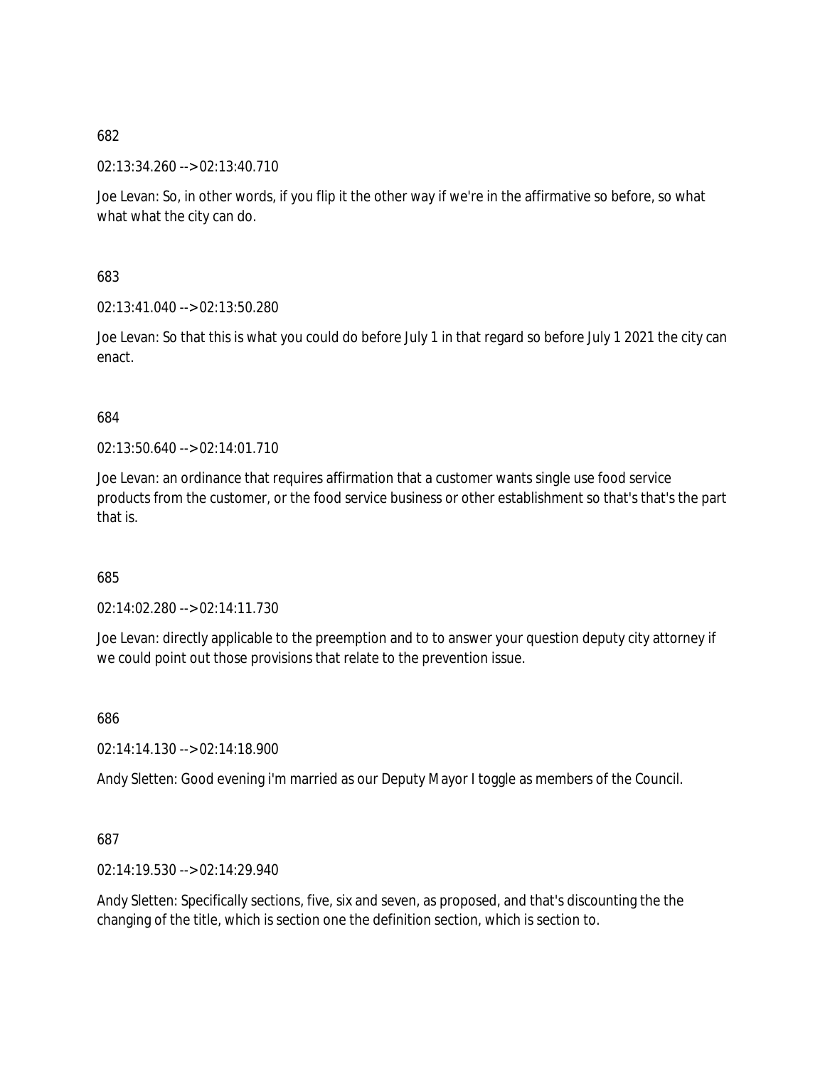682

02:13:34.260 --> 02:13:40.710

Joe Levan: So, in other words, if you flip it the other way if we're in the affirmative so before, so what what what the city can do.

683

02:13:41.040 --> 02:13:50.280

Joe Levan: So that this is what you could do before July 1 in that regard so before July 1 2021 the city can enact.

684

02:13:50.640 --> 02:14:01.710

Joe Levan: an ordinance that requires affirmation that a customer wants single use food service products from the customer, or the food service business or other establishment so that's that's the part that is.

685

02:14:02.280 --> 02:14:11.730

Joe Levan: directly applicable to the preemption and to to answer your question deputy city attorney if we could point out those provisions that relate to the prevention issue.

686

02:14:14.130 --> 02:14:18.900

Andy Sletten: Good evening i'm married as our Deputy Mayor I toggle as members of the Council.

687

02:14:19.530 --> 02:14:29.940

Andy Sletten: Specifically sections, five, six and seven, as proposed, and that's discounting the the changing of the title, which is section one the definition section, which is section to.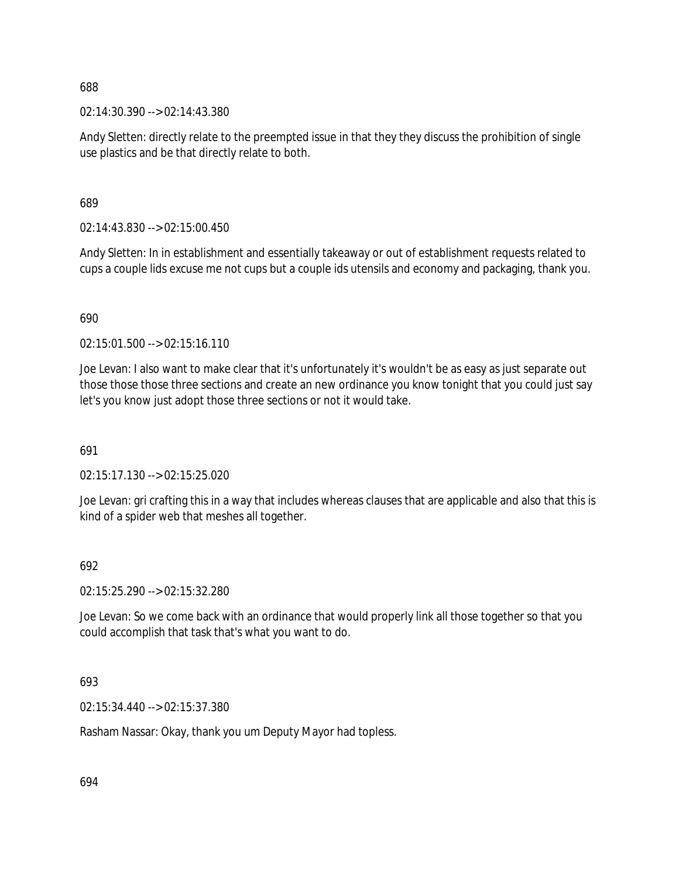688

02:14:30.390 --> 02:14:43.380

Andy Sletten: directly relate to the preempted issue in that they they discuss the prohibition of single use plastics and be that directly relate to both.

689

02:14:43.830 --> 02:15:00.450

Andy Sletten: In in establishment and essentially takeaway or out of establishment requests related to cups a couple lids excuse me not cups but a couple ids utensils and economy and packaging, thank you.

690

02:15:01.500 --> 02:15:16.110

Joe Levan: I also want to make clear that it's unfortunately it's wouldn't be as easy as just separate out those those those three sections and create an new ordinance you know tonight that you could just say let's you know just adopt those three sections or not it would take.

691

02:15:17.130 --> 02:15:25.020

Joe Levan: gri crafting this in a way that includes whereas clauses that are applicable and also that this is kind of a spider web that meshes all together.

692

02:15:25.290 --> 02:15:32.280

Joe Levan: So we come back with an ordinance that would properly link all those together so that you could accomplish that task that's what you want to do.

693

02:15:34.440 --> 02:15:37.380

Rasham Nassar: Okay, thank you um Deputy Mayor had topless.

694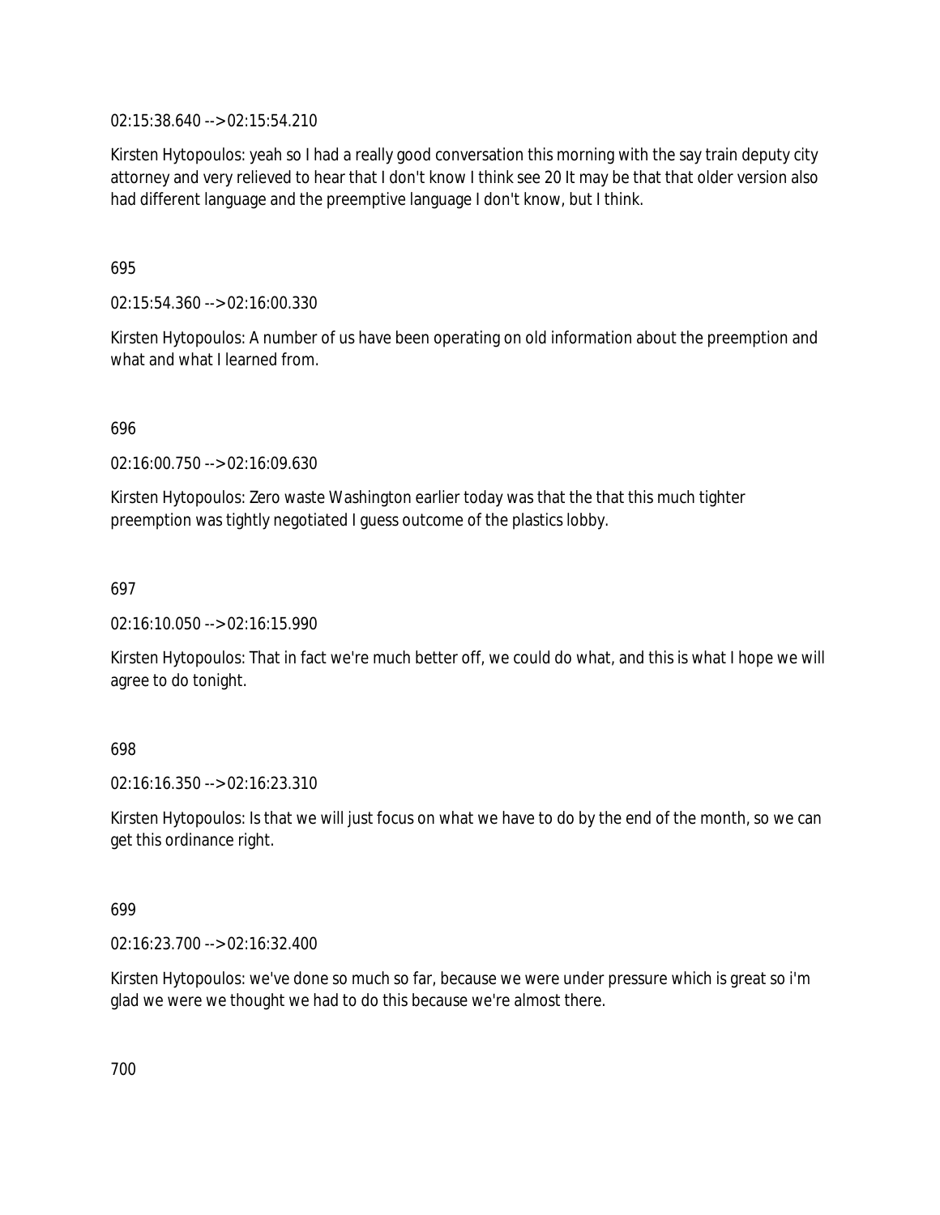02:15:38.640 --> 02:15:54.210

Kirsten Hytopoulos: yeah so I had a really good conversation this morning with the say train deputy city attorney and very relieved to hear that I don't know I think see 20 It may be that that older version also had different language and the preemptive language I don't know, but I think.

695

02:15:54.360 --> 02:16:00.330

Kirsten Hytopoulos: A number of us have been operating on old information about the preemption and what and what I learned from.

696

02:16:00.750 --> 02:16:09.630

Kirsten Hytopoulos: Zero waste Washington earlier today was that the that this much tighter preemption was tightly negotiated I guess outcome of the plastics lobby.

697

02:16:10.050 --> 02:16:15.990

Kirsten Hytopoulos: That in fact we're much better off, we could do what, and this is what I hope we will agree to do tonight.

698

02:16:16.350 --> 02:16:23.310

Kirsten Hytopoulos: Is that we will just focus on what we have to do by the end of the month, so we can get this ordinance right.

699

02:16:23.700 --> 02:16:32.400

Kirsten Hytopoulos: we've done so much so far, because we were under pressure which is great so i'm glad we were we thought we had to do this because we're almost there.

700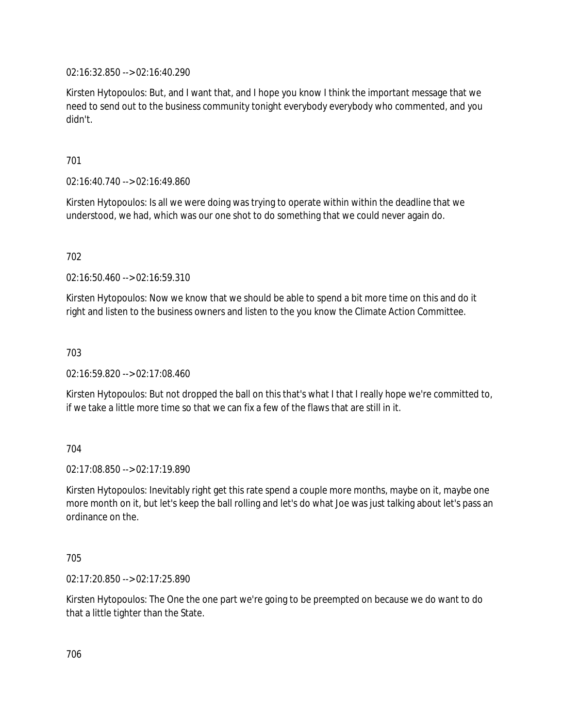02:16:32.850 --> 02:16:40.290

Kirsten Hytopoulos: But, and I want that, and I hope you know I think the important message that we need to send out to the business community tonight everybody everybody who commented, and you didn't.

701

02:16:40.740 --> 02:16:49.860

Kirsten Hytopoulos: Is all we were doing was trying to operate within within the deadline that we understood, we had, which was our one shot to do something that we could never again do.

702

02:16:50.460 --> 02:16:59.310

Kirsten Hytopoulos: Now we know that we should be able to spend a bit more time on this and do it right and listen to the business owners and listen to the you know the Climate Action Committee.

703

02:16:59.820 --> 02:17:08.460

Kirsten Hytopoulos: But not dropped the ball on this that's what I that I really hope we're committed to, if we take a little more time so that we can fix a few of the flaws that are still in it.

704

02:17:08.850 --> 02:17:19.890

Kirsten Hytopoulos: Inevitably right get this rate spend a couple more months, maybe on it, maybe one more month on it, but let's keep the ball rolling and let's do what Joe was just talking about let's pass an ordinance on the.

705

02:17:20.850 --> 02:17:25.890

Kirsten Hytopoulos: The One the one part we're going to be preempted on because we do want to do that a little tighter than the State.

706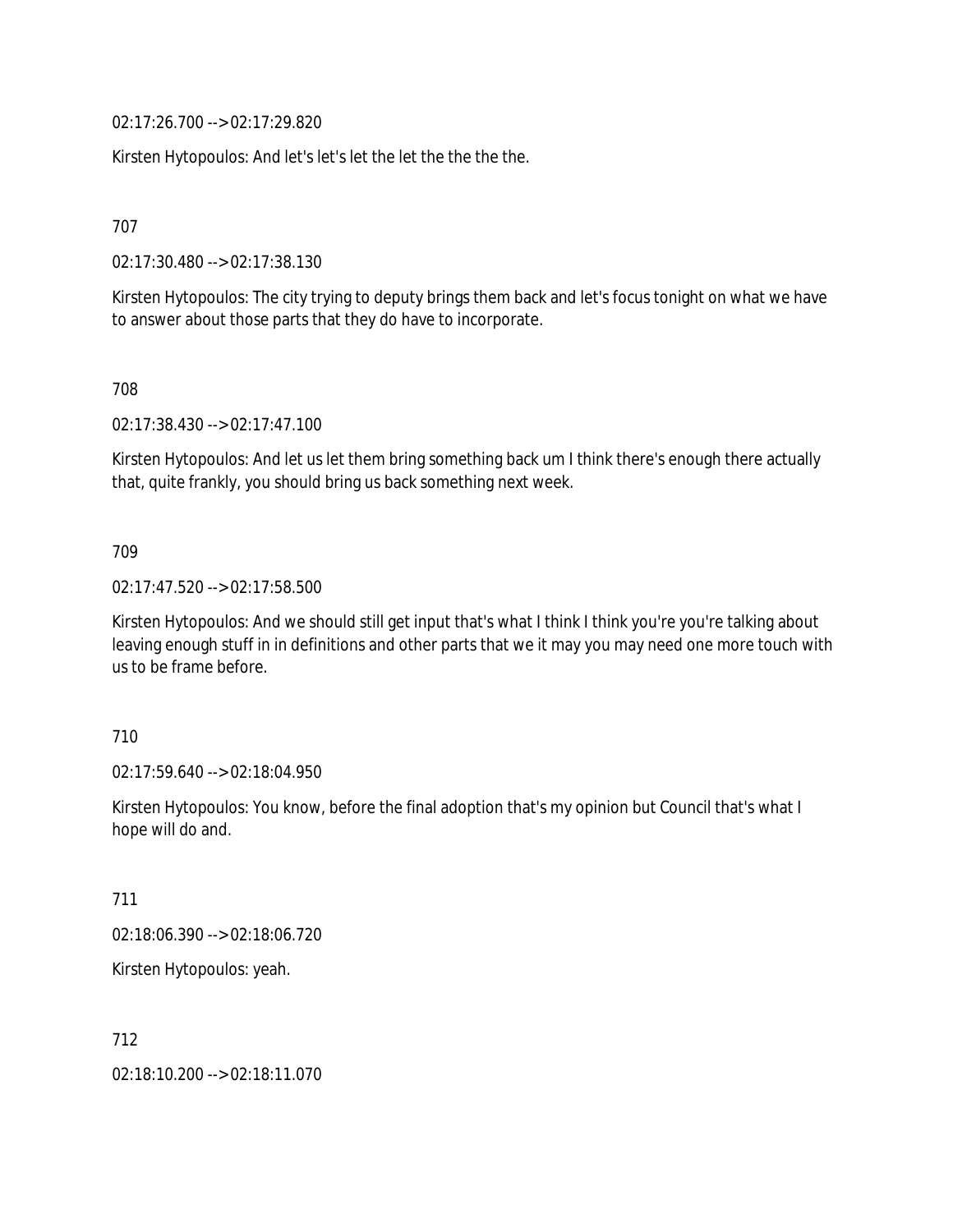02:17:26.700 --> 02:17:29.820

Kirsten Hytopoulos: And let's let's let the let the the the the.

707

02:17:30.480 --> 02:17:38.130

Kirsten Hytopoulos: The city trying to deputy brings them back and let's focus tonight on what we have to answer about those parts that they do have to incorporate.

708

02:17:38.430 --> 02:17:47.100

Kirsten Hytopoulos: And let us let them bring something back um I think there's enough there actually that, quite frankly, you should bring us back something next week.

709

02:17:47.520 --> 02:17:58.500

Kirsten Hytopoulos: And we should still get input that's what I think I think you're you're talking about leaving enough stuff in in definitions and other parts that we it may you may need one more touch with us to be frame before.

710

02:17:59.640 --> 02:18:04.950

Kirsten Hytopoulos: You know, before the final adoption that's my opinion but Council that's what I hope will do and.

711

02:18:06.390 --> 02:18:06.720

Kirsten Hytopoulos: yeah.

712

02:18:10.200 --> 02:18:11.070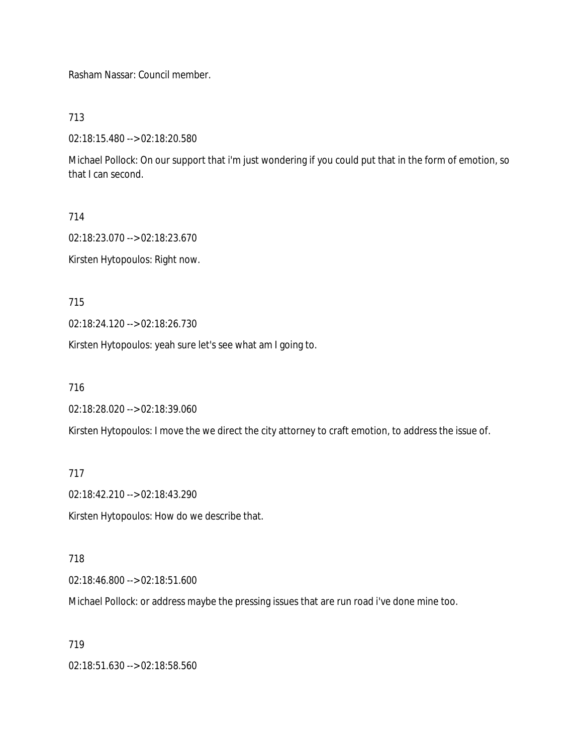Rasham Nassar: Council member.

713

02:18:15.480 --> 02:18:20.580

Michael Pollock: On our support that i'm just wondering if you could put that in the form of emotion, so that I can second.

714

02:18:23.070 --> 02:18:23.670

Kirsten Hytopoulos: Right now.

715

02:18:24.120 --> 02:18:26.730

Kirsten Hytopoulos: yeah sure let's see what am I going to.

716

02:18:28.020 --> 02:18:39.060

Kirsten Hytopoulos: I move the we direct the city attorney to craft emotion, to address the issue of.

717

02:18:42.210 --> 02:18:43.290

Kirsten Hytopoulos: How do we describe that.

718

02:18:46.800 --> 02:18:51.600

Michael Pollock: or address maybe the pressing issues that are run road i've done mine too.

719

02:18:51.630 --> 02:18:58.560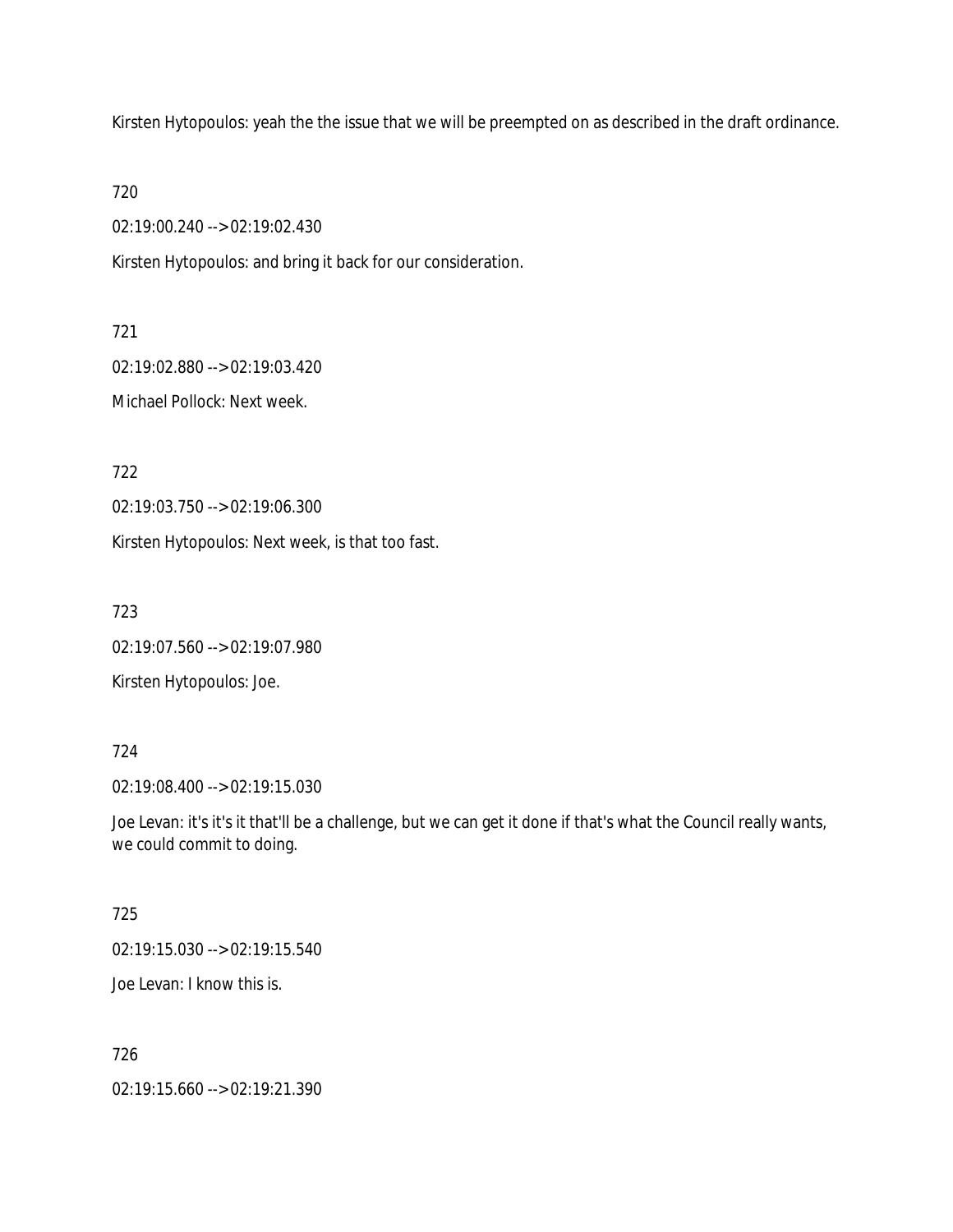Kirsten Hytopoulos: yeah the the issue that we will be preempted on as described in the draft ordinance.

720

02:19:00.240 --> 02:19:02.430

Kirsten Hytopoulos: and bring it back for our consideration.

721

02:19:02.880 --> 02:19:03.420

Michael Pollock: Next week.

722

02:19:03.750 --> 02:19:06.300

Kirsten Hytopoulos: Next week, is that too fast.

723

02:19:07.560 --> 02:19:07.980

Kirsten Hytopoulos: Joe.

724

02:19:08.400 --> 02:19:15.030

Joe Levan: it's it's it that'll be a challenge, but we can get it done if that's what the Council really wants, we could commit to doing.

725

02:19:15.030 --> 02:19:15.540

Joe Levan: I know this is.

726

02:19:15.660 --> 02:19:21.390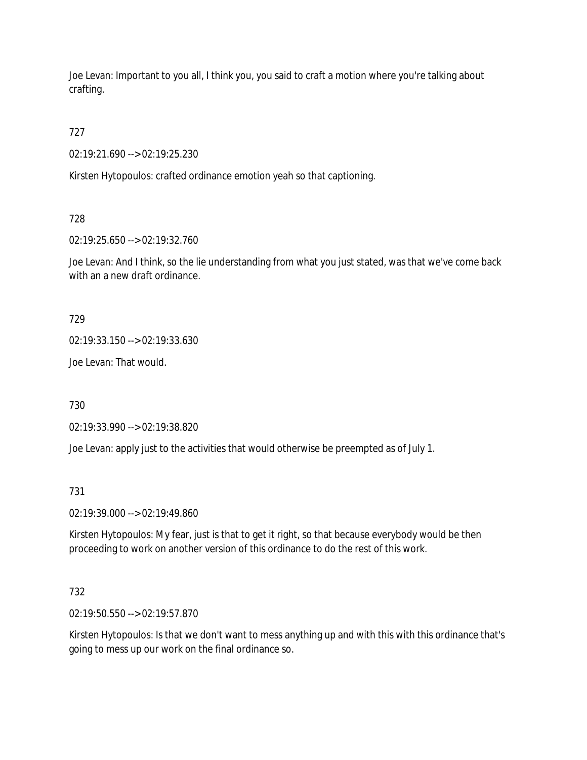Joe Levan: Important to you all, I think you, you said to craft a motion where you're talking about crafting.

727

02:19:21.690 --> 02:19:25.230

Kirsten Hytopoulos: crafted ordinance emotion yeah so that captioning.

728

02:19:25.650 --> 02:19:32.760

Joe Levan: And I think, so the lie understanding from what you just stated, was that we've come back with an a new draft ordinance.

729

02:19:33.150 --> 02:19:33.630

Joe Levan: That would.

730

02:19:33.990 --> 02:19:38.820

Joe Levan: apply just to the activities that would otherwise be preempted as of July 1.

731

02:19:39.000 --> 02:19:49.860

Kirsten Hytopoulos: My fear, just is that to get it right, so that because everybody would be then proceeding to work on another version of this ordinance to do the rest of this work.

732

02:19:50.550 --> 02:19:57.870

Kirsten Hytopoulos: Is that we don't want to mess anything up and with this with this ordinance that's going to mess up our work on the final ordinance so.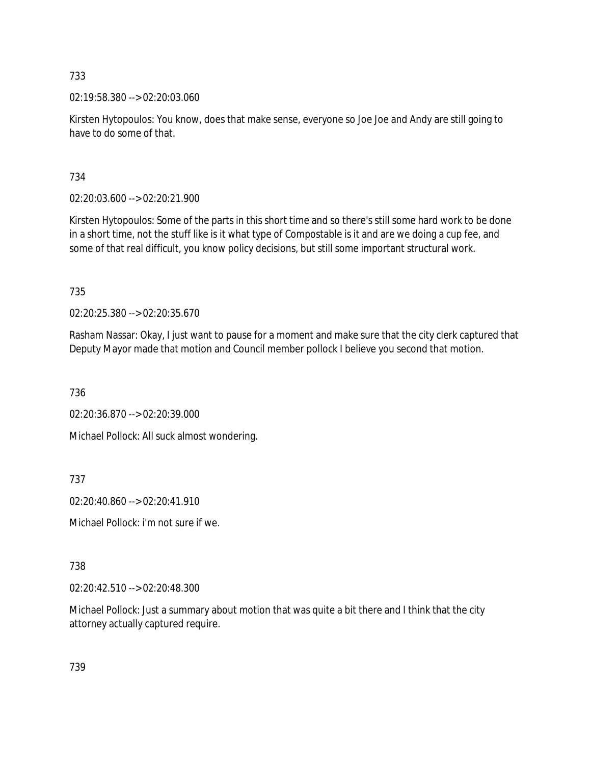733

02:19:58.380 --> 02:20:03.060

Kirsten Hytopoulos: You know, does that make sense, everyone so Joe Joe and Andy are still going to have to do some of that.

734

02:20:03.600 --> 02:20:21.900

Kirsten Hytopoulos: Some of the parts in this short time and so there's still some hard work to be done in a short time, not the stuff like is it what type of Compostable is it and are we doing a cup fee, and some of that real difficult, you know policy decisions, but still some important structural work.

735

02:20:25.380 --> 02:20:35.670

Rasham Nassar: Okay, I just want to pause for a moment and make sure that the city clerk captured that Deputy Mayor made that motion and Council member pollock I believe you second that motion.

736

02:20:36.870 --> 02:20:39.000

Michael Pollock: All suck almost wondering.

737

02:20:40.860 --> 02:20:41.910

Michael Pollock: i'm not sure if we.

738

02:20:42.510 --> 02:20:48.300

Michael Pollock: Just a summary about motion that was quite a bit there and I think that the city attorney actually captured require.

739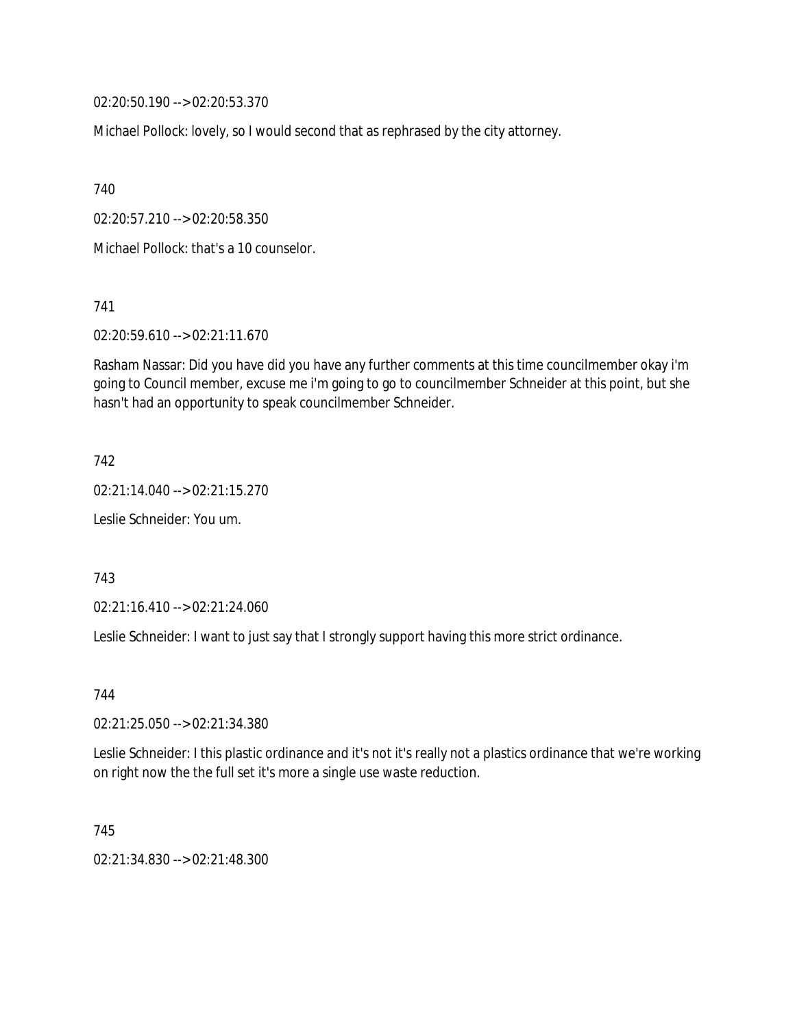02:20:50.190 --> 02:20:53.370

Michael Pollock: lovely, so I would second that as rephrased by the city attorney.

740

02:20:57.210 --> 02:20:58.350

Michael Pollock: that's a 10 counselor.

741

02:20:59.610 --> 02:21:11.670

Rasham Nassar: Did you have did you have any further comments at this time councilmember okay i'm going to Council member, excuse me i'm going to go to councilmember Schneider at this point, but she hasn't had an opportunity to speak councilmember Schneider.

742

02:21:14.040 --> 02:21:15.270

Leslie Schneider: You um.

743

02:21:16.410 --> 02:21:24.060

Leslie Schneider: I want to just say that I strongly support having this more strict ordinance.

744

02:21:25.050 --> 02:21:34.380

Leslie Schneider: I this plastic ordinance and it's not it's really not a plastics ordinance that we're working on right now the the full set it's more a single use waste reduction.

745

02:21:34.830 --> 02:21:48.300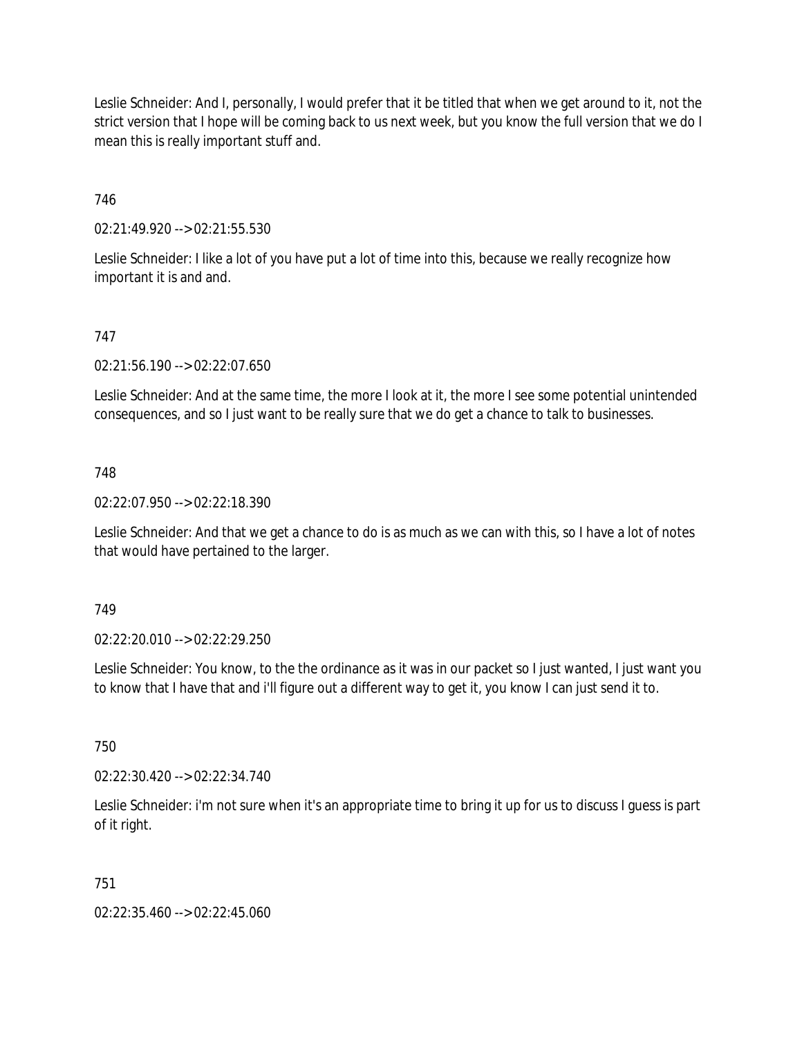Leslie Schneider: And I, personally, I would prefer that it be titled that when we get around to it, not the strict version that I hope will be coming back to us next week, but you know the full version that we do I mean this is really important stuff and.

746

02:21:49.920 --> 02:21:55.530

Leslie Schneider: I like a lot of you have put a lot of time into this, because we really recognize how important it is and and.

747

02:21:56.190 --> 02:22:07.650

Leslie Schneider: And at the same time, the more I look at it, the more I see some potential unintended consequences, and so I just want to be really sure that we do get a chance to talk to businesses.

748

02:22:07.950 --> 02:22:18.390

Leslie Schneider: And that we get a chance to do is as much as we can with this, so I have a lot of notes that would have pertained to the larger.

749

02:22:20.010 --> 02:22:29.250

Leslie Schneider: You know, to the the ordinance as it was in our packet so I just wanted, I just want you to know that I have that and i'll figure out a different way to get it, you know I can just send it to.

750

02:22:30.420 --> 02:22:34.740

Leslie Schneider: i'm not sure when it's an appropriate time to bring it up for us to discuss I guess is part of it right.

751

02:22:35.460 --> 02:22:45.060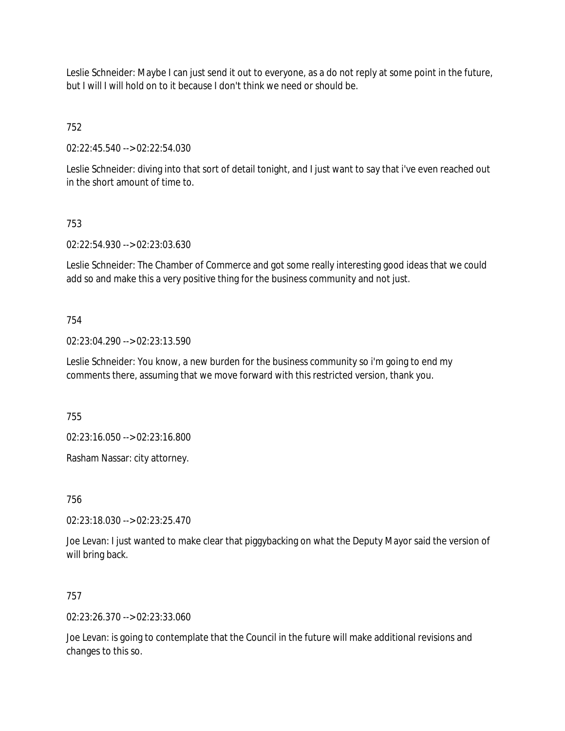Leslie Schneider: Maybe I can just send it out to everyone, as a do not reply at some point in the future, but I will I will hold on to it because I don't think we need or should be.

752

02:22:45.540 --> 02:22:54.030

Leslie Schneider: diving into that sort of detail tonight, and I just want to say that i've even reached out in the short amount of time to.

753

02:22:54.930 --> 02:23:03.630

Leslie Schneider: The Chamber of Commerce and got some really interesting good ideas that we could add so and make this a very positive thing for the business community and not just.

754

02:23:04.290 --> 02:23:13.590

Leslie Schneider: You know, a new burden for the business community so i'm going to end my comments there, assuming that we move forward with this restricted version, thank you.

755

02:23:16.050 --> 02:23:16.800

Rasham Nassar: city attorney.

756

02:23:18.030 --> 02:23:25.470

Joe Levan: I just wanted to make clear that piggybacking on what the Deputy Mayor said the version of will bring back.

757

02:23:26.370 --> 02:23:33.060

Joe Levan: is going to contemplate that the Council in the future will make additional revisions and changes to this so.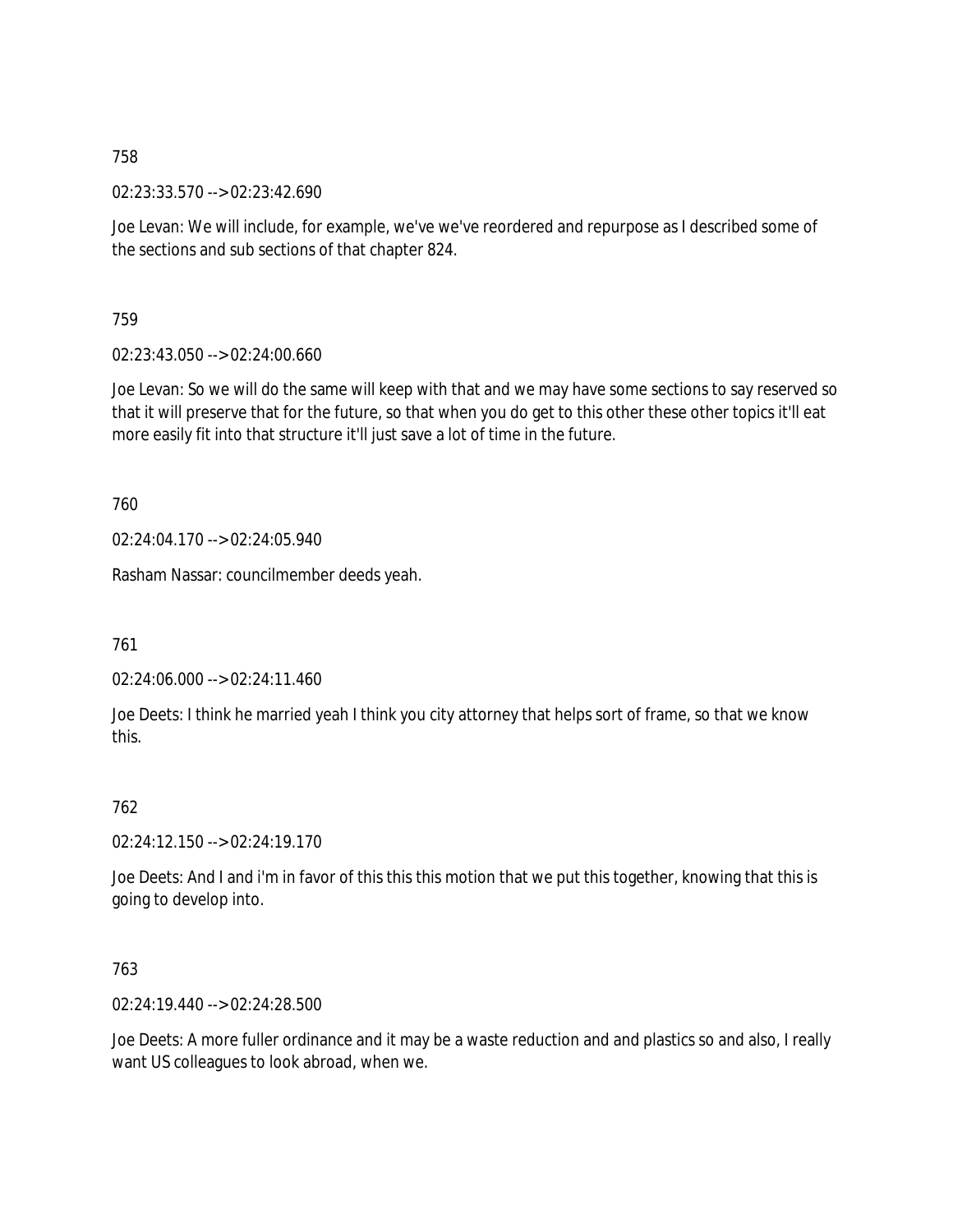758

02:23:33.570 --> 02:23:42.690

Joe Levan: We will include, for example, we've we've reordered and repurpose as I described some of the sections and sub sections of that chapter 824.

759

02:23:43.050 --> 02:24:00.660

Joe Levan: So we will do the same will keep with that and we may have some sections to say reserved so that it will preserve that for the future, so that when you do get to this other these other topics it'll eat more easily fit into that structure it'll just save a lot of time in the future.

760

02:24:04.170 --> 02:24:05.940

Rasham Nassar: councilmember deeds yeah.

761

02:24:06.000 --> 02:24:11.460

Joe Deets: I think he married yeah I think you city attorney that helps sort of frame, so that we know this.

762

02:24:12.150 --> 02:24:19.170

Joe Deets: And I and i'm in favor of this this this motion that we put this together, knowing that this is going to develop into.

763

02:24:19.440 --> 02:24:28.500

Joe Deets: A more fuller ordinance and it may be a waste reduction and and plastics so and also, I really want US colleagues to look abroad, when we.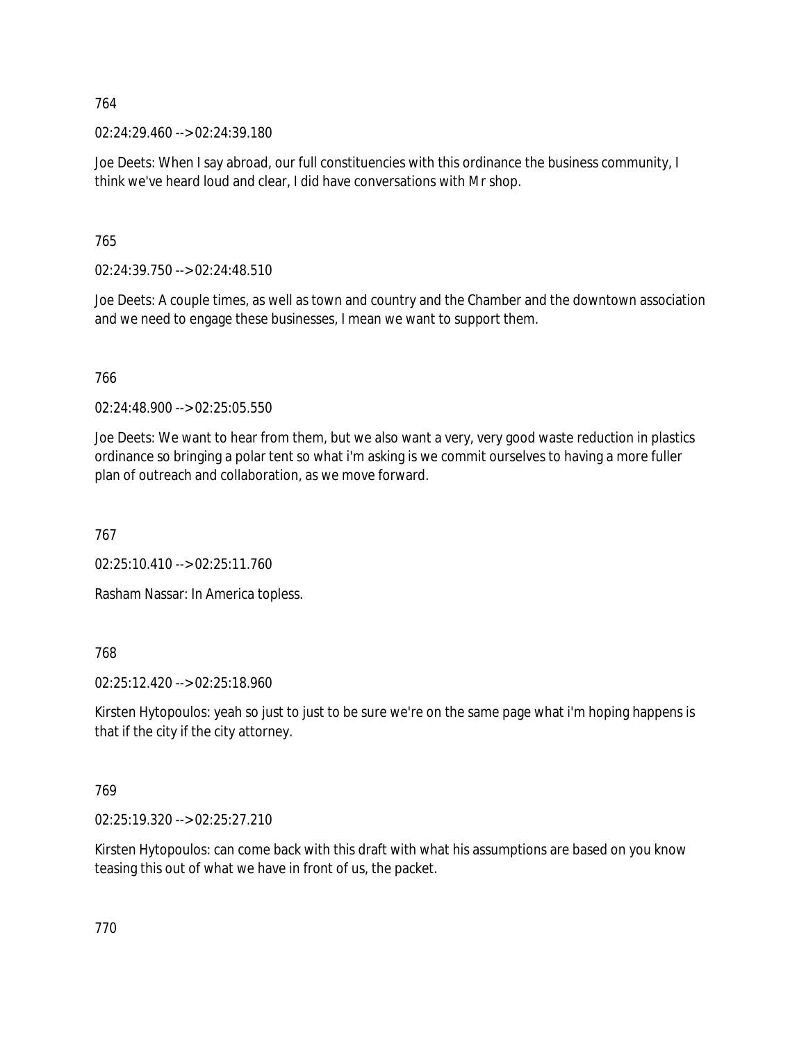764

02:24:29.460 --> 02:24:39.180

Joe Deets: When I say abroad, our full constituencies with this ordinance the business community, I think we've heard loud and clear, I did have conversations with Mr shop.

765

02:24:39.750 --> 02:24:48.510

Joe Deets: A couple times, as well as town and country and the Chamber and the downtown association and we need to engage these businesses, I mean we want to support them.

766

02:24:48.900 --> 02:25:05.550

Joe Deets: We want to hear from them, but we also want a very, very good waste reduction in plastics ordinance so bringing a polar tent so what i'm asking is we commit ourselves to having a more fuller plan of outreach and collaboration, as we move forward.

767

02:25:10.410 --> 02:25:11.760

Rasham Nassar: In America topless.

768

02:25:12.420 --> 02:25:18.960

Kirsten Hytopoulos: yeah so just to just to be sure we're on the same page what i'm hoping happens is that if the city if the city attorney.

769

02:25:19.320 --> 02:25:27.210

Kirsten Hytopoulos: can come back with this draft with what his assumptions are based on you know teasing this out of what we have in front of us, the packet.

770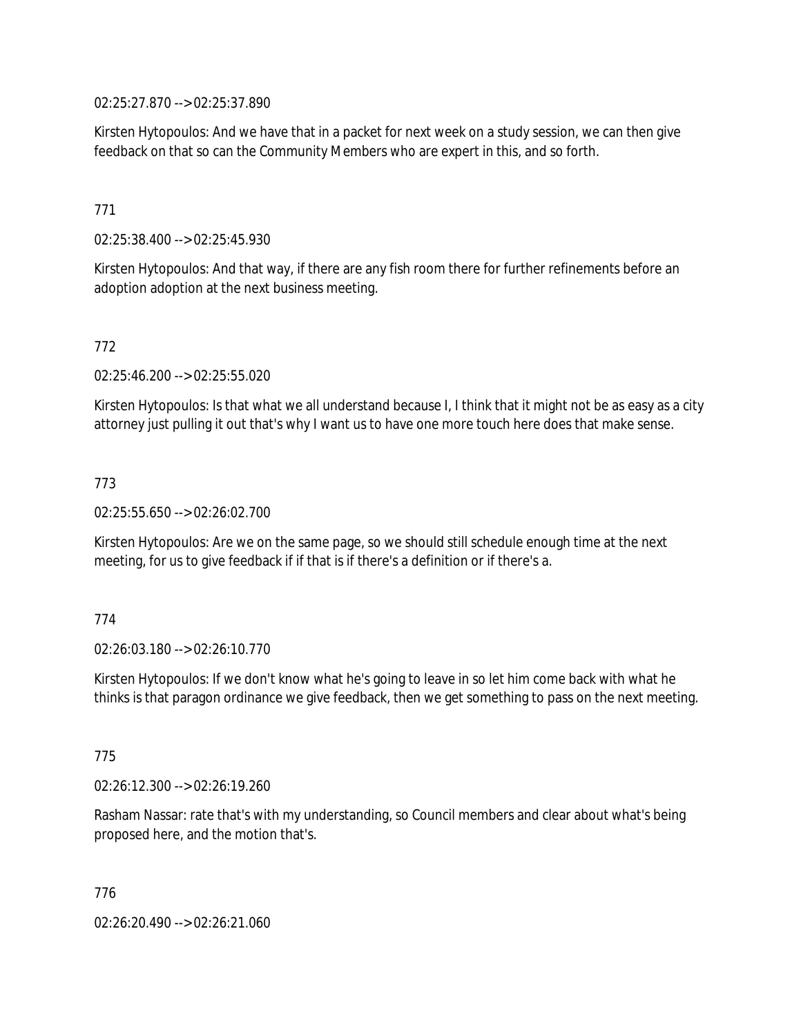02:25:27.870 --> 02:25:37.890

Kirsten Hytopoulos: And we have that in a packet for next week on a study session, we can then give feedback on that so can the Community Members who are expert in this, and so forth.

771

02:25:38.400 --> 02:25:45.930

Kirsten Hytopoulos: And that way, if there are any fish room there for further refinements before an adoption adoption at the next business meeting.

772

02:25:46.200 --> 02:25:55.020

Kirsten Hytopoulos: Is that what we all understand because I, I think that it might not be as easy as a city attorney just pulling it out that's why I want us to have one more touch here does that make sense.

773

02:25:55.650 --> 02:26:02.700

Kirsten Hytopoulos: Are we on the same page, so we should still schedule enough time at the next meeting, for us to give feedback if if that is if there's a definition or if there's a.

774

02:26:03.180 --> 02:26:10.770

Kirsten Hytopoulos: If we don't know what he's going to leave in so let him come back with what he thinks is that paragon ordinance we give feedback, then we get something to pass on the next meeting.

775

02:26:12.300 --> 02:26:19.260

Rasham Nassar: rate that's with my understanding, so Council members and clear about what's being proposed here, and the motion that's.

776

02:26:20.490 --> 02:26:21.060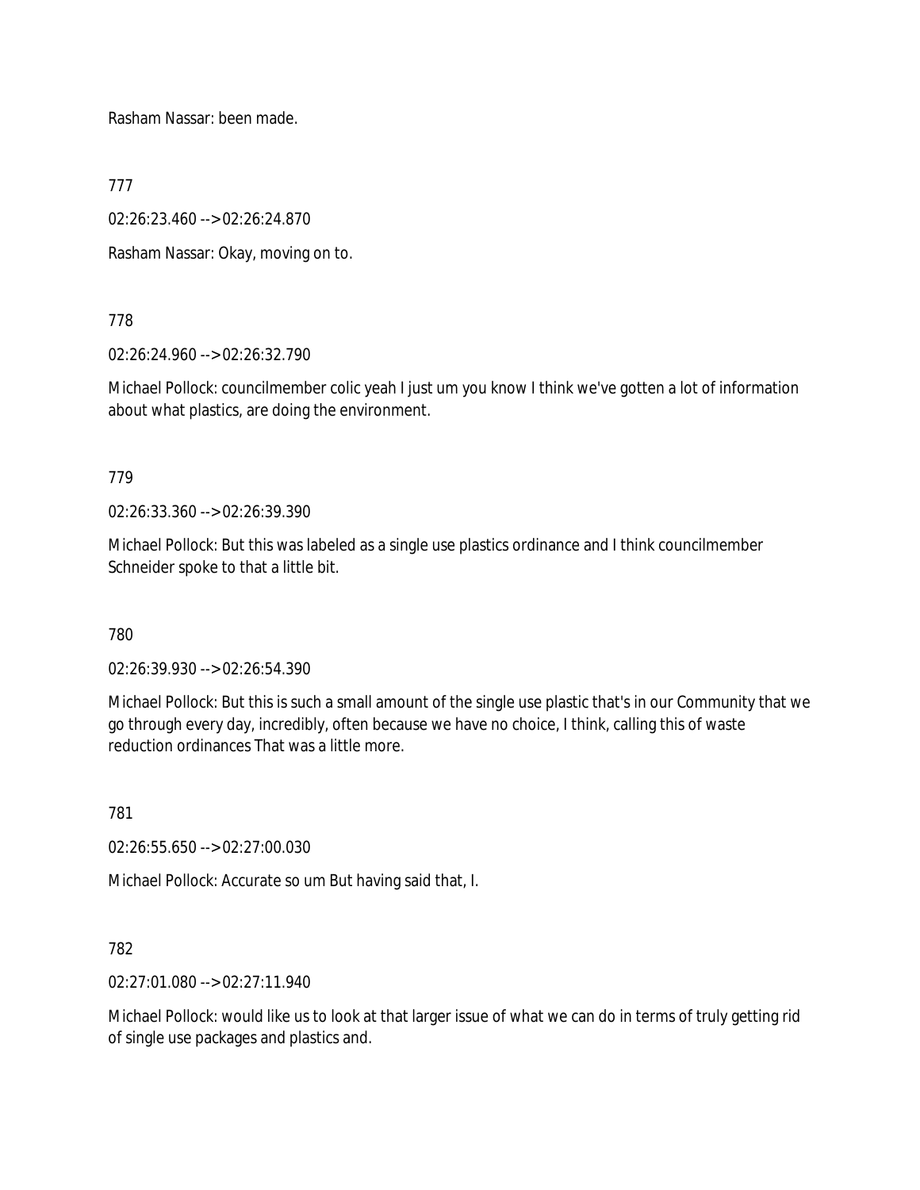Rasham Nassar: been made.

777

02:26:23.460 --> 02:26:24.870

Rasham Nassar: Okay, moving on to.

778

02:26:24.960 --> 02:26:32.790

Michael Pollock: councilmember colic yeah I just um you know I think we've gotten a lot of information about what plastics, are doing the environment.

779

02:26:33.360 --> 02:26:39.390

Michael Pollock: But this was labeled as a single use plastics ordinance and I think councilmember Schneider spoke to that a little bit.

780

02:26:39.930 --> 02:26:54.390

Michael Pollock: But this is such a small amount of the single use plastic that's in our Community that we go through every day, incredibly, often because we have no choice, I think, calling this of waste reduction ordinances That was a little more.

781

02:26:55.650 --> 02:27:00.030

Michael Pollock: Accurate so um But having said that, I.

782

02:27:01.080 --> 02:27:11.940

Michael Pollock: would like us to look at that larger issue of what we can do in terms of truly getting rid of single use packages and plastics and.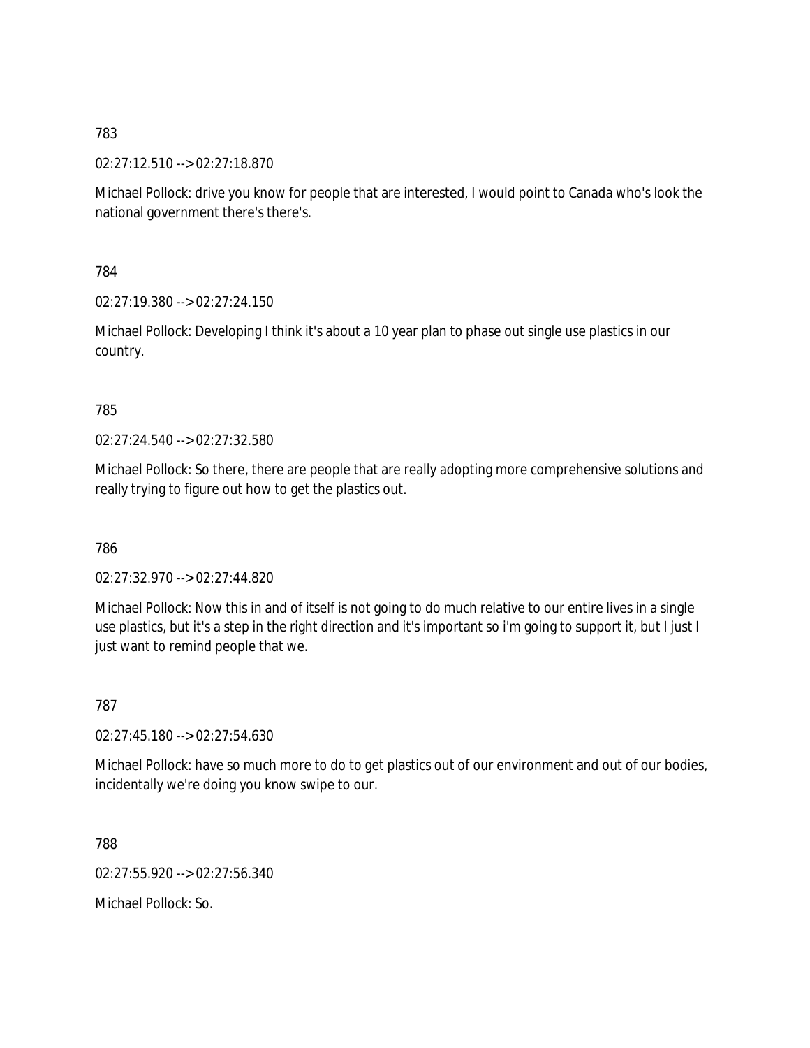783

02:27:12.510 --> 02:27:18.870

Michael Pollock: drive you know for people that are interested, I would point to Canada who's look the national government there's there's.

784

02:27:19.380 --> 02:27:24.150

Michael Pollock: Developing I think it's about a 10 year plan to phase out single use plastics in our country.

785

02:27:24.540 --> 02:27:32.580

Michael Pollock: So there, there are people that are really adopting more comprehensive solutions and really trying to figure out how to get the plastics out.

786

02:27:32.970 --> 02:27:44.820

Michael Pollock: Now this in and of itself is not going to do much relative to our entire lives in a single use plastics, but it's a step in the right direction and it's important so i'm going to support it, but I just I just want to remind people that we.

787

02:27:45.180 --> 02:27:54.630

Michael Pollock: have so much more to do to get plastics out of our environment and out of our bodies, incidentally we're doing you know swipe to our.

788

02:27:55.920 --> 02:27:56.340

Michael Pollock: So.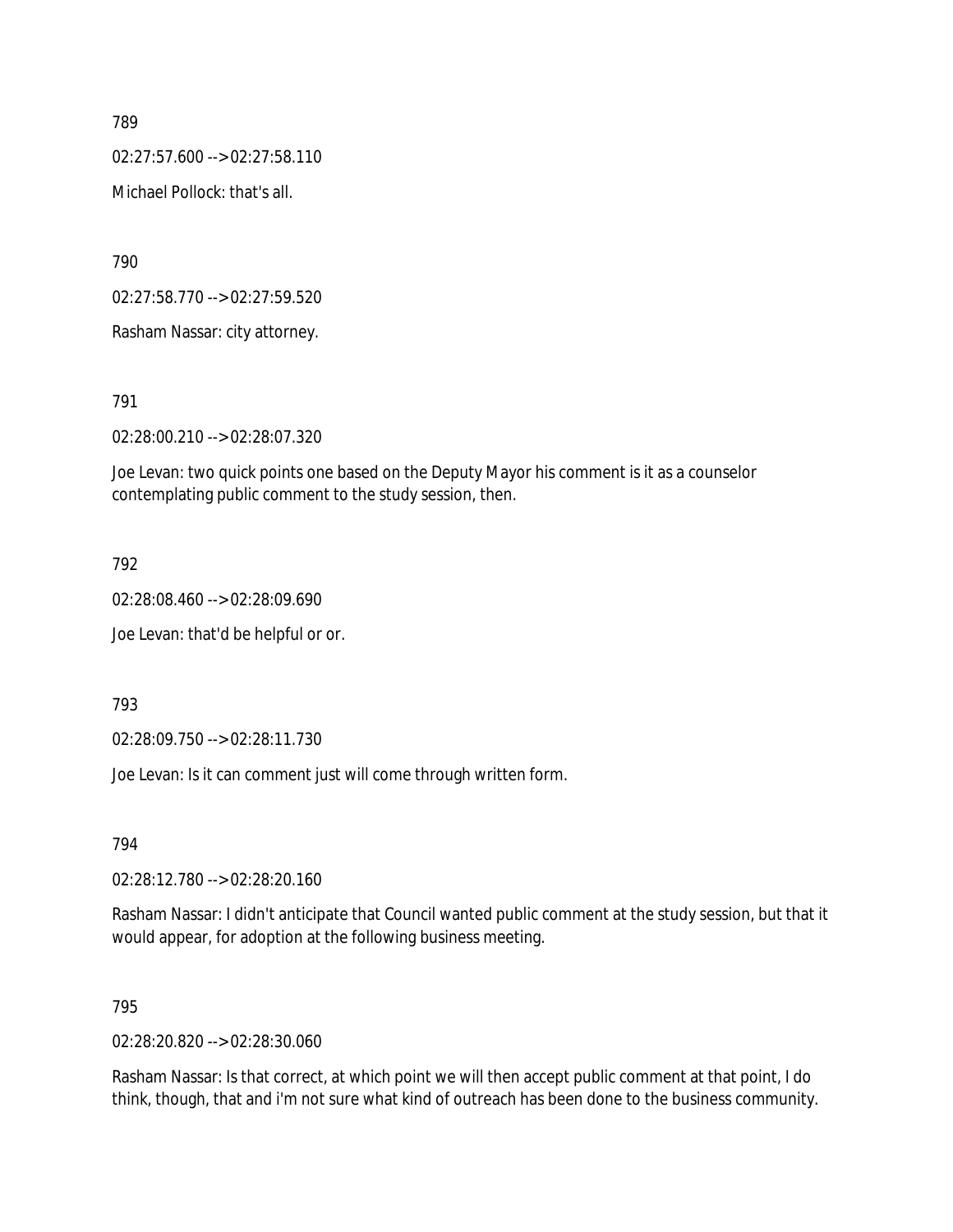789

02:27:57.600 --> 02:27:58.110

Michael Pollock: that's all.

790

02:27:58.770 --> 02:27:59.520

Rasham Nassar: city attorney.

791

02:28:00.210 --> 02:28:07.320

Joe Levan: two quick points one based on the Deputy Mayor his comment is it as a counselor contemplating public comment to the study session, then.

792

02:28:08.460 --> 02:28:09.690

Joe Levan: that'd be helpful or or.

793

02:28:09.750 --> 02:28:11.730

Joe Levan: Is it can comment just will come through written form.

794

02:28:12.780 --> 02:28:20.160

Rasham Nassar: I didn't anticipate that Council wanted public comment at the study session, but that it would appear, for adoption at the following business meeting.

795

02:28:20.820 --> 02:28:30.060

Rasham Nassar: Is that correct, at which point we will then accept public comment at that point, I do think, though, that and i'm not sure what kind of outreach has been done to the business community.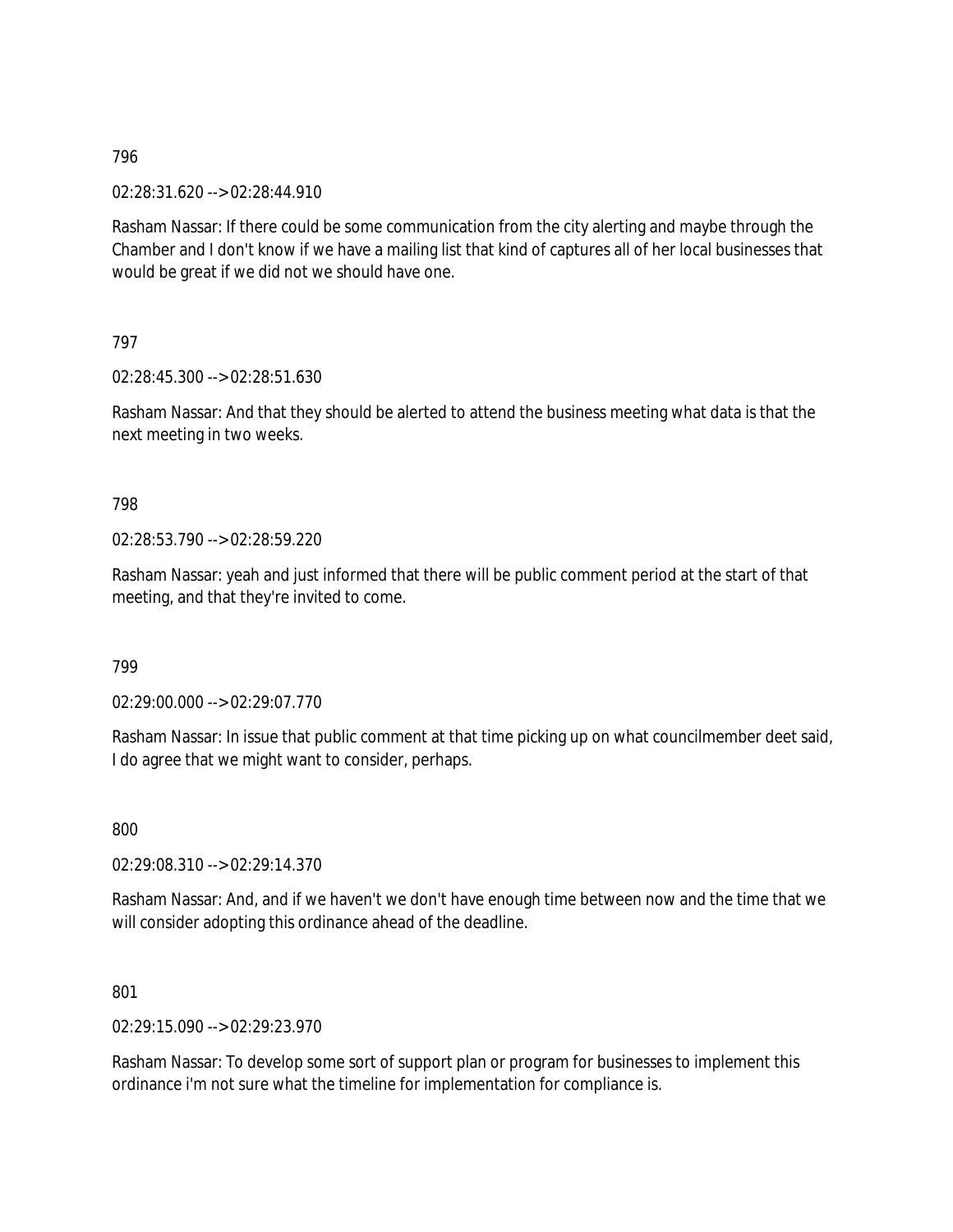796

02:28:31.620 --> 02:28:44.910

Rasham Nassar: If there could be some communication from the city alerting and maybe through the Chamber and I don't know if we have a mailing list that kind of captures all of her local businesses that would be great if we did not we should have one.

797

02:28:45.300 --> 02:28:51.630

Rasham Nassar: And that they should be alerted to attend the business meeting what data is that the next meeting in two weeks.

798

02:28:53.790 --> 02:28:59.220

Rasham Nassar: yeah and just informed that there will be public comment period at the start of that meeting, and that they're invited to come.

799

02:29:00.000 --> 02:29:07.770

Rasham Nassar: In issue that public comment at that time picking up on what councilmember deet said, I do agree that we might want to consider, perhaps.

800

02:29:08.310 --> 02:29:14.370

Rasham Nassar: And, and if we haven't we don't have enough time between now and the time that we will consider adopting this ordinance ahead of the deadline.

801

02:29:15.090 --> 02:29:23.970

Rasham Nassar: To develop some sort of support plan or program for businesses to implement this ordinance i'm not sure what the timeline for implementation for compliance is.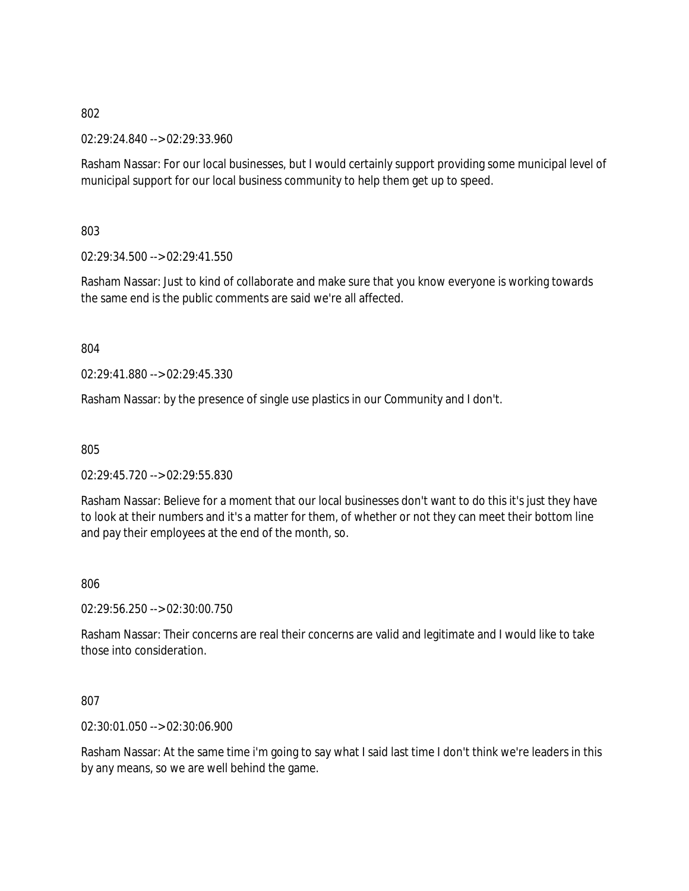802

02:29:24.840 --> 02:29:33.960

Rasham Nassar: For our local businesses, but I would certainly support providing some municipal level of municipal support for our local business community to help them get up to speed.

803

02:29:34.500 --> 02:29:41.550

Rasham Nassar: Just to kind of collaborate and make sure that you know everyone is working towards the same end is the public comments are said we're all affected.

804

02:29:41.880 --> 02:29:45.330

Rasham Nassar: by the presence of single use plastics in our Community and I don't.

805

02:29:45.720 --> 02:29:55.830

Rasham Nassar: Believe for a moment that our local businesses don't want to do this it's just they have to look at their numbers and it's a matter for them, of whether or not they can meet their bottom line and pay their employees at the end of the month, so.

806

02:29:56.250 --> 02:30:00.750

Rasham Nassar: Their concerns are real their concerns are valid and legitimate and I would like to take those into consideration.

807

02:30:01.050 --> 02:30:06.900

Rasham Nassar: At the same time i'm going to say what I said last time I don't think we're leaders in this by any means, so we are well behind the game.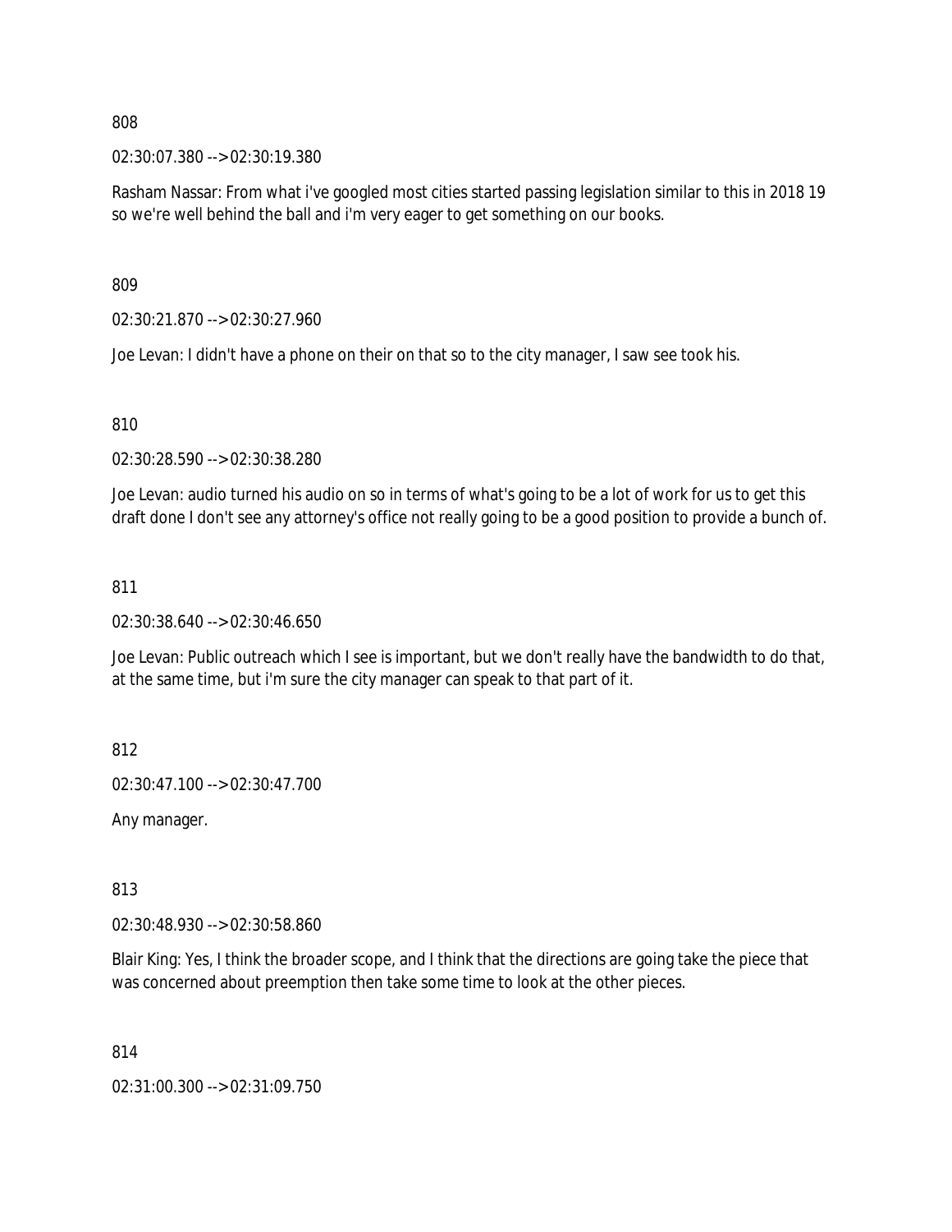808

02:30:07.380 --> 02:30:19.380

Rasham Nassar: From what i've googled most cities started passing legislation similar to this in 2018 19 so we're well behind the ball and i'm very eager to get something on our books.

809

02:30:21.870 --> 02:30:27.960

Joe Levan: I didn't have a phone on their on that so to the city manager, I saw see took his.

810

02:30:28.590 --> 02:30:38.280

Joe Levan: audio turned his audio on so in terms of what's going to be a lot of work for us to get this draft done I don't see any attorney's office not really going to be a good position to provide a bunch of.

811

02:30:38.640 --> 02:30:46.650

Joe Levan: Public outreach which I see is important, but we don't really have the bandwidth to do that, at the same time, but i'm sure the city manager can speak to that part of it.

812

02:30:47.100 --> 02:30:47.700

Any manager.

813

02:30:48.930 --> 02:30:58.860

Blair King: Yes, I think the broader scope, and I think that the directions are going take the piece that was concerned about preemption then take some time to look at the other pieces.

814

02:31:00.300 --> 02:31:09.750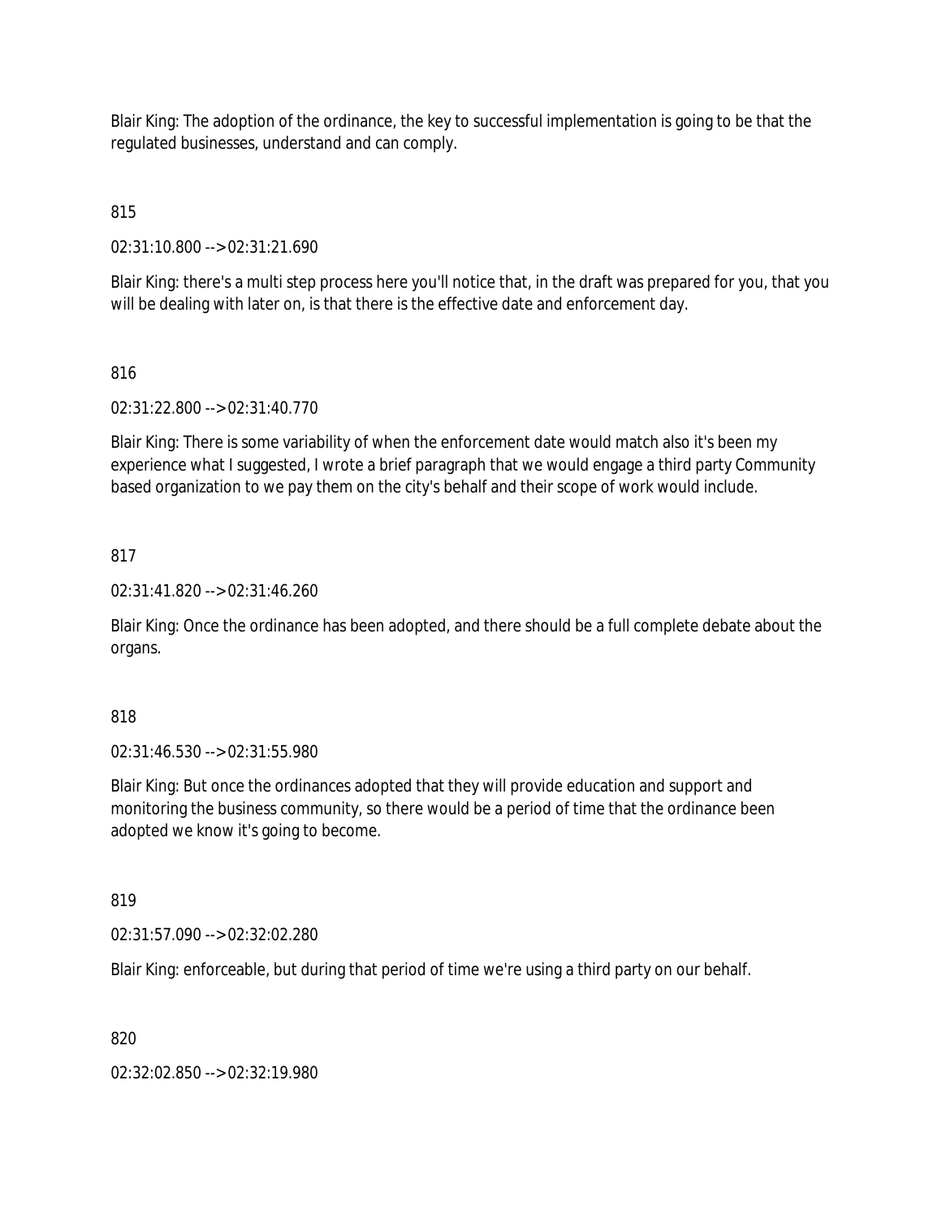Blair King: The adoption of the ordinance, the key to successful implementation is going to be that the regulated businesses, understand and can comply.

815

02:31:10.800 --> 02:31:21.690

Blair King: there's a multi step process here you'll notice that, in the draft was prepared for you, that you will be dealing with later on, is that there is the effective date and enforcement day.

816

02:31:22.800 --> 02:31:40.770

Blair King: There is some variability of when the enforcement date would match also it's been my experience what I suggested, I wrote a brief paragraph that we would engage a third party Community based organization to we pay them on the city's behalf and their scope of work would include.

817

02:31:41.820 --> 02:31:46.260

Blair King: Once the ordinance has been adopted, and there should be a full complete debate about the organs.

818

02:31:46.530 --> 02:31:55.980

Blair King: But once the ordinances adopted that they will provide education and support and monitoring the business community, so there would be a period of time that the ordinance been adopted we know it's going to become.

819

02:31:57.090 --> 02:32:02.280

Blair King: enforceable, but during that period of time we're using a third party on our behalf.

820

02:32:02.850 --> 02:32:19.980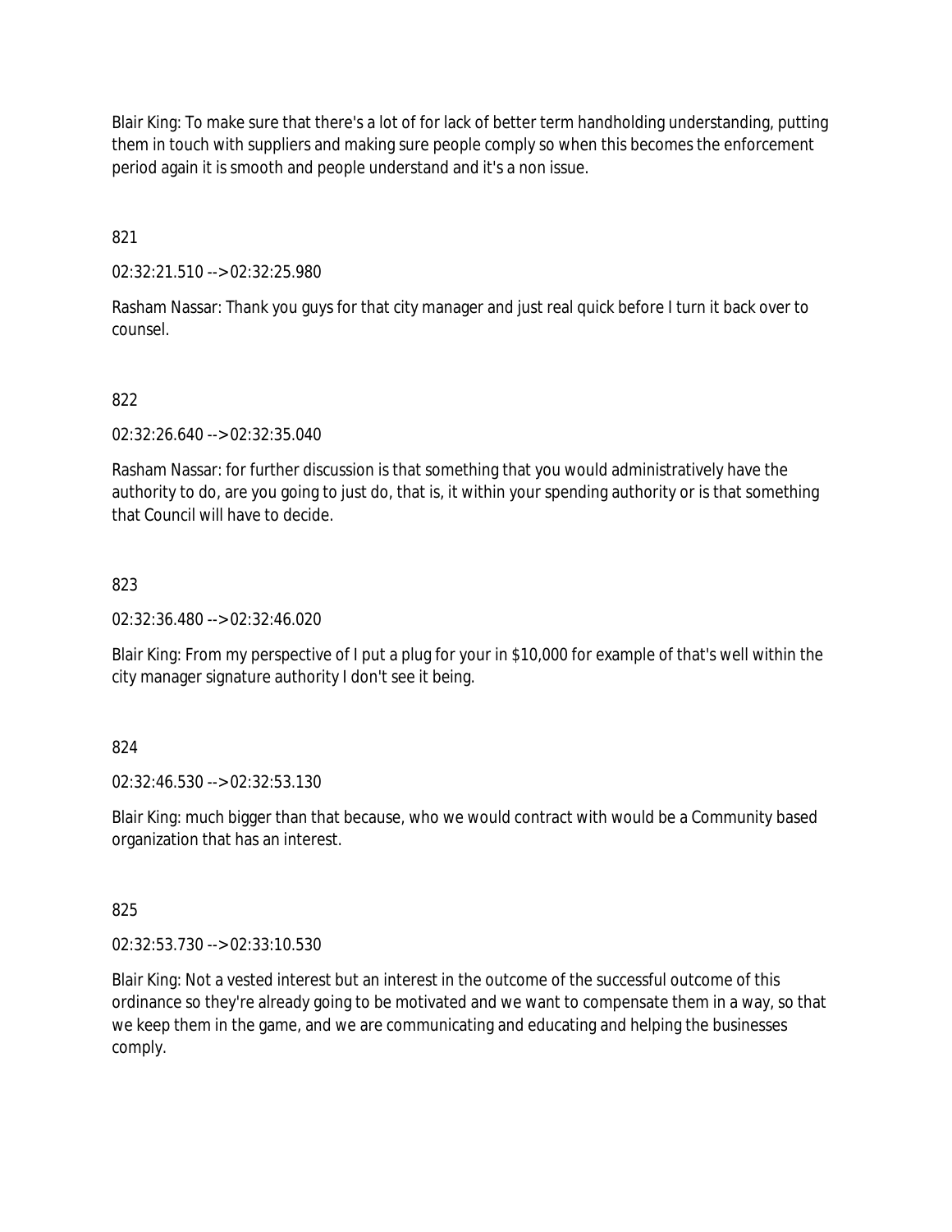Blair King: To make sure that there's a lot of for lack of better term handholding understanding, putting them in touch with suppliers and making sure people comply so when this becomes the enforcement period again it is smooth and people understand and it's a non issue.

821

02:32:21.510 --> 02:32:25.980

Rasham Nassar: Thank you guys for that city manager and just real quick before I turn it back over to counsel.

822

02:32:26.640 --> 02:32:35.040

Rasham Nassar: for further discussion is that something that you would administratively have the authority to do, are you going to just do, that is, it within your spending authority or is that something that Council will have to decide.

823

02:32:36.480 --> 02:32:46.020

Blair King: From my perspective of I put a plug for your in $10,000 for example of that's well within the city manager signature authority I don't see it being.

824

02:32:46.530 --> 02:32:53.130

Blair King: much bigger than that because, who we would contract with would be a Community based organization that has an interest.

825

02:32:53.730 --> 02:33:10.530

Blair King: Not a vested interest but an interest in the outcome of the successful outcome of this ordinance so they're already going to be motivated and we want to compensate them in a way, so that we keep them in the game, and we are communicating and educating and helping the businesses comply.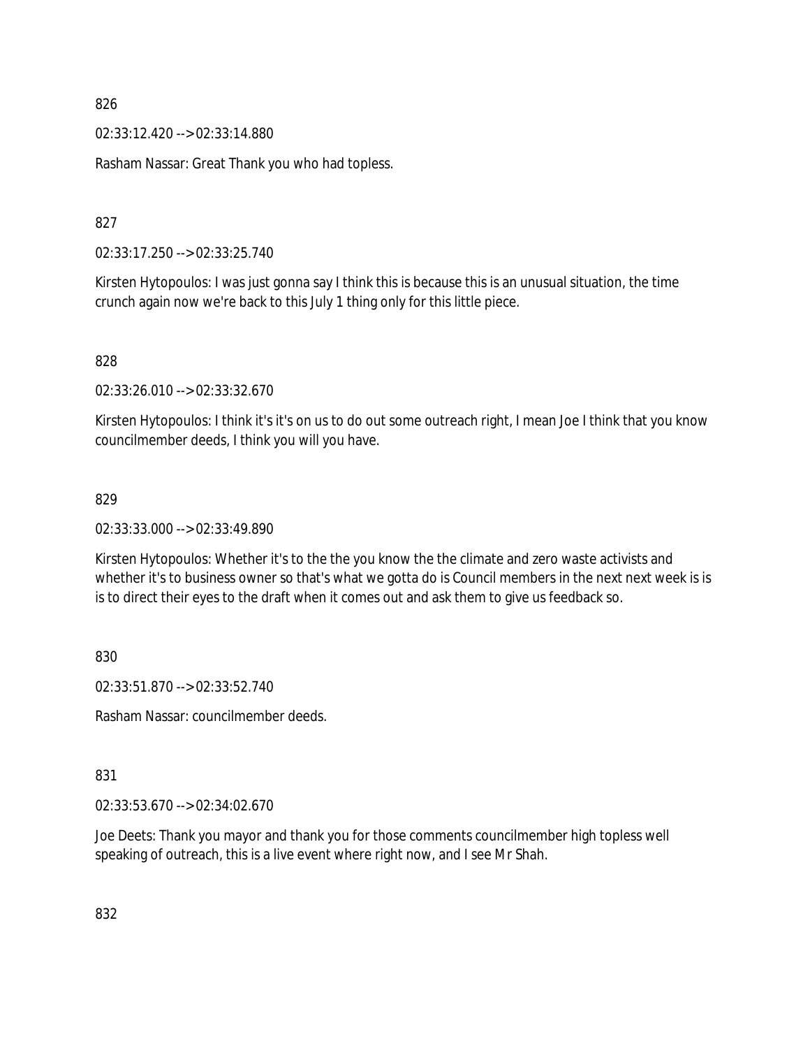826

02:33:12.420 --> 02:33:14.880

Rasham Nassar: Great Thank you who had topless.

827

02:33:17.250 --> 02:33:25.740

Kirsten Hytopoulos: I was just gonna say I think this is because this is an unusual situation, the time crunch again now we're back to this July 1 thing only for this little piece.

828

02:33:26.010 --> 02:33:32.670

Kirsten Hytopoulos: I think it's it's on us to do out some outreach right, I mean Joe I think that you know councilmember deeds, I think you will you have.

829

02:33:33.000 --> 02:33:49.890

Kirsten Hytopoulos: Whether it's to the the you know the the climate and zero waste activists and whether it's to business owner so that's what we gotta do is Council members in the next next week is is is to direct their eyes to the draft when it comes out and ask them to give us feedback so.

830

02:33:51.870 --> 02:33:52.740

Rasham Nassar: councilmember deeds.

831

02:33:53.670 --> 02:34:02.670

Joe Deets: Thank you mayor and thank you for those comments councilmember high topless well speaking of outreach, this is a live event where right now, and I see Mr Shah.

832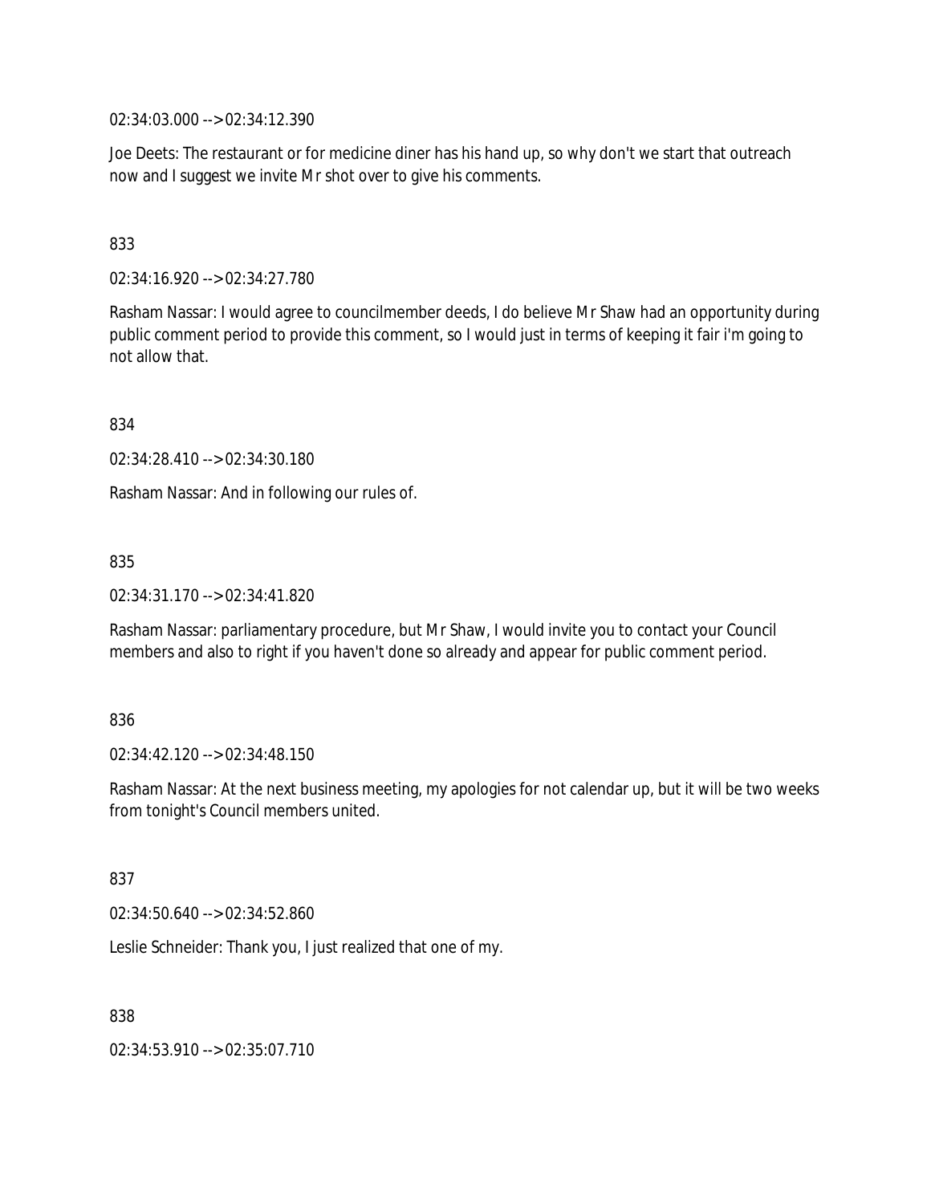02:34:03.000 --> 02:34:12.390

Joe Deets: The restaurant or for medicine diner has his hand up, so why don't we start that outreach now and I suggest we invite Mr shot over to give his comments.

833

02:34:16.920 --> 02:34:27.780

Rasham Nassar: I would agree to councilmember deeds, I do believe Mr Shaw had an opportunity during public comment period to provide this comment, so I would just in terms of keeping it fair i'm going to not allow that.

834

02:34:28.410 --> 02:34:30.180

Rasham Nassar: And in following our rules of.

835

02:34:31.170 --> 02:34:41.820

Rasham Nassar: parliamentary procedure, but Mr Shaw, I would invite you to contact your Council members and also to right if you haven't done so already and appear for public comment period.

836

02:34:42.120 --> 02:34:48.150

Rasham Nassar: At the next business meeting, my apologies for not calendar up, but it will be two weeks from tonight's Council members united.

837

02:34:50.640 --> 02:34:52.860

Leslie Schneider: Thank you, I just realized that one of my.

838

02:34:53.910 --> 02:35:07.710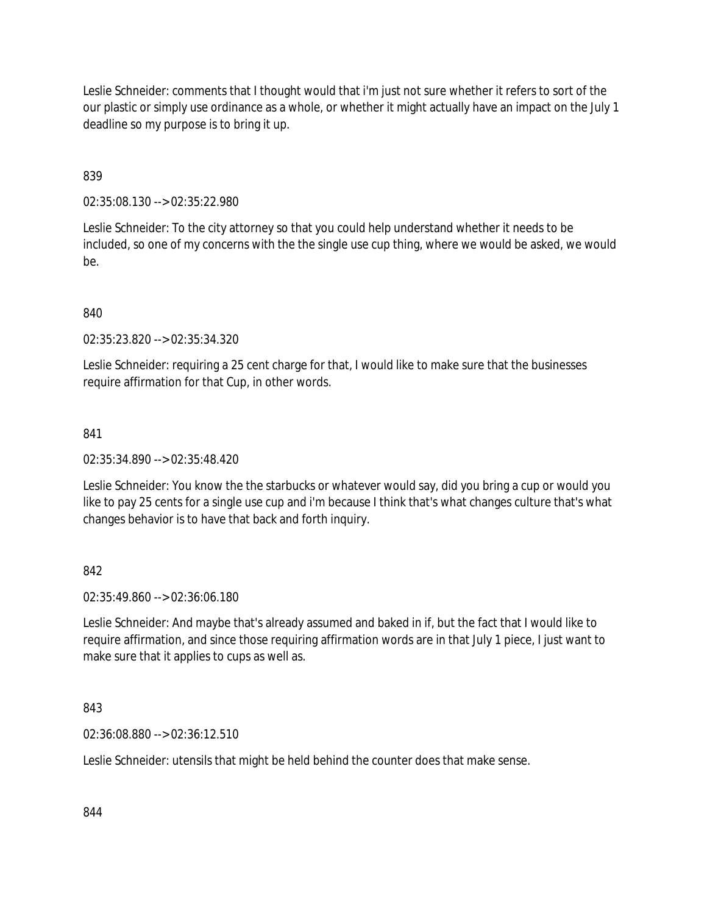Leslie Schneider: comments that I thought would that i'm just not sure whether it refers to sort of the our plastic or simply use ordinance as a whole, or whether it might actually have an impact on the July 1 deadline so my purpose is to bring it up.

839

02:35:08.130 --> 02:35:22.980

Leslie Schneider: To the city attorney so that you could help understand whether it needs to be included, so one of my concerns with the the single use cup thing, where we would be asked, we would be.

840

02:35:23.820 --> 02:35:34.320

Leslie Schneider: requiring a 25 cent charge for that, I would like to make sure that the businesses require affirmation for that Cup, in other words.

841

02:35:34.890 --> 02:35:48.420

Leslie Schneider: You know the the starbucks or whatever would say, did you bring a cup or would you like to pay 25 cents for a single use cup and i'm because I think that's what changes culture that's what changes behavior is to have that back and forth inquiry.

842

02:35:49.860 --> 02:36:06.180

Leslie Schneider: And maybe that's already assumed and baked in if, but the fact that I would like to require affirmation, and since those requiring affirmation words are in that July 1 piece, I just want to make sure that it applies to cups as well as.

843

02:36:08.880 --> 02:36:12.510

Leslie Schneider: utensils that might be held behind the counter does that make sense.

844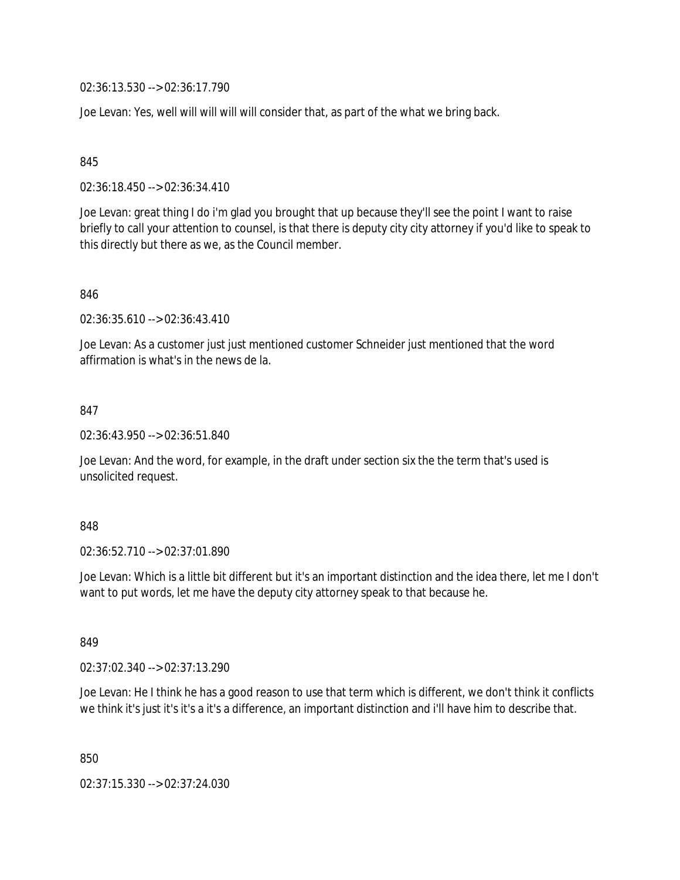02:36:13.530 --> 02:36:17.790

Joe Levan: Yes, well will will will will consider that, as part of the what we bring back.

845

02:36:18.450 --> 02:36:34.410

Joe Levan: great thing I do i'm glad you brought that up because they'll see the point I want to raise briefly to call your attention to counsel, is that there is deputy city city attorney if you'd like to speak to this directly but there as we, as the Council member.

846

02:36:35.610 --> 02:36:43.410

Joe Levan: As a customer just just mentioned customer Schneider just mentioned that the word affirmation is what's in the news de la.

847

02:36:43.950 --> 02:36:51.840

Joe Levan: And the word, for example, in the draft under section six the the term that's used is unsolicited request.

848

02:36:52.710 --> 02:37:01.890

Joe Levan: Which is a little bit different but it's an important distinction and the idea there, let me I don't want to put words, let me have the deputy city attorney speak to that because he.

849

02:37:02.340 --> 02:37:13.290

Joe Levan: He I think he has a good reason to use that term which is different, we don't think it conflicts we think it's just it's it's a it's a difference, an important distinction and i'll have him to describe that.

850

02:37:15.330 --> 02:37:24.030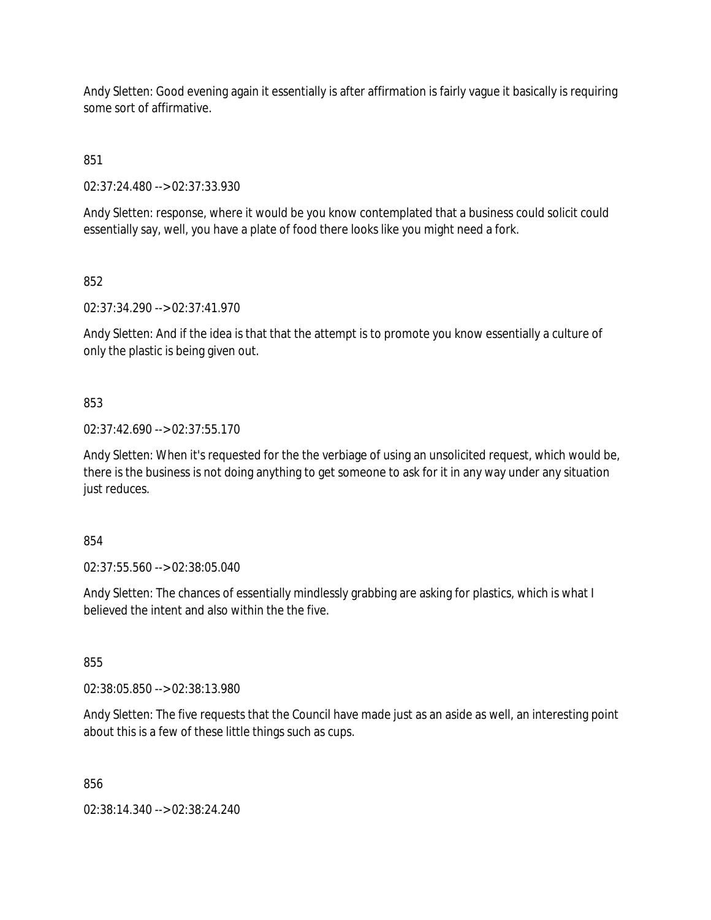Andy Sletten: Good evening again it essentially is after affirmation is fairly vague it basically is requiring some sort of affirmative.

851

02:37:24.480 --> 02:37:33.930

Andy Sletten: response, where it would be you know contemplated that a business could solicit could essentially say, well, you have a plate of food there looks like you might need a fork.

852

02:37:34.290 --> 02:37:41.970

Andy Sletten: And if the idea is that that the attempt is to promote you know essentially a culture of only the plastic is being given out.

853

02:37:42.690 --> 02:37:55.170

Andy Sletten: When it's requested for the the verbiage of using an unsolicited request, which would be, there is the business is not doing anything to get someone to ask for it in any way under any situation just reduces.

854

02:37:55.560 --> 02:38:05.040

Andy Sletten: The chances of essentially mindlessly grabbing are asking for plastics, which is what I believed the intent and also within the the five.

855

02:38:05.850 --> 02:38:13.980

Andy Sletten: The five requests that the Council have made just as an aside as well, an interesting point about this is a few of these little things such as cups.

856

02:38:14.340 --> 02:38:24.240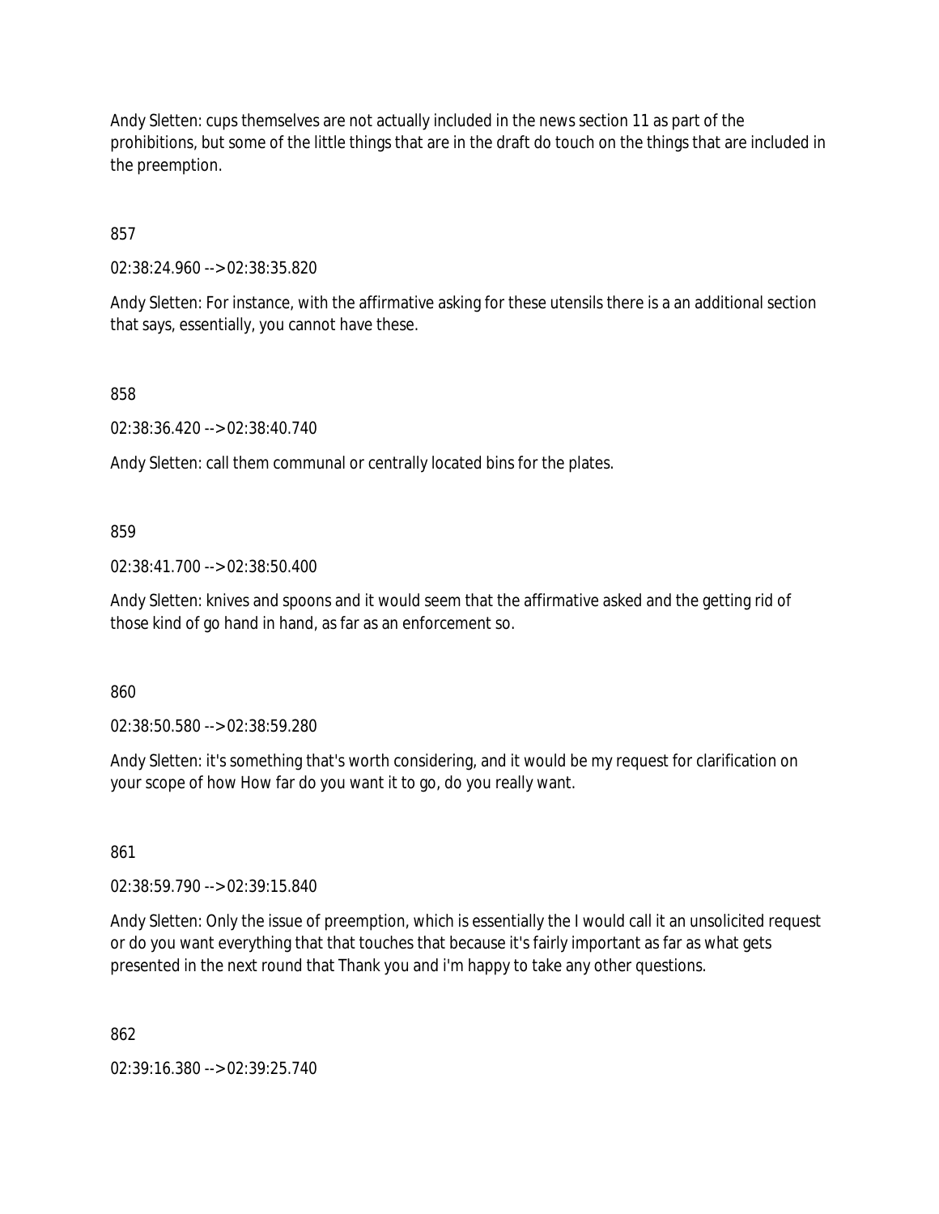Andy Sletten: cups themselves are not actually included in the news section 11 as part of the prohibitions, but some of the little things that are in the draft do touch on the things that are included in the preemption.

857

02:38:24.960 --> 02:38:35.820

Andy Sletten: For instance, with the affirmative asking for these utensils there is a an additional section that says, essentially, you cannot have these.

858

02:38:36.420 --> 02:38:40.740

Andy Sletten: call them communal or centrally located bins for the plates.

859

02:38:41.700 --> 02:38:50.400

Andy Sletten: knives and spoons and it would seem that the affirmative asked and the getting rid of those kind of go hand in hand, as far as an enforcement so.

860

02:38:50.580 --> 02:38:59.280

Andy Sletten: it's something that's worth considering, and it would be my request for clarification on your scope of how How far do you want it to go, do you really want.

861

02:38:59.790 --> 02:39:15.840

Andy Sletten: Only the issue of preemption, which is essentially the I would call it an unsolicited request or do you want everything that that touches that because it's fairly important as far as what gets presented in the next round that Thank you and i'm happy to take any other questions.

862

02:39:16.380 --> 02:39:25.740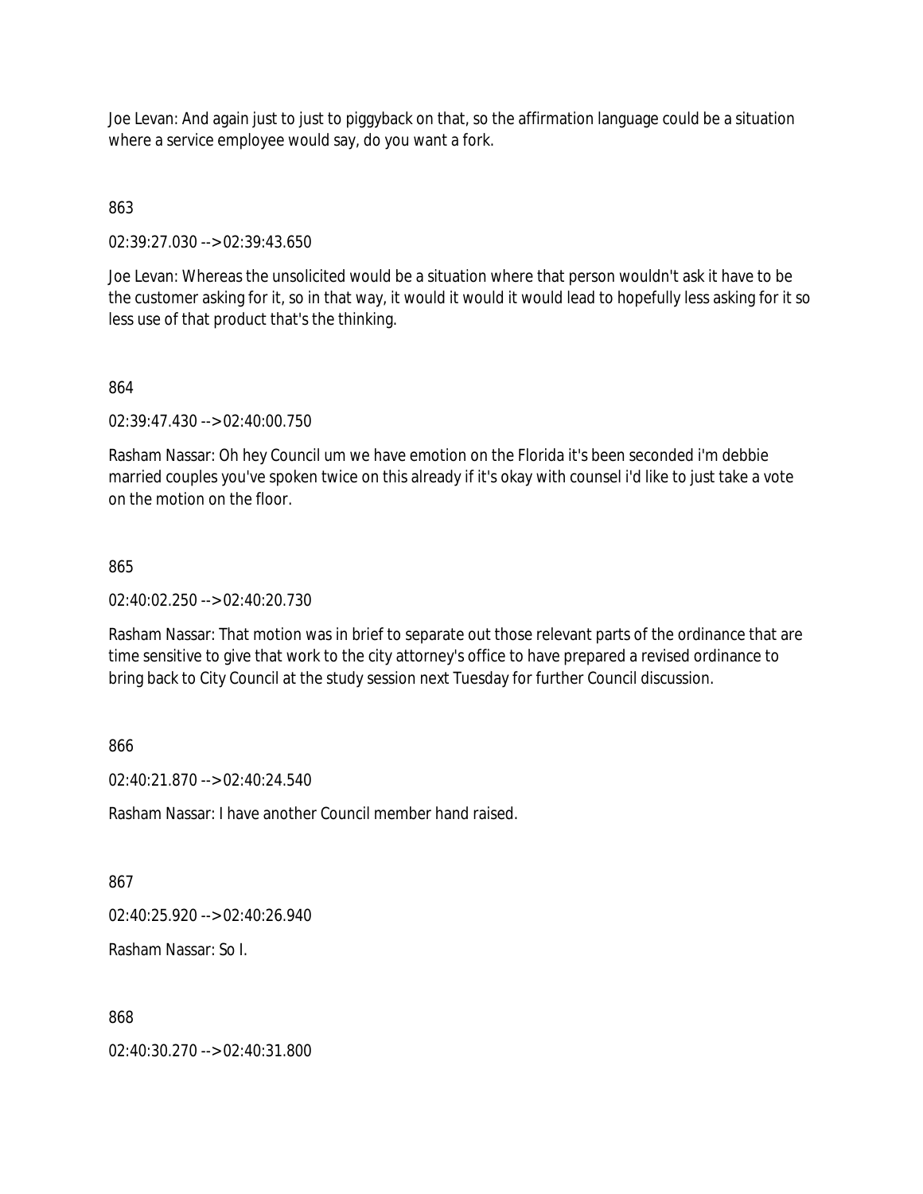Joe Levan: And again just to just to piggyback on that, so the affirmation language could be a situation where a service employee would say, do you want a fork.

863

02:39:27.030 --> 02:39:43.650

Joe Levan: Whereas the unsolicited would be a situation where that person wouldn't ask it have to be the customer asking for it, so in that way, it would it would it would lead to hopefully less asking for it so less use of that product that's the thinking.

864

02:39:47.430 --> 02:40:00.750

Rasham Nassar: Oh hey Council um we have emotion on the Florida it's been seconded i'm debbie married couples you've spoken twice on this already if it's okay with counsel i'd like to just take a vote on the motion on the floor.

865

02:40:02.250 --> 02:40:20.730

Rasham Nassar: That motion was in brief to separate out those relevant parts of the ordinance that are time sensitive to give that work to the city attorney's office to have prepared a revised ordinance to bring back to City Council at the study session next Tuesday for further Council discussion.

866

02:40:21.870 --> 02:40:24.540

Rasham Nassar: I have another Council member hand raised.

867

02:40:25.920 --> 02:40:26.940

Rasham Nassar: So I.

868

02:40:30.270 --> 02:40:31.800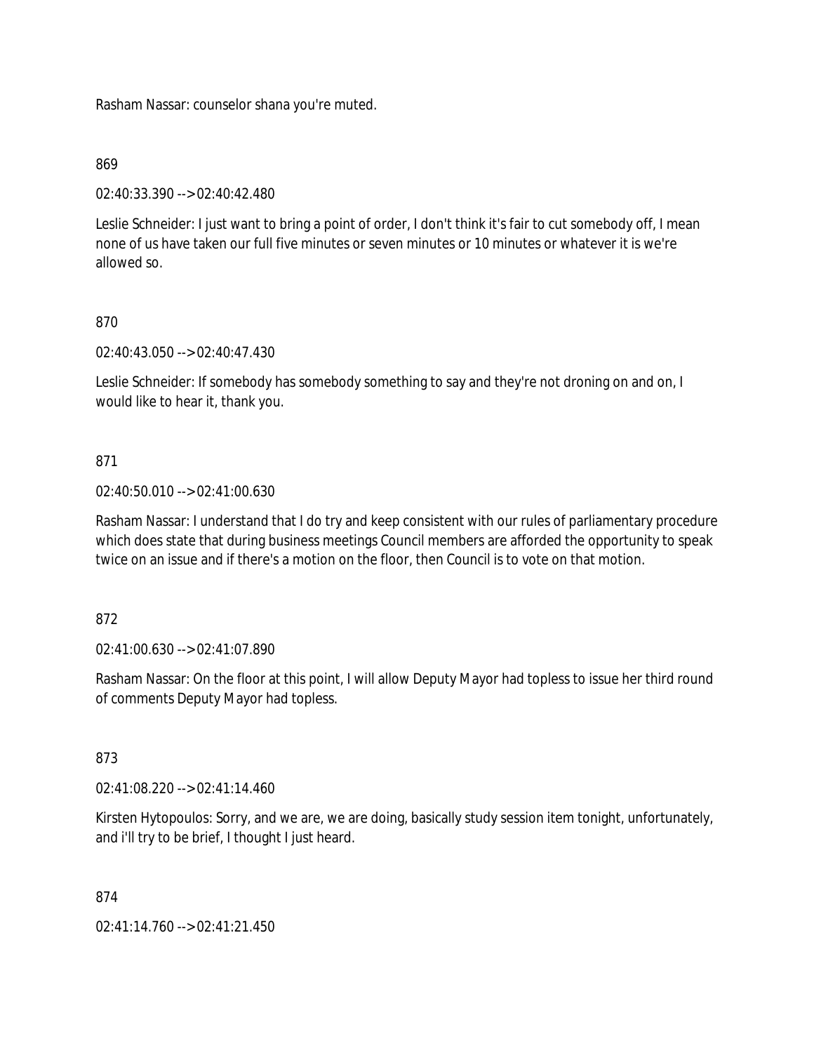Rasham Nassar: counselor shana you're muted.

869

02:40:33.390 --> 02:40:42.480

Leslie Schneider: I just want to bring a point of order, I don't think it's fair to cut somebody off, I mean none of us have taken our full five minutes or seven minutes or 10 minutes or whatever it is we're allowed so.

870

02:40:43.050 --> 02:40:47.430

Leslie Schneider: If somebody has somebody something to say and they're not droning on and on, I would like to hear it, thank you.

871

02:40:50.010 --> 02:41:00.630

Rasham Nassar: I understand that I do try and keep consistent with our rules of parliamentary procedure which does state that during business meetings Council members are afforded the opportunity to speak twice on an issue and if there's a motion on the floor, then Council is to vote on that motion.

872

02:41:00.630 --> 02:41:07.890

Rasham Nassar: On the floor at this point, I will allow Deputy Mayor had topless to issue her third round of comments Deputy Mayor had topless.

873

02:41:08.220 --> 02:41:14.460

Kirsten Hytopoulos: Sorry, and we are, we are doing, basically study session item tonight, unfortunately, and i'll try to be brief, I thought I just heard.

874

02:41:14.760 --> 02:41:21.450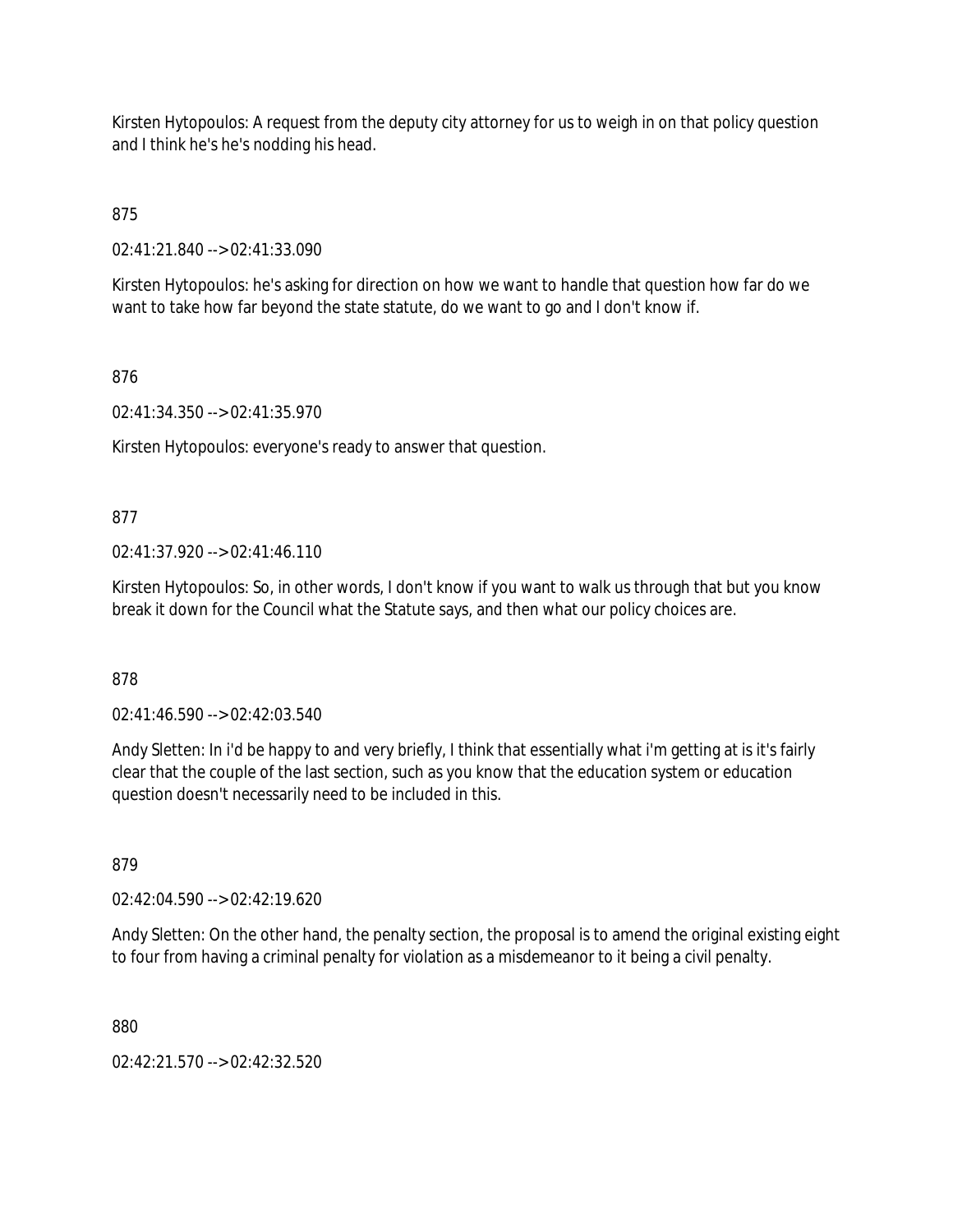Kirsten Hytopoulos: A request from the deputy city attorney for us to weigh in on that policy question and I think he's he's nodding his head.

875

02:41:21.840 --> 02:41:33.090

Kirsten Hytopoulos: he's asking for direction on how we want to handle that question how far do we want to take how far beyond the state statute, do we want to go and I don't know if.

876

02:41:34.350 --> 02:41:35.970

Kirsten Hytopoulos: everyone's ready to answer that question.

877

02:41:37.920 --> 02:41:46.110

Kirsten Hytopoulos: So, in other words, I don't know if you want to walk us through that but you know break it down for the Council what the Statute says, and then what our policy choices are.

878

02:41:46.590 --> 02:42:03.540

Andy Sletten: In i'd be happy to and very briefly, I think that essentially what i'm getting at is it's fairly clear that the couple of the last section, such as you know that the education system or education question doesn't necessarily need to be included in this.

879

02:42:04.590 --> 02:42:19.620

Andy Sletten: On the other hand, the penalty section, the proposal is to amend the original existing eight to four from having a criminal penalty for violation as a misdemeanor to it being a civil penalty.

880

02:42:21.570 --> 02:42:32.520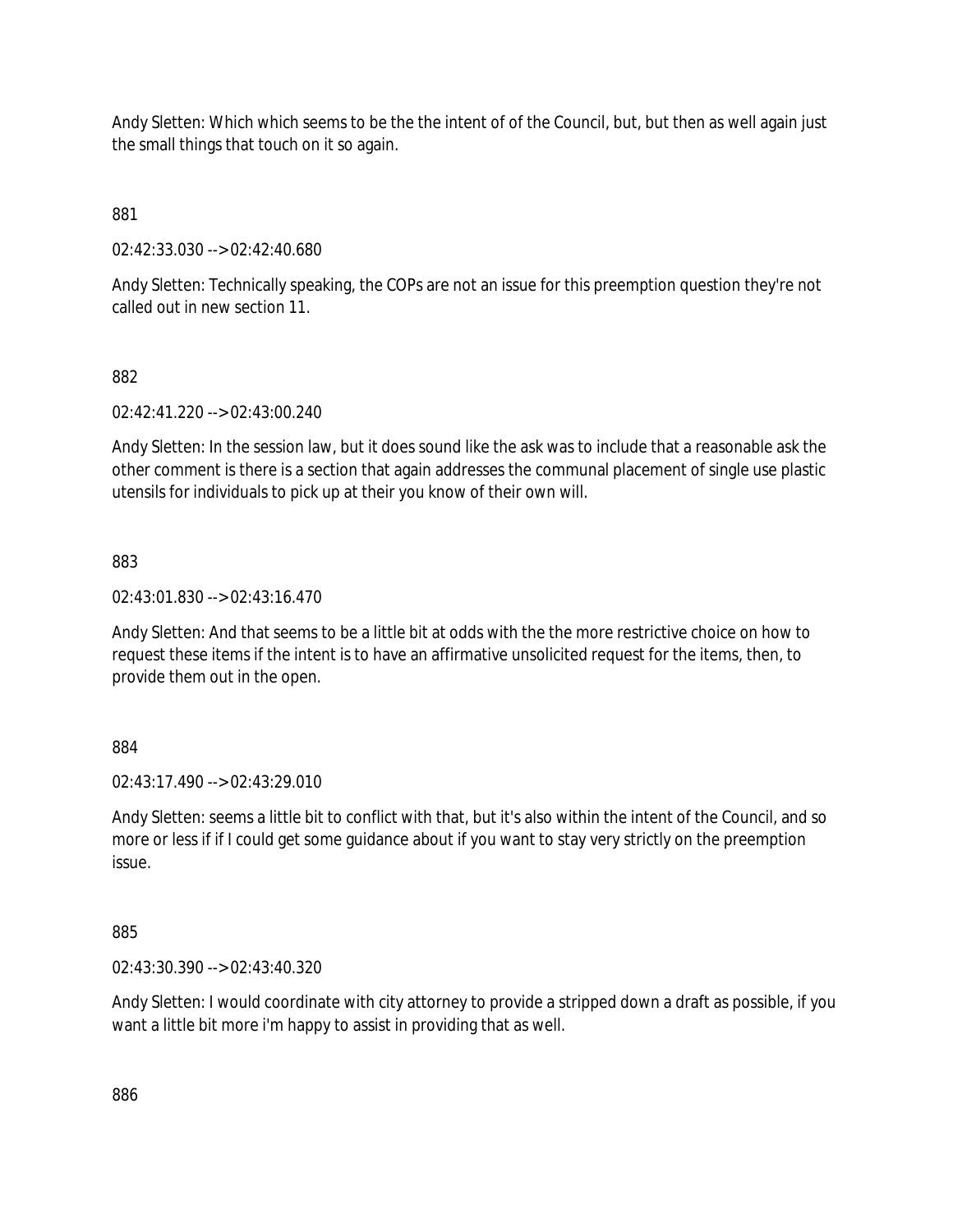Andy Sletten: Which which seems to be the the intent of of the Council, but, but then as well again just the small things that touch on it so again.

881

02:42:33.030 --> 02:42:40.680

Andy Sletten: Technically speaking, the COPs are not an issue for this preemption question they're not called out in new section 11.

882

02:42:41.220 --> 02:43:00.240

Andy Sletten: In the session law, but it does sound like the ask was to include that a reasonable ask the other comment is there is a section that again addresses the communal placement of single use plastic utensils for individuals to pick up at their you know of their own will.

883

02:43:01.830 --> 02:43:16.470

Andy Sletten: And that seems to be a little bit at odds with the the more restrictive choice on how to request these items if the intent is to have an affirmative unsolicited request for the items, then, to provide them out in the open.

884

02:43:17.490 --> 02:43:29.010

Andy Sletten: seems a little bit to conflict with that, but it's also within the intent of the Council, and so more or less if if I could get some guidance about if you want to stay very strictly on the preemption issue.

885

02:43:30.390 --> 02:43:40.320

Andy Sletten: I would coordinate with city attorney to provide a stripped down a draft as possible, if you want a little bit more i'm happy to assist in providing that as well.

886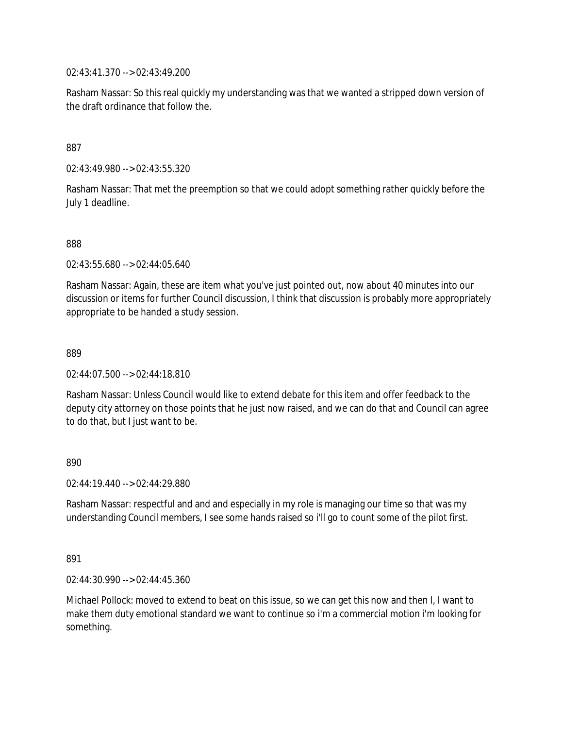02:43:41.370 --> 02:43:49.200

Rasham Nassar: So this real quickly my understanding was that we wanted a stripped down version of the draft ordinance that follow the.

887

02:43:49.980 --> 02:43:55.320

Rasham Nassar: That met the preemption so that we could adopt something rather quickly before the July 1 deadline.

888

02:43:55.680 --> 02:44:05.640

Rasham Nassar: Again, these are item what you've just pointed out, now about 40 minutes into our discussion or items for further Council discussion, I think that discussion is probably more appropriately appropriate to be handed a study session.

889

02:44:07.500 --> 02:44:18.810

Rasham Nassar: Unless Council would like to extend debate for this item and offer feedback to the deputy city attorney on those points that he just now raised, and we can do that and Council can agree to do that, but I just want to be.

890

02:44:19.440 --> 02:44:29.880

Rasham Nassar: respectful and and and especially in my role is managing our time so that was my understanding Council members, I see some hands raised so i'll go to count some of the pilot first.

891

02:44:30.990 --> 02:44:45.360

Michael Pollock: moved to extend to beat on this issue, so we can get this now and then I, I want to make them duty emotional standard we want to continue so i'm a commercial motion i'm looking for something.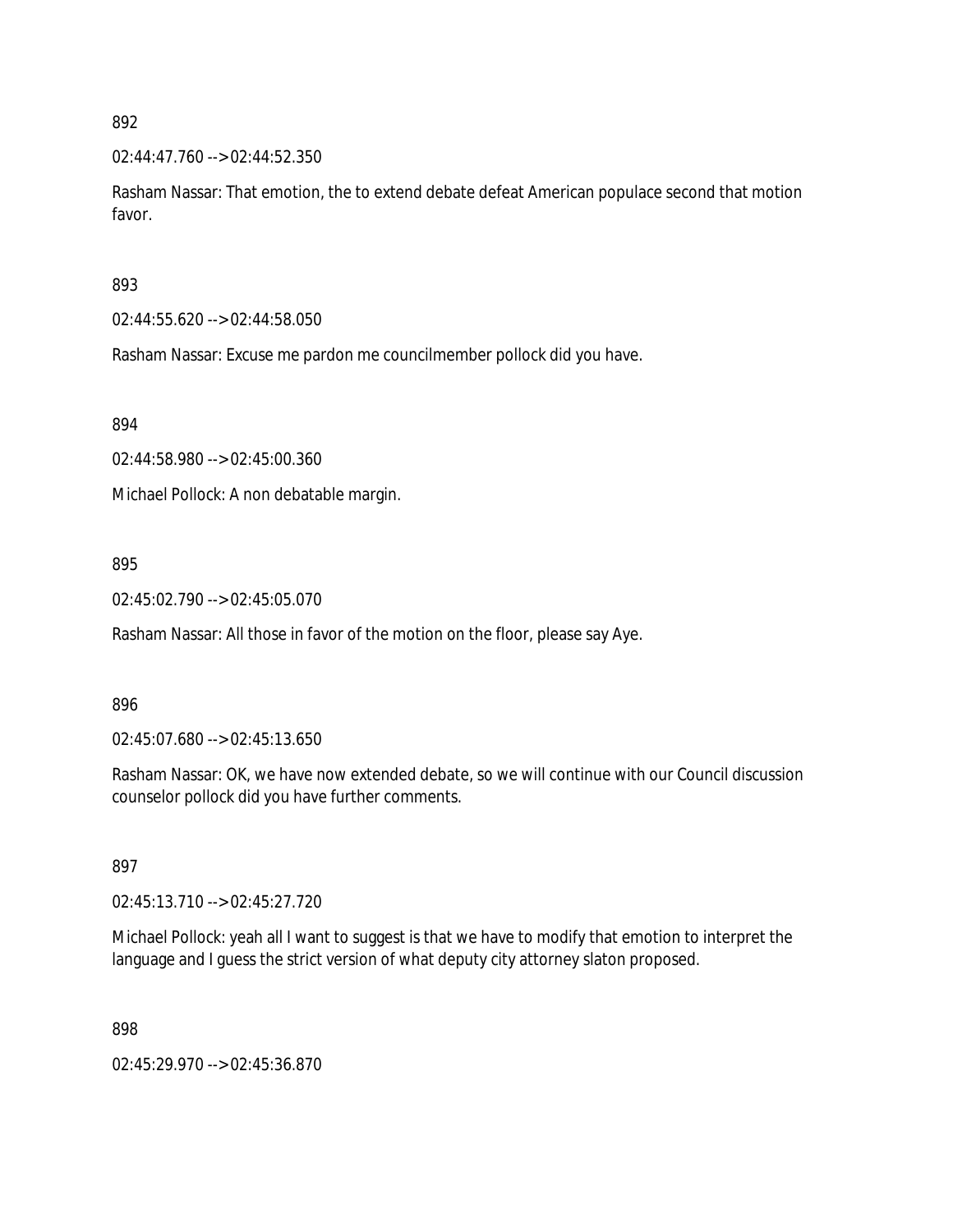892

02:44:47.760 --> 02:44:52.350

Rasham Nassar: That emotion, the to extend debate defeat American populace second that motion favor.

893

02:44:55.620 --> 02:44:58.050

Rasham Nassar: Excuse me pardon me councilmember pollock did you have.

894

02:44:58.980 --> 02:45:00.360

Michael Pollock: A non debatable margin.

895

02:45:02.790 --> 02:45:05.070

Rasham Nassar: All those in favor of the motion on the floor, please say Aye.

896

02:45:07.680 --> 02:45:13.650

Rasham Nassar: OK, we have now extended debate, so we will continue with our Council discussion counselor pollock did you have further comments.

897

02:45:13.710 --> 02:45:27.720

Michael Pollock: yeah all I want to suggest is that we have to modify that emotion to interpret the language and I guess the strict version of what deputy city attorney slaton proposed.

898

02:45:29.970 --> 02:45:36.870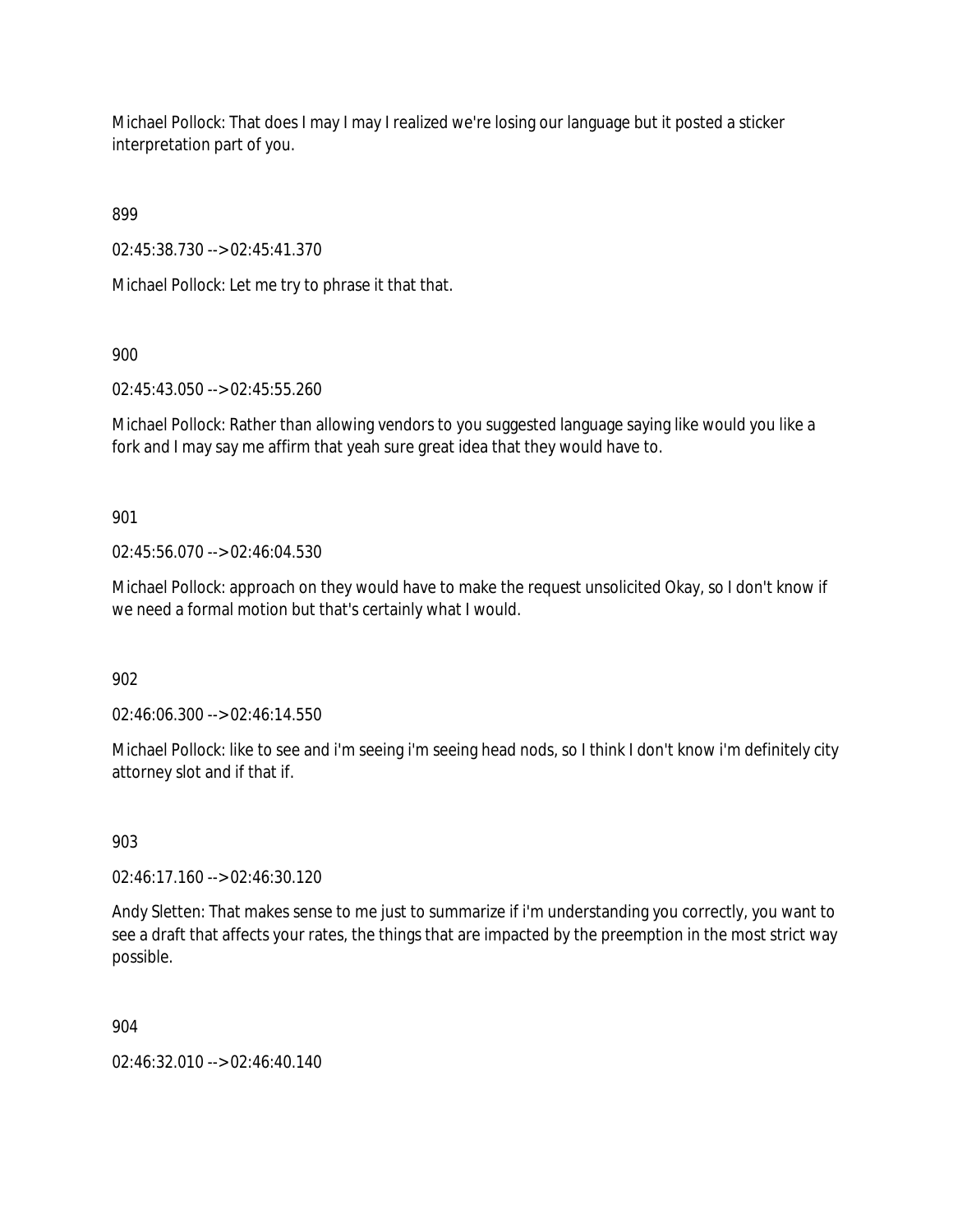Michael Pollock: That does I may I may I realized we're losing our language but it posted a sticker interpretation part of you.

899

02:45:38.730 --> 02:45:41.370

Michael Pollock: Let me try to phrase it that that.

900

02:45:43.050 --> 02:45:55.260

Michael Pollock: Rather than allowing vendors to you suggested language saying like would you like a fork and I may say me affirm that yeah sure great idea that they would have to.

901

02:45:56.070 --> 02:46:04.530

Michael Pollock: approach on they would have to make the request unsolicited Okay, so I don't know if we need a formal motion but that's certainly what I would.

902

02:46:06.300 --> 02:46:14.550

Michael Pollock: like to see and i'm seeing i'm seeing head nods, so I think I don't know i'm definitely city attorney slot and if that if.

903

02:46:17.160 --> 02:46:30.120

Andy Sletten: That makes sense to me just to summarize if i'm understanding you correctly, you want to see a draft that affects your rates, the things that are impacted by the preemption in the most strict way possible.

904

02:46:32.010 --> 02:46:40.140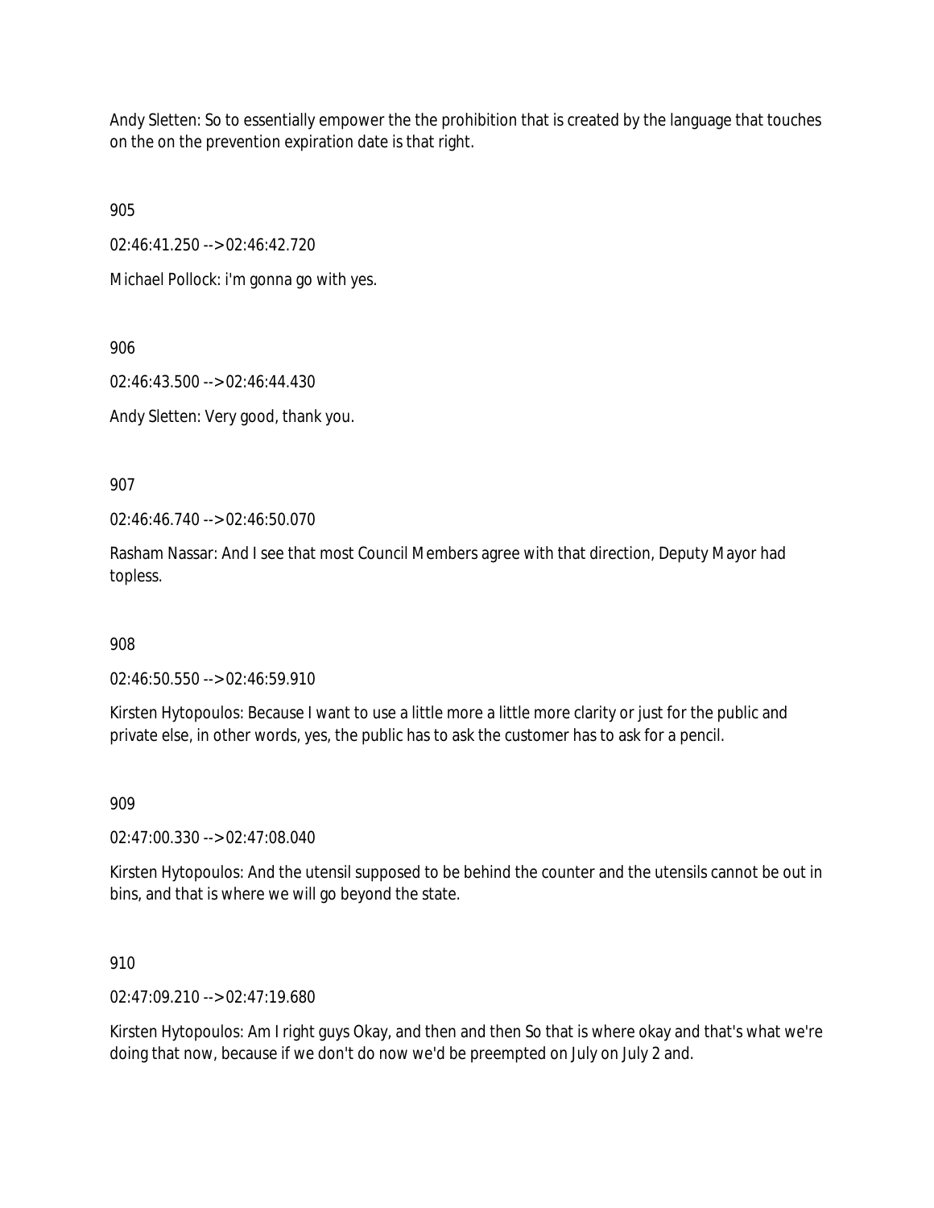Andy Sletten: So to essentially empower the the prohibition that is created by the language that touches on the on the prevention expiration date is that right.

905

02:46:41.250 --> 02:46:42.720

Michael Pollock: i'm gonna go with yes.

906

02:46:43.500 --> 02:46:44.430

Andy Sletten: Very good, thank you.

907

02:46:46.740 --> 02:46:50.070

Rasham Nassar: And I see that most Council Members agree with that direction, Deputy Mayor had topless.

908

02:46:50.550 --> 02:46:59.910

Kirsten Hytopoulos: Because I want to use a little more a little more clarity or just for the public and private else, in other words, yes, the public has to ask the customer has to ask for a pencil.

909

02:47:00.330 --> 02:47:08.040

Kirsten Hytopoulos: And the utensil supposed to be behind the counter and the utensils cannot be out in bins, and that is where we will go beyond the state.

910

02:47:09.210 --> 02:47:19.680

Kirsten Hytopoulos: Am I right guys Okay, and then and then So that is where okay and that's what we're doing that now, because if we don't do now we'd be preempted on July on July 2 and.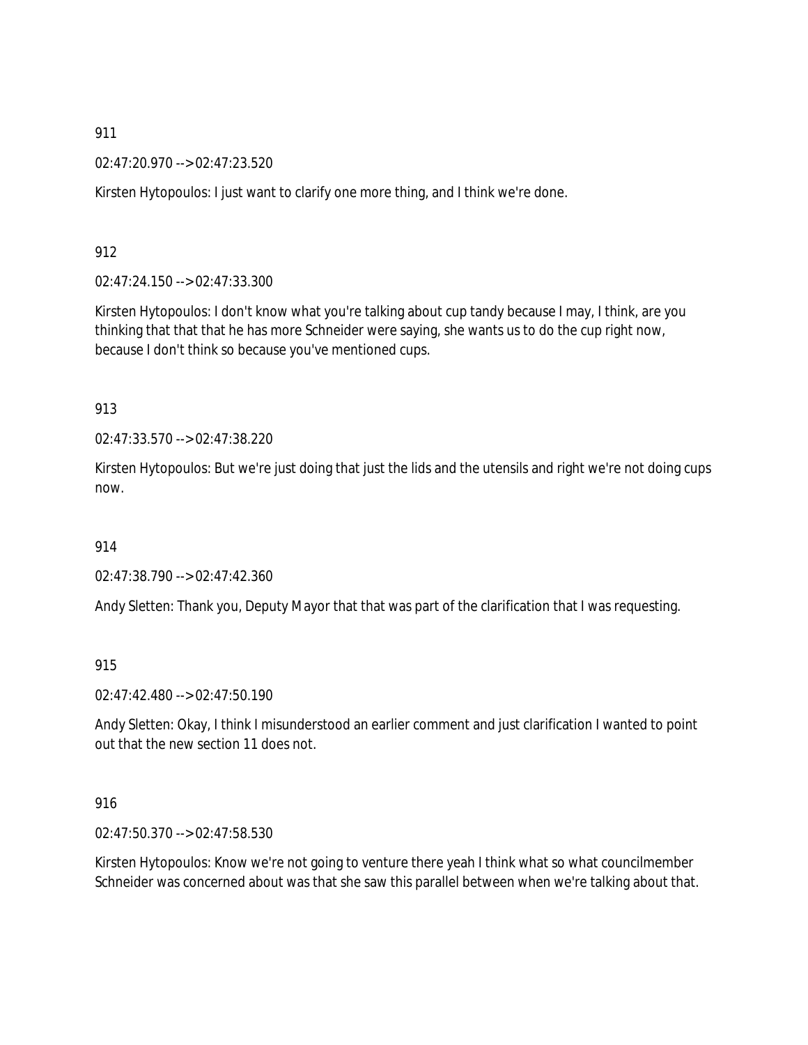911

02:47:20.970 --> 02:47:23.520

Kirsten Hytopoulos: I just want to clarify one more thing, and I think we're done.

912

02:47:24.150 --> 02:47:33.300

Kirsten Hytopoulos: I don't know what you're talking about cup tandy because I may, I think, are you thinking that that that he has more Schneider were saying, she wants us to do the cup right now, because I don't think so because you've mentioned cups.

913

02:47:33.570 --> 02:47:38.220

Kirsten Hytopoulos: But we're just doing that just the lids and the utensils and right we're not doing cups now.

914

02:47:38.790 --> 02:47:42.360

Andy Sletten: Thank you, Deputy Mayor that that was part of the clarification that I was requesting.

915

02:47:42.480 --> 02:47:50.190

Andy Sletten: Okay, I think I misunderstood an earlier comment and just clarification I wanted to point out that the new section 11 does not.

916

02:47:50.370 --> 02:47:58.530

Kirsten Hytopoulos: Know we're not going to venture there yeah I think what so what councilmember Schneider was concerned about was that she saw this parallel between when we're talking about that.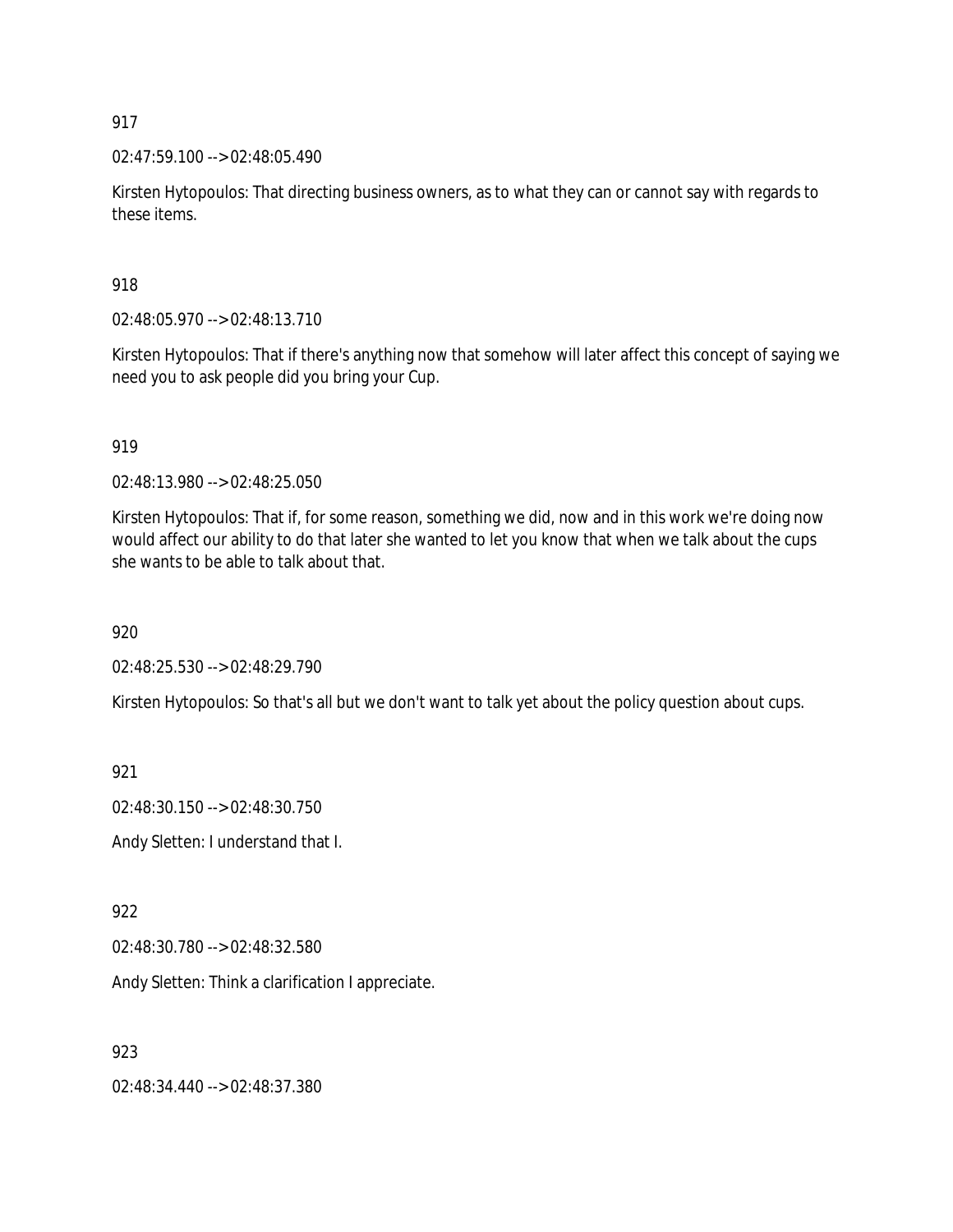917

02:47:59.100 --> 02:48:05.490

Kirsten Hytopoulos: That directing business owners, as to what they can or cannot say with regards to these items.

918

02:48:05.970 --> 02:48:13.710

Kirsten Hytopoulos: That if there's anything now that somehow will later affect this concept of saying we need you to ask people did you bring your Cup.

919

02:48:13.980 --> 02:48:25.050

Kirsten Hytopoulos: That if, for some reason, something we did, now and in this work we're doing now would affect our ability to do that later she wanted to let you know that when we talk about the cups she wants to be able to talk about that.

920

02:48:25.530 --> 02:48:29.790

Kirsten Hytopoulos: So that's all but we don't want to talk yet about the policy question about cups.

921

02:48:30.150 --> 02:48:30.750

Andy Sletten: I understand that I.

922

02:48:30.780 --> 02:48:32.580

Andy Sletten: Think a clarification I appreciate.

923

02:48:34.440 --> 02:48:37.380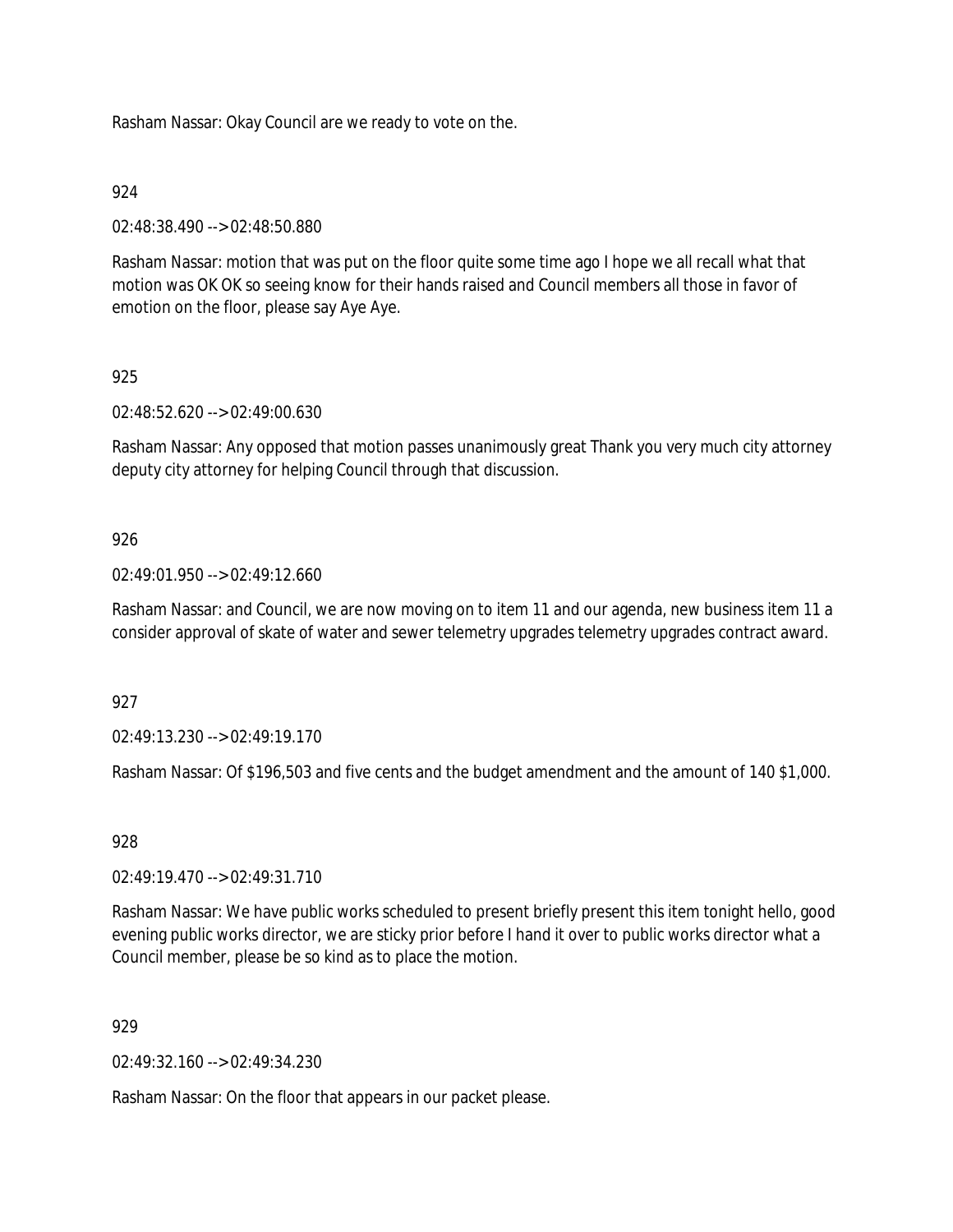Rasham Nassar: Okay Council are we ready to vote on the.

924

02:48:38.490 --> 02:48:50.880

Rasham Nassar: motion that was put on the floor quite some time ago I hope we all recall what that motion was OK OK so seeing know for their hands raised and Council members all those in favor of emotion on the floor, please say Aye Aye.

925

02:48:52.620 --> 02:49:00.630

Rasham Nassar: Any opposed that motion passes unanimously great Thank you very much city attorney deputy city attorney for helping Council through that discussion.

926

02:49:01.950 --> 02:49:12.660

Rasham Nassar: and Council, we are now moving on to item 11 and our agenda, new business item 11 a consider approval of skate of water and sewer telemetry upgrades telemetry upgrades contract award.

927

02:49:13.230 --> 02:49:19.170

Rasham Nassar: Of $196,503 and five cents and the budget amendment and the amount of 140 $1,000.

928

02:49:19.470 --> 02:49:31.710

Rasham Nassar: We have public works scheduled to present briefly present this item tonight hello, good evening public works director, we are sticky prior before I hand it over to public works director what a Council member, please be so kind as to place the motion.

929

02:49:32.160 --> 02:49:34.230

Rasham Nassar: On the floor that appears in our packet please.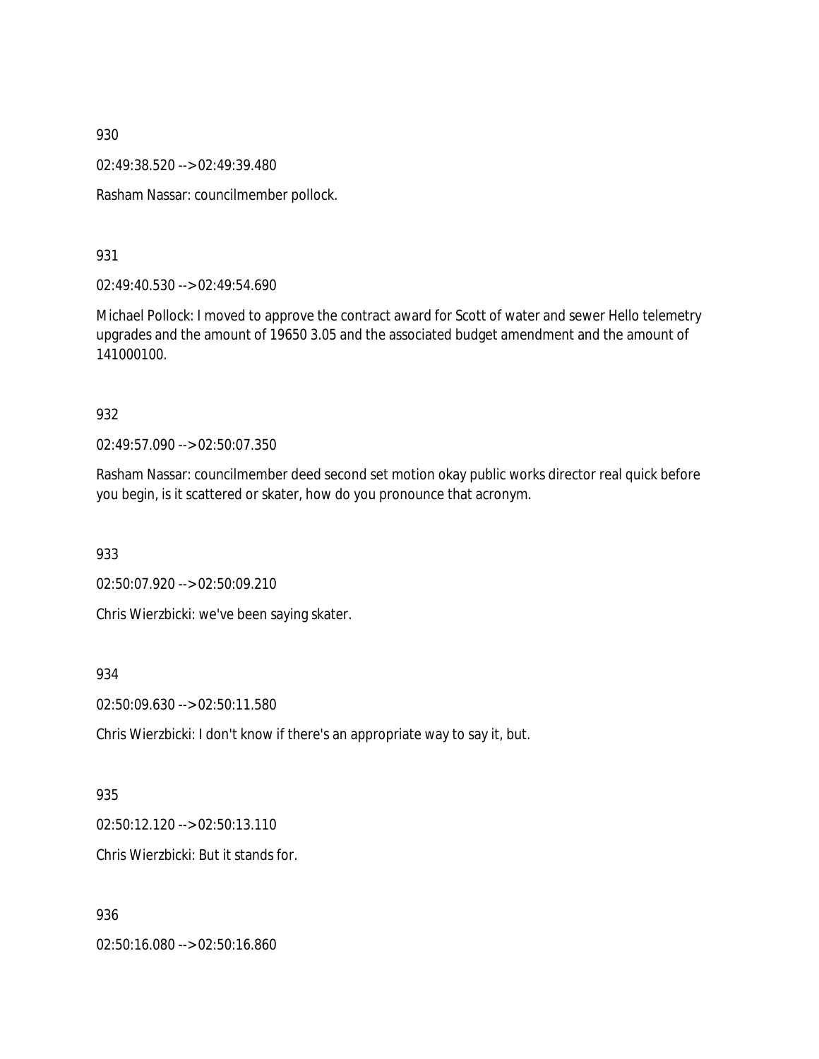930

02:49:38.520 --> 02:49:39.480

Rasham Nassar: councilmember pollock.

931

02:49:40.530 --> 02:49:54.690

Michael Pollock: I moved to approve the contract award for Scott of water and sewer Hello telemetry upgrades and the amount of 19650 3.05 and the associated budget amendment and the amount of 141000100.

932

02:49:57.090 --> 02:50:07.350

Rasham Nassar: councilmember deed second set motion okay public works director real quick before you begin, is it scattered or skater, how do you pronounce that acronym.

933

02:50:07.920 --> 02:50:09.210

Chris Wierzbicki: we've been saying skater.

934

02:50:09.630 --> 02:50:11.580

Chris Wierzbicki: I don't know if there's an appropriate way to say it, but.

935

02:50:12.120 --> 02:50:13.110

Chris Wierzbicki: But it stands for.

936

02:50:16.080 --> 02:50:16.860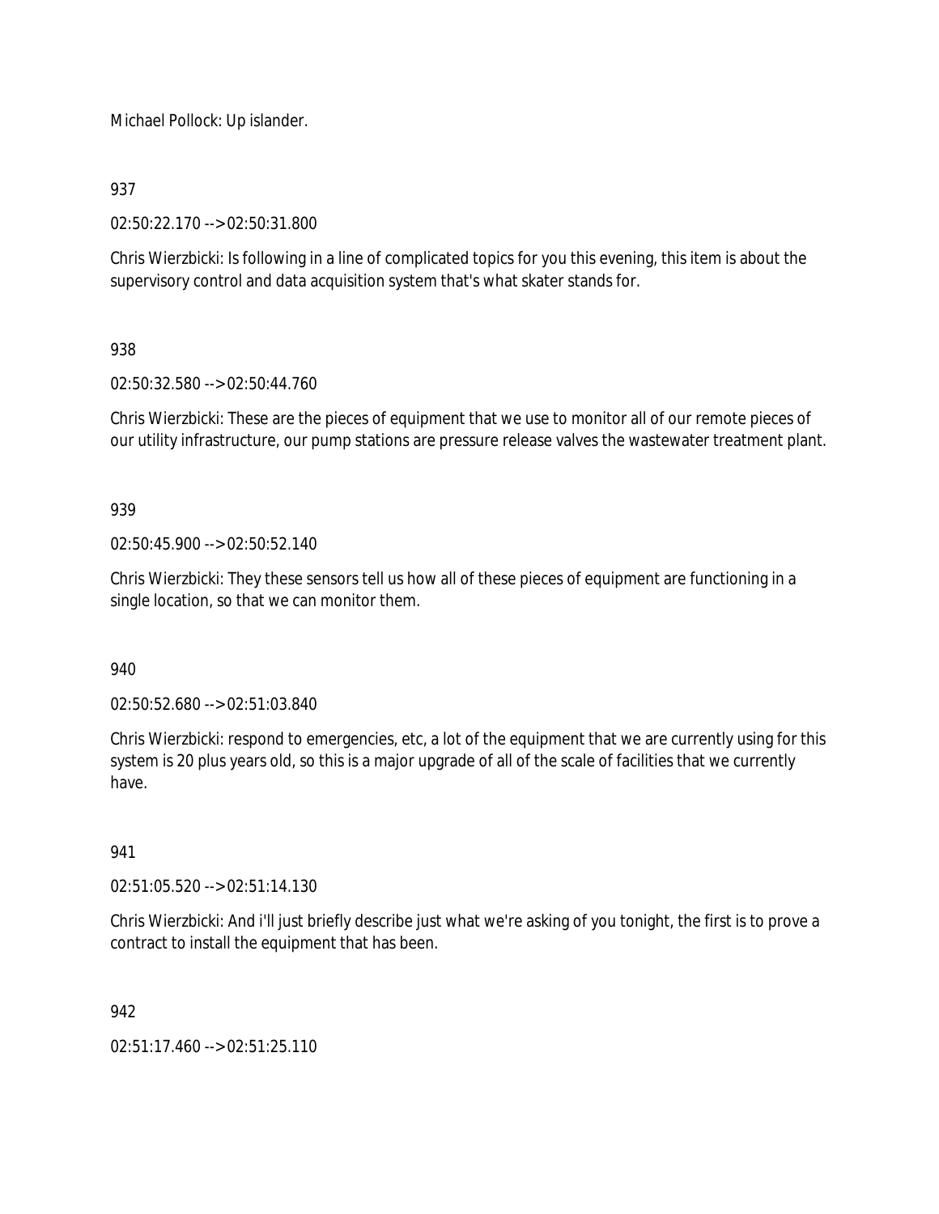Michael Pollock: Up islander.

937

02:50:22.170 --> 02:50:31.800

Chris Wierzbicki: Is following in a line of complicated topics for you this evening, this item is about the supervisory control and data acquisition system that's what skater stands for.

938

02:50:32.580 --> 02:50:44.760

Chris Wierzbicki: These are the pieces of equipment that we use to monitor all of our remote pieces of our utility infrastructure, our pump stations are pressure release valves the wastewater treatment plant.

939

02:50:45.900 --> 02:50:52.140

Chris Wierzbicki: They these sensors tell us how all of these pieces of equipment are functioning in a single location, so that we can monitor them.

940

02:50:52.680 --> 02:51:03.840

Chris Wierzbicki: respond to emergencies, etc, a lot of the equipment that we are currently using for this system is 20 plus years old, so this is a major upgrade of all of the scale of facilities that we currently have.

941

02:51:05.520 --> 02:51:14.130

Chris Wierzbicki: And i'll just briefly describe just what we're asking of you tonight, the first is to prove a contract to install the equipment that has been.

942

02:51:17.460 --> 02:51:25.110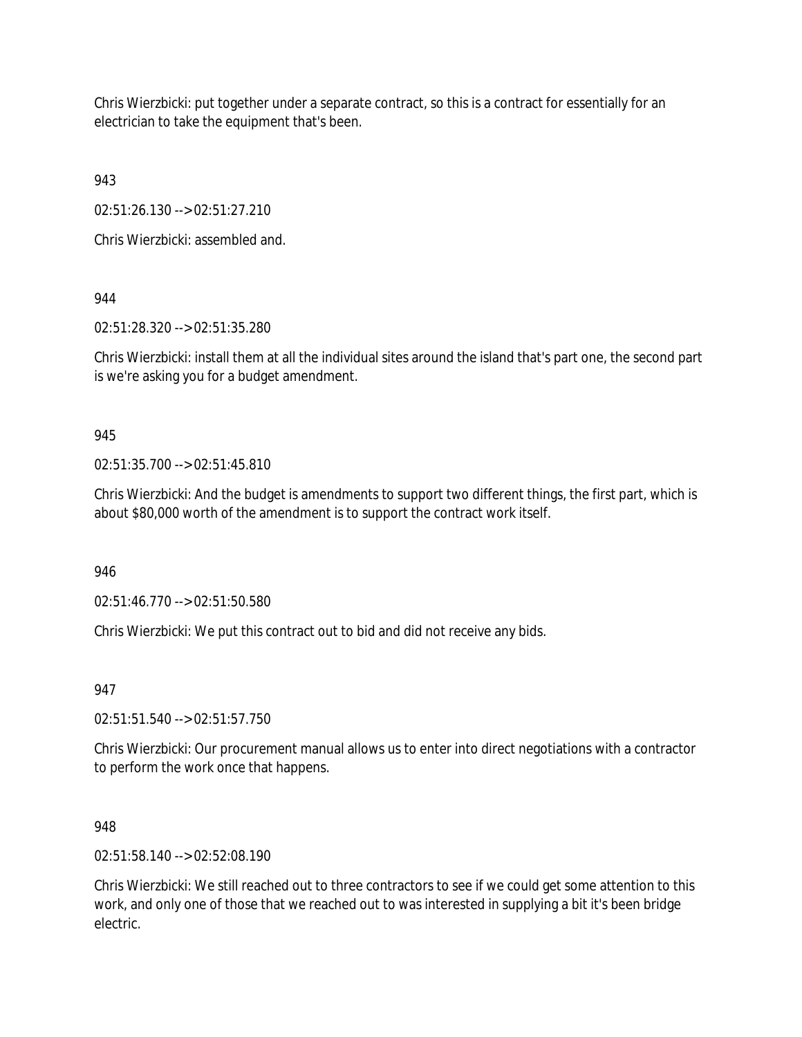Chris Wierzbicki: put together under a separate contract, so this is a contract for essentially for an electrician to take the equipment that's been.

943

02:51:26.130 --> 02:51:27.210

Chris Wierzbicki: assembled and.

944

02:51:28.320 --> 02:51:35.280

Chris Wierzbicki: install them at all the individual sites around the island that's part one, the second part is we're asking you for a budget amendment.

945

02:51:35.700 --> 02:51:45.810

Chris Wierzbicki: And the budget is amendments to support two different things, the first part, which is about $80,000 worth of the amendment is to support the contract work itself.

946

02:51:46.770 --> 02:51:50.580

Chris Wierzbicki: We put this contract out to bid and did not receive any bids.

947

02:51:51.540 --> 02:51:57.750

Chris Wierzbicki: Our procurement manual allows us to enter into direct negotiations with a contractor to perform the work once that happens.

948

02:51:58.140 --> 02:52:08.190

Chris Wierzbicki: We still reached out to three contractors to see if we could get some attention to this work, and only one of those that we reached out to was interested in supplying a bit it's been bridge electric.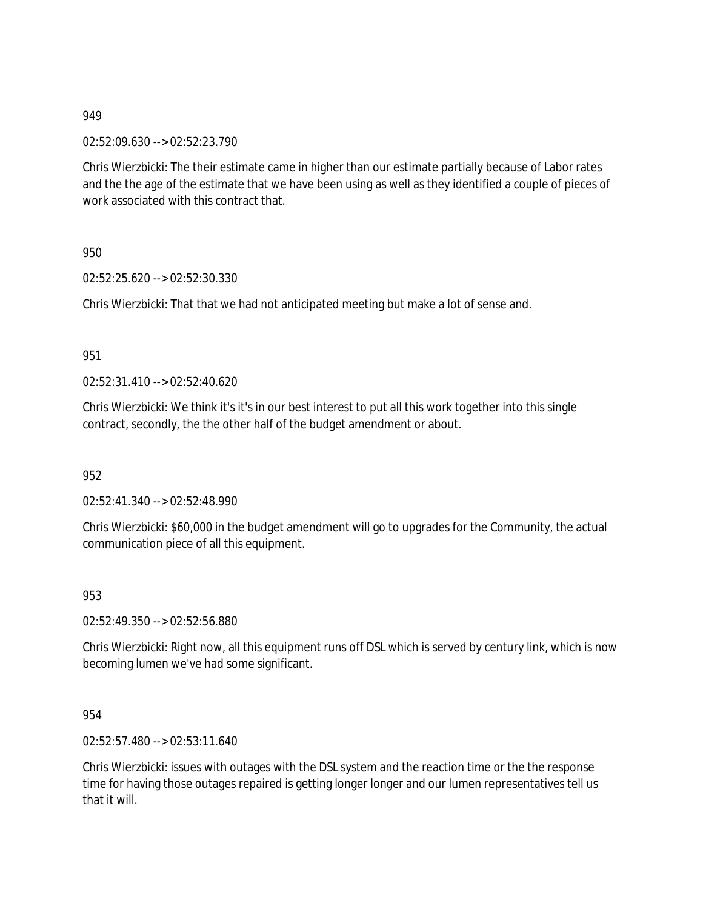949

02:52:09.630 --> 02:52:23.790

Chris Wierzbicki: The their estimate came in higher than our estimate partially because of Labor rates and the the age of the estimate that we have been using as well as they identified a couple of pieces of work associated with this contract that.

950

02:52:25.620 --> 02:52:30.330

Chris Wierzbicki: That that we had not anticipated meeting but make a lot of sense and.

951

02:52:31.410 --> 02:52:40.620

Chris Wierzbicki: We think it's it's in our best interest to put all this work together into this single contract, secondly, the the other half of the budget amendment or about.

952

02:52:41.340 --> 02:52:48.990

Chris Wierzbicki: $60,000 in the budget amendment will go to upgrades for the Community, the actual communication piece of all this equipment.

953

02:52:49.350 --> 02:52:56.880

Chris Wierzbicki: Right now, all this equipment runs off DSL which is served by century link, which is now becoming lumen we've had some significant.

954

02:52:57.480 --> 02:53:11.640

Chris Wierzbicki: issues with outages with the DSL system and the reaction time or the the response time for having those outages repaired is getting longer longer and our lumen representatives tell us that it will.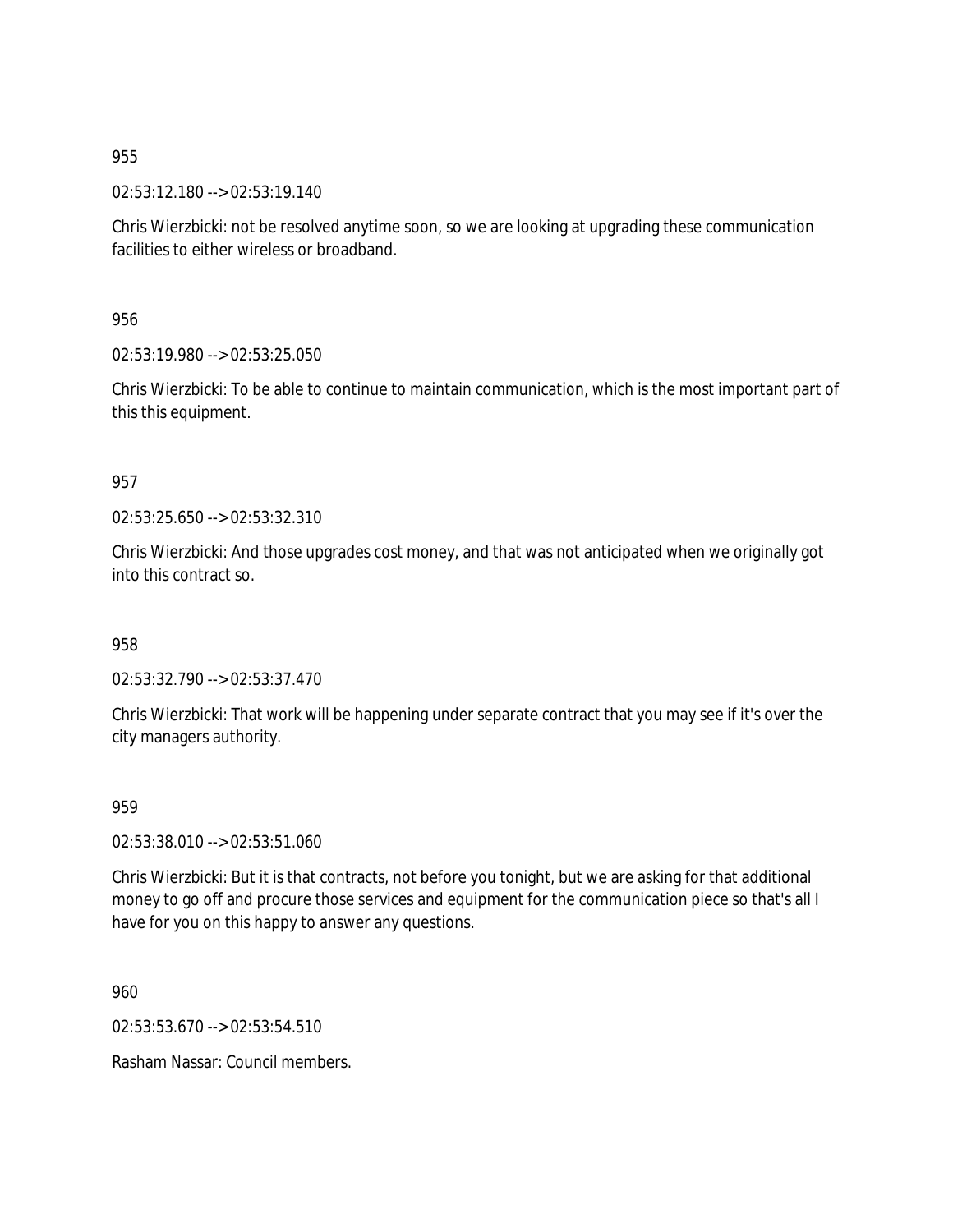955

02:53:12.180 --> 02:53:19.140

Chris Wierzbicki: not be resolved anytime soon, so we are looking at upgrading these communication facilities to either wireless or broadband.

956

02:53:19.980 --> 02:53:25.050

Chris Wierzbicki: To be able to continue to maintain communication, which is the most important part of this this equipment.

957

02:53:25.650 --> 02:53:32.310

Chris Wierzbicki: And those upgrades cost money, and that was not anticipated when we originally got into this contract so.

958

02:53:32.790 --> 02:53:37.470

Chris Wierzbicki: That work will be happening under separate contract that you may see if it's over the city managers authority.

959

02:53:38.010 --> 02:53:51.060

Chris Wierzbicki: But it is that contracts, not before you tonight, but we are asking for that additional money to go off and procure those services and equipment for the communication piece so that's all I have for you on this happy to answer any questions.

960

02:53:53.670 --> 02:53:54.510

Rasham Nassar: Council members.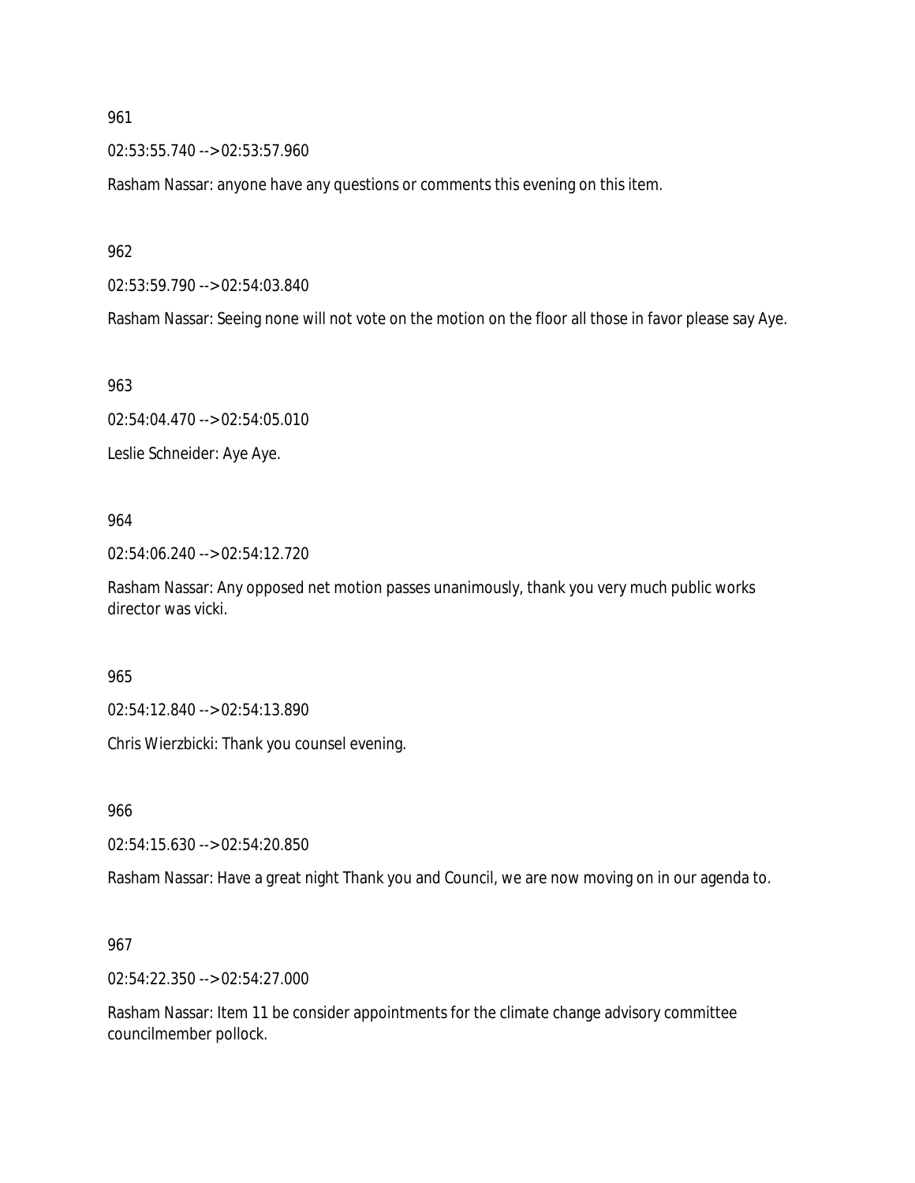961

02:53:55.740 --> 02:53:57.960

Rasham Nassar: anyone have any questions or comments this evening on this item.

962

02:53:59.790 --> 02:54:03.840

Rasham Nassar: Seeing none will not vote on the motion on the floor all those in favor please say Aye.

963

02:54:04.470 --> 02:54:05.010

Leslie Schneider: Aye Aye.

964

02:54:06.240 --> 02:54:12.720

Rasham Nassar: Any opposed net motion passes unanimously, thank you very much public works director was vicki.

965

02:54:12.840 --> 02:54:13.890

Chris Wierzbicki: Thank you counsel evening.

966

02:54:15.630 --> 02:54:20.850

Rasham Nassar: Have a great night Thank you and Council, we are now moving on in our agenda to.

967

02:54:22.350 --> 02:54:27.000

Rasham Nassar: Item 11 be consider appointments for the climate change advisory committee councilmember pollock.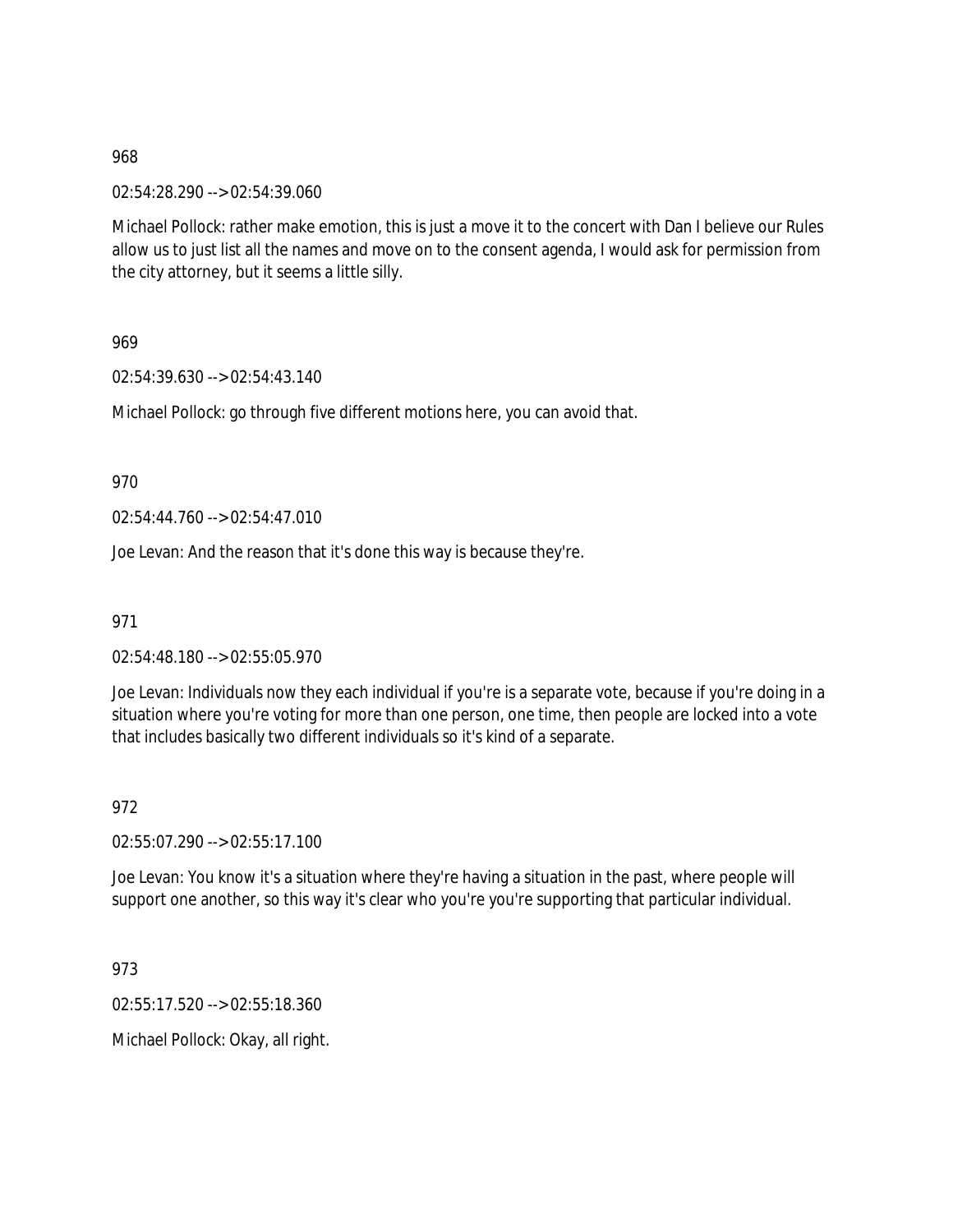968

02:54:28.290 --> 02:54:39.060

Michael Pollock: rather make emotion, this is just a move it to the concert with Dan I believe our Rules allow us to just list all the names and move on to the consent agenda, I would ask for permission from the city attorney, but it seems a little silly.

969

02:54:39.630 --> 02:54:43.140

Michael Pollock: go through five different motions here, you can avoid that.

970

02:54:44.760 --> 02:54:47.010

Joe Levan: And the reason that it's done this way is because they're.

971

02:54:48.180 --> 02:55:05.970

Joe Levan: Individuals now they each individual if you're is a separate vote, because if you're doing in a situation where you're voting for more than one person, one time, then people are locked into a vote that includes basically two different individuals so it's kind of a separate.

972

02:55:07.290 --> 02:55:17.100

Joe Levan: You know it's a situation where they're having a situation in the past, where people will support one another, so this way it's clear who you're you're supporting that particular individual.

973

02:55:17.520 --> 02:55:18.360

Michael Pollock: Okay, all right.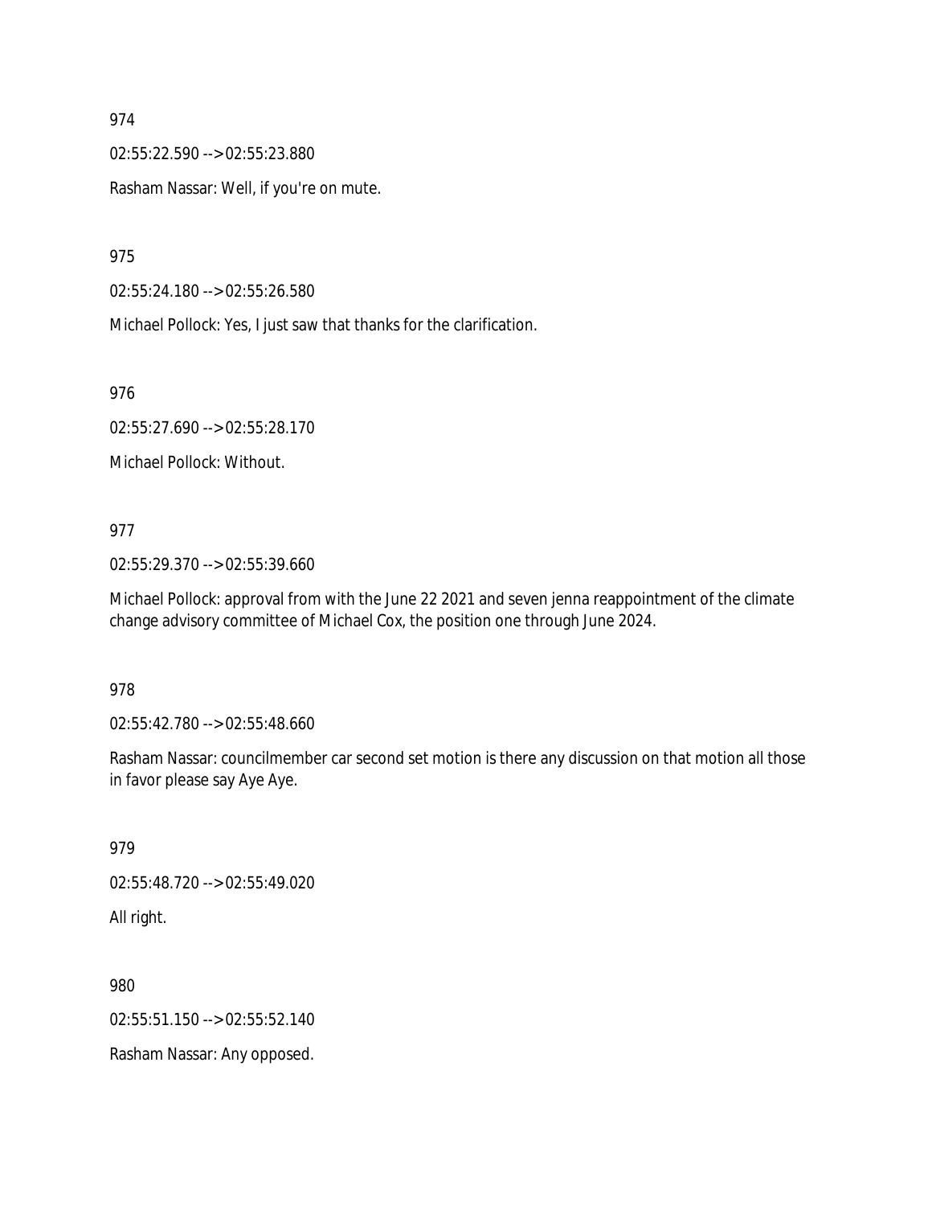974

02:55:22.590 --> 02:55:23.880

Rasham Nassar: Well, if you're on mute.

975

02:55:24.180 --> 02:55:26.580

Michael Pollock: Yes, I just saw that thanks for the clarification.

976

02:55:27.690 --> 02:55:28.170

Michael Pollock: Without.

977

02:55:29.370 --> 02:55:39.660

Michael Pollock: approval from with the June 22 2021 and seven jenna reappointment of the climate change advisory committee of Michael Cox, the position one through June 2024.

978

02:55:42.780 --> 02:55:48.660

Rasham Nassar: councilmember car second set motion is there any discussion on that motion all those in favor please say Aye Aye.

979

02:55:48.720 --> 02:55:49.020

All right.

980

02:55:51.150 --> 02:55:52.140

Rasham Nassar: Any opposed.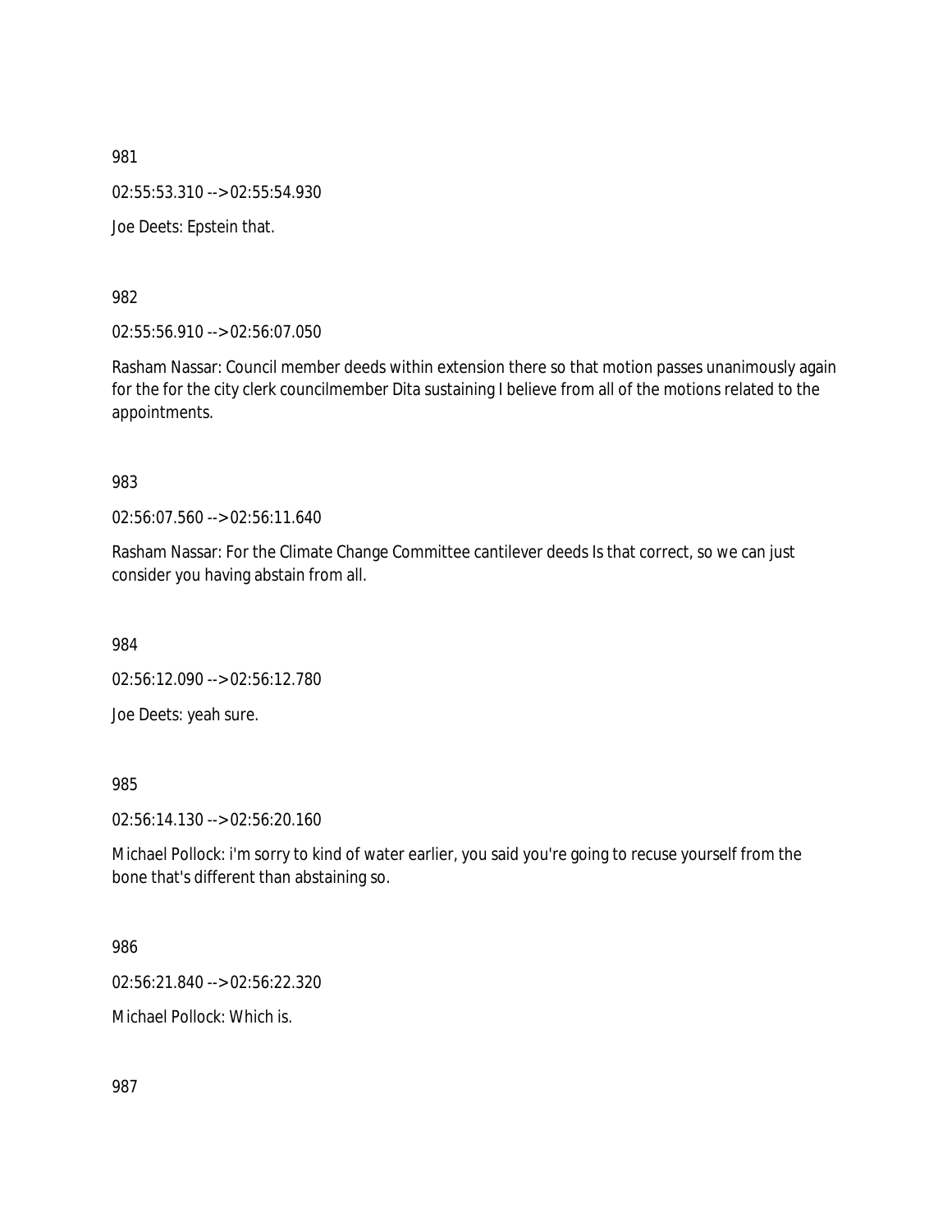981

02:55:53.310 --> 02:55:54.930

Joe Deets: Epstein that.

982

02:55:56.910 --> 02:56:07.050

Rasham Nassar: Council member deeds within extension there so that motion passes unanimously again for the for the city clerk councilmember Dita sustaining I believe from all of the motions related to the appointments.

983

02:56:07.560 --> 02:56:11.640

Rasham Nassar: For the Climate Change Committee cantilever deeds Is that correct, so we can just consider you having abstain from all.

984

02:56:12.090 --> 02:56:12.780

Joe Deets: yeah sure.

985

02:56:14.130 --> 02:56:20.160

Michael Pollock: i'm sorry to kind of water earlier, you said you're going to recuse yourself from the bone that's different than abstaining so.

986

02:56:21.840 --> 02:56:22.320

Michael Pollock: Which is.

987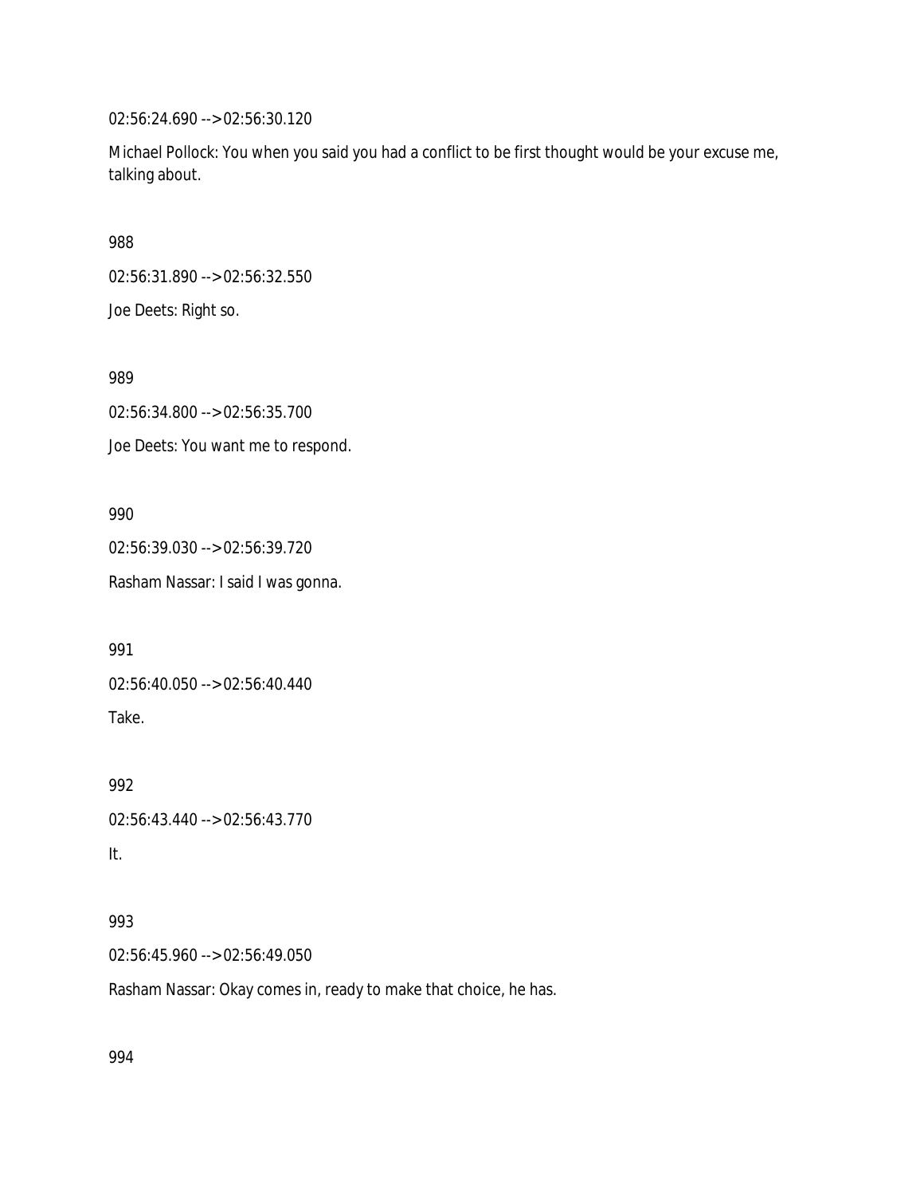02:56:24.690 --> 02:56:30.120

Michael Pollock: You when you said you had a conflict to be first thought would be your excuse me, talking about.

988

02:56:31.890 --> 02:56:32.550

Joe Deets: Right so.

989

02:56:34.800 --> 02:56:35.700

Joe Deets: You want me to respond.

990

02:56:39.030 --> 02:56:39.720

Rasham Nassar: I said I was gonna.

991

02:56:40.050 --> 02:56:40.440

Take.

992

02:56:43.440 --> 02:56:43.770

It.

993

02:56:45.960 --> 02:56:49.050

Rasham Nassar: Okay comes in, ready to make that choice, he has.

994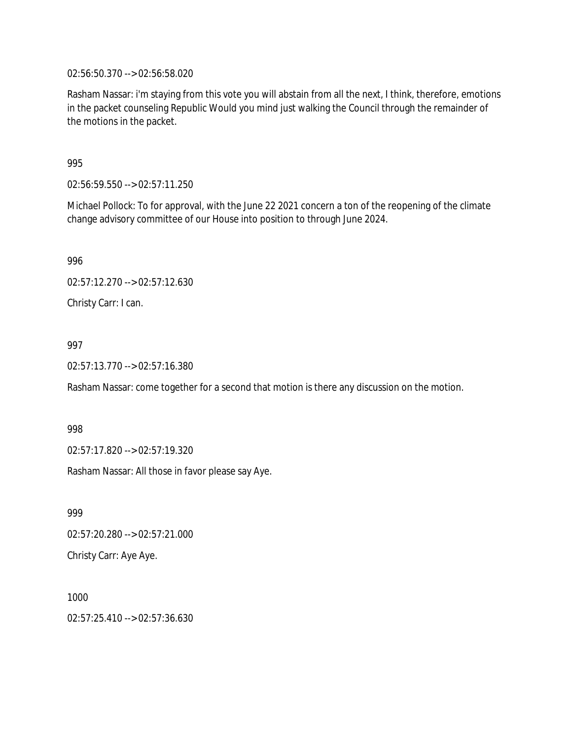02:56:50.370 --> 02:56:58.020

Rasham Nassar: i'm staying from this vote you will abstain from all the next, I think, therefore, emotions in the packet counseling Republic Would you mind just walking the Council through the remainder of the motions in the packet.

995

02:56:59.550 --> 02:57:11.250

Michael Pollock: To for approval, with the June 22 2021 concern a ton of the reopening of the climate change advisory committee of our House into position to through June 2024.

996

02:57:12.270 --> 02:57:12.630

Christy Carr: I can.

997

02:57:13.770 --> 02:57:16.380

Rasham Nassar: come together for a second that motion is there any discussion on the motion.

998

02:57:17.820 --> 02:57:19.320

Rasham Nassar: All those in favor please say Aye.

999

02:57:20.280 --> 02:57:21.000

Christy Carr: Aye Aye.

1000

02:57:25.410 --> 02:57:36.630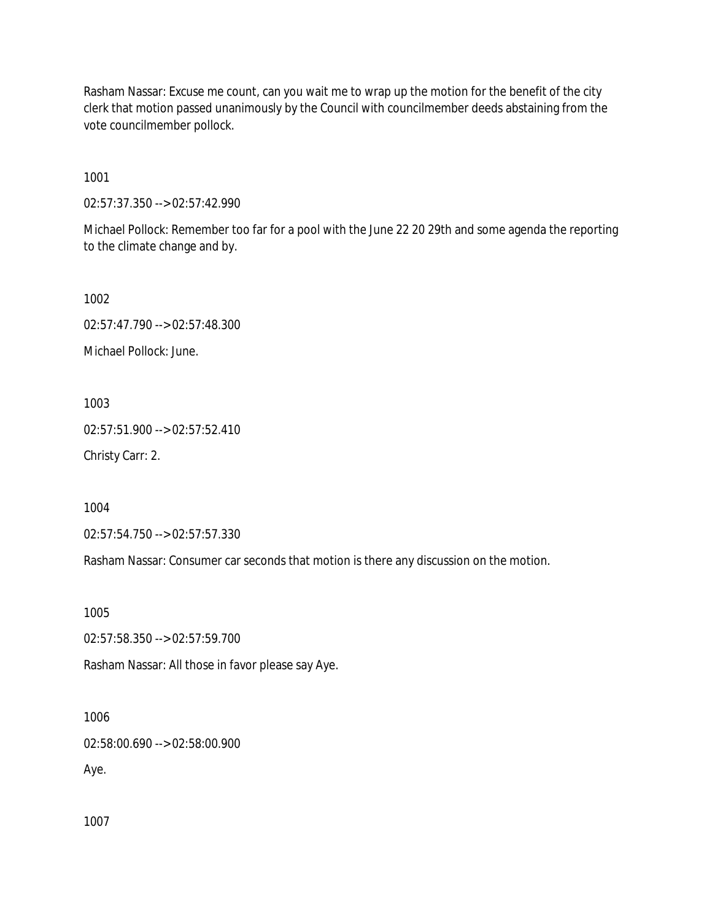Rasham Nassar: Excuse me count, can you wait me to wrap up the motion for the benefit of the city clerk that motion passed unanimously by the Council with councilmember deeds abstaining from the vote councilmember pollock.

1001

02:57:37.350 --> 02:57:42.990

Michael Pollock: Remember too far for a pool with the June 22 20 29th and some agenda the reporting to the climate change and by.

1002

02:57:47.790 --> 02:57:48.300

Michael Pollock: June.

1003

02:57:51.900 --> 02:57:52.410

Christy Carr: 2.

1004

02:57:54.750 --> 02:57:57.330

Rasham Nassar: Consumer car seconds that motion is there any discussion on the motion.

1005

02:57:58.350 --> 02:57:59.700

Rasham Nassar: All those in favor please say Aye.

1006

02:58:00.690 --> 02:58:00.900

Aye.

1007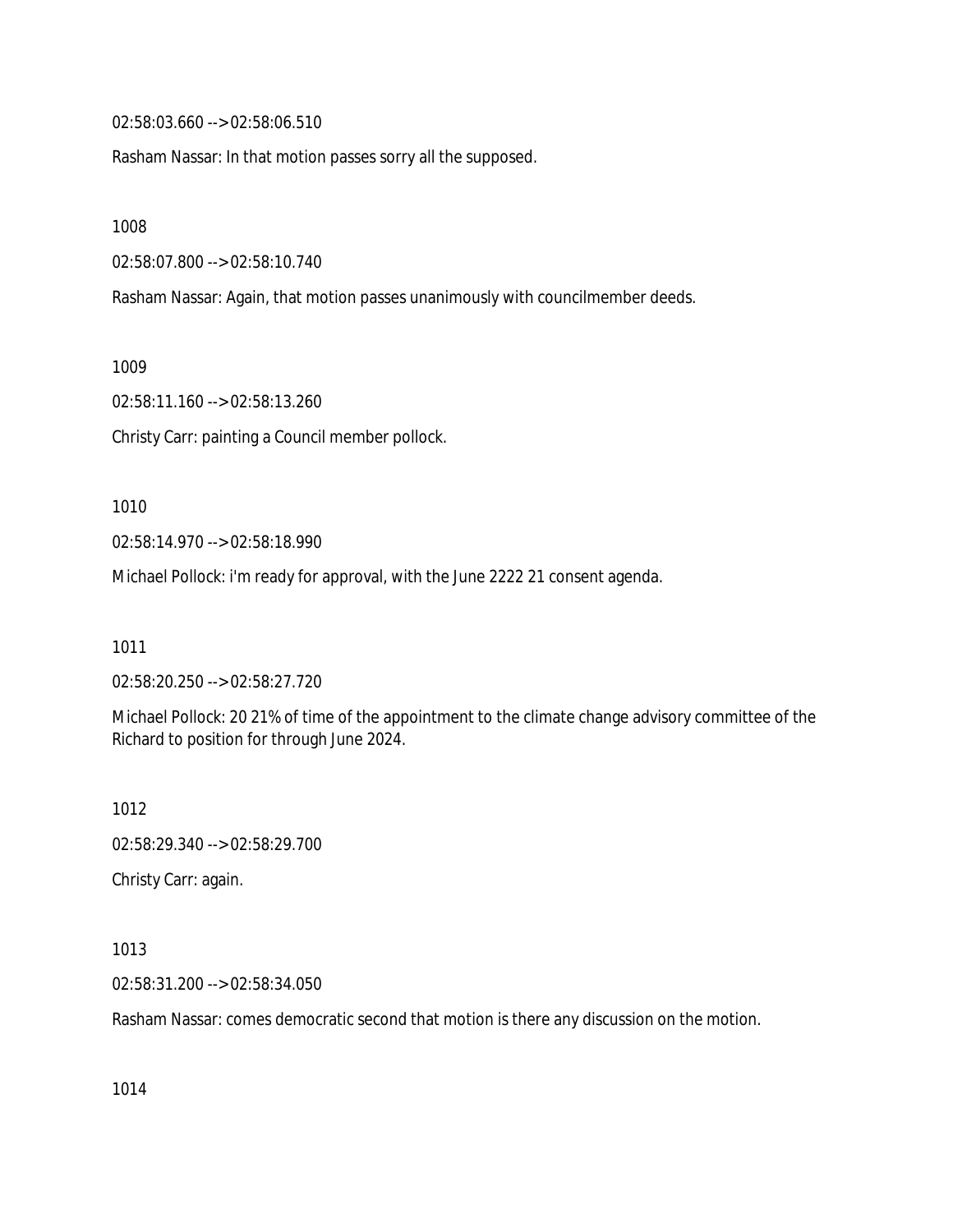02:58:03.660 --> 02:58:06.510

Rasham Nassar: In that motion passes sorry all the supposed.

1008

02:58:07.800 --> 02:58:10.740

Rasham Nassar: Again, that motion passes unanimously with councilmember deeds.

1009

02:58:11.160 --> 02:58:13.260

Christy Carr: painting a Council member pollock.

1010

02:58:14.970 --> 02:58:18.990

Michael Pollock: i'm ready for approval, with the June 2222 21 consent agenda.

1011

02:58:20.250 --> 02:58:27.720

Michael Pollock: 20 21% of time of the appointment to the climate change advisory committee of the Richard to position for through June 2024.

1012

02:58:29.340 --> 02:58:29.700

Christy Carr: again.

1013

02:58:31.200 --> 02:58:34.050

Rasham Nassar: comes democratic second that motion is there any discussion on the motion.

1014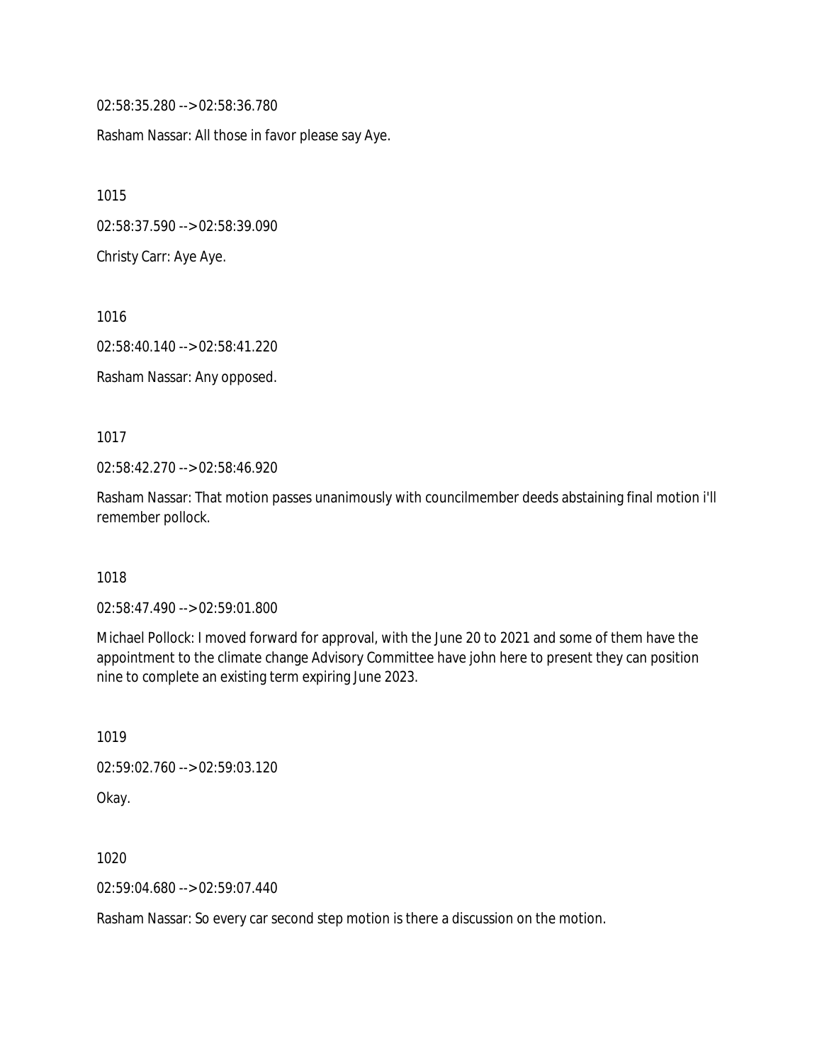02:58:35.280 --> 02:58:36.780

Rasham Nassar: All those in favor please say Aye.

1015

02:58:37.590 --> 02:58:39.090

Christy Carr: Aye Aye.

1016

02:58:40.140 --> 02:58:41.220

Rasham Nassar: Any opposed.

1017

02:58:42.270 --> 02:58:46.920

Rasham Nassar: That motion passes unanimously with councilmember deeds abstaining final motion i'll remember pollock.

1018

02:58:47.490 --> 02:59:01.800

Michael Pollock: I moved forward for approval, with the June 20 to 2021 and some of them have the appointment to the climate change Advisory Committee have john here to present they can position nine to complete an existing term expiring June 2023.

1019

02:59:02.760 --> 02:59:03.120

Okay.

1020

02:59:04.680 --> 02:59:07.440

Rasham Nassar: So every car second step motion is there a discussion on the motion.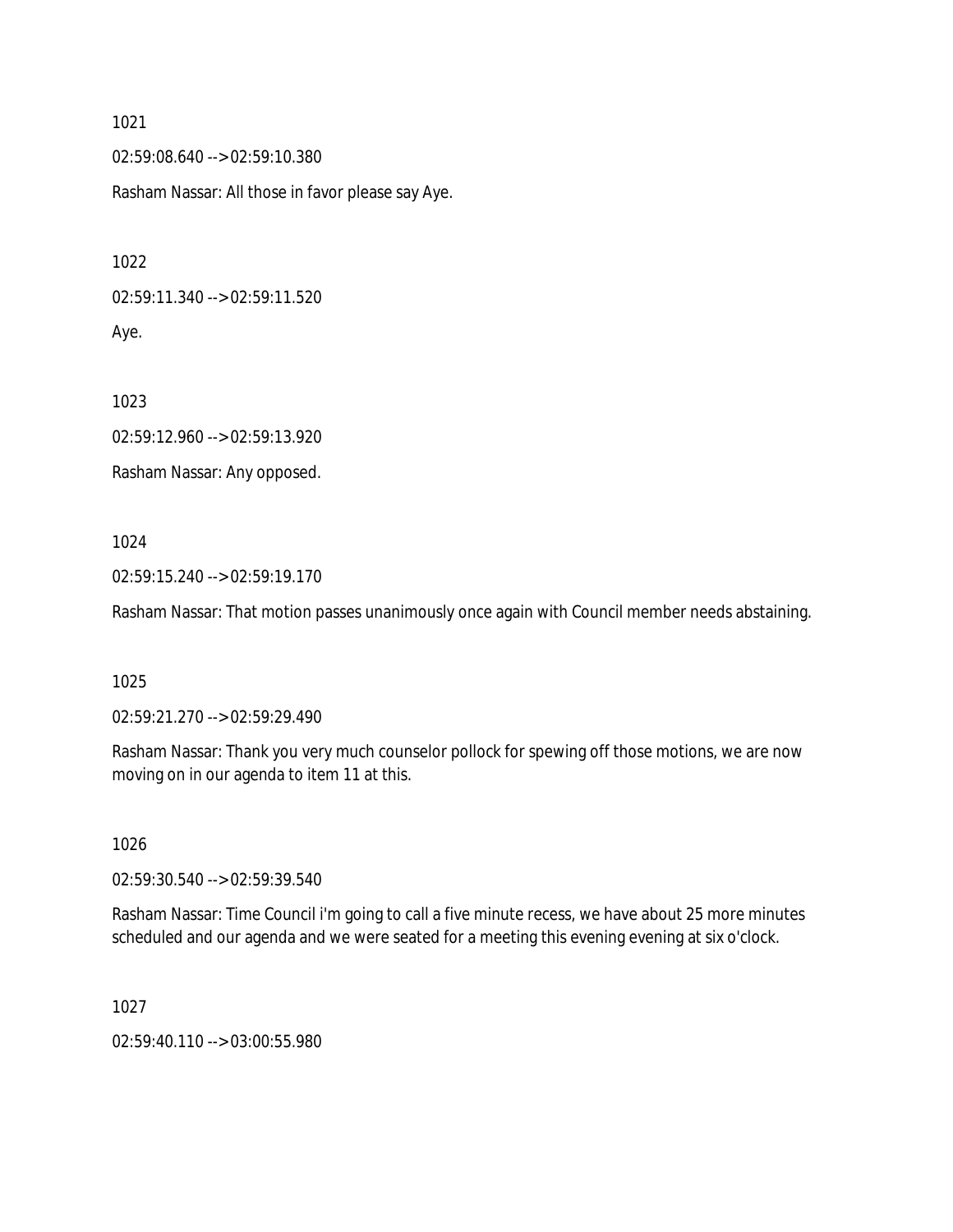1021

02:59:08.640 --> 02:59:10.380

Rasham Nassar: All those in favor please say Aye.

1022

02:59:11.340 --> 02:59:11.520

Aye.

1023

02:59:12.960 --> 02:59:13.920

Rasham Nassar: Any opposed.

1024

02:59:15.240 --> 02:59:19.170

Rasham Nassar: That motion passes unanimously once again with Council member needs abstaining.

1025

02:59:21.270 --> 02:59:29.490

Rasham Nassar: Thank you very much counselor pollock for spewing off those motions, we are now moving on in our agenda to item 11 at this.

1026

02:59:30.540 --> 02:59:39.540

Rasham Nassar: Time Council i'm going to call a five minute recess, we have about 25 more minutes scheduled and our agenda and we were seated for a meeting this evening evening at six o'clock.

1027

02:59:40.110 --> 03:00:55.980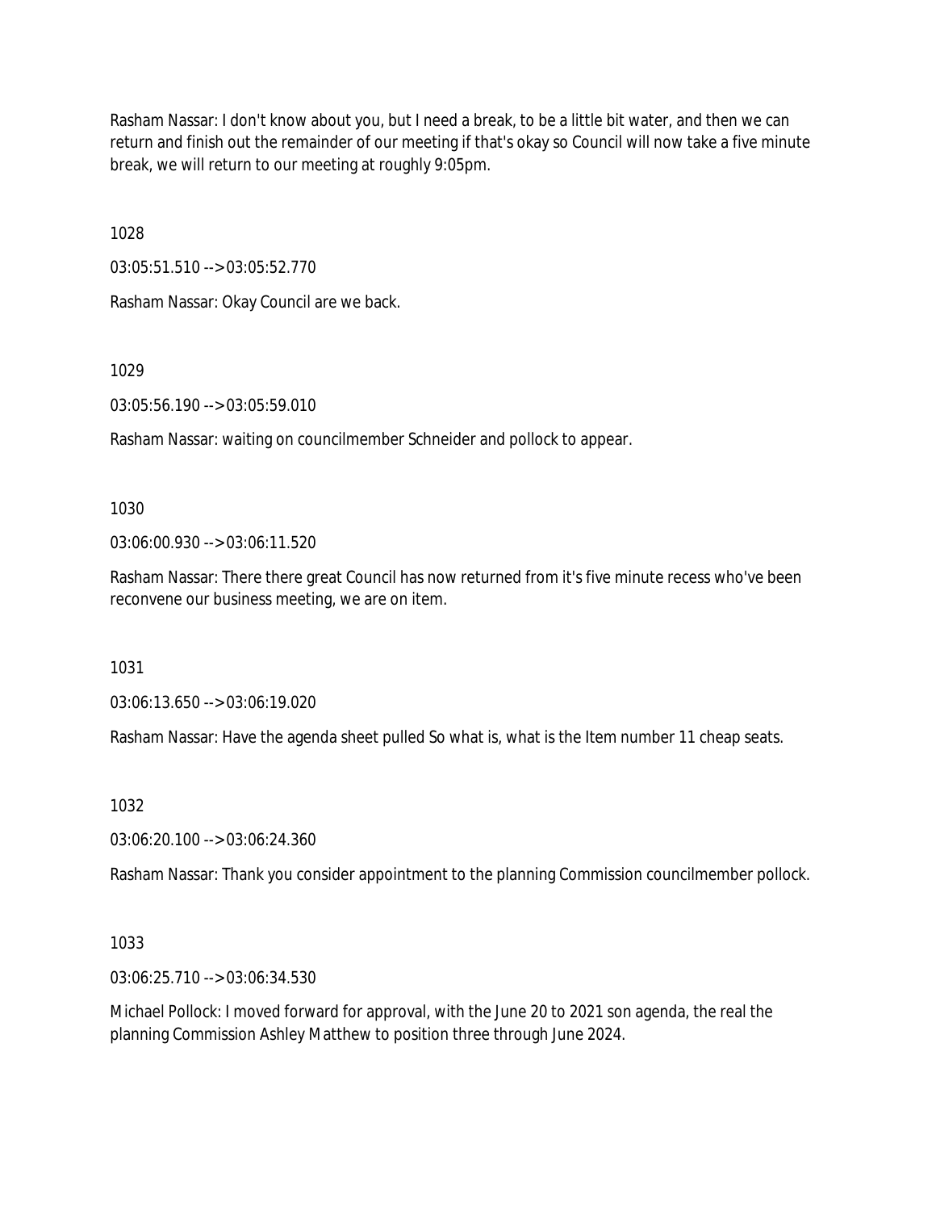Rasham Nassar: I don't know about you, but I need a break, to be a little bit water, and then we can return and finish out the remainder of our meeting if that's okay so Council will now take a five minute break, we will return to our meeting at roughly 9:05pm.

1028

03:05:51.510 --> 03:05:52.770

Rasham Nassar: Okay Council are we back.

1029

03:05:56.190 --> 03:05:59.010

Rasham Nassar: waiting on councilmember Schneider and pollock to appear.

1030

03:06:00.930 --> 03:06:11.520

Rasham Nassar: There there great Council has now returned from it's five minute recess who've been reconvene our business meeting, we are on item.

1031

03:06:13.650 --> 03:06:19.020

Rasham Nassar: Have the agenda sheet pulled So what is, what is the Item number 11 cheap seats.

1032

03:06:20.100 --> 03:06:24.360

Rasham Nassar: Thank you consider appointment to the planning Commission councilmember pollock.

1033

03:06:25.710 --> 03:06:34.530

Michael Pollock: I moved forward for approval, with the June 20 to 2021 son agenda, the real the planning Commission Ashley Matthew to position three through June 2024.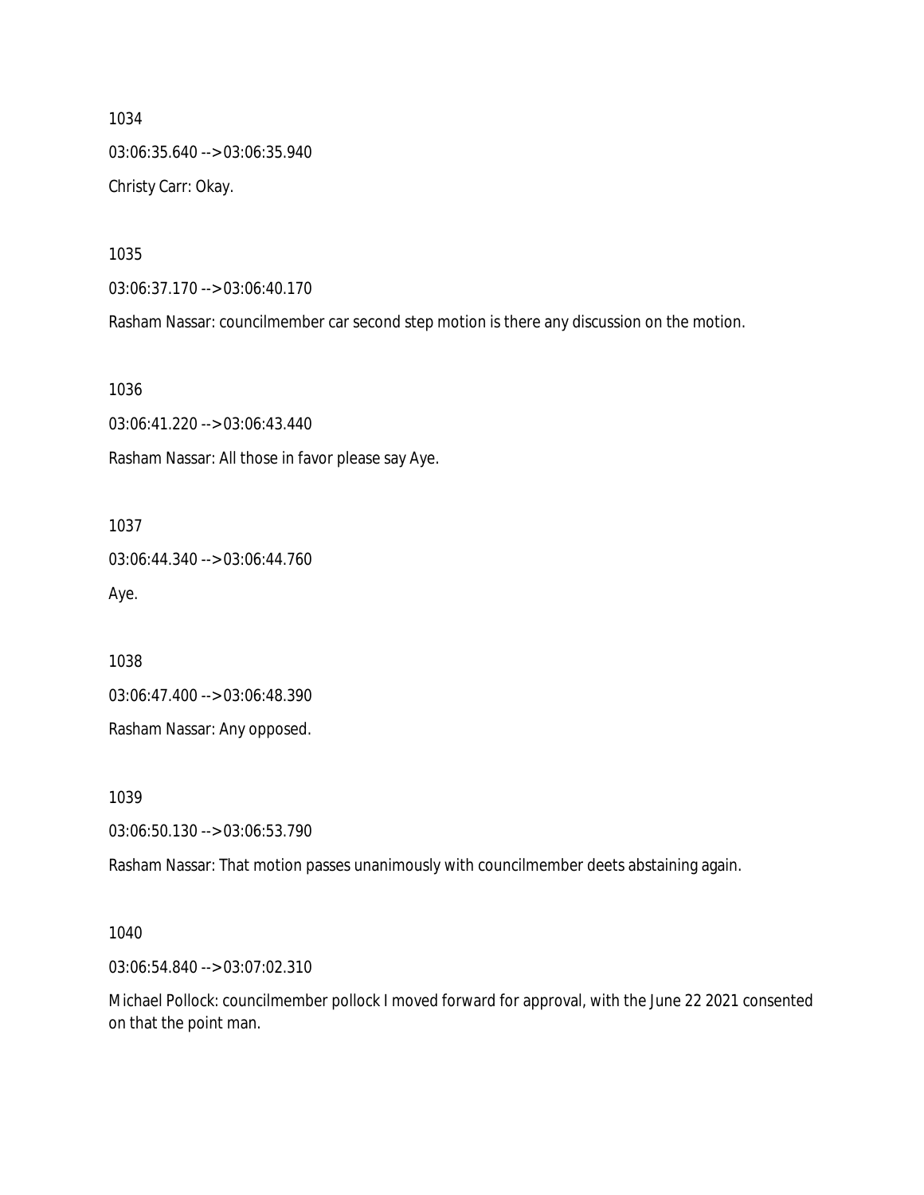1034

03:06:35.640 --> 03:06:35.940

Christy Carr: Okay.

1035

03:06:37.170 --> 03:06:40.170

Rasham Nassar: councilmember car second step motion is there any discussion on the motion.

1036

03:06:41.220 --> 03:06:43.440

Rasham Nassar: All those in favor please say Aye.

1037

03:06:44.340 --> 03:06:44.760

Aye.

1038

03:06:47.400 --> 03:06:48.390

Rasham Nassar: Any opposed.

1039

03:06:50.130 --> 03:06:53.790

Rasham Nassar: That motion passes unanimously with councilmember deets abstaining again.

1040

03:06:54.840 --> 03:07:02.310

Michael Pollock: councilmember pollock I moved forward for approval, with the June 22 2021 consented on that the point man.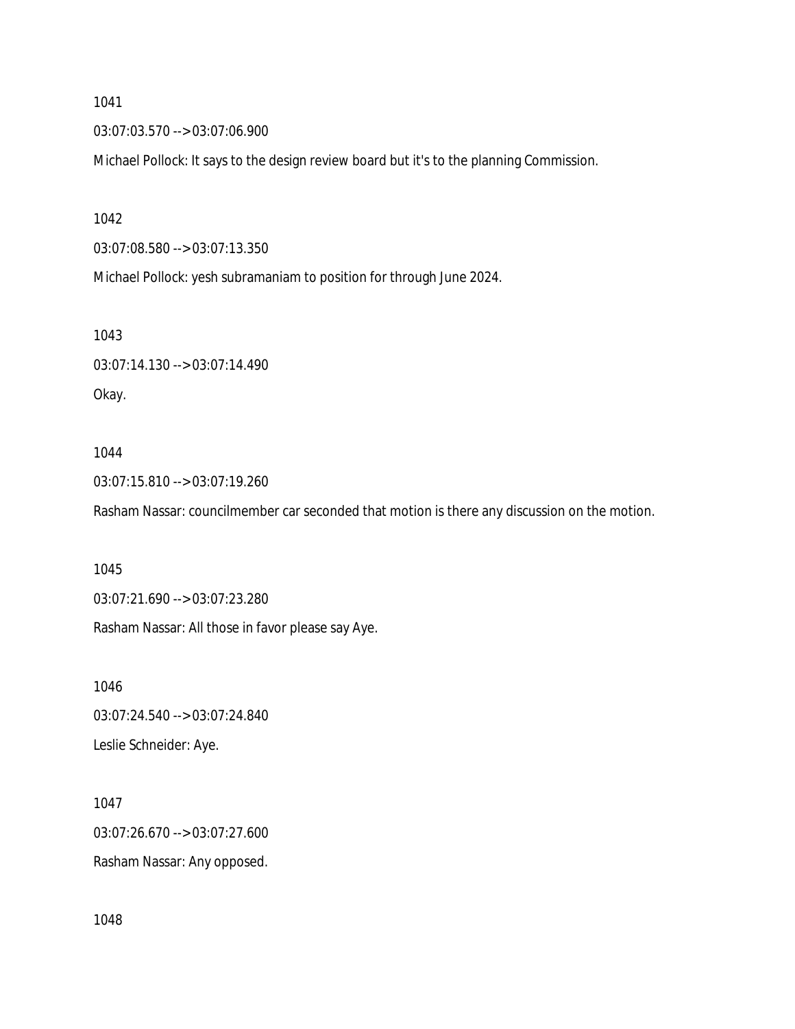1041

03:07:03.570 --> 03:07:06.900

Michael Pollock: It says to the design review board but it's to the planning Commission.

1042

03:07:08.580 --> 03:07:13.350

Michael Pollock: yesh subramaniam to position for through June 2024.

1043

03:07:14.130 --> 03:07:14.490

Okay.

1044

03:07:15.810 --> 03:07:19.260

Rasham Nassar: councilmember car seconded that motion is there any discussion on the motion.

1045

03:07:21.690 --> 03:07:23.280

Rasham Nassar: All those in favor please say Aye.

1046

03:07:24.540 --> 03:07:24.840

Leslie Schneider: Aye.

1047

03:07:26.670 --> 03:07:27.600

Rasham Nassar: Any opposed.

1048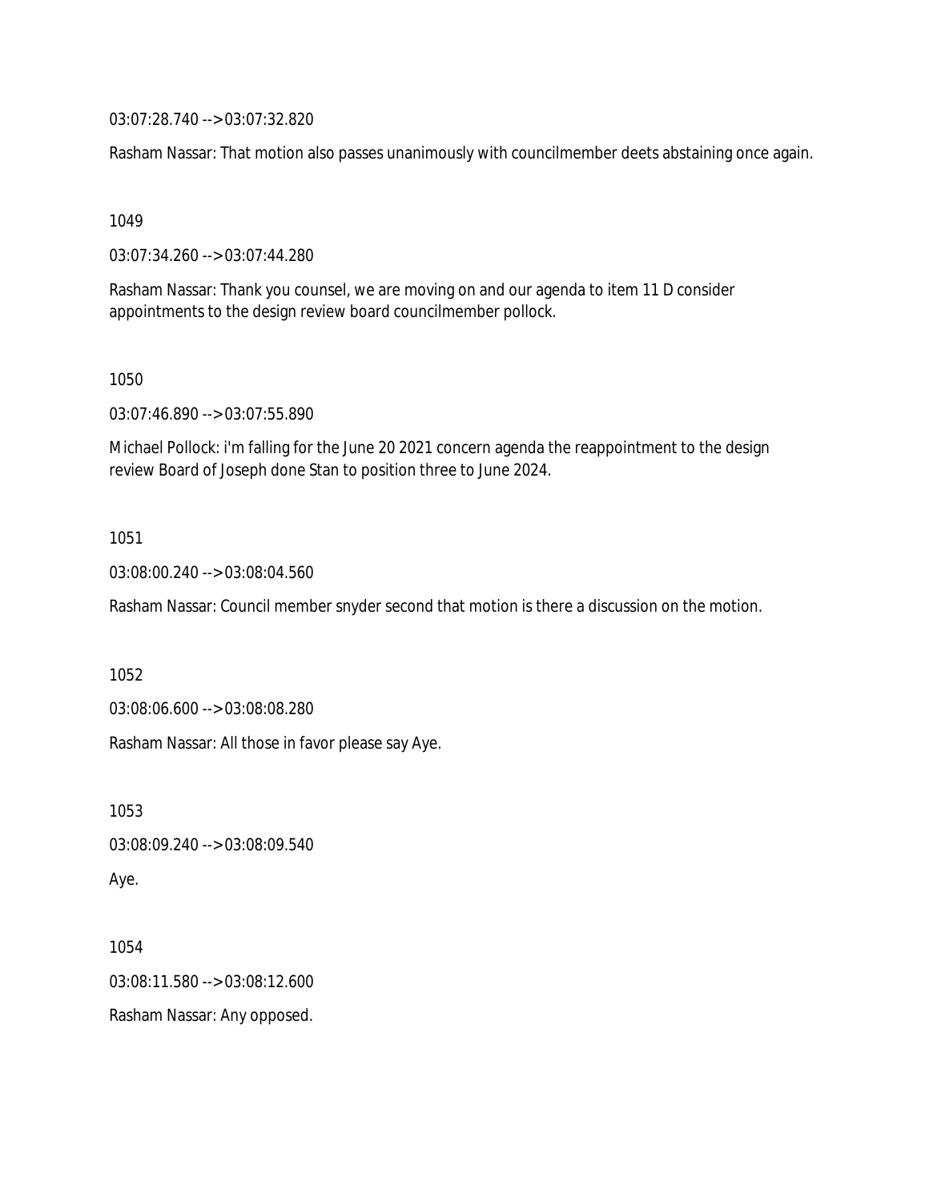03:07:28.740 --> 03:07:32.820

Rasham Nassar: That motion also passes unanimously with councilmember deets abstaining once again.

1049

03:07:34.260 --> 03:07:44.280

Rasham Nassar: Thank you counsel, we are moving on and our agenda to item 11 D consider appointments to the design review board councilmember pollock.

1050

03:07:46.890 --> 03:07:55.890

Michael Pollock: i'm falling for the June 20 2021 concern agenda the reappointment to the design review Board of Joseph done Stan to position three to June 2024.

1051

03:08:00.240 --> 03:08:04.560

Rasham Nassar: Council member snyder second that motion is there a discussion on the motion.

1052

03:08:06.600 --> 03:08:08.280

Rasham Nassar: All those in favor please say Aye.

1053

03:08:09.240 --> 03:08:09.540

Aye.

1054

03:08:11.580 --> 03:08:12.600

Rasham Nassar: Any opposed.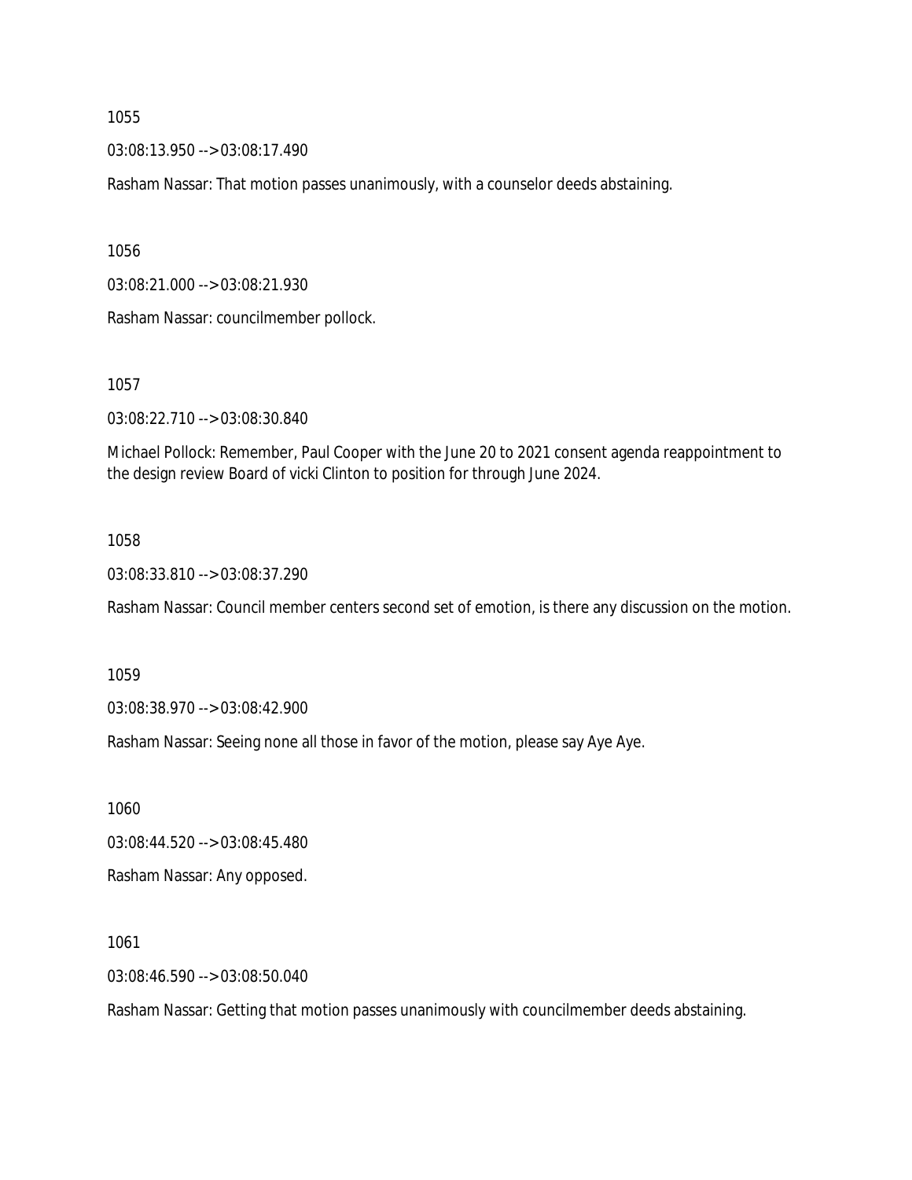1055

03:08:13.950 --> 03:08:17.490

Rasham Nassar: That motion passes unanimously, with a counselor deeds abstaining.

1056

03:08:21.000 --> 03:08:21.930

Rasham Nassar: councilmember pollock.

1057

03:08:22.710 --> 03:08:30.840

Michael Pollock: Remember, Paul Cooper with the June 20 to 2021 consent agenda reappointment to the design review Board of vicki Clinton to position for through June 2024.

1058

03:08:33.810 --> 03:08:37.290

Rasham Nassar: Council member centers second set of emotion, is there any discussion on the motion.

1059

03:08:38.970 --> 03:08:42.900

Rasham Nassar: Seeing none all those in favor of the motion, please say Aye Aye.

1060

03:08:44.520 --> 03:08:45.480

Rasham Nassar: Any opposed.

1061

03:08:46.590 --> 03:08:50.040

Rasham Nassar: Getting that motion passes unanimously with councilmember deeds abstaining.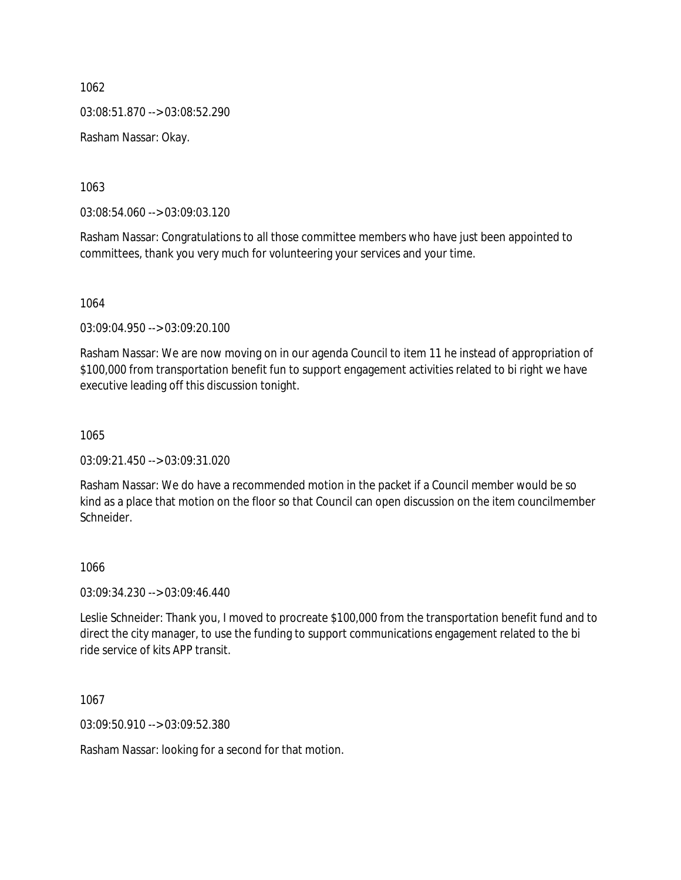1062

03:08:51.870 --> 03:08:52.290

Rasham Nassar: Okay.

1063

03:08:54.060 --> 03:09:03.120

Rasham Nassar: Congratulations to all those committee members who have just been appointed to committees, thank you very much for volunteering your services and your time.

1064

03:09:04.950 --> 03:09:20.100

Rasham Nassar: We are now moving on in our agenda Council to item 11 he instead of appropriation of $100,000 from transportation benefit fun to support engagement activities related to bi right we have executive leading off this discussion tonight.

1065

03:09:21.450 --> 03:09:31.020

Rasham Nassar: We do have a recommended motion in the packet if a Council member would be so kind as a place that motion on the floor so that Council can open discussion on the item councilmember Schneider.

1066

03:09:34.230 --> 03:09:46.440

Leslie Schneider: Thank you, I moved to procreate $100,000 from the transportation benefit fund and to direct the city manager, to use the funding to support communications engagement related to the bi ride service of kits APP transit.

1067

03:09:50.910 --> 03:09:52.380

Rasham Nassar: looking for a second for that motion.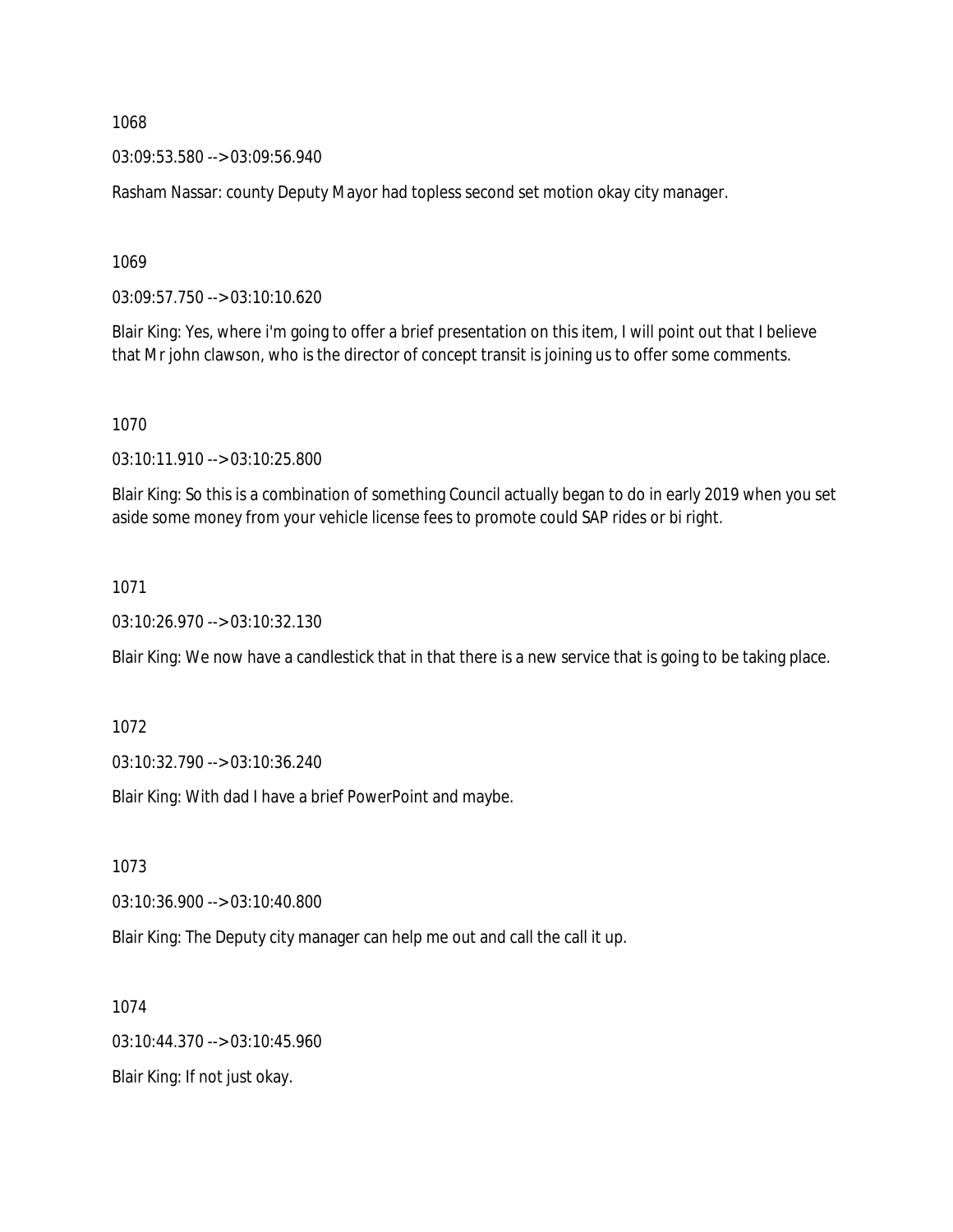1068

03:09:53.580 --> 03:09:56.940

Rasham Nassar: county Deputy Mayor had topless second set motion okay city manager.

1069

03:09:57.750 --> 03:10:10.620

Blair King: Yes, where i'm going to offer a brief presentation on this item, I will point out that I believe that Mr john clawson, who is the director of concept transit is joining us to offer some comments.

1070

03:10:11.910 --> 03:10:25.800

Blair King: So this is a combination of something Council actually began to do in early 2019 when you set aside some money from your vehicle license fees to promote could SAP rides or bi right.

1071

03:10:26.970 --> 03:10:32.130

Blair King: We now have a candlestick that in that there is a new service that is going to be taking place.

1072

03:10:32.790 --> 03:10:36.240

Blair King: With dad I have a brief PowerPoint and maybe.

1073

03:10:36.900 --> 03:10:40.800

Blair King: The Deputy city manager can help me out and call the call it up.

1074

03:10:44.370 --> 03:10:45.960

Blair King: If not just okay.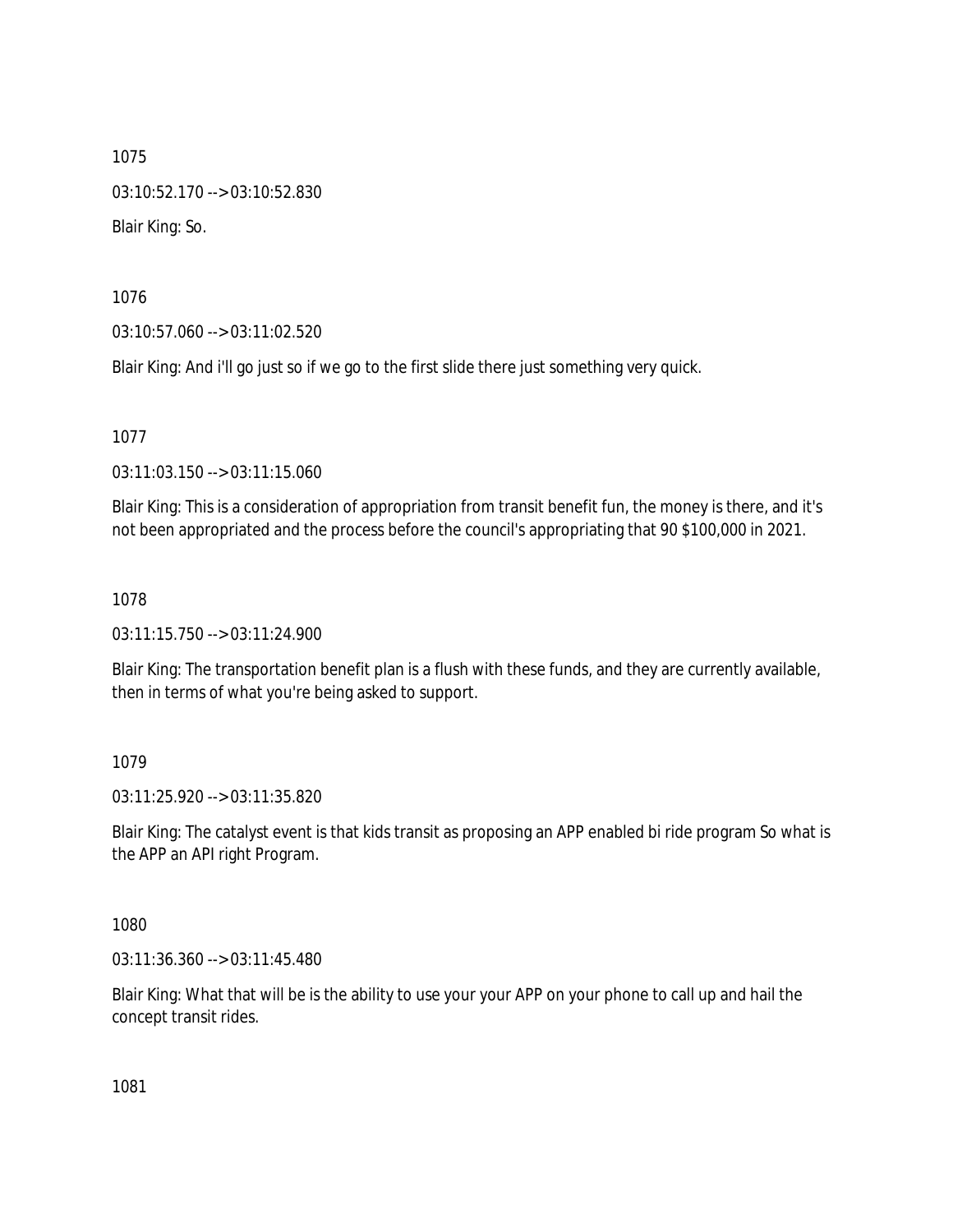1075

03:10:52.170 --> 03:10:52.830

Blair King: So.

1076

03:10:57.060 --> 03:11:02.520

Blair King: And i'll go just so if we go to the first slide there just something very quick.

1077

03:11:03.150 --> 03:11:15.060

Blair King: This is a consideration of appropriation from transit benefit fun, the money is there, and it's not been appropriated and the process before the council's appropriating that 90 $100,000 in 2021.

1078

03:11:15.750 --> 03:11:24.900

Blair King: The transportation benefit plan is a flush with these funds, and they are currently available, then in terms of what you're being asked to support.

1079

03:11:25.920 --> 03:11:35.820

Blair King: The catalyst event is that kids transit as proposing an APP enabled bi ride program So what is the APP an API right Program.

1080

03:11:36.360 --> 03:11:45.480

Blair King: What that will be is the ability to use your your APP on your phone to call up and hail the concept transit rides.

1081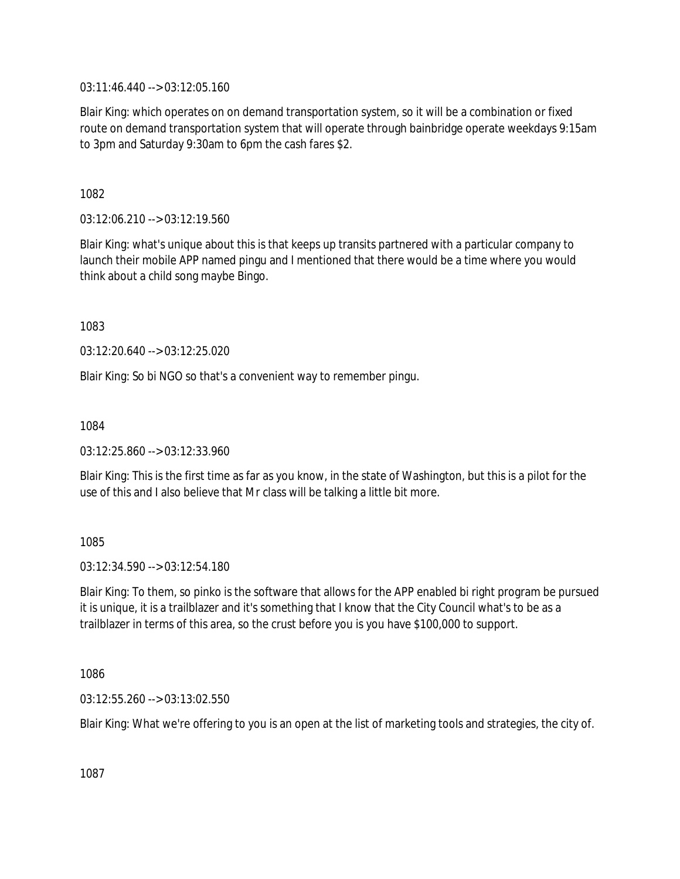03:11:46.440 --> 03:12:05.160

Blair King: which operates on on demand transportation system, so it will be a combination or fixed route on demand transportation system that will operate through bainbridge operate weekdays 9:15am to 3pm and Saturday 9:30am to 6pm the cash fares $2.

1082

03:12:06.210 --> 03:12:19.560

Blair King: what's unique about this is that keeps up transits partnered with a particular company to launch their mobile APP named pingu and I mentioned that there would be a time where you would think about a child song maybe Bingo.

1083

03:12:20.640 --> 03:12:25.020

Blair King: So bi NGO so that's a convenient way to remember pingu.

1084

03:12:25.860 --> 03:12:33.960

Blair King: This is the first time as far as you know, in the state of Washington, but this is a pilot for the use of this and I also believe that Mr class will be talking a little bit more.

1085

03:12:34.590 --> 03:12:54.180

Blair King: To them, so pinko is the software that allows for the APP enabled bi right program be pursued it is unique, it is a trailblazer and it's something that I know that the City Council what's to be as a trailblazer in terms of this area, so the crust before you is you have $100,000 to support.

1086

03:12:55.260 --> 03:13:02.550

Blair King: What we're offering to you is an open at the list of marketing tools and strategies, the city of.

1087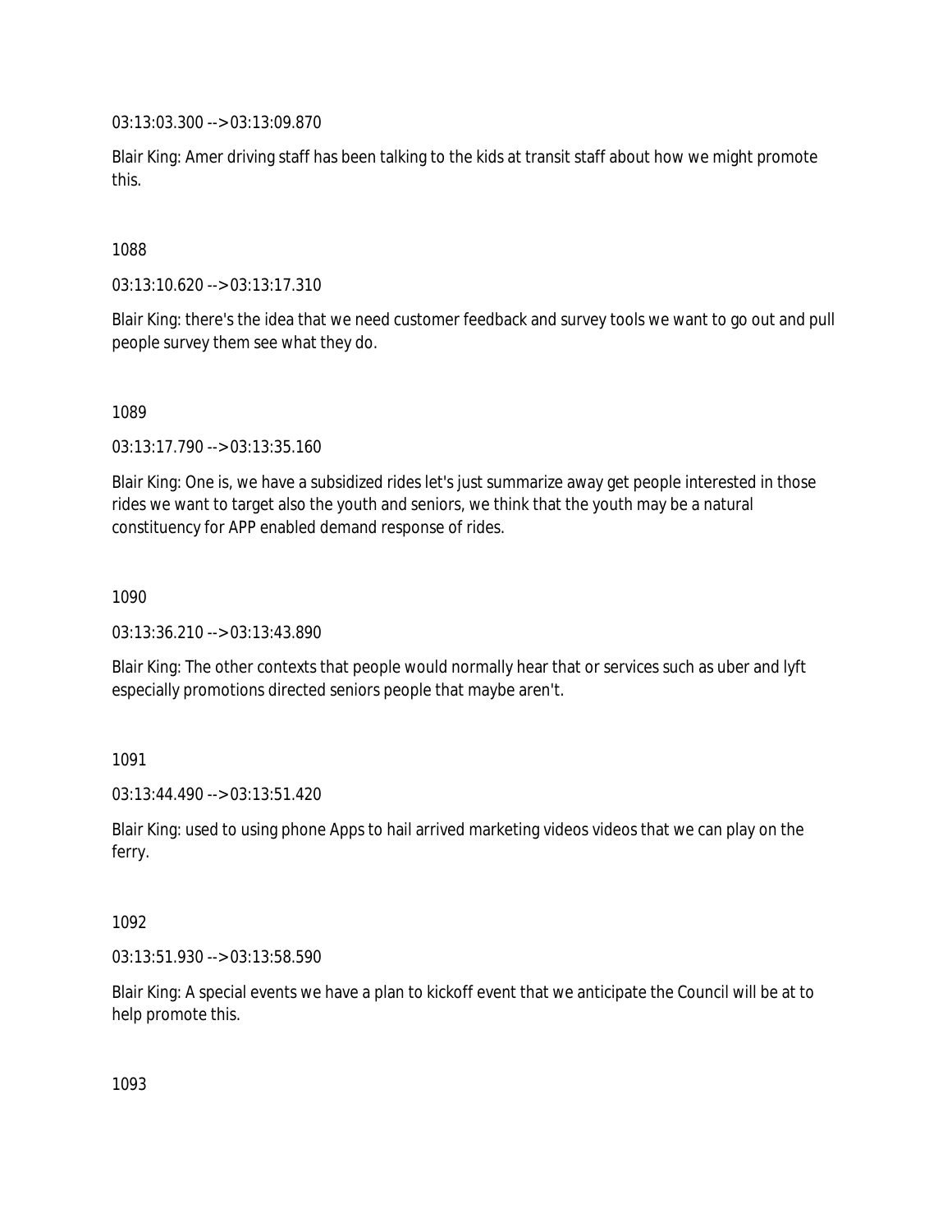03:13:03.300 --> 03:13:09.870

Blair King: Amer driving staff has been talking to the kids at transit staff about how we might promote this.

1088

03:13:10.620 --> 03:13:17.310

Blair King: there's the idea that we need customer feedback and survey tools we want to go out and pull people survey them see what they do.

1089

03:13:17.790 --> 03:13:35.160

Blair King: One is, we have a subsidized rides let's just summarize away get people interested in those rides we want to target also the youth and seniors, we think that the youth may be a natural constituency for APP enabled demand response of rides.

1090

03:13:36.210 --> 03:13:43.890

Blair King: The other contexts that people would normally hear that or services such as uber and lyft especially promotions directed seniors people that maybe aren't.

1091

03:13:44.490 --> 03:13:51.420

Blair King: used to using phone Apps to hail arrived marketing videos videos that we can play on the ferry.

1092

03:13:51.930 --> 03:13:58.590

Blair King: A special events we have a plan to kickoff event that we anticipate the Council will be at to help promote this.

1093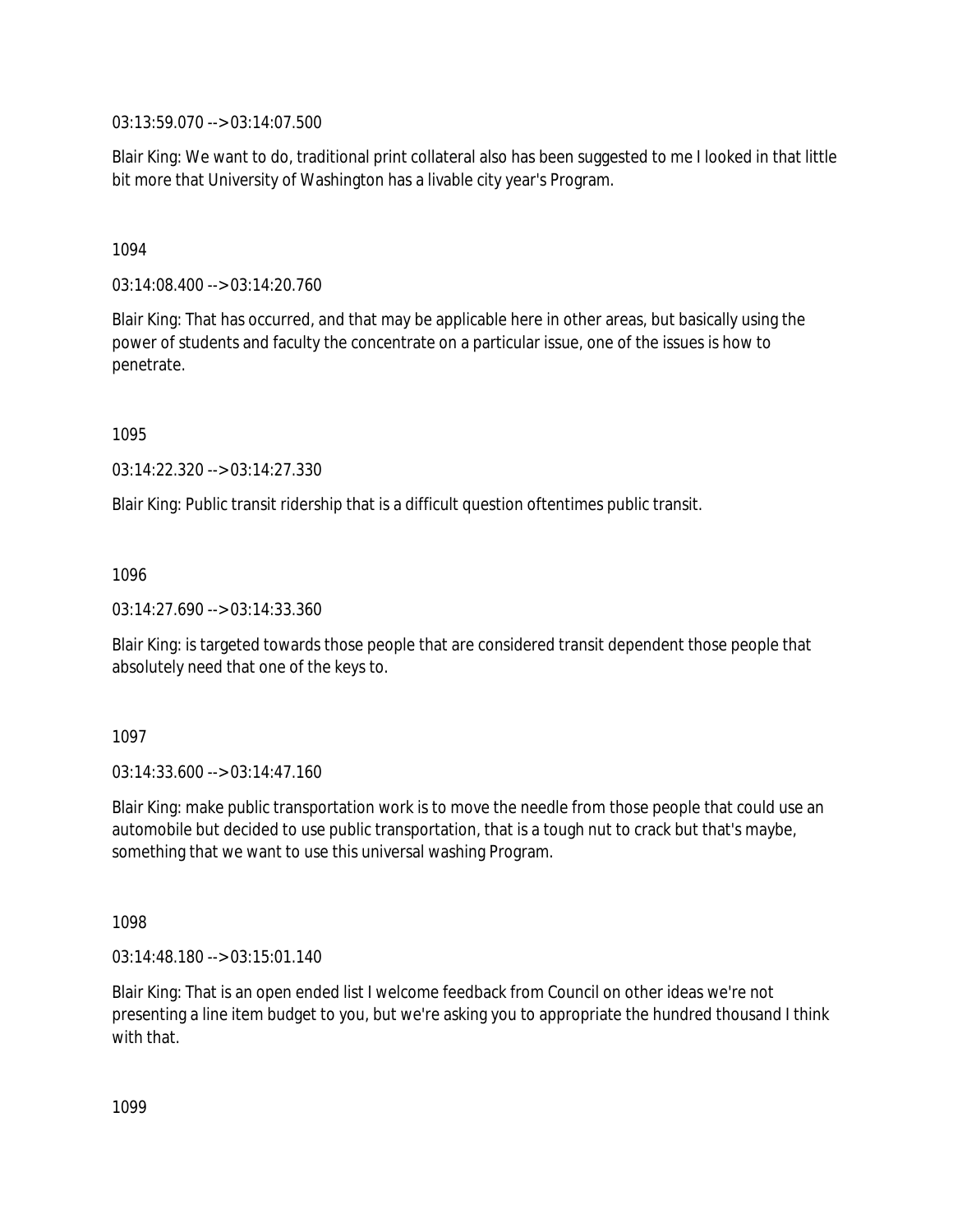03:13:59.070 --> 03:14:07.500

Blair King: We want to do, traditional print collateral also has been suggested to me I looked in that little bit more that University of Washington has a livable city year's Program.

1094

03:14:08.400 --> 03:14:20.760

Blair King: That has occurred, and that may be applicable here in other areas, but basically using the power of students and faculty the concentrate on a particular issue, one of the issues is how to penetrate.

1095

03:14:22.320 --> 03:14:27.330

Blair King: Public transit ridership that is a difficult question oftentimes public transit.

1096

03:14:27.690 --> 03:14:33.360

Blair King: is targeted towards those people that are considered transit dependent those people that absolutely need that one of the keys to.

1097

03:14:33.600 --> 03:14:47.160

Blair King: make public transportation work is to move the needle from those people that could use an automobile but decided to use public transportation, that is a tough nut to crack but that's maybe, something that we want to use this universal washing Program.

1098

03:14:48.180 --> 03:15:01.140

Blair King: That is an open ended list I welcome feedback from Council on other ideas we're not presenting a line item budget to you, but we're asking you to appropriate the hundred thousand I think with that.

1099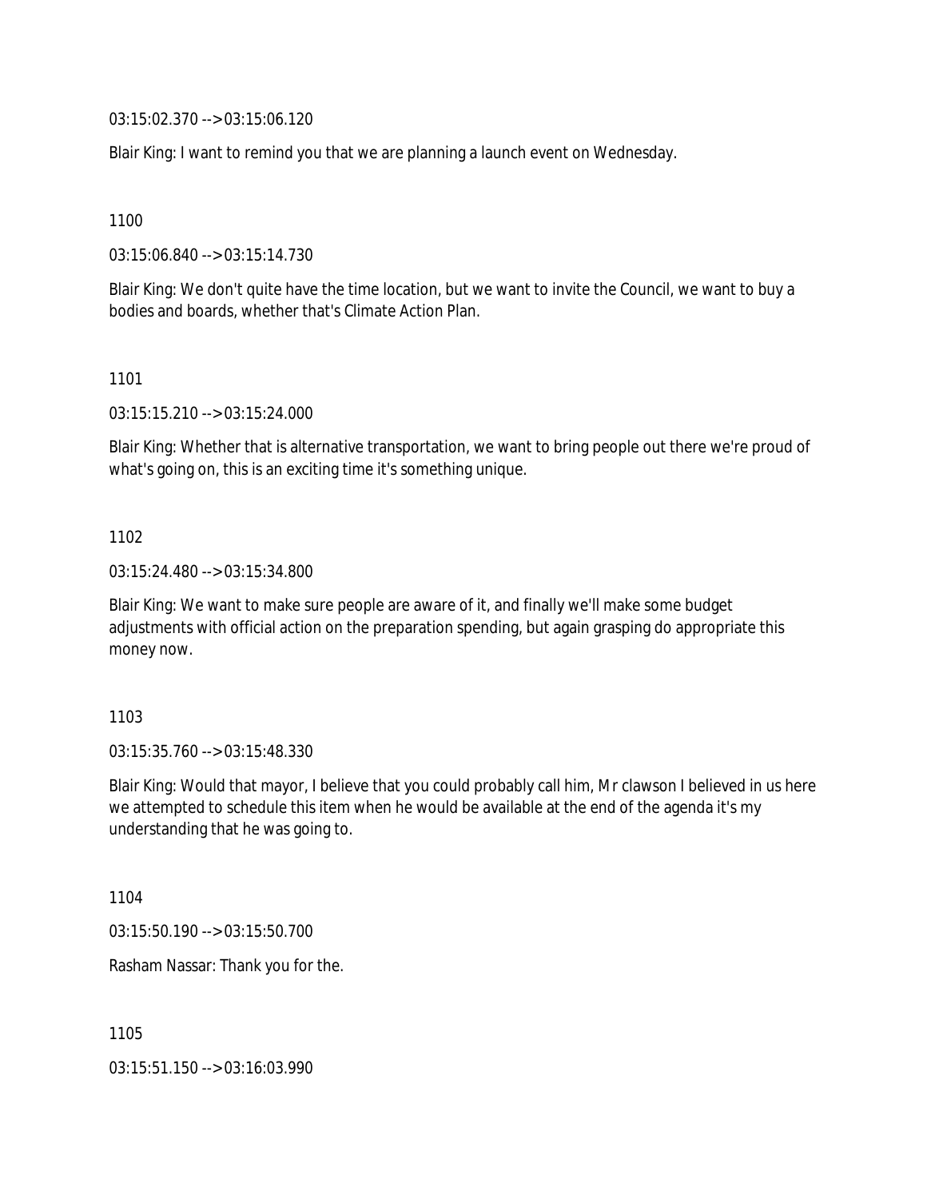03:15:02.370 --> 03:15:06.120

Blair King: I want to remind you that we are planning a launch event on Wednesday.

1100

03:15:06.840 --> 03:15:14.730

Blair King: We don't quite have the time location, but we want to invite the Council, we want to buy a bodies and boards, whether that's Climate Action Plan.

1101

03:15:15.210 --> 03:15:24.000

Blair King: Whether that is alternative transportation, we want to bring people out there we're proud of what's going on, this is an exciting time it's something unique.

1102

03:15:24.480 --> 03:15:34.800

Blair King: We want to make sure people are aware of it, and finally we'll make some budget adjustments with official action on the preparation spending, but again grasping do appropriate this money now.

1103

03:15:35.760 --> 03:15:48.330

Blair King: Would that mayor, I believe that you could probably call him, Mr clawson I believed in us here we attempted to schedule this item when he would be available at the end of the agenda it's my understanding that he was going to.

1104

03:15:50.190 --> 03:15:50.700

Rasham Nassar: Thank you for the.

1105

03:15:51.150 --> 03:16:03.990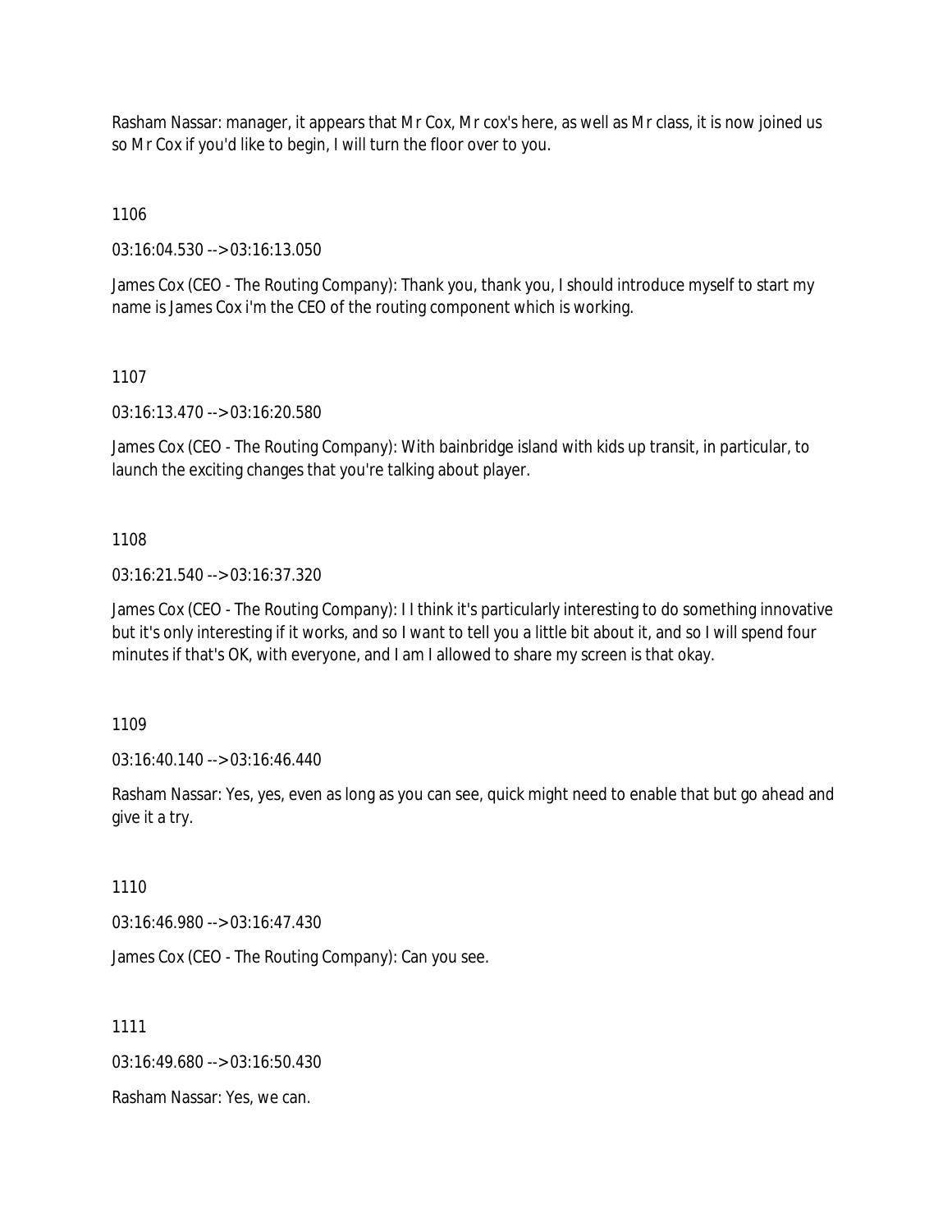Rasham Nassar: manager, it appears that Mr Cox, Mr cox's here, as well as Mr class, it is now joined us so Mr Cox if you'd like to begin, I will turn the floor over to you.

1106

03:16:04.530 --> 03:16:13.050

James Cox (CEO - The Routing Company): Thank you, thank you, I should introduce myself to start my name is James Cox i'm the CEO of the routing component which is working.

1107

03:16:13.470 --> 03:16:20.580

James Cox (CEO - The Routing Company): With bainbridge island with kids up transit, in particular, to launch the exciting changes that you're talking about player.

1108

03:16:21.540 --> 03:16:37.320

James Cox (CEO - The Routing Company): I I think it's particularly interesting to do something innovative but it's only interesting if it works, and so I want to tell you a little bit about it, and so I will spend four minutes if that's OK, with everyone, and I am I allowed to share my screen is that okay.

1109

03:16:40.140 --> 03:16:46.440

Rasham Nassar: Yes, yes, even as long as you can see, quick might need to enable that but go ahead and give it a try.

1110

03:16:46.980 --> 03:16:47.430

James Cox (CEO - The Routing Company): Can you see.

1111

03:16:49.680 --> 03:16:50.430

Rasham Nassar: Yes, we can.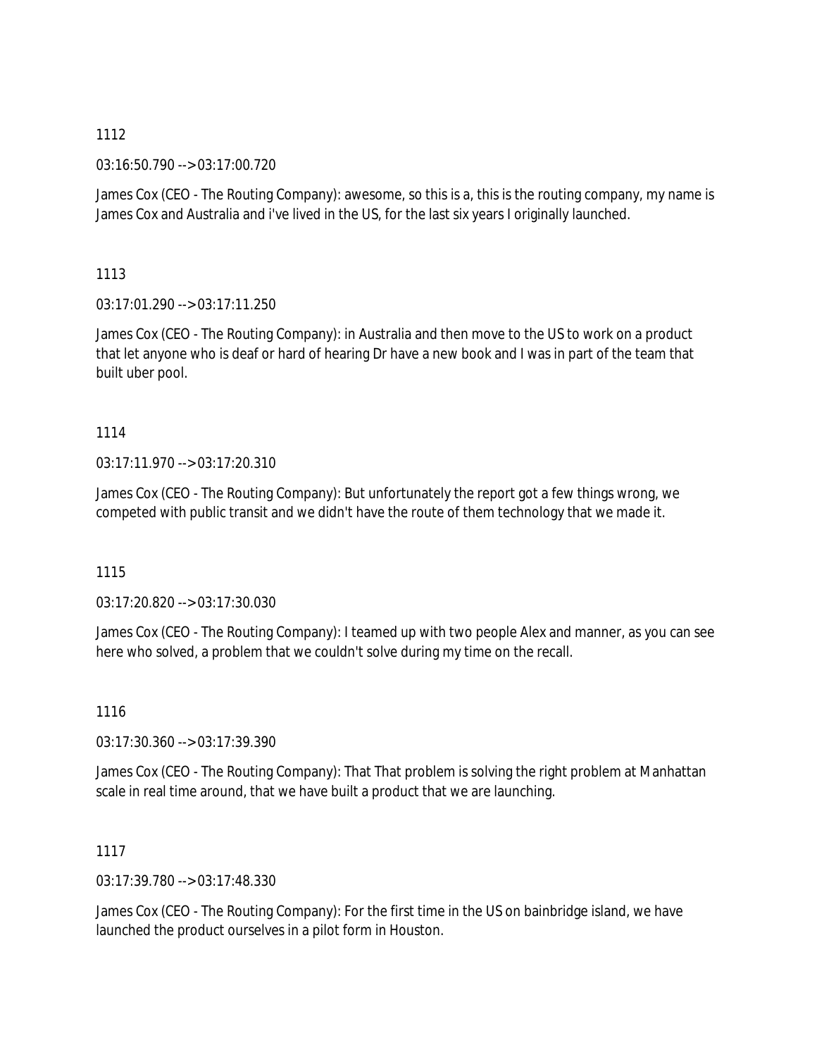1112

03:16:50.790 --> 03:17:00.720

James Cox (CEO - The Routing Company): awesome, so this is a, this is the routing company, my name is James Cox and Australia and i've lived in the US, for the last six years I originally launched.

1113

03:17:01.290 --> 03:17:11.250

James Cox (CEO - The Routing Company): in Australia and then move to the US to work on a product that let anyone who is deaf or hard of hearing Dr have a new book and I was in part of the team that built uber pool.

1114

03:17:11.970 --> 03:17:20.310

James Cox (CEO - The Routing Company): But unfortunately the report got a few things wrong, we competed with public transit and we didn't have the route of them technology that we made it.

1115

03:17:20.820 --> 03:17:30.030

James Cox (CEO - The Routing Company): I teamed up with two people Alex and manner, as you can see here who solved, a problem that we couldn't solve during my time on the recall.

1116

03:17:30.360 --> 03:17:39.390

James Cox (CEO - The Routing Company): That That problem is solving the right problem at Manhattan scale in real time around, that we have built a product that we are launching.

1117

03:17:39.780 --> 03:17:48.330

James Cox (CEO - The Routing Company): For the first time in the US on bainbridge island, we have launched the product ourselves in a pilot form in Houston.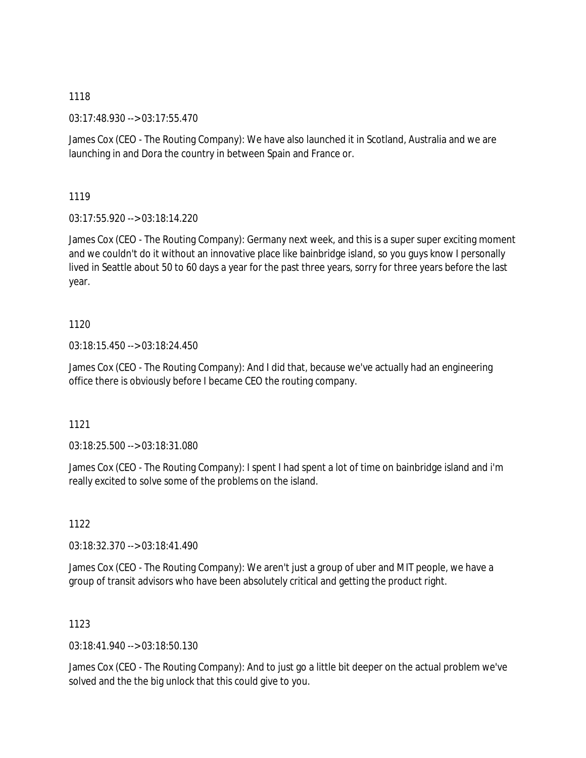1118

03:17:48.930 --> 03:17:55.470

James Cox (CEO - The Routing Company): We have also launched it in Scotland, Australia and we are launching in and Dora the country in between Spain and France or.

1119

03:17:55.920 --> 03:18:14.220

James Cox (CEO - The Routing Company): Germany next week, and this is a super super exciting moment and we couldn't do it without an innovative place like bainbridge island, so you guys know I personally lived in Seattle about 50 to 60 days a year for the past three years, sorry for three years before the last year.

1120

03:18:15.450 --> 03:18:24.450

James Cox (CEO - The Routing Company): And I did that, because we've actually had an engineering office there is obviously before I became CEO the routing company.

1121

03:18:25.500 --> 03:18:31.080

James Cox (CEO - The Routing Company): I spent I had spent a lot of time on bainbridge island and i'm really excited to solve some of the problems on the island.

1122

03:18:32.370 --> 03:18:41.490

James Cox (CEO - The Routing Company): We aren't just a group of uber and MIT people, we have a group of transit advisors who have been absolutely critical and getting the product right.

1123

03:18:41.940 --> 03:18:50.130

James Cox (CEO - The Routing Company): And to just go a little bit deeper on the actual problem we've solved and the the big unlock that this could give to you.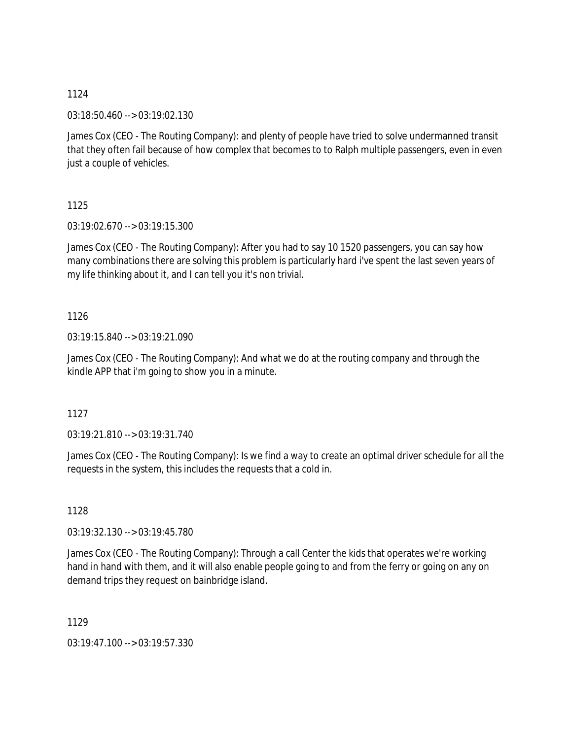1124

03:18:50.460 --> 03:19:02.130

James Cox (CEO - The Routing Company): and plenty of people have tried to solve undermanned transit that they often fail because of how complex that becomes to to Ralph multiple passengers, even in even just a couple of vehicles.

1125

03:19:02.670 --> 03:19:15.300

James Cox (CEO - The Routing Company): After you had to say 10 1520 passengers, you can say how many combinations there are solving this problem is particularly hard i've spent the last seven years of my life thinking about it, and I can tell you it's non trivial.

1126

03:19:15.840 --> 03:19:21.090

James Cox (CEO - The Routing Company): And what we do at the routing company and through the kindle APP that i'm going to show you in a minute.

1127

03:19:21.810 --> 03:19:31.740

James Cox (CEO - The Routing Company): Is we find a way to create an optimal driver schedule for all the requests in the system, this includes the requests that a cold in.

1128

03:19:32.130 --> 03:19:45.780

James Cox (CEO - The Routing Company): Through a call Center the kids that operates we're working hand in hand with them, and it will also enable people going to and from the ferry or going on any on demand trips they request on bainbridge island.

1129

03:19:47.100 --> 03:19:57.330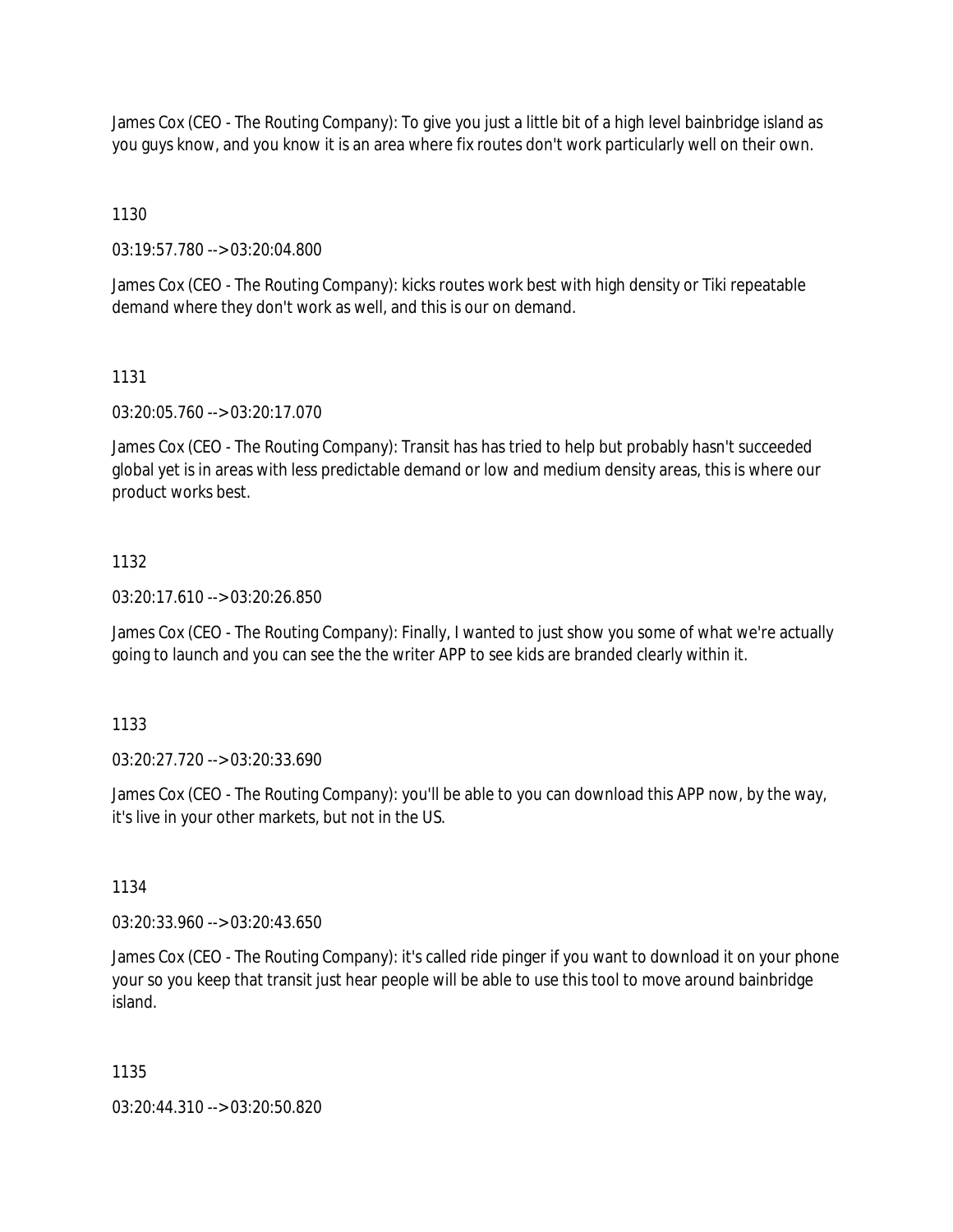James Cox (CEO - The Routing Company): To give you just a little bit of a high level bainbridge island as you guys know, and you know it is an area where fix routes don't work particularly well on their own.

1130

03:19:57.780 --> 03:20:04.800

James Cox (CEO - The Routing Company): kicks routes work best with high density or Tiki repeatable demand where they don't work as well, and this is our on demand.

1131

03:20:05.760 --> 03:20:17.070

James Cox (CEO - The Routing Company): Transit has has tried to help but probably hasn't succeeded global yet is in areas with less predictable demand or low and medium density areas, this is where our product works best.

1132

03:20:17.610 --> 03:20:26.850

James Cox (CEO - The Routing Company): Finally, I wanted to just show you some of what we're actually going to launch and you can see the the writer APP to see kids are branded clearly within it.

1133

03:20:27.720 --> 03:20:33.690

James Cox (CEO - The Routing Company): you'll be able to you can download this APP now, by the way, it's live in your other markets, but not in the US.

1134

03:20:33.960 --> 03:20:43.650

James Cox (CEO - The Routing Company): it's called ride pinger if you want to download it on your phone your so you keep that transit just hear people will be able to use this tool to move around bainbridge island.

1135

03:20:44.310 --> 03:20:50.820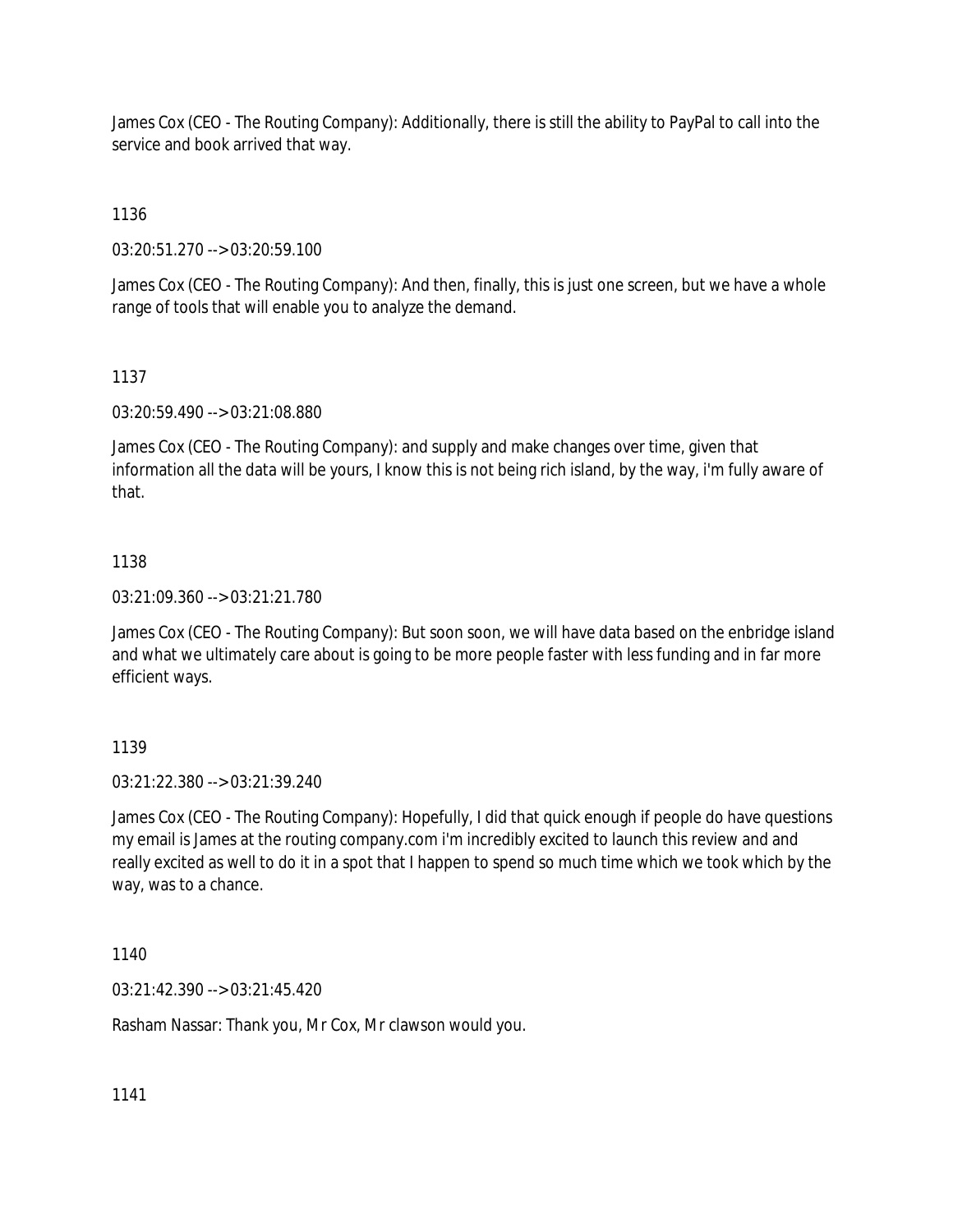James Cox (CEO - The Routing Company): Additionally, there is still the ability to PayPal to call into the service and book arrived that way.

1136

03:20:51.270 --> 03:20:59.100

James Cox (CEO - The Routing Company): And then, finally, this is just one screen, but we have a whole range of tools that will enable you to analyze the demand.

1137

03:20:59.490 --> 03:21:08.880

James Cox (CEO - The Routing Company): and supply and make changes over time, given that information all the data will be yours, I know this is not being rich island, by the way, i'm fully aware of that.

1138

03:21:09.360 --> 03:21:21.780

James Cox (CEO - The Routing Company): But soon soon, we will have data based on the enbridge island and what we ultimately care about is going to be more people faster with less funding and in far more efficient ways.

1139

03:21:22.380 --> 03:21:39.240

James Cox (CEO - The Routing Company): Hopefully, I did that quick enough if people do have questions my email is James at the routing company.com i'm incredibly excited to launch this review and and really excited as well to do it in a spot that I happen to spend so much time which we took which by the way, was to a chance.

1140

03:21:42.390 --> 03:21:45.420

Rasham Nassar: Thank you, Mr Cox, Mr clawson would you.

1141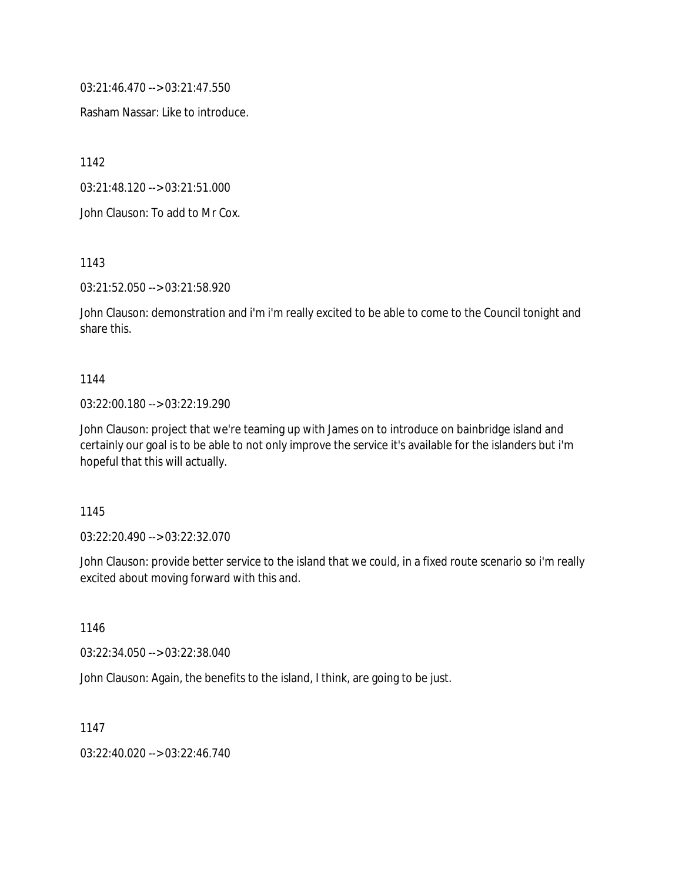03:21:46.470 --> 03:21:47.550

Rasham Nassar: Like to introduce.

1142

03:21:48.120 --> 03:21:51.000

John Clauson: To add to Mr Cox.

1143

03:21:52.050 --> 03:21:58.920

John Clauson: demonstration and i'm i'm really excited to be able to come to the Council tonight and share this.

1144

03:22:00.180 --> 03:22:19.290

John Clauson: project that we're teaming up with James on to introduce on bainbridge island and certainly our goal is to be able to not only improve the service it's available for the islanders but i'm hopeful that this will actually.

1145

03:22:20.490 --> 03:22:32.070

John Clauson: provide better service to the island that we could, in a fixed route scenario so i'm really excited about moving forward with this and.

1146

03:22:34.050 --> 03:22:38.040

John Clauson: Again, the benefits to the island, I think, are going to be just.

1147

03:22:40.020 --> 03:22:46.740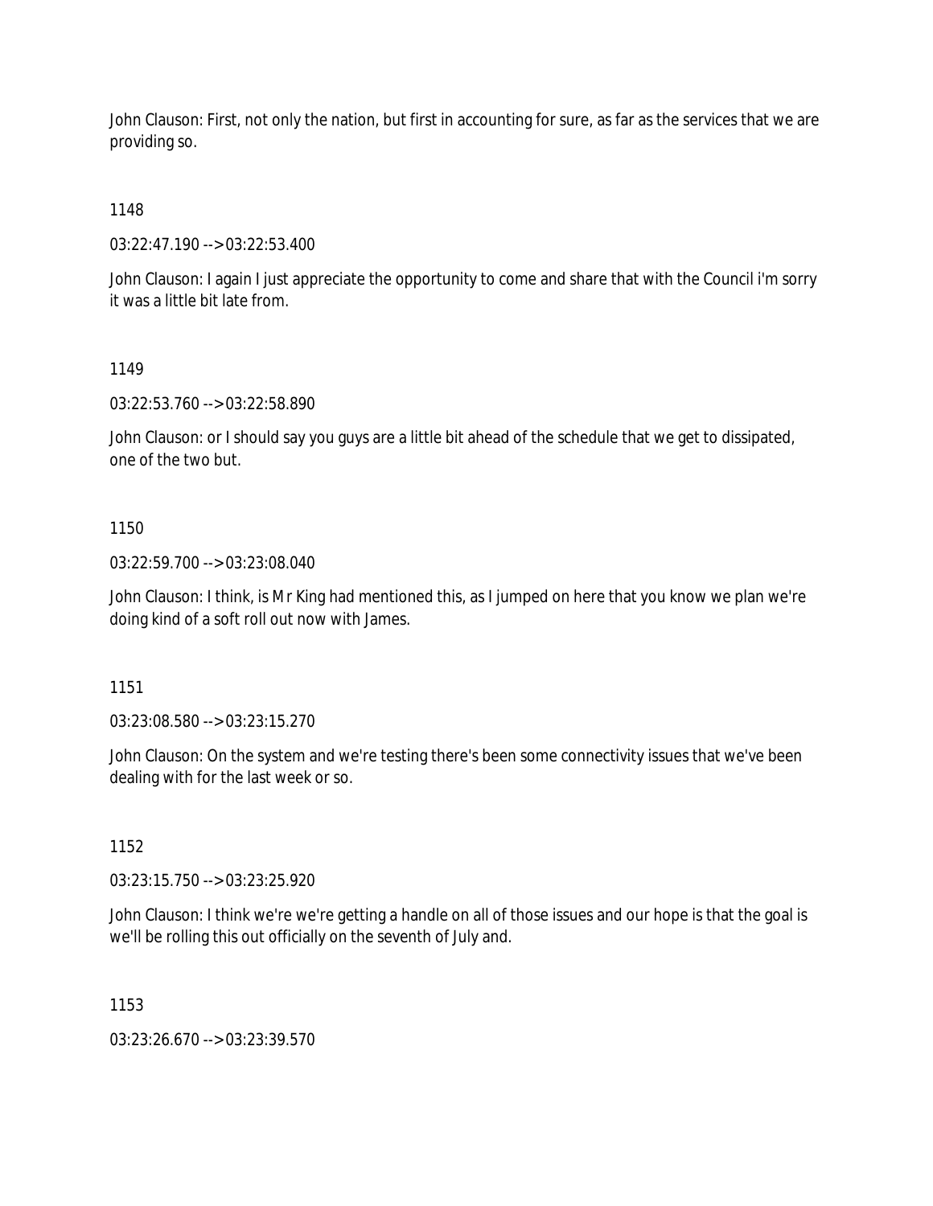John Clauson: First, not only the nation, but first in accounting for sure, as far as the services that we are providing so.

1148

03:22:47.190 --> 03:22:53.400

John Clauson: I again I just appreciate the opportunity to come and share that with the Council i'm sorry it was a little bit late from.

1149

03:22:53.760 --> 03:22:58.890

John Clauson: or I should say you guys are a little bit ahead of the schedule that we get to dissipated, one of the two but.

1150

03:22:59.700 --> 03:23:08.040

John Clauson: I think, is Mr King had mentioned this, as I jumped on here that you know we plan we're doing kind of a soft roll out now with James.

1151

03:23:08.580 --> 03:23:15.270

John Clauson: On the system and we're testing there's been some connectivity issues that we've been dealing with for the last week or so.

1152

03:23:15.750 --> 03:23:25.920

John Clauson: I think we're we're getting a handle on all of those issues and our hope is that the goal is we'll be rolling this out officially on the seventh of July and.

1153

03:23:26.670 --> 03:23:39.570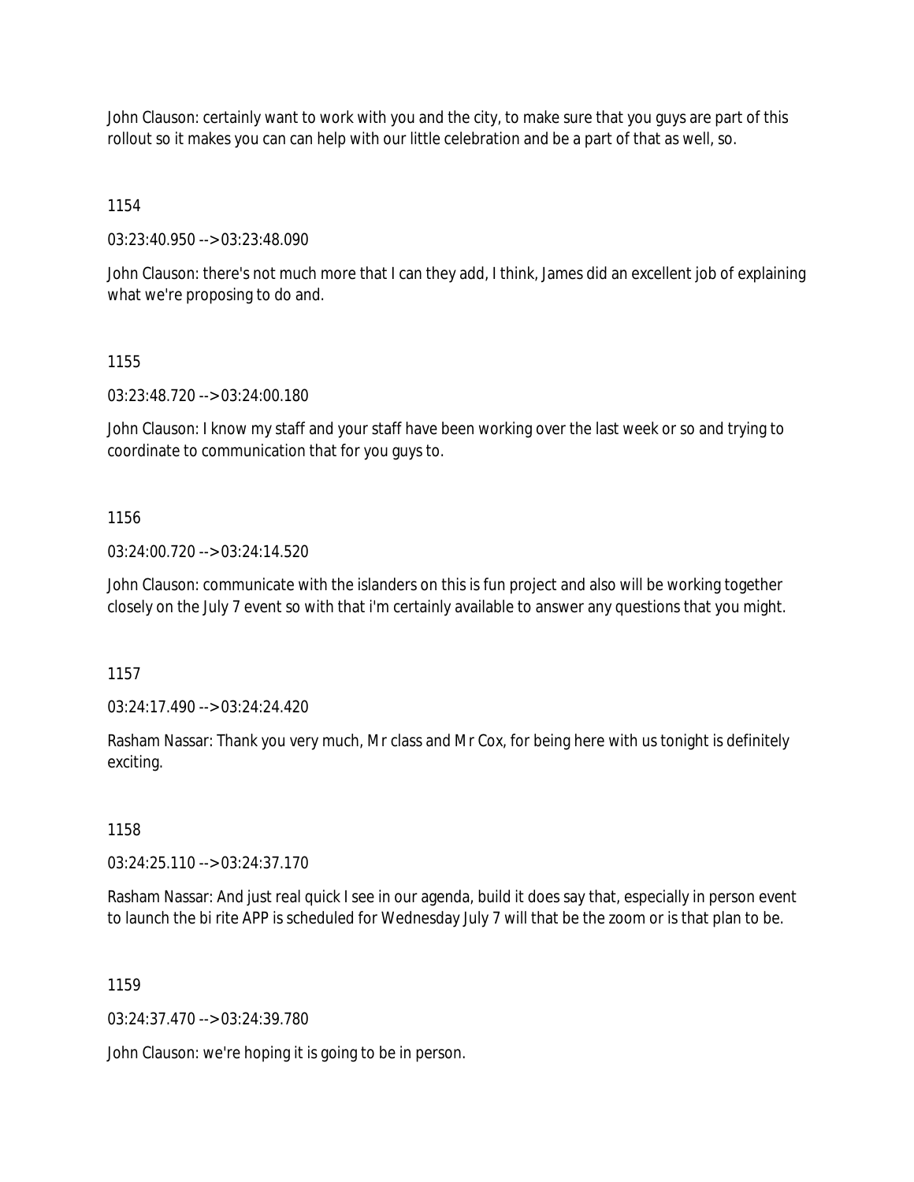John Clauson: certainly want to work with you and the city, to make sure that you guys are part of this rollout so it makes you can can help with our little celebration and be a part of that as well, so.

1154

03:23:40.950 --> 03:23:48.090

John Clauson: there's not much more that I can they add, I think, James did an excellent job of explaining what we're proposing to do and.

1155

03:23:48.720 --> 03:24:00.180

John Clauson: I know my staff and your staff have been working over the last week or so and trying to coordinate to communication that for you guys to.

1156

03:24:00.720 --> 03:24:14.520

John Clauson: communicate with the islanders on this is fun project and also will be working together closely on the July 7 event so with that i'm certainly available to answer any questions that you might.

1157

03:24:17.490 --> 03:24:24.420

Rasham Nassar: Thank you very much, Mr class and Mr Cox, for being here with us tonight is definitely exciting.

1158

03:24:25.110 --> 03:24:37.170

Rasham Nassar: And just real quick I see in our agenda, build it does say that, especially in person event to launch the bi rite APP is scheduled for Wednesday July 7 will that be the zoom or is that plan to be.

1159

03:24:37.470 --> 03:24:39.780

John Clauson: we're hoping it is going to be in person.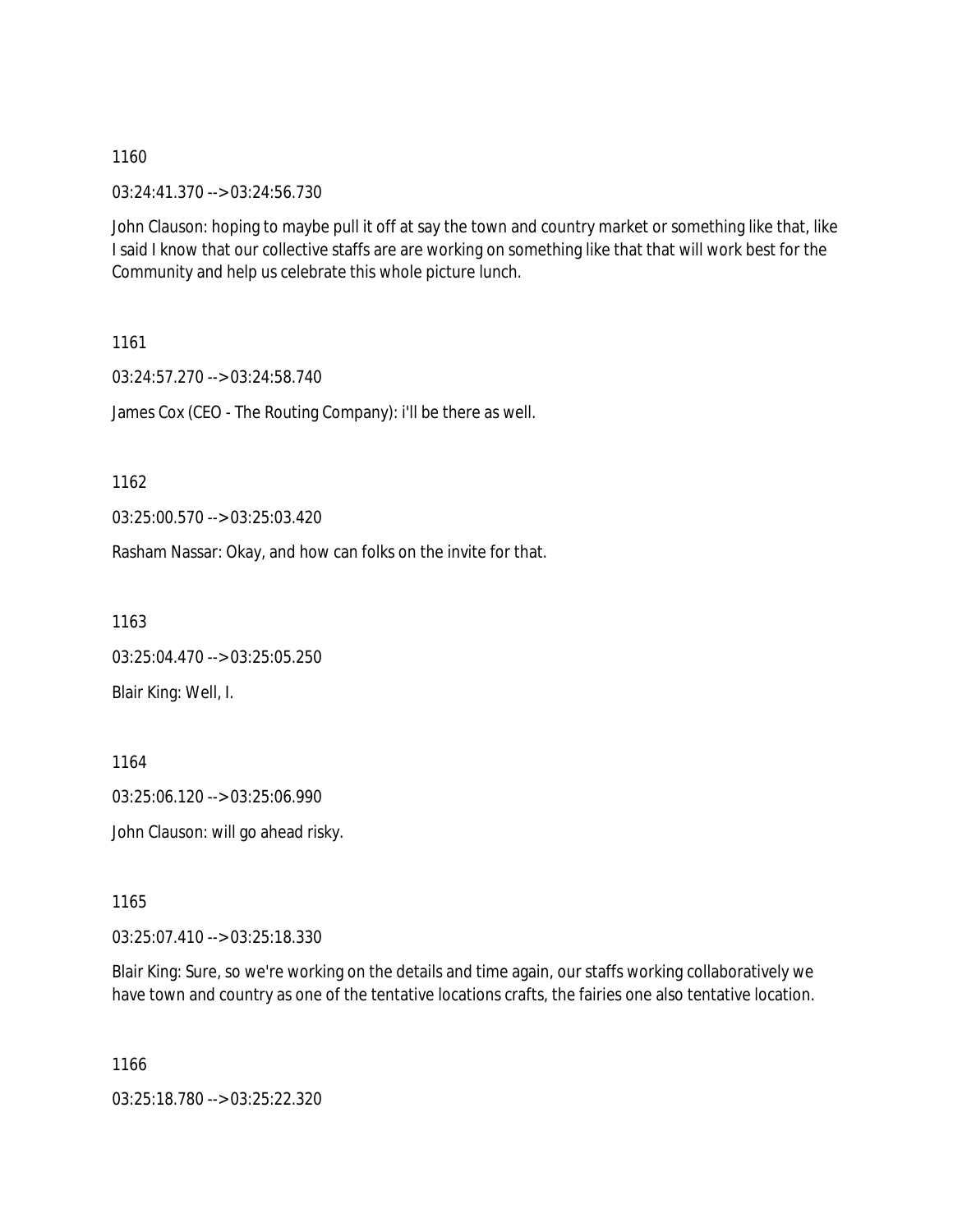1160

03:24:41.370 --> 03:24:56.730

John Clauson: hoping to maybe pull it off at say the town and country market or something like that, like I said I know that our collective staffs are are working on something like that that will work best for the Community and help us celebrate this whole picture lunch.

1161

03:24:57.270 --> 03:24:58.740

James Cox (CEO - The Routing Company): i'll be there as well.

1162

03:25:00.570 --> 03:25:03.420

Rasham Nassar: Okay, and how can folks on the invite for that.

1163

03:25:04.470 --> 03:25:05.250

Blair King: Well, I.

1164

03:25:06.120 --> 03:25:06.990

John Clauson: will go ahead risky.

1165

03:25:07.410 --> 03:25:18.330

Blair King: Sure, so we're working on the details and time again, our staffs working collaboratively we have town and country as one of the tentative locations crafts, the fairies one also tentative location.

1166

03:25:18.780 --> 03:25:22.320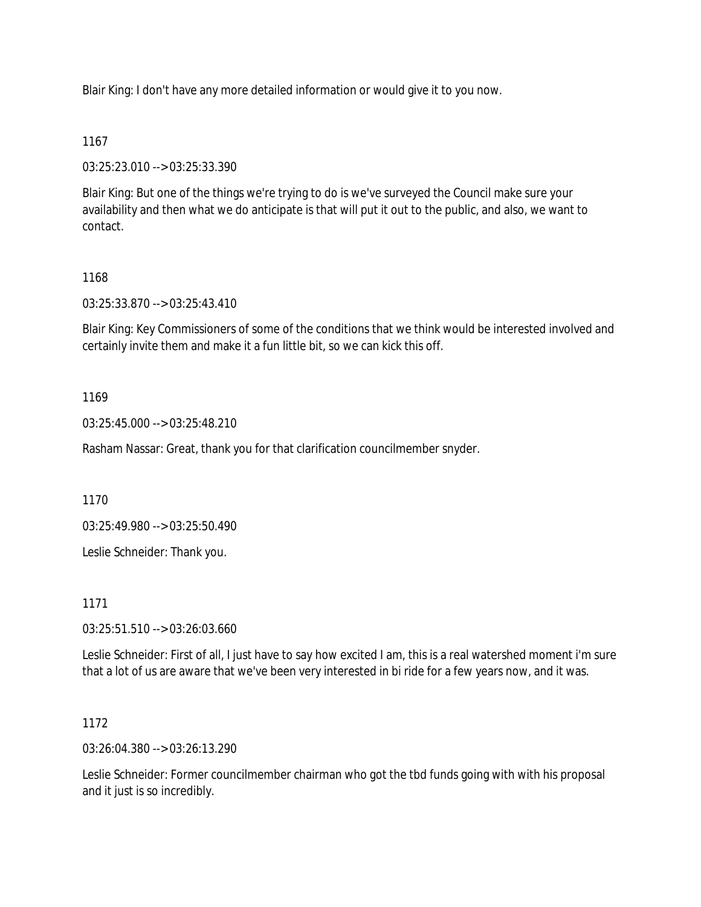Blair King: I don't have any more detailed information or would give it to you now.

1167

03:25:23.010 --> 03:25:33.390

Blair King: But one of the things we're trying to do is we've surveyed the Council make sure your availability and then what we do anticipate is that will put it out to the public, and also, we want to contact.

1168

03:25:33.870 --> 03:25:43.410

Blair King: Key Commissioners of some of the conditions that we think would be interested involved and certainly invite them and make it a fun little bit, so we can kick this off.

1169

03:25:45.000 --> 03:25:48.210

Rasham Nassar: Great, thank you for that clarification councilmember snyder.

1170

03:25:49.980 --> 03:25:50.490

Leslie Schneider: Thank you.

1171

03:25:51.510 --> 03:26:03.660

Leslie Schneider: First of all, I just have to say how excited I am, this is a real watershed moment i'm sure that a lot of us are aware that we've been very interested in bi ride for a few years now, and it was.

1172

03:26:04.380 --> 03:26:13.290

Leslie Schneider: Former councilmember chairman who got the tbd funds going with with his proposal and it just is so incredibly.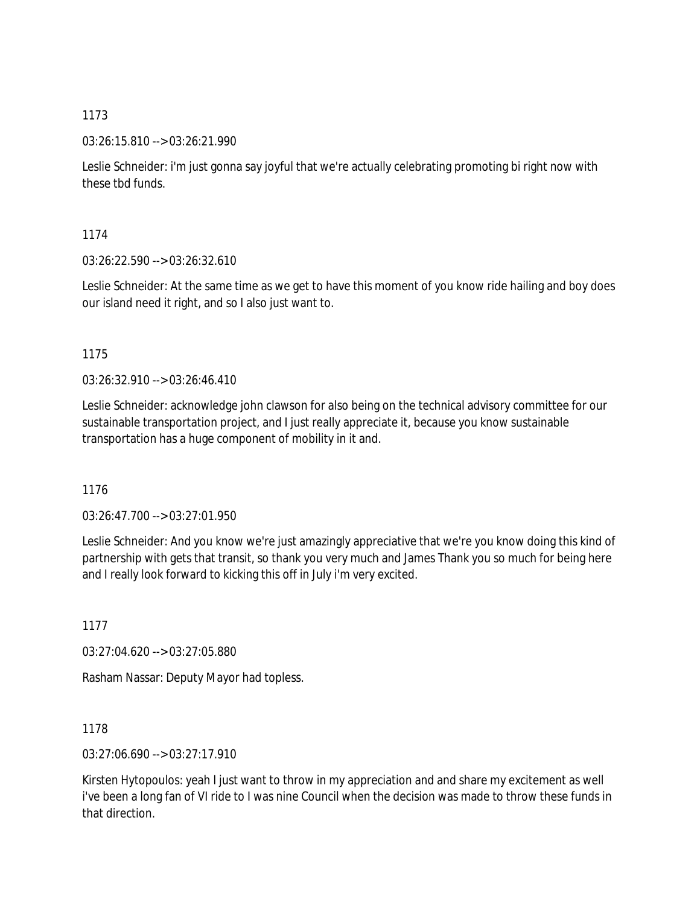1173

03:26:15.810 --> 03:26:21.990

Leslie Schneider: i'm just gonna say joyful that we're actually celebrating promoting bi right now with these tbd funds.

1174

03:26:22.590 --> 03:26:32.610

Leslie Schneider: At the same time as we get to have this moment of you know ride hailing and boy does our island need it right, and so I also just want to.

1175

03:26:32.910 --> 03:26:46.410

Leslie Schneider: acknowledge john clawson for also being on the technical advisory committee for our sustainable transportation project, and I just really appreciate it, because you know sustainable transportation has a huge component of mobility in it and.

1176

03:26:47.700 --> 03:27:01.950

Leslie Schneider: And you know we're just amazingly appreciative that we're you know doing this kind of partnership with gets that transit, so thank you very much and James Thank you so much for being here and I really look forward to kicking this off in July i'm very excited.

1177

03:27:04.620 --> 03:27:05.880

Rasham Nassar: Deputy Mayor had topless.

1178

03:27:06.690 --> 03:27:17.910

Kirsten Hytopoulos: yeah I just want to throw in my appreciation and and share my excitement as well i've been a long fan of VI ride to I was nine Council when the decision was made to throw these funds in that direction.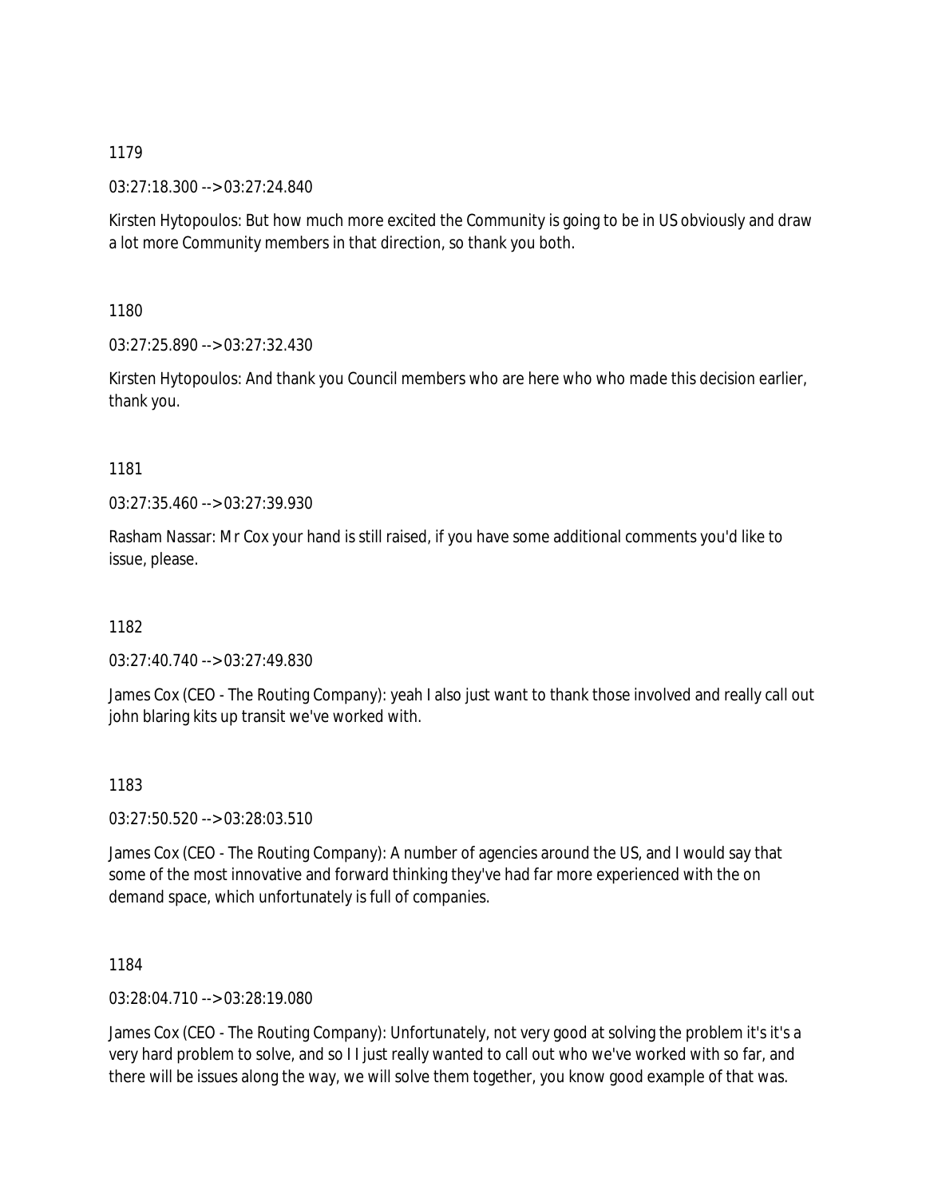1179

03:27:18.300 --> 03:27:24.840

Kirsten Hytopoulos: But how much more excited the Community is going to be in US obviously and draw a lot more Community members in that direction, so thank you both.

1180

03:27:25.890 --> 03:27:32.430

Kirsten Hytopoulos: And thank you Council members who are here who who made this decision earlier, thank you.

1181

03:27:35.460 --> 03:27:39.930

Rasham Nassar: Mr Cox your hand is still raised, if you have some additional comments you'd like to issue, please.

1182

03:27:40.740 --> 03:27:49.830

James Cox (CEO - The Routing Company): yeah I also just want to thank those involved and really call out john blaring kits up transit we've worked with.

1183

03:27:50.520 --> 03:28:03.510

James Cox (CEO - The Routing Company): A number of agencies around the US, and I would say that some of the most innovative and forward thinking they've had far more experienced with the on demand space, which unfortunately is full of companies.

1184

03:28:04.710 --> 03:28:19.080

James Cox (CEO - The Routing Company): Unfortunately, not very good at solving the problem it's it's a very hard problem to solve, and so I I just really wanted to call out who we've worked with so far, and there will be issues along the way, we will solve them together, you know good example of that was.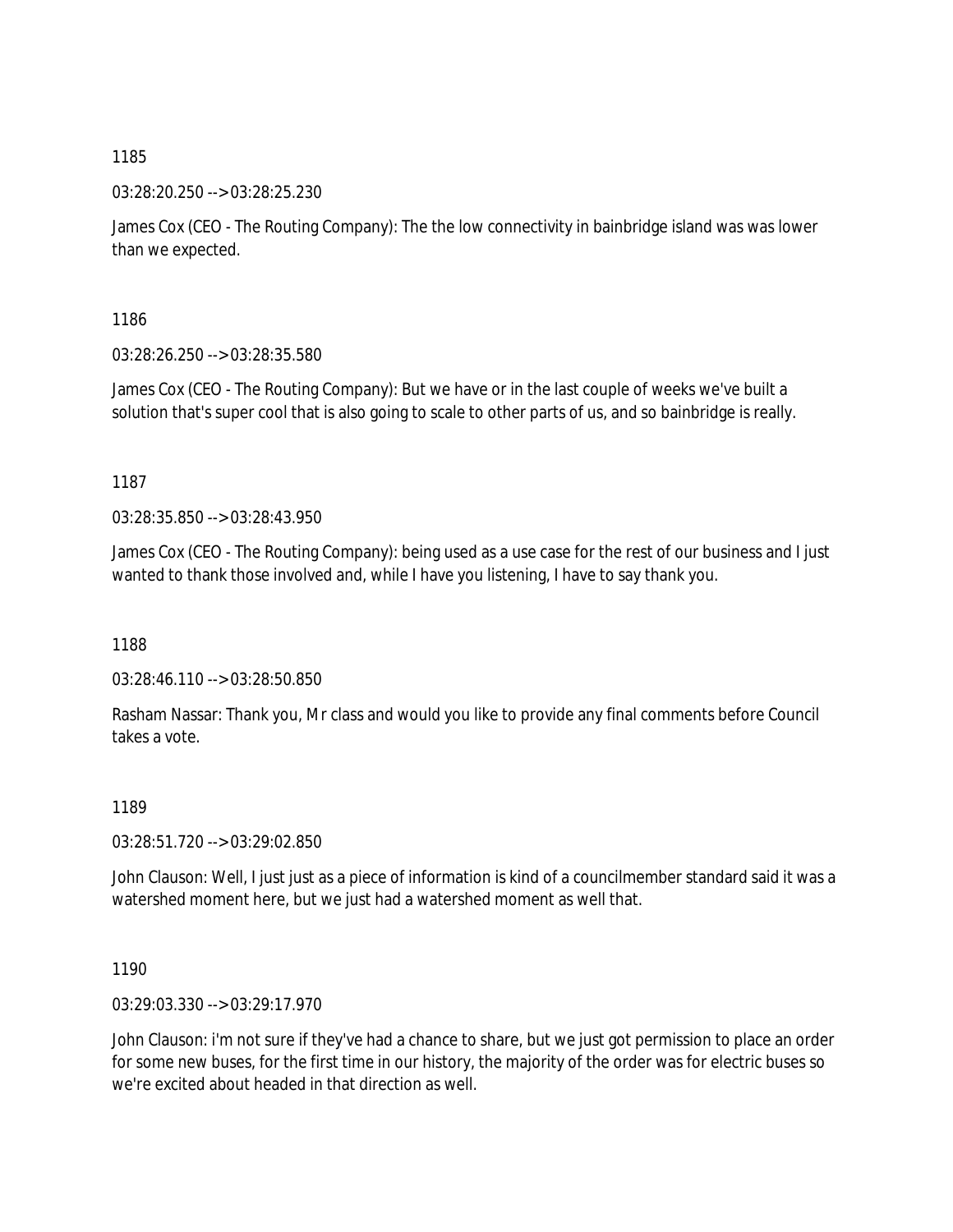1185

03:28:20.250 --> 03:28:25.230

James Cox (CEO - The Routing Company): The the low connectivity in bainbridge island was was lower than we expected.

1186

03:28:26.250 --> 03:28:35.580

James Cox (CEO - The Routing Company): But we have or in the last couple of weeks we've built a solution that's super cool that is also going to scale to other parts of us, and so bainbridge is really.

1187

03:28:35.850 --> 03:28:43.950

James Cox (CEO - The Routing Company): being used as a use case for the rest of our business and I just wanted to thank those involved and, while I have you listening, I have to say thank you.

1188

03:28:46.110 --> 03:28:50.850

Rasham Nassar: Thank you, Mr class and would you like to provide any final comments before Council takes a vote.

1189

03:28:51.720 --> 03:29:02.850

John Clauson: Well, I just just as a piece of information is kind of a councilmember standard said it was a watershed moment here, but we just had a watershed moment as well that.

1190

03:29:03.330 --> 03:29:17.970

John Clauson: i'm not sure if they've had a chance to share, but we just got permission to place an order for some new buses, for the first time in our history, the majority of the order was for electric buses so we're excited about headed in that direction as well.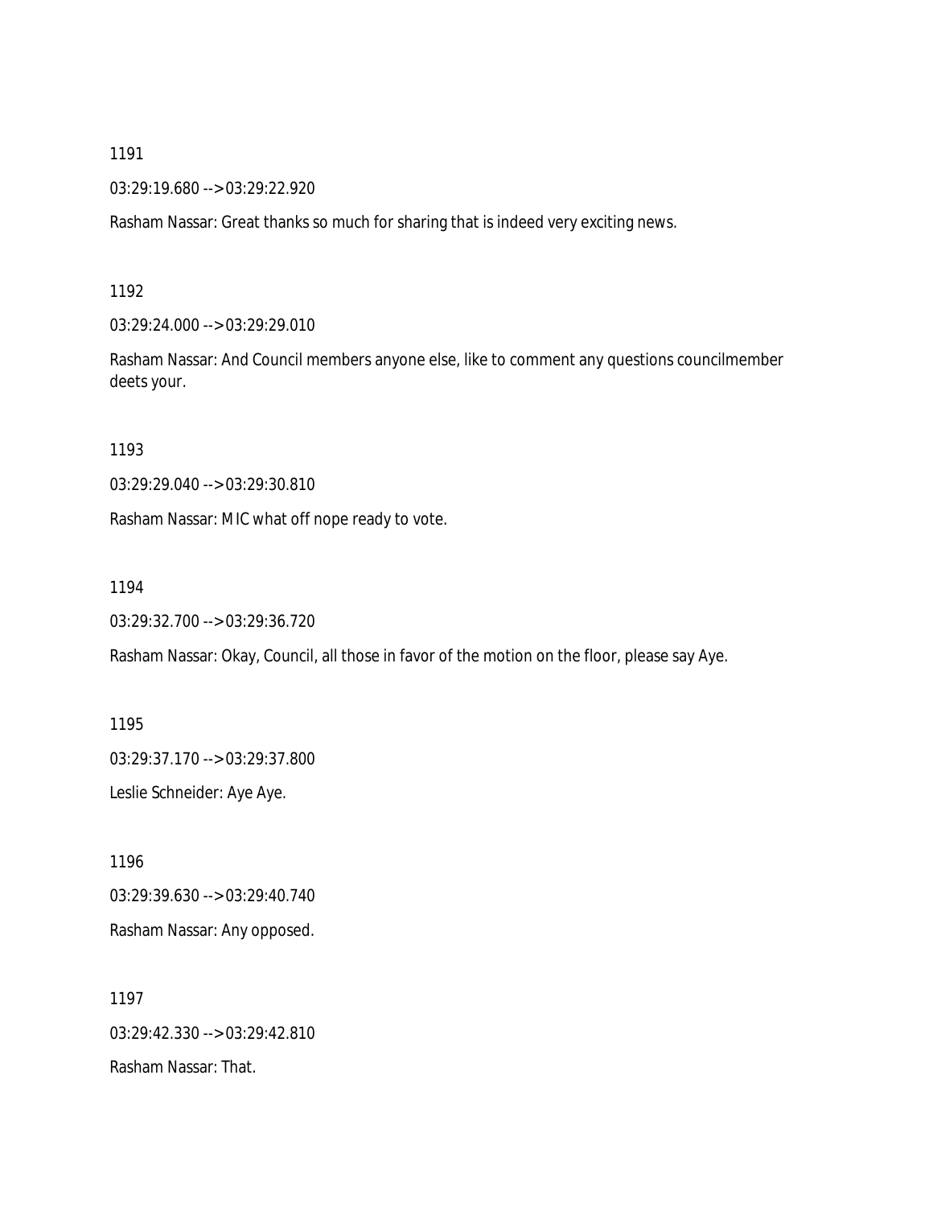1191

03:29:19.680 --> 03:29:22.920

Rasham Nassar: Great thanks so much for sharing that is indeed very exciting news.

1192

03:29:24.000 --> 03:29:29.010

Rasham Nassar: And Council members anyone else, like to comment any questions councilmember deets your.

1193

03:29:29.040 --> 03:29:30.810

Rasham Nassar: MIC what off nope ready to vote.

1194

03:29:32.700 --> 03:29:36.720

Rasham Nassar: Okay, Council, all those in favor of the motion on the floor, please say Aye.

1195

03:29:37.170 --> 03:29:37.800

Leslie Schneider: Aye Aye.

1196

03:29:39.630 --> 03:29:40.740

Rasham Nassar: Any opposed.

1197

03:29:42.330 --> 03:29:42.810

Rasham Nassar: That.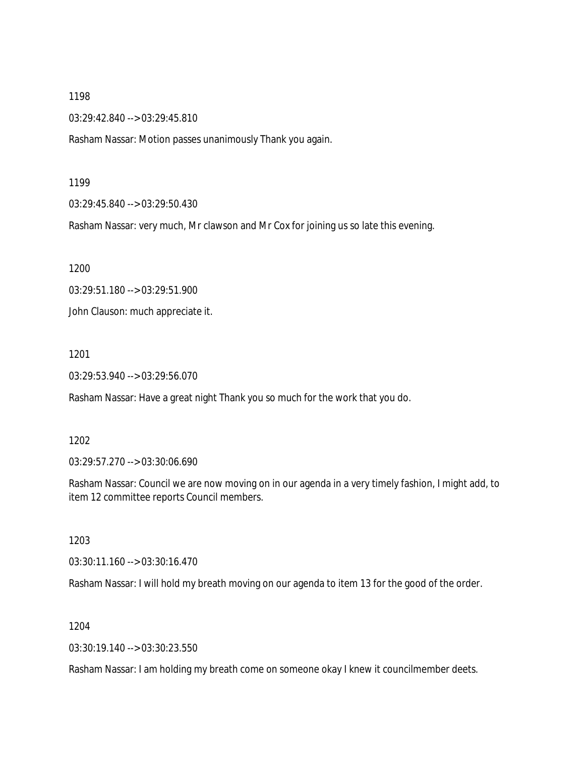1198

03:29:42.840 --> 03:29:45.810

Rasham Nassar: Motion passes unanimously Thank you again.

1199

03:29:45.840 --> 03:29:50.430

Rasham Nassar: very much, Mr clawson and Mr Cox for joining us so late this evening.

1200

03:29:51.180 --> 03:29:51.900

John Clauson: much appreciate it.

1201

03:29:53.940 --> 03:29:56.070

Rasham Nassar: Have a great night Thank you so much for the work that you do.

1202

03:29:57.270 --> 03:30:06.690

Rasham Nassar: Council we are now moving on in our agenda in a very timely fashion, I might add, to item 12 committee reports Council members.

1203

03:30:11.160 --> 03:30:16.470

Rasham Nassar: I will hold my breath moving on our agenda to item 13 for the good of the order.

1204

03:30:19.140 --> 03:30:23.550

Rasham Nassar: I am holding my breath come on someone okay I knew it councilmember deets.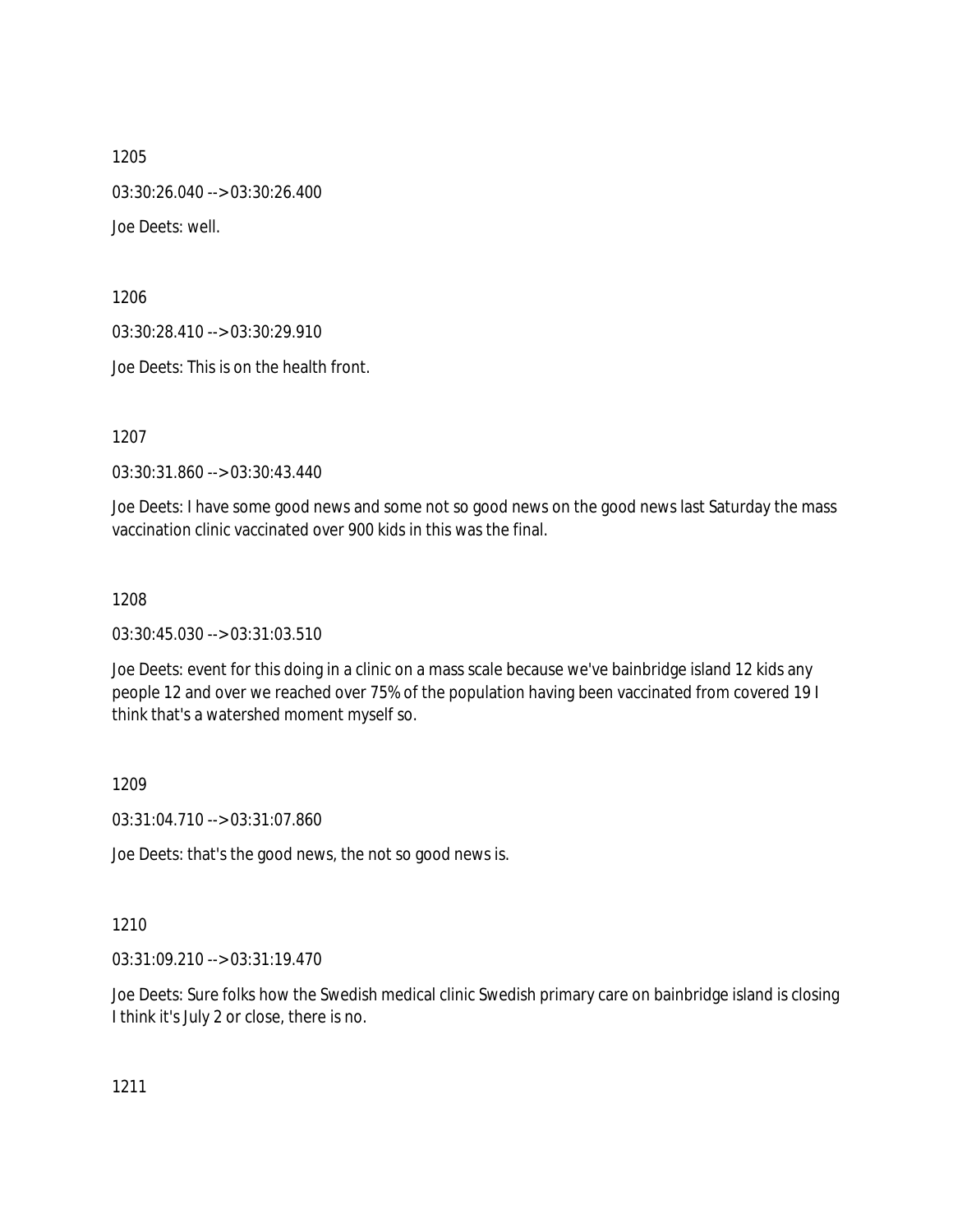1205

03:30:26.040 --> 03:30:26.400

Joe Deets: well.

1206

03:30:28.410 --> 03:30:29.910

Joe Deets: This is on the health front.

1207

03:30:31.860 --> 03:30:43.440

Joe Deets: I have some good news and some not so good news on the good news last Saturday the mass vaccination clinic vaccinated over 900 kids in this was the final.

1208

03:30:45.030 --> 03:31:03.510

Joe Deets: event for this doing in a clinic on a mass scale because we've bainbridge island 12 kids any people 12 and over we reached over 75% of the population having been vaccinated from covered 19 I think that's a watershed moment myself so.

1209

03:31:04.710 --> 03:31:07.860

Joe Deets: that's the good news, the not so good news is.

1210

03:31:09.210 --> 03:31:19.470

Joe Deets: Sure folks how the Swedish medical clinic Swedish primary care on bainbridge island is closing I think it's July 2 or close, there is no.

1211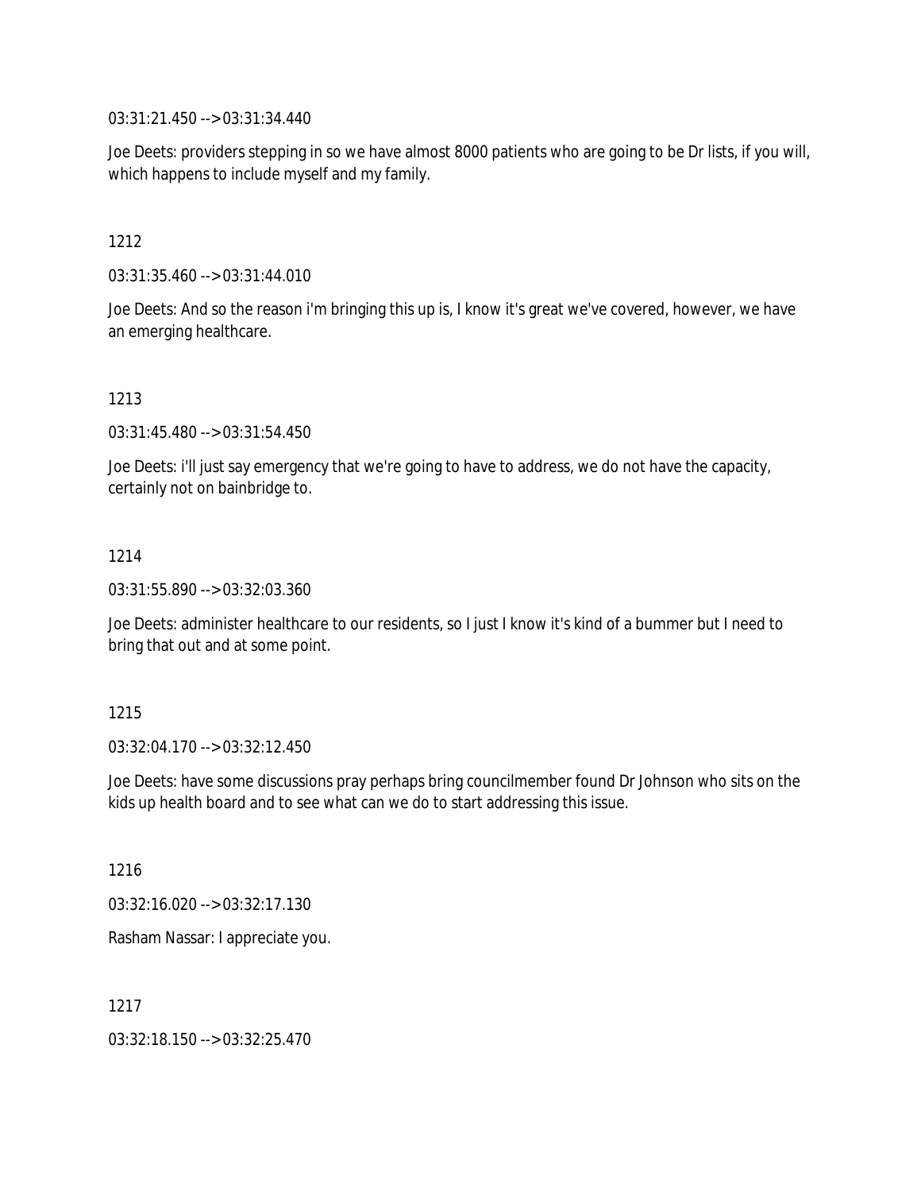03:31:21.450 --> 03:31:34.440

Joe Deets: providers stepping in so we have almost 8000 patients who are going to be Dr lists, if you will, which happens to include myself and my family.

1212

03:31:35.460 --> 03:31:44.010

Joe Deets: And so the reason i'm bringing this up is, I know it's great we've covered, however, we have an emerging healthcare.

1213

03:31:45.480 --> 03:31:54.450

Joe Deets: i'll just say emergency that we're going to have to address, we do not have the capacity, certainly not on bainbridge to.

1214

03:31:55.890 --> 03:32:03.360

Joe Deets: administer healthcare to our residents, so I just I know it's kind of a bummer but I need to bring that out and at some point.

1215

03:32:04.170 --> 03:32:12.450

Joe Deets: have some discussions pray perhaps bring councilmember found Dr Johnson who sits on the kids up health board and to see what can we do to start addressing this issue.

1216

03:32:16.020 --> 03:32:17.130

Rasham Nassar: I appreciate you.

1217

03:32:18.150 --> 03:32:25.470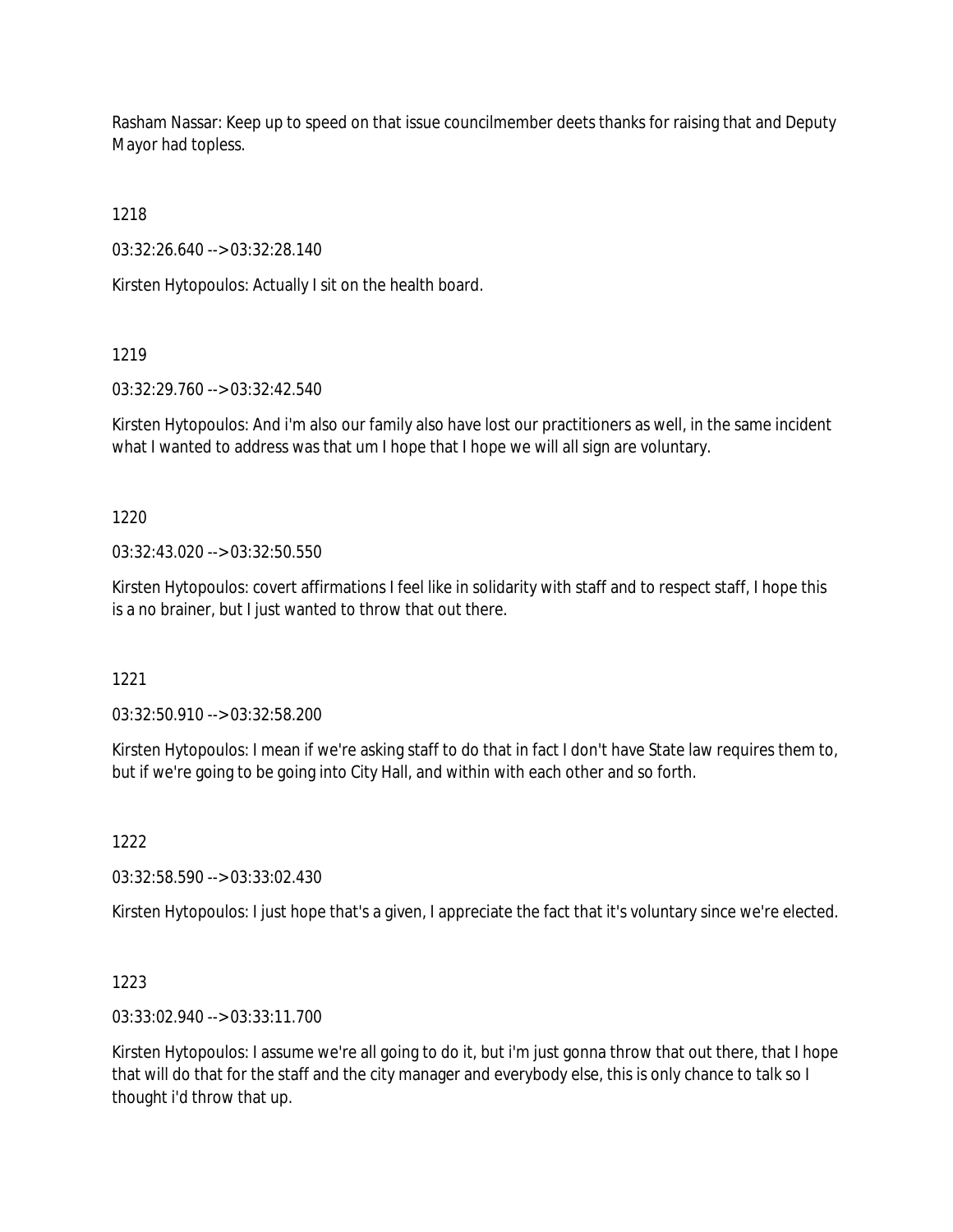Rasham Nassar: Keep up to speed on that issue councilmember deets thanks for raising that and Deputy Mayor had topless.

1218

03:32:26.640 --> 03:32:28.140

Kirsten Hytopoulos: Actually I sit on the health board.

1219

03:32:29.760 --> 03:32:42.540

Kirsten Hytopoulos: And i'm also our family also have lost our practitioners as well, in the same incident what I wanted to address was that um I hope that I hope we will all sign are voluntary.

1220

03:32:43.020 --> 03:32:50.550

Kirsten Hytopoulos: covert affirmations I feel like in solidarity with staff and to respect staff, I hope this is a no brainer, but I just wanted to throw that out there.

1221

03:32:50.910 --> 03:32:58.200

Kirsten Hytopoulos: I mean if we're asking staff to do that in fact I don't have State law requires them to, but if we're going to be going into City Hall, and within with each other and so forth.

1222

03:32:58.590 --> 03:33:02.430

Kirsten Hytopoulos: I just hope that's a given, I appreciate the fact that it's voluntary since we're elected.

1223

03:33:02.940 --> 03:33:11.700

Kirsten Hytopoulos: I assume we're all going to do it, but i'm just gonna throw that out there, that I hope that will do that for the staff and the city manager and everybody else, this is only chance to talk so I thought i'd throw that up.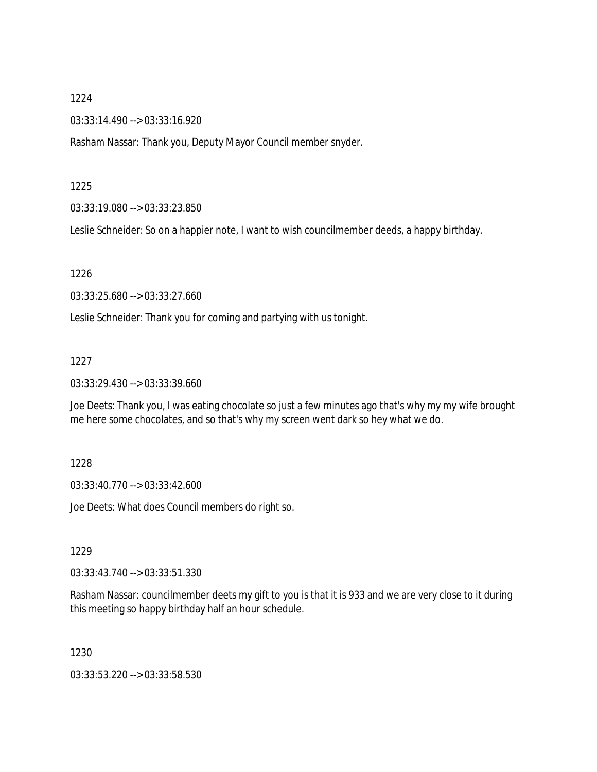1224

03:33:14.490 --> 03:33:16.920

Rasham Nassar: Thank you, Deputy Mayor Council member snyder.

1225

03:33:19.080 --> 03:33:23.850

Leslie Schneider: So on a happier note, I want to wish councilmember deeds, a happy birthday.

1226

03:33:25.680 --> 03:33:27.660

Leslie Schneider: Thank you for coming and partying with us tonight.

1227

03:33:29.430 --> 03:33:39.660

Joe Deets: Thank you, I was eating chocolate so just a few minutes ago that's why my my wife brought me here some chocolates, and so that's why my screen went dark so hey what we do.

1228

03:33:40.770 --> 03:33:42.600

Joe Deets: What does Council members do right so.

1229

03:33:43.740 --> 03:33:51.330

Rasham Nassar: councilmember deets my gift to you is that it is 933 and we are very close to it during this meeting so happy birthday half an hour schedule.

1230

03:33:53.220 --> 03:33:58.530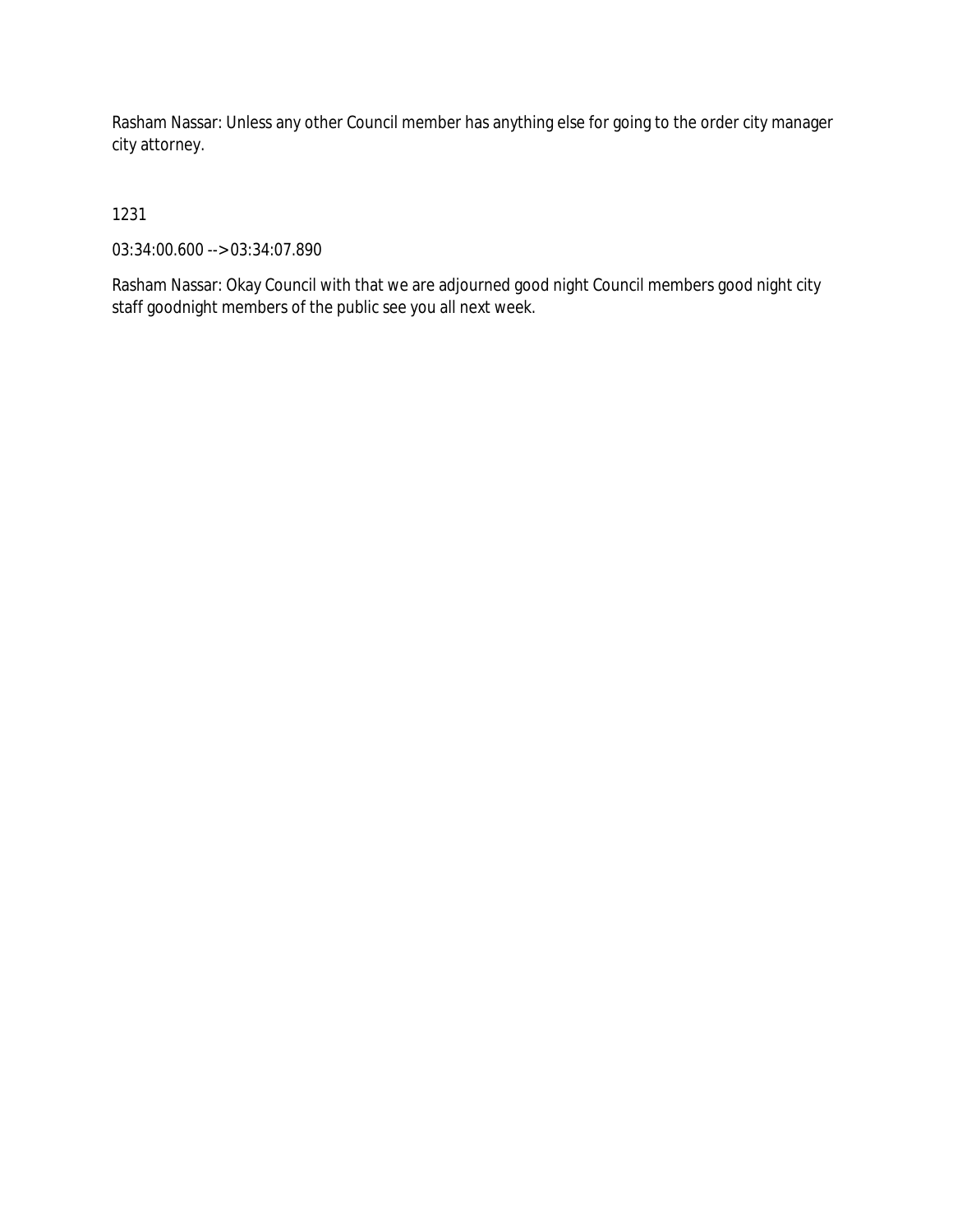Rasham Nassar: Unless any other Council member has anything else for going to the order city manager city attorney.

1231

03:34:00.600 --> 03:34:07.890

Rasham Nassar: Okay Council with that we are adjourned good night Council members good night city staff goodnight members of the public see you all next week.